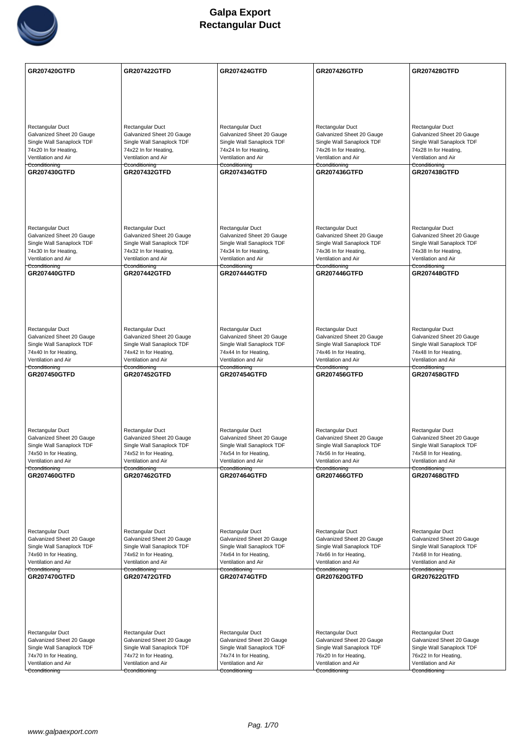# Galpa Export
# Rectangular Duct

| GR207420GTFD | GR207422GTFD | GR207424GTFD | GR207426GTFD | GR207428GTFD |
|---|---|---|---|---|
| Rectangular Duct Galvanized Sheet 20 Gauge Single Wall Sanaplock TDF 74x20 In for Heating, Ventilation and Air Cconditioning | Rectangular Duct Galvanized Sheet 20 Gauge Single Wall Sanaplock TDF 74x22 In for Heating, Ventilation and Air Cconditioning | Rectangular Duct Galvanized Sheet 20 Gauge Single Wall Sanaplock TDF 74x24 In for Heating, Ventilation and Air Cconditioning | Rectangular Duct Galvanized Sheet 20 Gauge Single Wall Sanaplock TDF 74x26 In for Heating, Ventilation and Air Cconditioning | Rectangular Duct Galvanized Sheet 20 Gauge Single Wall Sanaplock TDF 74x28 In for Heating, Ventilation and Air Cconditioning |
| **GR207430GTFD** | **GR207432GTFD** | **GR207434GTFD** | **GR207436GTFD** | **GR207438GTFD** |
| Rectangular Duct Galvanized Sheet 20 Gauge Single Wall Sanaplock TDF 74x30 In for Heating, Ventilation and Air Cconditioning | Rectangular Duct Galvanized Sheet 20 Gauge Single Wall Sanaplock TDF 74x32 In for Heating, Ventilation and Air Cconditioning | Rectangular Duct Galvanized Sheet 20 Gauge Single Wall Sanaplock TDF 74x34 In for Heating, Ventilation and Air Cconditioning | Rectangular Duct Galvanized Sheet 20 Gauge Single Wall Sanaplock TDF 74x36 In for Heating, Ventilation and Air Cconditioning | Rectangular Duct Galvanized Sheet 20 Gauge Single Wall Sanaplock TDF 74x38 In for Heating, Ventilation and Air Cconditioning |
| **GR207440GTFD** | **GR207442GTFD** | **GR207444GTFD** | **GR207446GTFD** | **GR207448GTFD** |
| Rectangular Duct Galvanized Sheet 20 Gauge Single Wall Sanaplock TDF 74x40 In for Heating, Ventilation and Air Cconditioning | Rectangular Duct Galvanized Sheet 20 Gauge Single Wall Sanaplock TDF 74x42 In for Heating, Ventilation and Air Cconditioning | Rectangular Duct Galvanized Sheet 20 Gauge Single Wall Sanaplock TDF 74x44 In for Heating, Ventilation and Air Cconditioning | Rectangular Duct Galvanized Sheet 20 Gauge Single Wall Sanaplock TDF 74x46 In for Heating, Ventilation and Air Cconditioning | Rectangular Duct Galvanized Sheet 20 Gauge Single Wall Sanaplock TDF 74x48 In for Heating, Ventilation and Air Cconditioning |
| **GR207450GTFD** | **GR207452GTFD** | **GR207454GTFD** | **GR207456GTFD** | **GR207458GTFD** |
| Rectangular Duct Galvanized Sheet 20 Gauge Single Wall Sanaplock TDF 74x50 In for Heating, Ventilation and Air Cconditioning | Rectangular Duct Galvanized Sheet 20 Gauge Single Wall Sanaplock TDF 74x52 In for Heating, Ventilation and Air Cconditioning | Rectangular Duct Galvanized Sheet 20 Gauge Single Wall Sanaplock TDF 74x54 In for Heating, Ventilation and Air Cconditioning | Rectangular Duct Galvanized Sheet 20 Gauge Single Wall Sanaplock TDF 74x56 In for Heating, Ventilation and Air Cconditioning | Rectangular Duct Galvanized Sheet 20 Gauge Single Wall Sanaplock TDF 74x58 In for Heating, Ventilation and Air Cconditioning |
| **GR207460GTFD** | **GR207462GTFD** | **GR207464GTFD** | **GR207466GTFD** | **GR207468GTFD** |
| Rectangular Duct Galvanized Sheet 20 Gauge Single Wall Sanaplock TDF 74x60 In for Heating, Ventilation and Air Cconditioning | Rectangular Duct Galvanized Sheet 20 Gauge Single Wall Sanaplock TDF 74x62 In for Heating, Ventilation and Air Cconditioning | Rectangular Duct Galvanized Sheet 20 Gauge Single Wall Sanaplock TDF 74x64 In for Heating, Ventilation and Air Cconditioning | Rectangular Duct Galvanized Sheet 20 Gauge Single Wall Sanaplock TDF 74x66 In for Heating, Ventilation and Air Cconditioning | Rectangular Duct Galvanized Sheet 20 Gauge Single Wall Sanaplock TDF 74x68 In for Heating, Ventilation and Air Cconditioning |
| **GR207470GTFD** | **GR207472GTFD** | **GR207474GTFD** | **GR207620GTFD** | **GR207622GTFD** |
| Rectangular Duct Galvanized Sheet 20 Gauge Single Wall Sanaplock TDF 74x70 In for Heating, Ventilation and Air Cconditioning | Rectangular Duct Galvanized Sheet 20 Gauge Single Wall Sanaplock TDF 74x72 In for Heating, Ventilation and Air Cconditioning | Rectangular Duct Galvanized Sheet 20 Gauge Single Wall Sanaplock TDF 74x74 In for Heating, Ventilation and Air Cconditioning | Rectangular Duct Galvanized Sheet 20 Gauge Single Wall Sanaplock TDF 76x20 In for Heating, Ventilation and Air Cconditioning | Rectangular Duct Galvanized Sheet 20 Gauge Single Wall Sanaplock TDF 76x22 In for Heating, Ventilation and Air Cconditioning |

www.galpaexport.com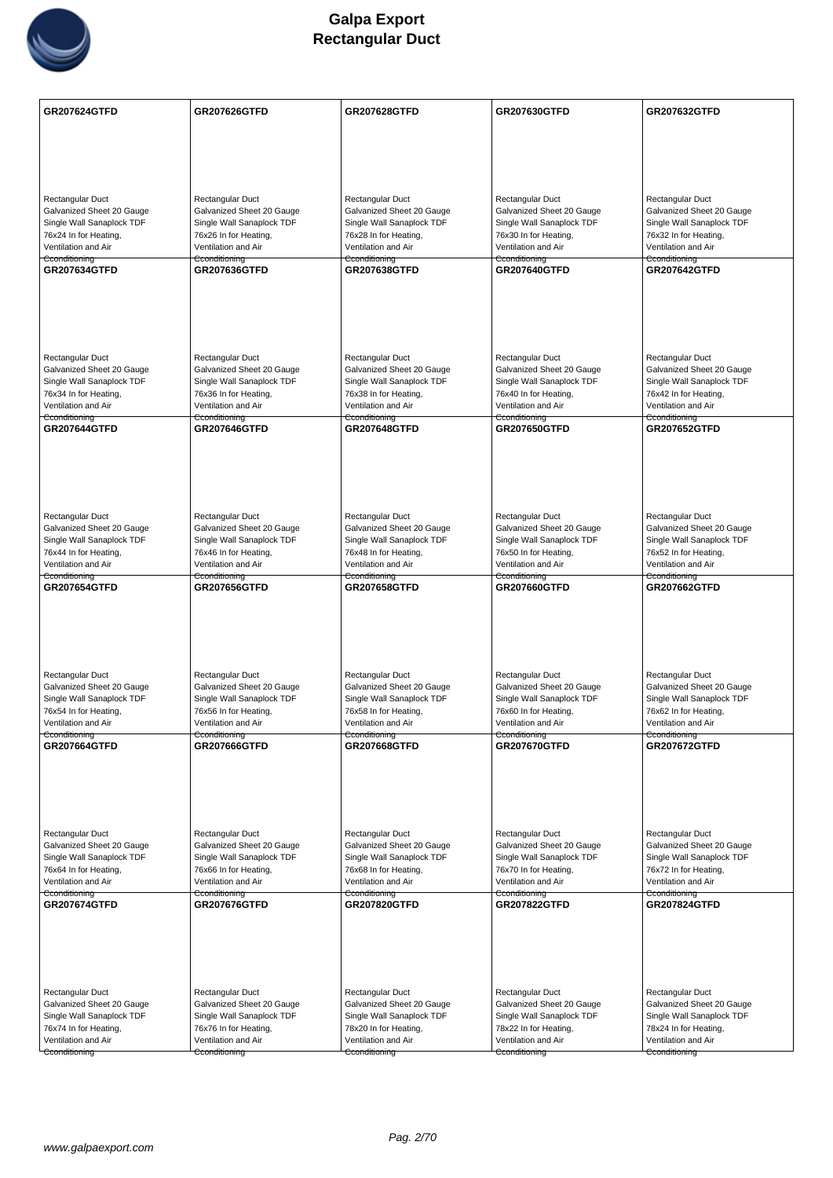# Galpa Export
# Rectangular Duct

| GR207624GTFD | GR207626GTFD | GR207628GTFD | GR207630GTFD | GR207632GTFD |
|---|---|---|---|---|
| Rectangular Duct<br>Galvanized Sheet 20 Gauge<br>Single Wall Sanaplock TDF<br>76x24 In for Heating, Ventilation and Air Cconditioning | Rectangular Duct<br>Galvanized Sheet 20 Gauge<br>Single Wall Sanaplock TDF<br>76x26 In for Heating, Ventilation and Air Cconditioning | Rectangular Duct<br>Galvanized Sheet 20 Gauge<br>Single Wall Sanaplock TDF<br>76x28 In for Heating, Ventilation and Air Cconditioning | Rectangular Duct<br>Galvanized Sheet 20 Gauge<br>Single Wall Sanaplock TDF<br>76x30 In for Heating, Ventilation and Air Cconditioning | Rectangular Duct<br>Galvanized Sheet 20 Gauge<br>Single Wall Sanaplock TDF<br>76x32 In for Heating, Ventilation and Air Cconditioning |
| **GR207634GTFD** | **GR207636GTFD** | **GR207638GTFD** | **GR207640GTFD** | **GR207642GTFD** |
| Rectangular Duct<br>Galvanized Sheet 20 Gauge<br>Single Wall Sanaplock TDF<br>76x34 In for Heating, Ventilation and Air Cconditioning | Rectangular Duct<br>Galvanized Sheet 20 Gauge<br>Single Wall Sanaplock TDF<br>76x36 In for Heating, Ventilation and Air Cconditioning | Rectangular Duct<br>Galvanized Sheet 20 Gauge<br>Single Wall Sanaplock TDF<br>76x38 In for Heating, Ventilation and Air Cconditioning | Rectangular Duct<br>Galvanized Sheet 20 Gauge<br>Single Wall Sanaplock TDF<br>76x40 In for Heating, Ventilation and Air Cconditioning | Rectangular Duct<br>Galvanized Sheet 20 Gauge<br>Single Wall Sanaplock TDF<br>76x42 In for Heating, Ventilation and Air Cconditioning |
| **GR207644GTFD** | **GR207646GTFD** | **GR207648GTFD** | **GR207650GTFD** | **GR207652GTFD** |
| Rectangular Duct<br>Galvanized Sheet 20 Gauge<br>Single Wall Sanaplock TDF<br>76x44 In for Heating, Ventilation and Air Cconditioning | Rectangular Duct<br>Galvanized Sheet 20 Gauge<br>Single Wall Sanaplock TDF<br>76x46 In for Heating, Ventilation and Air Cconditioning | Rectangular Duct<br>Galvanized Sheet 20 Gauge<br>Single Wall Sanaplock TDF<br>76x48 In for Heating, Ventilation and Air Cconditioning | Rectangular Duct<br>Galvanized Sheet 20 Gauge<br>Single Wall Sanaplock TDF<br>76x50 In for Heating, Ventilation and Air Cconditioning | Rectangular Duct<br>Galvanized Sheet 20 Gauge<br>Single Wall Sanaplock TDF<br>76x52 In for Heating, Ventilation and Air Cconditioning |
| **GR207654GTFD** | **GR207656GTFD** | **GR207658GTFD** | **GR207660GTFD** | **GR207662GTFD** |
| Rectangular Duct<br>Galvanized Sheet 20 Gauge<br>Single Wall Sanaplock TDF<br>76x54 In for Heating, Ventilation and Air Cconditioning | Rectangular Duct<br>Galvanized Sheet 20 Gauge<br>Single Wall Sanaplock TDF<br>76x56 In for Heating, Ventilation and Air Cconditioning | Rectangular Duct<br>Galvanized Sheet 20 Gauge<br>Single Wall Sanaplock TDF<br>76x58 In for Heating, Ventilation and Air Cconditioning | Rectangular Duct<br>Galvanized Sheet 20 Gauge<br>Single Wall Sanaplock TDF<br>76x60 In for Heating, Ventilation and Air Cconditioning | Rectangular Duct<br>Galvanized Sheet 20 Gauge<br>Single Wall Sanaplock TDF<br>76x62 In for Heating, Ventilation and Air Cconditioning |
| **GR207664GTFD** | **GR207666GTFD** | **GR207668GTFD** | **GR207670GTFD** | **GR207672GTFD** |
| Rectangular Duct<br>Galvanized Sheet 20 Gauge<br>Single Wall Sanaplock TDF<br>76x64 In for Heating, Ventilation and Air Cconditioning | Rectangular Duct<br>Galvanized Sheet 20 Gauge<br>Single Wall Sanaplock TDF<br>76x66 In for Heating, Ventilation and Air Cconditioning | Rectangular Duct<br>Galvanized Sheet 20 Gauge<br>Single Wall Sanaplock TDF<br>76x68 In for Heating, Ventilation and Air Cconditioning | Rectangular Duct<br>Galvanized Sheet 20 Gauge<br>Single Wall Sanaplock TDF<br>76x70 In for Heating, Ventilation and Air Cconditioning | Rectangular Duct<br>Galvanized Sheet 20 Gauge<br>Single Wall Sanaplock TDF<br>76x72 In for Heating, Ventilation and Air Cconditioning |
| **GR207674GTFD** | **GR207676GTFD** | **GR207820GTFD** | **GR207822GTFD** | **GR207824GTFD** |
| Rectangular Duct<br>Galvanized Sheet 20 Gauge<br>Single Wall Sanaplock TDF<br>76x74 In for Heating, Ventilation and Air Cconditioning | Rectangular Duct<br>Galvanized Sheet 20 Gauge<br>Single Wall Sanaplock TDF<br>76x76 In for Heating, Ventilation and Air Cconditioning | Rectangular Duct<br>Galvanized Sheet 20 Gauge<br>Single Wall Sanaplock TDF<br>78x20 In for Heating, Ventilation and Air Cconditioning | Rectangular Duct<br>Galvanized Sheet 20 Gauge<br>Single Wall Sanaplock TDF<br>78x22 In for Heating, Ventilation and Air Cconditioning | Rectangular Duct<br>Galvanized Sheet 20 Gauge<br>Single Wall Sanaplock TDF<br>78x24 In for Heating, Ventilation and Air Cconditioning |

www.galpaexport.com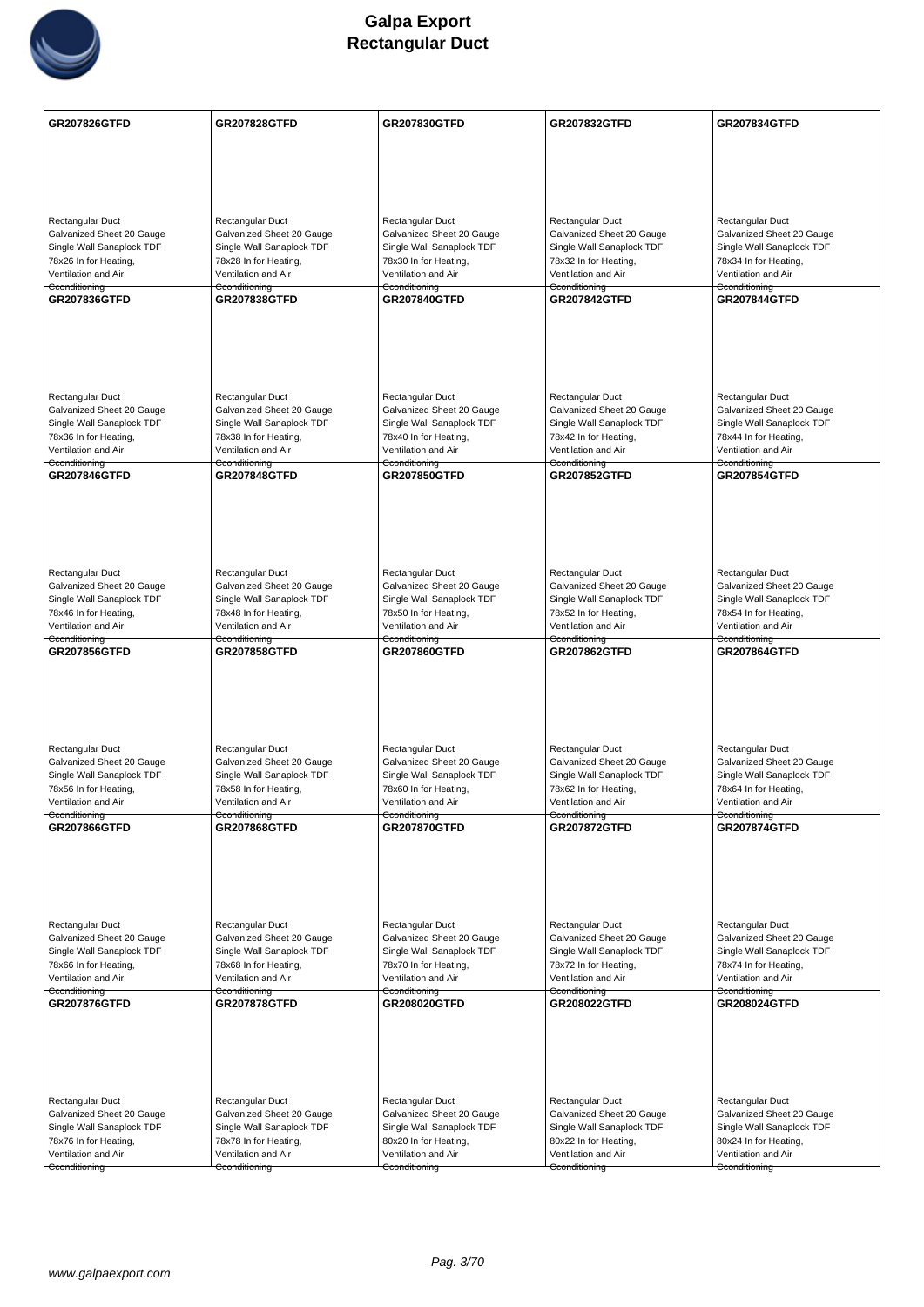# Galpa Export
## Rectangular Duct

| GR207826GTFD | GR207828GTFD | GR207830GTFD | GR207832GTFD | GR207834GTFD |
|---|---|---|---|---|
| Rectangular Duct Galvanized Sheet 20 Gauge Single Wall Sanaplock TDF 78x26 In for Heating, Ventilation and Air Conditioning | Rectangular Duct Galvanized Sheet 20 Gauge Single Wall Sanaplock TDF 78x28 In for Heating, Ventilation and Air Conditioning | Rectangular Duct Galvanized Sheet 20 Gauge Single Wall Sanaplock TDF 78x30 In for Heating, Ventilation and Air Conditioning | Rectangular Duct Galvanized Sheet 20 Gauge Single Wall Sanaplock TDF 78x32 In for Heating, Ventilation and Air Conditioning | Rectangular Duct Galvanized Sheet 20 Gauge Single Wall Sanaplock TDF 78x34 In for Heating, Ventilation and Air Conditioning |
| **GR207836GTFD** | **GR207838GTFD** | **GR207840GTFD** | **GR207842GTFD** | **GR207844GTFD** |
| Rectangular Duct Galvanized Sheet 20 Gauge Single Wall Sanaplock TDF 78x36 In for Heating, Ventilation and Air Conditioning | Rectangular Duct Galvanized Sheet 20 Gauge Single Wall Sanaplock TDF 78x38 In for Heating, Ventilation and Air Conditioning | Rectangular Duct Galvanized Sheet 20 Gauge Single Wall Sanaplock TDF 78x40 In for Heating, Ventilation and Air Conditioning | Rectangular Duct Galvanized Sheet 20 Gauge Single Wall Sanaplock TDF 78x42 In for Heating, Ventilation and Air Conditioning | Rectangular Duct Galvanized Sheet 20 Gauge Single Wall Sanaplock TDF 78x44 In for Heating, Ventilation and Air Conditioning |
| **GR207846GTFD** | **GR207848GTFD** | **GR207850GTFD** | **GR207852GTFD** | **GR207854GTFD** |
| Rectangular Duct Galvanized Sheet 20 Gauge Single Wall Sanaplock TDF 78x46 In for Heating, Ventilation and Air Conditioning | Rectangular Duct Galvanized Sheet 20 Gauge Single Wall Sanaplock TDF 78x48 In for Heating, Ventilation and Air Conditioning | Rectangular Duct Galvanized Sheet 20 Gauge Single Wall Sanaplock TDF 78x50 In for Heating, Ventilation and Air Conditioning | Rectangular Duct Galvanized Sheet 20 Gauge Single Wall Sanaplock TDF 78x52 In for Heating, Ventilation and Air Conditioning | Rectangular Duct Galvanized Sheet 20 Gauge Single Wall Sanaplock TDF 78x54 In for Heating, Ventilation and Air Conditioning |
| **GR207856GTFD** | **GR207858GTFD** | **GR207860GTFD** | **GR207862GTFD** | **GR207864GTFD** |
| Rectangular Duct Galvanized Sheet 20 Gauge Single Wall Sanaplock TDF 78x56 In for Heating, Ventilation and Air Conditioning | Rectangular Duct Galvanized Sheet 20 Gauge Single Wall Sanaplock TDF 78x58 In for Heating, Ventilation and Air Conditioning | Rectangular Duct Galvanized Sheet 20 Gauge Single Wall Sanaplock TDF 78x60 In for Heating, Ventilation and Air Conditioning | Rectangular Duct Galvanized Sheet 20 Gauge Single Wall Sanaplock TDF 78x62 In for Heating, Ventilation and Air Conditioning | Rectangular Duct Galvanized Sheet 20 Gauge Single Wall Sanaplock TDF 78x64 In for Heating, Ventilation and Air Conditioning |
| **GR207866GTFD** | **GR207868GTFD** | **GR207870GTFD** | **GR207872GTFD** | **GR207874GTFD** |
| Rectangular Duct Galvanized Sheet 20 Gauge Single Wall Sanaplock TDF 78x66 In for Heating, Ventilation and Air Conditioning | Rectangular Duct Galvanized Sheet 20 Gauge Single Wall Sanaplock TDF 78x68 In for Heating, Ventilation and Air Conditioning | Rectangular Duct Galvanized Sheet 20 Gauge Single Wall Sanaplock TDF 78x70 In for Heating, Ventilation and Air Conditioning | Rectangular Duct Galvanized Sheet 20 Gauge Single Wall Sanaplock TDF 78x72 In for Heating, Ventilation and Air Conditioning | Rectangular Duct Galvanized Sheet 20 Gauge Single Wall Sanaplock TDF 78x74 In for Heating, Ventilation and Air Conditioning |
| **GR207876GTFD** | **GR207878GTFD** | **GR208020GTFD** | **GR208022GTFD** | **GR208024GTFD** |
| Rectangular Duct Galvanized Sheet 20 Gauge Single Wall Sanaplock TDF 78x76 In for Heating, Ventilation and Air Conditioning | Rectangular Duct Galvanized Sheet 20 Gauge Single Wall Sanaplock TDF 78x78 In for Heating, Ventilation and Air Conditioning | Rectangular Duct Galvanized Sheet 20 Gauge Single Wall Sanaplock TDF 80x20 In for Heating, Ventilation and Air Conditioning | Rectangular Duct Galvanized Sheet 20 Gauge Single Wall Sanaplock TDF 80x22 In for Heating, Ventilation and Air Conditioning | Rectangular Duct Galvanized Sheet 20 Gauge Single Wall Sanaplock TDF 80x24 In for Heating, Ventilation and Air Conditioning |

www.galpaexport.com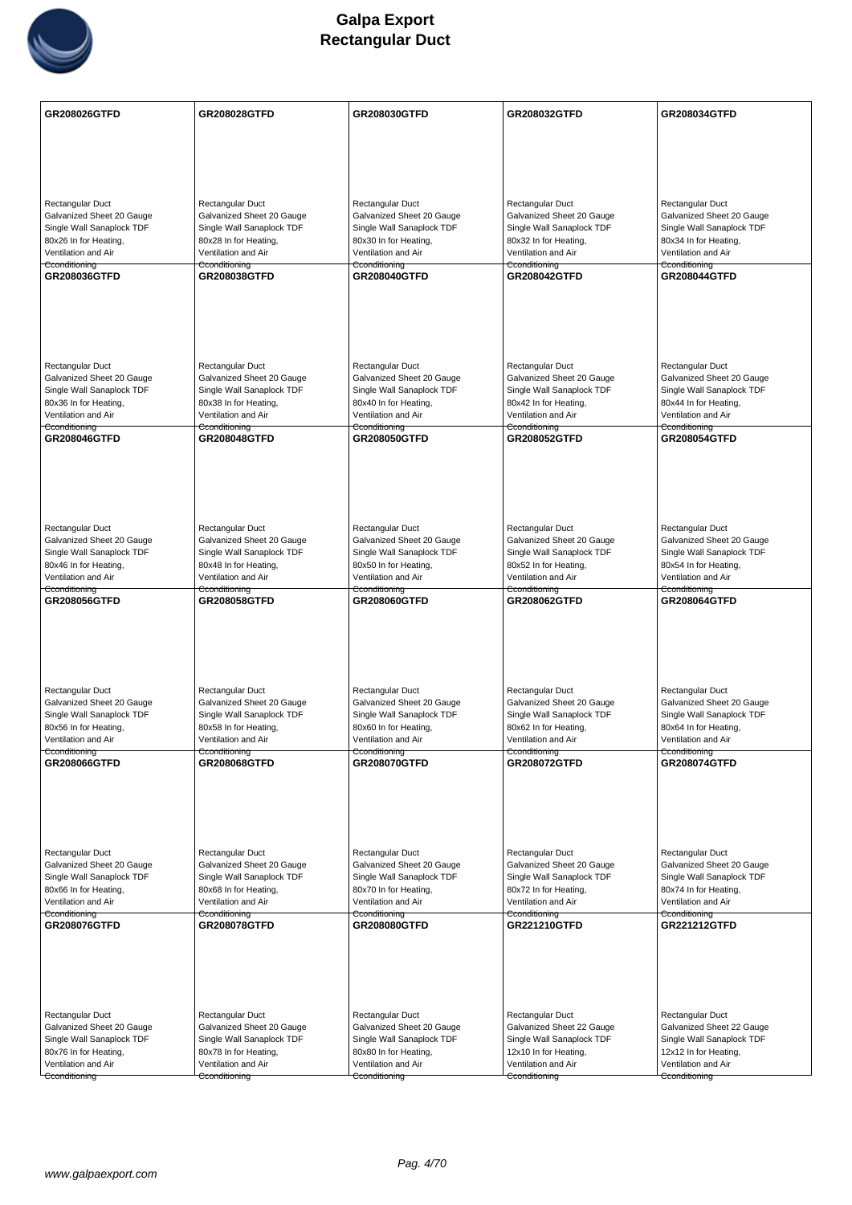# Galpa Export
# Rectangular Duct

| GR208026GTFD | GR208028GTFD | GR208030GTFD | GR208032GTFD | GR208034GTFD |
|---|---|---|---|---|
| Rectangular Duct<br>Galvanized Sheet 20 Gauge<br>Single Wall Sanaplock TDF<br>80x26 In for Heating, Ventilation and Air Econditioning | Rectangular Duct<br>Galvanized Sheet 20 Gauge<br>Single Wall Sanaplock TDF<br>80x28 In for Heating, Ventilation and Air Econditioning | Rectangular Duct<br>Galvanized Sheet 20 Gauge<br>Single Wall Sanaplock TDF<br>80x30 In for Heating, Ventilation and Air Econditioning | Rectangular Duct<br>Galvanized Sheet 20 Gauge<br>Single Wall Sanaplock TDF<br>80x32 In for Heating, Ventilation and Air Econditioning | Rectangular Duct<br>Galvanized Sheet 20 Gauge<br>Single Wall Sanaplock TDF<br>80x34 In for Heating, Ventilation and Air Econditioning |
| **GR208036GTFD** | **GR208038GTFD** | **GR208040GTFD** | **GR208042GTFD** | **GR208044GTFD** |
| Rectangular Duct<br>Galvanized Sheet 20 Gauge<br>Single Wall Sanaplock TDF<br>80x36 In for Heating, Ventilation and Air Econditioning | Rectangular Duct<br>Galvanized Sheet 20 Gauge<br>Single Wall Sanaplock TDF<br>80x38 In for Heating, Ventilation and Air Econditioning | Rectangular Duct<br>Galvanized Sheet 20 Gauge<br>Single Wall Sanaplock TDF<br>80x40 In for Heating, Ventilation and Air Econditioning | Rectangular Duct<br>Galvanized Sheet 20 Gauge<br>Single Wall Sanaplock TDF<br>80x42 In for Heating, Ventilation and Air Econditioning | Rectangular Duct<br>Galvanized Sheet 20 Gauge<br>Single Wall Sanaplock TDF<br>80x44 In for Heating, Ventilation and Air Econditioning |
| **GR208046GTFD** | **GR208048GTFD** | **GR208050GTFD** | **GR208052GTFD** | **GR208054GTFD** |
| Rectangular Duct<br>Galvanized Sheet 20 Gauge<br>Single Wall Sanaplock TDF<br>80x46 In for Heating, Ventilation and Air Econditioning | Rectangular Duct<br>Galvanized Sheet 20 Gauge<br>Single Wall Sanaplock TDF<br>80x48 In for Heating, Ventilation and Air Econditioning | Rectangular Duct<br>Galvanized Sheet 20 Gauge<br>Single Wall Sanaplock TDF<br>80x50 In for Heating, Ventilation and Air Econditioning | Rectangular Duct<br>Galvanized Sheet 20 Gauge<br>Single Wall Sanaplock TDF<br>80x52 In for Heating, Ventilation and Air Econditioning | Rectangular Duct<br>Galvanized Sheet 20 Gauge<br>Single Wall Sanaplock TDF<br>80x54 In for Heating, Ventilation and Air Econditioning |
| **GR208056GTFD** | **GR208058GTFD** | **GR208060GTFD** | **GR208062GTFD** | **GR208064GTFD** |
| Rectangular Duct<br>Galvanized Sheet 20 Gauge<br>Single Wall Sanaplock TDF<br>80x56 In for Heating, Ventilation and Air Econditioning | Rectangular Duct<br>Galvanized Sheet 20 Gauge<br>Single Wall Sanaplock TDF<br>80x58 In for Heating, Ventilation and Air Econditioning | Rectangular Duct<br>Galvanized Sheet 20 Gauge<br>Single Wall Sanaplock TDF<br>80x60 In for Heating, Ventilation and Air Econditioning | Rectangular Duct<br>Galvanized Sheet 20 Gauge<br>Single Wall Sanaplock TDF<br>80x62 In for Heating, Ventilation and Air Econditioning | Rectangular Duct<br>Galvanized Sheet 20 Gauge<br>Single Wall Sanaplock TDF<br>80x64 In for Heating, Ventilation and Air Econditioning |
| **GR208066GTFD** | **GR208068GTFD** | **GR208070GTFD** | **GR208072GTFD** | **GR208074GTFD** |
| Rectangular Duct<br>Galvanized Sheet 20 Gauge<br>Single Wall Sanaplock TDF<br>80x66 In for Heating, Ventilation and Air Econditioning | Rectangular Duct<br>Galvanized Sheet 20 Gauge<br>Single Wall Sanaplock TDF<br>80x68 In for Heating, Ventilation and Air Econditioning | Rectangular Duct<br>Galvanized Sheet 20 Gauge<br>Single Wall Sanaplock TDF<br>80x70 In for Heating, Ventilation and Air Econditioning | Rectangular Duct<br>Galvanized Sheet 20 Gauge<br>Single Wall Sanaplock TDF<br>80x72 In for Heating, Ventilation and Air Econditioning | Rectangular Duct<br>Galvanized Sheet 20 Gauge<br>Single Wall Sanaplock TDF<br>80x74 In for Heating, Ventilation and Air Econditioning |
| **GR208076GTFD** | **GR208078GTFD** | **GR208080GTFD** | **GR221210GTFD** | **GR221212GTFD** |
| Rectangular Duct<br>Galvanized Sheet 20 Gauge<br>Single Wall Sanaplock TDF<br>80x76 In for Heating, Ventilation and Air Econditioning | Rectangular Duct<br>Galvanized Sheet 20 Gauge<br>Single Wall Sanaplock TDF<br>80x78 In for Heating, Ventilation and Air Econditioning | Rectangular Duct<br>Galvanized Sheet 20 Gauge<br>Single Wall Sanaplock TDF<br>80x80 In for Heating, Ventilation and Air Econditioning | Rectangular Duct<br>Galvanized Sheet 22 Gauge<br>Single Wall Sanaplock TDF<br>12x10 In for Heating, Ventilation and Air Econditioning | Rectangular Duct<br>Galvanized Sheet 22 Gauge<br>Single Wall Sanaplock TDF<br>12x12 In for Heating, Ventilation and Air Econditioning |

www.galpaexport.com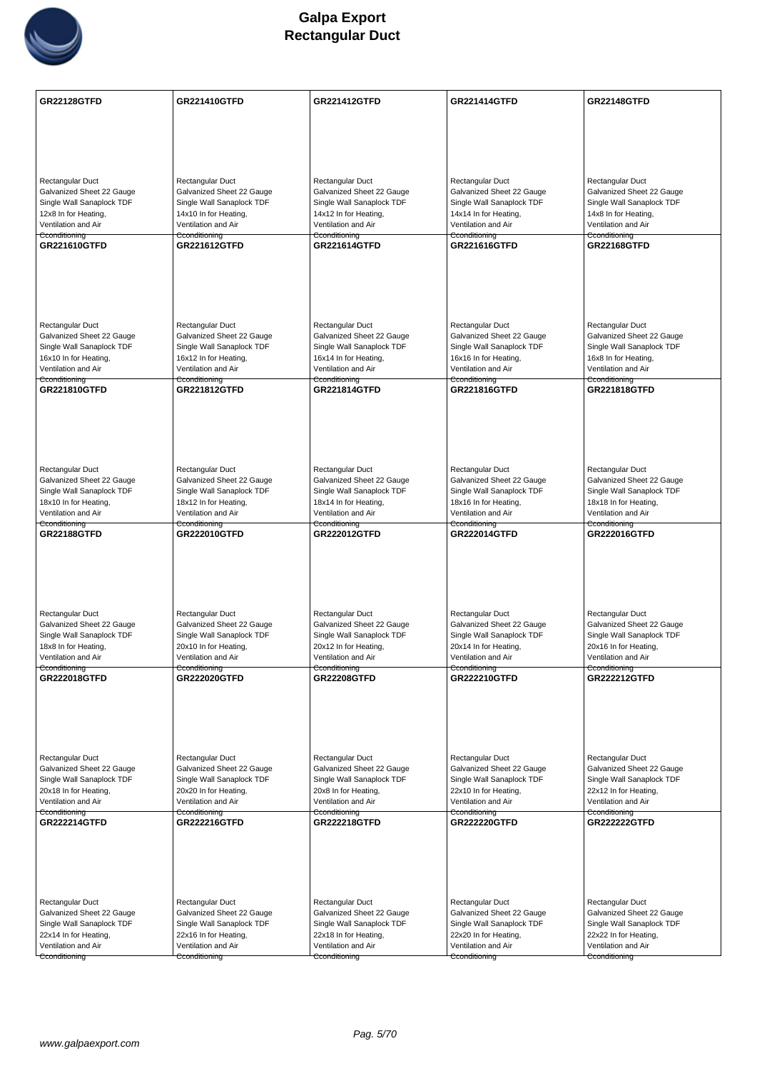# Galpa Export
## Rectangular Duct

| GR22128GTFD | GR221410GTFD | GR221412GTFD | GR221414GTFD | GR22148GTFD |
|---|---|---|---|---|
| Rectangular Duct<br>Galvanized Sheet 22 Gauge<br>Single Wall Sanaplock TDF<br>12x8 In for Heating,<br>Ventilation and Air<br>Cconditioning | Rectangular Duct<br>Galvanized Sheet 22 Gauge<br>Single Wall Sanaplock TDF<br>14x10 In for Heating,<br>Ventilation and Air<br>Cconditioning | Rectangular Duct<br>Galvanized Sheet 22 Gauge<br>Single Wall Sanaplock TDF<br>14x12 In for Heating,<br>Ventilation and Air<br>Cconditioning | Rectangular Duct<br>Galvanized Sheet 22 Gauge<br>Single Wall Sanaplock TDF<br>14x14 In for Heating,<br>Ventilation and Air<br>Cconditioning | Rectangular Duct<br>Galvanized Sheet 22 Gauge<br>Single Wall Sanaplock TDF<br>14x8 In for Heating,<br>Ventilation and Air<br>Cconditioning |
| **GR221610GTFD** | **GR221612GTFD** | **GR221614GTFD** | **GR221616GTFD** | **GR22168GTFD** |
| Rectangular Duct<br>Galvanized Sheet 22 Gauge<br>Single Wall Sanaplock TDF<br>16x10 In for Heating,<br>Ventilation and Air<br>Cconditioning | Rectangular Duct<br>Galvanized Sheet 22 Gauge<br>Single Wall Sanaplock TDF<br>16x12 In for Heating,<br>Ventilation and Air<br>Cconditioning | Rectangular Duct<br>Galvanized Sheet 22 Gauge<br>Single Wall Sanaplock TDF<br>16x14 In for Heating,<br>Ventilation and Air<br>Cconditioning | Rectangular Duct<br>Galvanized Sheet 22 Gauge<br>Single Wall Sanaplock TDF<br>16x16 In for Heating,<br>Ventilation and Air<br>Cconditioning | Rectangular Duct<br>Galvanized Sheet 22 Gauge<br>Single Wall Sanaplock TDF<br>16x8 In for Heating,<br>Ventilation and Air<br>Cconditioning |
| **GR221810GTFD** | **GR221812GTFD** | **GR221814GTFD** | **GR221816GTFD** | **GR221818GTFD** |
| Rectangular Duct<br>Galvanized Sheet 22 Gauge<br>Single Wall Sanaplock TDF<br>18x10 In for Heating,<br>Ventilation and Air<br>Cconditioning | Rectangular Duct<br>Galvanized Sheet 22 Gauge<br>Single Wall Sanaplock TDF<br>18x12 In for Heating,<br>Ventilation and Air<br>Cconditioning | Rectangular Duct<br>Galvanized Sheet 22 Gauge<br>Single Wall Sanaplock TDF<br>18x14 In for Heating,<br>Ventilation and Air<br>Cconditioning | Rectangular Duct<br>Galvanized Sheet 22 Gauge<br>Single Wall Sanaplock TDF<br>18x16 In for Heating,<br>Ventilation and Air<br>Cconditioning | Rectangular Duct<br>Galvanized Sheet 22 Gauge<br>Single Wall Sanaplock TDF<br>18x18 In for Heating,<br>Ventilation and Air<br>Cconditioning |
| **GR22188GTFD** | **GR222010GTFD** | **GR222012GTFD** | **GR222014GTFD** | **GR222016GTFD** |
| Rectangular Duct<br>Galvanized Sheet 22 Gauge<br>Single Wall Sanaplock TDF<br>18x8 In for Heating,<br>Ventilation and Air<br>Cconditioning | Rectangular Duct<br>Galvanized Sheet 22 Gauge<br>Single Wall Sanaplock TDF<br>20x10 In for Heating,<br>Ventilation and Air<br>Cconditioning | Rectangular Duct<br>Galvanized Sheet 22 Gauge<br>Single Wall Sanaplock TDF<br>20x12 In for Heating,<br>Ventilation and Air<br>Cconditioning | Rectangular Duct<br>Galvanized Sheet 22 Gauge<br>Single Wall Sanaplock TDF<br>20x14 In for Heating,<br>Ventilation and Air<br>Cconditioning | Rectangular Duct<br>Galvanized Sheet 22 Gauge<br>Single Wall Sanaplock TDF<br>20x16 In for Heating,<br>Ventilation and Air<br>Cconditioning |
| **GR222018GTFD** | **GR222020GTFD** | **GR22208GTFD** | **GR222210GTFD** | **GR222212GTFD** |
| Rectangular Duct<br>Galvanized Sheet 22 Gauge<br>Single Wall Sanaplock TDF<br>20x18 In for Heating,<br>Ventilation and Air<br>Cconditioning | Rectangular Duct<br>Galvanized Sheet 22 Gauge<br>Single Wall Sanaplock TDF<br>20x20 In for Heating,<br>Ventilation and Air<br>Cconditioning | Rectangular Duct<br>Galvanized Sheet 22 Gauge<br>Single Wall Sanaplock TDF<br>20x8 In for Heating,<br>Ventilation and Air<br>Cconditioning | Rectangular Duct<br>Galvanized Sheet 22 Gauge<br>Single Wall Sanaplock TDF<br>22x10 In for Heating,<br>Ventilation and Air<br>Cconditioning | Rectangular Duct<br>Galvanized Sheet 22 Gauge<br>Single Wall Sanaplock TDF<br>22x12 In for Heating,<br>Ventilation and Air<br>Cconditioning |
| **GR222214GTFD** | **GR222216GTFD** | **GR222218GTFD** | **GR222220GTFD** | **GR222222GTFD** |
| Rectangular Duct<br>Galvanized Sheet 22 Gauge<br>Single Wall Sanaplock TDF<br>22x14 In for Heating,<br>Ventilation and Air<br>Cconditioning | Rectangular Duct<br>Galvanized Sheet 22 Gauge<br>Single Wall Sanaplock TDF<br>22x16 In for Heating,<br>Ventilation and Air<br>Cconditioning | Rectangular Duct<br>Galvanized Sheet 22 Gauge<br>Single Wall Sanaplock TDF<br>22x18 In for Heating,<br>Ventilation and Air<br>Cconditioning | Rectangular Duct<br>Galvanized Sheet 22 Gauge<br>Single Wall Sanaplock TDF<br>22x20 In for Heating,<br>Ventilation and Air<br>Cconditioning | Rectangular Duct<br>Galvanized Sheet 22 Gauge<br>Single Wall Sanaplock TDF<br>22x22 In for Heating,<br>Ventilation and Air<br>Cconditioning |

www.galpaexport.com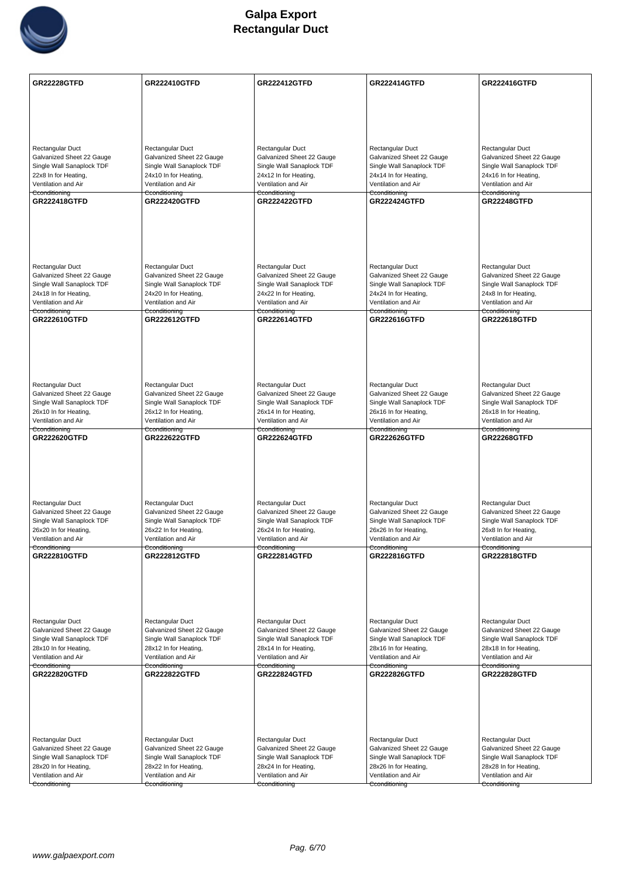# Galpa Export
## Rectangular Duct

| GR22228GTFD | GR222410GTFD | GR222412GTFD | GR222414GTFD | GR222416GTFD |
|---|---|---|---|---|
| Rectangular Duct<br>Galvanized Sheet 22 Gauge<br>Single Wall Sanaplock TDF<br>22x8 In for Heating,<br>Ventilation and Air<br>Cconditioning | Rectangular Duct<br>Galvanized Sheet 22 Gauge<br>Single Wall Sanaplock TDF<br>24x10 In for Heating,<br>Ventilation and Air<br>Cconditioning | Rectangular Duct<br>Galvanized Sheet 22 Gauge<br>Single Wall Sanaplock TDF<br>24x12 In for Heating,<br>Ventilation and Air<br>Cconditioning | Rectangular Duct<br>Galvanized Sheet 22 Gauge<br>Single Wall Sanaplock TDF<br>24x14 In for Heating,<br>Ventilation and Air<br>Cconditioning | Rectangular Duct<br>Galvanized Sheet 22 Gauge<br>Single Wall Sanaplock TDF<br>24x16 In for Heating,<br>Ventilation and Air<br>Cconditioning |
| **GR222418GTFD** | **GR222420GTFD** | **GR222422GTFD** | **GR222424GTFD** | **GR22248GTFD** |
| Rectangular Duct<br>Galvanized Sheet 22 Gauge<br>Single Wall Sanaplock TDF<br>24x18 In for Heating,<br>Ventilation and Air<br>Cconditioning | Rectangular Duct<br>Galvanized Sheet 22 Gauge<br>Single Wall Sanaplock TDF<br>24x20 In for Heating,<br>Ventilation and Air<br>Cconditioning | Rectangular Duct<br>Galvanized Sheet 22 Gauge<br>Single Wall Sanaplock TDF<br>24x22 In for Heating,<br>Ventilation and Air<br>Cconditioning | Rectangular Duct<br>Galvanized Sheet 22 Gauge<br>Single Wall Sanaplock TDF<br>24x24 In for Heating,<br>Ventilation and Air<br>Cconditioning | Rectangular Duct<br>Galvanized Sheet 22 Gauge<br>Single Wall Sanaplock TDF<br>24x8 In for Heating,<br>Ventilation and Air<br>Cconditioning |
| **GR222610GTFD** | **GR222612GTFD** | **GR222614GTFD** | **GR222616GTFD** | **GR222618GTFD** |
| Rectangular Duct<br>Galvanized Sheet 22 Gauge<br>Single Wall Sanaplock TDF<br>26x10 In for Heating,<br>Ventilation and Air<br>Cconditioning | Rectangular Duct<br>Galvanized Sheet 22 Gauge<br>Single Wall Sanaplock TDF<br>26x12 In for Heating,<br>Ventilation and Air<br>Cconditioning | Rectangular Duct<br>Galvanized Sheet 22 Gauge<br>Single Wall Sanaplock TDF<br>26x14 In for Heating,<br>Ventilation and Air<br>Cconditioning | Rectangular Duct<br>Galvanized Sheet 22 Gauge<br>Single Wall Sanaplock TDF<br>26x16 In for Heating,<br>Ventilation and Air<br>Cconditioning | Rectangular Duct<br>Galvanized Sheet 22 Gauge<br>Single Wall Sanaplock TDF<br>26x18 In for Heating,<br>Ventilation and Air<br>Cconditioning |
| **GR222620GTFD** | **GR222622GTFD** | **GR222624GTFD** | **GR222626GTFD** | **GR22268GTFD** |
| Rectangular Duct<br>Galvanized Sheet 22 Gauge<br>Single Wall Sanaplock TDF<br>26x20 In for Heating,<br>Ventilation and Air<br>Cconditioning | Rectangular Duct<br>Galvanized Sheet 22 Gauge<br>Single Wall Sanaplock TDF<br>26x22 In for Heating,<br>Ventilation and Air<br>Cconditioning | Rectangular Duct<br>Galvanized Sheet 22 Gauge<br>Single Wall Sanaplock TDF<br>26x24 In for Heating,<br>Ventilation and Air<br>Cconditioning | Rectangular Duct<br>Galvanized Sheet 22 Gauge<br>Single Wall Sanaplock TDF<br>26x26 In for Heating,<br>Ventilation and Air<br>Cconditioning | Rectangular Duct<br>Galvanized Sheet 22 Gauge<br>Single Wall Sanaplock TDF<br>26x8 In for Heating,<br>Ventilation and Air<br>Cconditioning |
| **GR222810GTFD** | **GR222812GTFD** | **GR222814GTFD** | **GR222816GTFD** | **GR222818GTFD** |
| Rectangular Duct<br>Galvanized Sheet 22 Gauge<br>Single Wall Sanaplock TDF<br>28x10 In for Heating,<br>Ventilation and Air<br>Cconditioning | Rectangular Duct<br>Galvanized Sheet 22 Gauge<br>Single Wall Sanaplock TDF<br>28x12 In for Heating,<br>Ventilation and Air<br>Cconditioning | Rectangular Duct<br>Galvanized Sheet 22 Gauge<br>Single Wall Sanaplock TDF<br>28x14 In for Heating,<br>Ventilation and Air<br>Cconditioning | Rectangular Duct<br>Galvanized Sheet 22 Gauge<br>Single Wall Sanaplock TDF<br>28x16 In for Heating,<br>Ventilation and Air<br>Cconditioning | Rectangular Duct<br>Galvanized Sheet 22 Gauge<br>Single Wall Sanaplock TDF<br>28x18 In for Heating,<br>Ventilation and Air<br>Cconditioning |
| **GR222820GTFD** | **GR222822GTFD** | **GR222824GTFD** | **GR222826GTFD** | **GR222828GTFD** |
| Rectangular Duct<br>Galvanized Sheet 22 Gauge<br>Single Wall Sanaplock TDF<br>28x20 In for Heating,<br>Ventilation and Air<br>Cconditioning | Rectangular Duct<br>Galvanized Sheet 22 Gauge<br>Single Wall Sanaplock TDF<br>28x22 In for Heating,<br>Ventilation and Air<br>Cconditioning | Rectangular Duct<br>Galvanized Sheet 22 Gauge<br>Single Wall Sanaplock TDF<br>28x24 In for Heating,<br>Ventilation and Air<br>Cconditioning | Rectangular Duct<br>Galvanized Sheet 22 Gauge<br>Single Wall Sanaplock TDF<br>28x26 In for Heating,<br>Ventilation and Air<br>Cconditioning | Rectangular Duct<br>Galvanized Sheet 22 Gauge<br>Single Wall Sanaplock TDF<br>28x28 In for Heating,<br>Ventilation and Air<br>Cconditioning |

www.galpaexport.com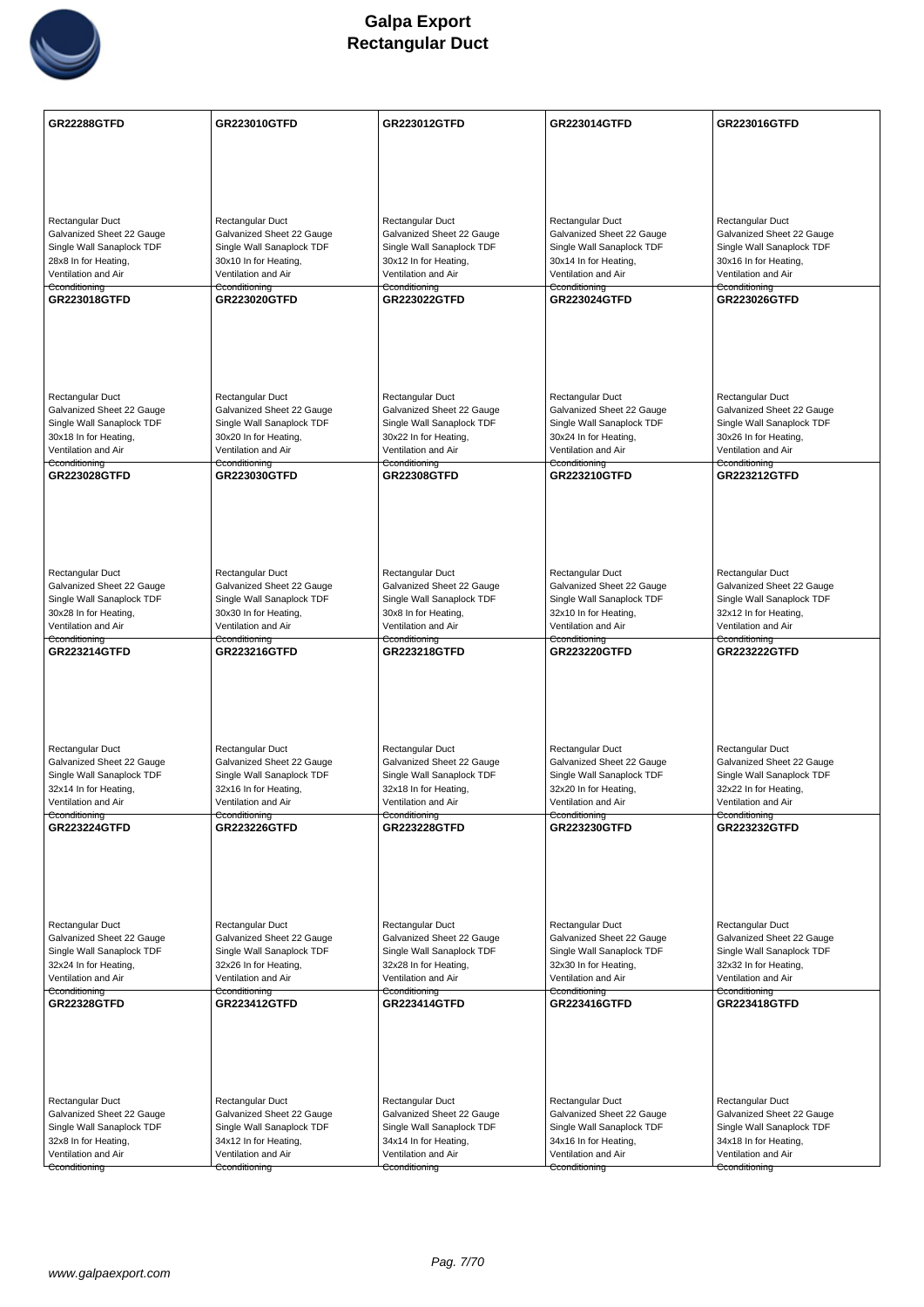# Galpa Export
## Rectangular Duct

| GR22288GTFD | GR223010GTFD | GR223012GTFD | GR223014GTFD | GR223016GTFD |
|---|---|---|---|---|
| Rectangular Duct<br>Galvanized Sheet 22 Gauge<br>Single Wall Sanaplock TDF<br>28x8 In for Heating,<br>Ventilation and Air<br>Conditioning | Rectangular Duct<br>Galvanized Sheet 22 Gauge<br>Single Wall Sanaplock TDF<br>30x10 In for Heating,<br>Ventilation and Air<br>Conditioning | Rectangular Duct<br>Galvanized Sheet 22 Gauge<br>Single Wall Sanaplock TDF<br>30x12 In for Heating,<br>Ventilation and Air<br>Conditioning | Rectangular Duct<br>Galvanized Sheet 22 Gauge<br>Single Wall Sanaplock TDF<br>30x14 In for Heating,<br>Ventilation and Air<br>Conditioning | Rectangular Duct<br>Galvanized Sheet 22 Gauge<br>Single Wall Sanaplock TDF<br>30x16 In for Heating,<br>Ventilation and Air<br>Conditioning |
| **GR223018GTFD** | **GR223020GTFD** | **GR223022GTFD** | **GR223024GTFD** | **GR223026GTFD** |
| Rectangular Duct<br>Galvanized Sheet 22 Gauge<br>Single Wall Sanaplock TDF<br>30x18 In for Heating,<br>Ventilation and Air<br>Conditioning | Rectangular Duct<br>Galvanized Sheet 22 Gauge<br>Single Wall Sanaplock TDF<br>30x20 In for Heating,<br>Ventilation and Air<br>Conditioning | Rectangular Duct<br>Galvanized Sheet 22 Gauge<br>Single Wall Sanaplock TDF<br>30x22 In for Heating,<br>Ventilation and Air<br>Conditioning | Rectangular Duct<br>Galvanized Sheet 22 Gauge<br>Single Wall Sanaplock TDF<br>30x24 In for Heating,<br>Ventilation and Air<br>Conditioning | Rectangular Duct<br>Galvanized Sheet 22 Gauge<br>Single Wall Sanaplock TDF<br>30x26 In for Heating,<br>Ventilation and Air<br>Conditioning |
| **GR223028GTFD** | **GR223030GTFD** | **GR22308GTFD** | **GR223210GTFD** | **GR223212GTFD** |
| Rectangular Duct<br>Galvanized Sheet 22 Gauge<br>Single Wall Sanaplock TDF<br>30x28 In for Heating,<br>Ventilation and Air<br>Conditioning | Rectangular Duct<br>Galvanized Sheet 22 Gauge<br>Single Wall Sanaplock TDF<br>30x30 In for Heating,<br>Ventilation and Air<br>Conditioning | Rectangular Duct<br>Galvanized Sheet 22 Gauge<br>Single Wall Sanaplock TDF<br>30x8 In for Heating,<br>Ventilation and Air<br>Conditioning | Rectangular Duct<br>Galvanized Sheet 22 Gauge<br>Single Wall Sanaplock TDF<br>32x10 In for Heating,<br>Ventilation and Air<br>Conditioning | Rectangular Duct<br>Galvanized Sheet 22 Gauge<br>Single Wall Sanaplock TDF<br>32x12 In for Heating,<br>Ventilation and Air<br>Conditioning |
| **GR223214GTFD** | **GR223216GTFD** | **GR223218GTFD** | **GR223220GTFD** | **GR223222GTFD** |
| Rectangular Duct<br>Galvanized Sheet 22 Gauge<br>Single Wall Sanaplock TDF<br>32x14 In for Heating,<br>Ventilation and Air<br>Conditioning | Rectangular Duct<br>Galvanized Sheet 22 Gauge<br>Single Wall Sanaplock TDF<br>32x16 In for Heating,<br>Ventilation and Air<br>Conditioning | Rectangular Duct<br>Galvanized Sheet 22 Gauge<br>Single Wall Sanaplock TDF<br>32x18 In for Heating,<br>Ventilation and Air<br>Conditioning | Rectangular Duct<br>Galvanized Sheet 22 Gauge<br>Single Wall Sanaplock TDF<br>32x20 In for Heating,<br>Ventilation and Air<br>Conditioning | Rectangular Duct<br>Galvanized Sheet 22 Gauge<br>Single Wall Sanaplock TDF<br>32x22 In for Heating,<br>Ventilation and Air<br>Conditioning |
| **GR223224GTFD** | **GR223226GTFD** | **GR223228GTFD** | **GR223230GTFD** | **GR223232GTFD** |
| Rectangular Duct<br>Galvanized Sheet 22 Gauge<br>Single Wall Sanaplock TDF<br>32x24 In for Heating,<br>Ventilation and Air<br>Conditioning | Rectangular Duct<br>Galvanized Sheet 22 Gauge<br>Single Wall Sanaplock TDF<br>32x26 In for Heating,<br>Ventilation and Air<br>Conditioning | Rectangular Duct<br>Galvanized Sheet 22 Gauge<br>Single Wall Sanaplock TDF<br>32x28 In for Heating,<br>Ventilation and Air<br>Conditioning | Rectangular Duct<br>Galvanized Sheet 22 Gauge<br>Single Wall Sanaplock TDF<br>32x30 In for Heating,<br>Ventilation and Air<br>Conditioning | Rectangular Duct<br>Galvanized Sheet 22 Gauge<br>Single Wall Sanaplock TDF<br>32x32 In for Heating,<br>Ventilation and Air<br>Conditioning |
| **GR22328GTFD** | **GR223412GTFD** | **GR223414GTFD** | **GR223416GTFD** | **GR223418GTFD** |
| Rectangular Duct<br>Galvanized Sheet 22 Gauge<br>Single Wall Sanaplock TDF<br>32x8 In for Heating,<br>Ventilation and Air<br>Conditioning | Rectangular Duct<br>Galvanized Sheet 22 Gauge<br>Single Wall Sanaplock TDF<br>34x12 In for Heating,<br>Ventilation and Air<br>Conditioning | Rectangular Duct<br>Galvanized Sheet 22 Gauge<br>Single Wall Sanaplock TDF<br>34x14 In for Heating,<br>Ventilation and Air<br>Conditioning | Rectangular Duct<br>Galvanized Sheet 22 Gauge<br>Single Wall Sanaplock TDF<br>34x16 In for Heating,<br>Ventilation and Air<br>Conditioning | Rectangular Duct<br>Galvanized Sheet 22 Gauge<br>Single Wall Sanaplock TDF<br>34x18 In for Heating,<br>Ventilation and Air<br>Conditioning |

www.galpaexport.com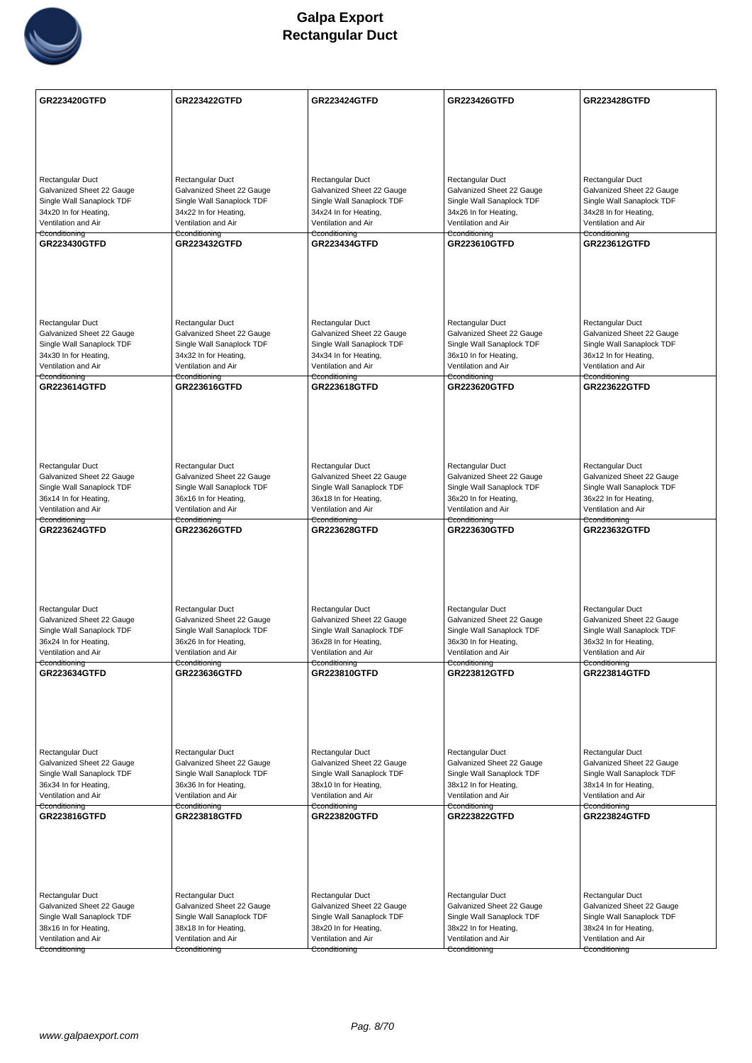# Galpa Export
## Rectangular Duct

| GR223420GTFD | GR223422GTFD | GR223424GTFD | GR223426GTFD | GR223428GTFD |
|---|---|---|---|---|
| Rectangular Duct<br>Galvanized Sheet 22 Gauge<br>Single Wall Sanaplock TDF<br>34x20 In for Heating, Ventilation and Air Econditioning | Rectangular Duct<br>Galvanized Sheet 22 Gauge<br>Single Wall Sanaplock TDF<br>34x22 In for Heating, Ventilation and Air Econditioning | Rectangular Duct<br>Galvanized Sheet 22 Gauge<br>Single Wall Sanaplock TDF<br>34x24 In for Heating, Ventilation and Air Econditioning | Rectangular Duct<br>Galvanized Sheet 22 Gauge<br>Single Wall Sanaplock TDF<br>34x26 In for Heating, Ventilation and Air Econditioning | Rectangular Duct<br>Galvanized Sheet 22 Gauge<br>Single Wall Sanaplock TDF<br>34x28 In for Heating, Ventilation and Air Econditioning |
| **GR223430GTFD** | **GR223432GTFD** | **GR223434GTFD** | **GR223610GTFD** | **GR223612GTFD** |
| Rectangular Duct<br>Galvanized Sheet 22 Gauge<br>Single Wall Sanaplock TDF<br>34x30 In for Heating, Ventilation and Air Econditioning | Rectangular Duct<br>Galvanized Sheet 22 Gauge<br>Single Wall Sanaplock TDF<br>34x32 In for Heating, Ventilation and Air Econditioning | Rectangular Duct<br>Galvanized Sheet 22 Gauge<br>Single Wall Sanaplock TDF<br>34x34 In for Heating, Ventilation and Air Econditioning | Rectangular Duct<br>Galvanized Sheet 22 Gauge<br>Single Wall Sanaplock TDF<br>36x10 In for Heating, Ventilation and Air Econditioning | Rectangular Duct<br>Galvanized Sheet 22 Gauge<br>Single Wall Sanaplock TDF<br>36x12 In for Heating, Ventilation and Air Econditioning |
| **GR223614GTFD** | **GR223616GTFD** | **GR223618GTFD** | **GR223620GTFD** | **GR223622GTFD** |
| Rectangular Duct<br>Galvanized Sheet 22 Gauge<br>Single Wall Sanaplock TDF<br>36x14 In for Heating, Ventilation and Air Econditioning | Rectangular Duct<br>Galvanized Sheet 22 Gauge<br>Single Wall Sanaplock TDF<br>36x16 In for Heating, Ventilation and Air Econditioning | Rectangular Duct<br>Galvanized Sheet 22 Gauge<br>Single Wall Sanaplock TDF<br>36x18 In for Heating, Ventilation and Air Econditioning | Rectangular Duct<br>Galvanized Sheet 22 Gauge<br>Single Wall Sanaplock TDF<br>36x20 In for Heating, Ventilation and Air Econditioning | Rectangular Duct<br>Galvanized Sheet 22 Gauge<br>Single Wall Sanaplock TDF<br>36x22 In for Heating, Ventilation and Air Econditioning |
| **GR223624GTFD** | **GR223626GTFD** | **GR223628GTFD** | **GR223630GTFD** | **GR223632GTFD** |
| Rectangular Duct<br>Galvanized Sheet 22 Gauge<br>Single Wall Sanaplock TDF<br>36x24 In for Heating, Ventilation and Air Econditioning | Rectangular Duct<br>Galvanized Sheet 22 Gauge<br>Single Wall Sanaplock TDF<br>36x26 In for Heating, Ventilation and Air Econditioning | Rectangular Duct<br>Galvanized Sheet 22 Gauge<br>Single Wall Sanaplock TDF<br>36x28 In for Heating, Ventilation and Air Econditioning | Rectangular Duct<br>Galvanized Sheet 22 Gauge<br>Single Wall Sanaplock TDF<br>36x30 In for Heating, Ventilation and Air Econditioning | Rectangular Duct<br>Galvanized Sheet 22 Gauge<br>Single Wall Sanaplock TDF<br>36x32 In for Heating, Ventilation and Air Econditioning |
| **GR223634GTFD** | **GR223636GTFD** | **GR223810GTFD** | **GR223812GTFD** | **GR223814GTFD** |
| Rectangular Duct<br>Galvanized Sheet 22 Gauge<br>Single Wall Sanaplock TDF<br>36x34 In for Heating, Ventilation and Air Econditioning | Rectangular Duct<br>Galvanized Sheet 22 Gauge<br>Single Wall Sanaplock TDF<br>36x36 In for Heating, Ventilation and Air Econditioning | Rectangular Duct<br>Galvanized Sheet 22 Gauge<br>Single Wall Sanaplock TDF<br>38x10 In for Heating, Ventilation and Air Econditioning | Rectangular Duct<br>Galvanized Sheet 22 Gauge<br>Single Wall Sanaplock TDF<br>38x12 In for Heating, Ventilation and Air Econditioning | Rectangular Duct<br>Galvanized Sheet 22 Gauge<br>Single Wall Sanaplock TDF<br>38x14 In for Heating, Ventilation and Air Econditioning |
| **GR223816GTFD** | **GR223818GTFD** | **GR223820GTFD** | **GR223822GTFD** | **GR223824GTFD** |
| Rectangular Duct<br>Galvanized Sheet 22 Gauge<br>Single Wall Sanaplock TDF<br>38x16 In for Heating, Ventilation and Air Econditioning | Rectangular Duct<br>Galvanized Sheet 22 Gauge<br>Single Wall Sanaplock TDF<br>38x18 In for Heating, Ventilation and Air Econditioning | Rectangular Duct<br>Galvanized Sheet 22 Gauge<br>Single Wall Sanaplock TDF<br>38x20 In for Heating, Ventilation and Air Econditioning | Rectangular Duct<br>Galvanized Sheet 22 Gauge<br>Single Wall Sanaplock TDF<br>38x22 In for Heating, Ventilation and Air Econditioning | Rectangular Duct<br>Galvanized Sheet 22 Gauge<br>Single Wall Sanaplock TDF<br>38x24 In for Heating, Ventilation and Air Econditioning |

www.galpaexport.com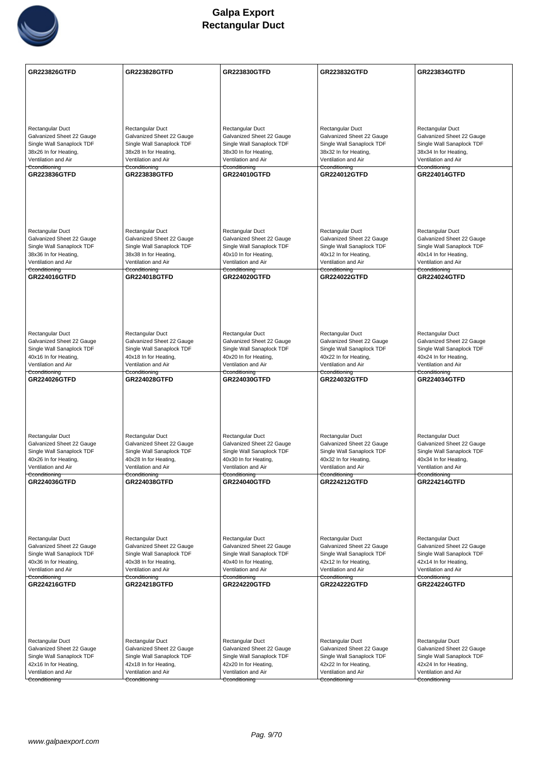# Galpa Export
## Rectangular Duct

| GR223826GTFD | GR223828GTFD | GR223830GTFD | GR223832GTFD | GR223834GTFD |
|---|---|---|---|---|
| Rectangular Duct<br>Galvanized Sheet 22 Gauge<br>Single Wall Sanaplock TDF<br>38x26 In for Heating, Ventilation and Air Cconditioning | Rectangular Duct<br>Galvanized Sheet 22 Gauge<br>Single Wall Sanaplock TDF<br>38x28 In for Heating, Ventilation and Air Cconditioning | Rectangular Duct<br>Galvanized Sheet 22 Gauge<br>Single Wall Sanaplock TDF<br>38x30 In for Heating, Ventilation and Air Cconditioning | Rectangular Duct<br>Galvanized Sheet 22 Gauge<br>Single Wall Sanaplock TDF<br>38x32 In for Heating, Ventilation and Air Cconditioning | Rectangular Duct<br>Galvanized Sheet 22 Gauge<br>Single Wall Sanaplock TDF<br>38x34 In for Heating, Ventilation and Air Cconditioning |
| **GR223836GTFD** | **GR223838GTFD** | **GR224010GTFD** | **GR224012GTFD** | **GR224014GTFD** |
| Rectangular Duct<br>Galvanized Sheet 22 Gauge<br>Single Wall Sanaplock TDF<br>38x36 In for Heating, Ventilation and Air Cconditioning | Rectangular Duct<br>Galvanized Sheet 22 Gauge<br>Single Wall Sanaplock TDF<br>38x38 In for Heating, Ventilation and Air Cconditioning | Rectangular Duct<br>Galvanized Sheet 22 Gauge<br>Single Wall Sanaplock TDF<br>40x10 In for Heating, Ventilation and Air Cconditioning | Rectangular Duct<br>Galvanized Sheet 22 Gauge<br>Single Wall Sanaplock TDF<br>40x12 In for Heating, Ventilation and Air Cconditioning | Rectangular Duct<br>Galvanized Sheet 22 Gauge<br>Single Wall Sanaplock TDF<br>40x14 In for Heating, Ventilation and Air Cconditioning |
| **GR224016GTFD** | **GR224018GTFD** | **GR224020GTFD** | **GR224022GTFD** | **GR224024GTFD** |
| Rectangular Duct<br>Galvanized Sheet 22 Gauge<br>Single Wall Sanaplock TDF<br>40x16 In for Heating, Ventilation and Air Cconditioning | Rectangular Duct<br>Galvanized Sheet 22 Gauge<br>Single Wall Sanaplock TDF<br>40x18 In for Heating, Ventilation and Air Cconditioning | Rectangular Duct<br>Galvanized Sheet 22 Gauge<br>Single Wall Sanaplock TDF<br>40x20 In for Heating, Ventilation and Air Cconditioning | Rectangular Duct<br>Galvanized Sheet 22 Gauge<br>Single Wall Sanaplock TDF<br>40x22 In for Heating, Ventilation and Air Cconditioning | Rectangular Duct<br>Galvanized Sheet 22 Gauge<br>Single Wall Sanaplock TDF<br>40x24 In for Heating, Ventilation and Air Cconditioning |
| **GR224026GTFD** | **GR224028GTFD** | **GR224030GTFD** | **GR224032GTFD** | **GR224034GTFD** |
| Rectangular Duct<br>Galvanized Sheet 22 Gauge<br>Single Wall Sanaplock TDF<br>40x26 In for Heating, Ventilation and Air Cconditioning | Rectangular Duct<br>Galvanized Sheet 22 Gauge<br>Single Wall Sanaplock TDF<br>40x28 In for Heating, Ventilation and Air Cconditioning | Rectangular Duct<br>Galvanized Sheet 22 Gauge<br>Single Wall Sanaplock TDF<br>40x30 In for Heating, Ventilation and Air Cconditioning | Rectangular Duct<br>Galvanized Sheet 22 Gauge<br>Single Wall Sanaplock TDF<br>40x32 In for Heating, Ventilation and Air Cconditioning | Rectangular Duct<br>Galvanized Sheet 22 Gauge<br>Single Wall Sanaplock TDF<br>40x34 In for Heating, Ventilation and Air Cconditioning |
| **GR224036GTFD** | **GR224038GTFD** | **GR224040GTFD** | **GR224212GTFD** | **GR224214GTFD** |
| Rectangular Duct<br>Galvanized Sheet 22 Gauge<br>Single Wall Sanaplock TDF<br>40x36 In for Heating, Ventilation and Air Cconditioning | Rectangular Duct<br>Galvanized Sheet 22 Gauge<br>Single Wall Sanaplock TDF<br>40x38 In for Heating, Ventilation and Air Cconditioning | Rectangular Duct<br>Galvanized Sheet 22 Gauge<br>Single Wall Sanaplock TDF<br>40x40 In for Heating, Ventilation and Air Cconditioning | Rectangular Duct<br>Galvanized Sheet 22 Gauge<br>Single Wall Sanaplock TDF<br>42x12 In for Heating, Ventilation and Air Cconditioning | Rectangular Duct<br>Galvanized Sheet 22 Gauge<br>Single Wall Sanaplock TDF<br>42x14 In for Heating, Ventilation and Air Cconditioning |
| **GR224216GTFD** | **GR224218GTFD** | **GR224220GTFD** | **GR224222GTFD** | **GR224224GTFD** |
| Rectangular Duct<br>Galvanized Sheet 22 Gauge<br>Single Wall Sanaplock TDF<br>42x16 In for Heating, Ventilation and Air Cconditioning | Rectangular Duct<br>Galvanized Sheet 22 Gauge<br>Single Wall Sanaplock TDF<br>42x18 In for Heating, Ventilation and Air Cconditioning | Rectangular Duct<br>Galvanized Sheet 22 Gauge<br>Single Wall Sanaplock TDF<br>42x20 In for Heating, Ventilation and Air Cconditioning | Rectangular Duct<br>Galvanized Sheet 22 Gauge<br>Single Wall Sanaplock TDF<br>42x22 In for Heating, Ventilation and Air Cconditioning | Rectangular Duct<br>Galvanized Sheet 22 Gauge<br>Single Wall Sanaplock TDF<br>42x24 In for Heating, Ventilation and Air Cconditioning |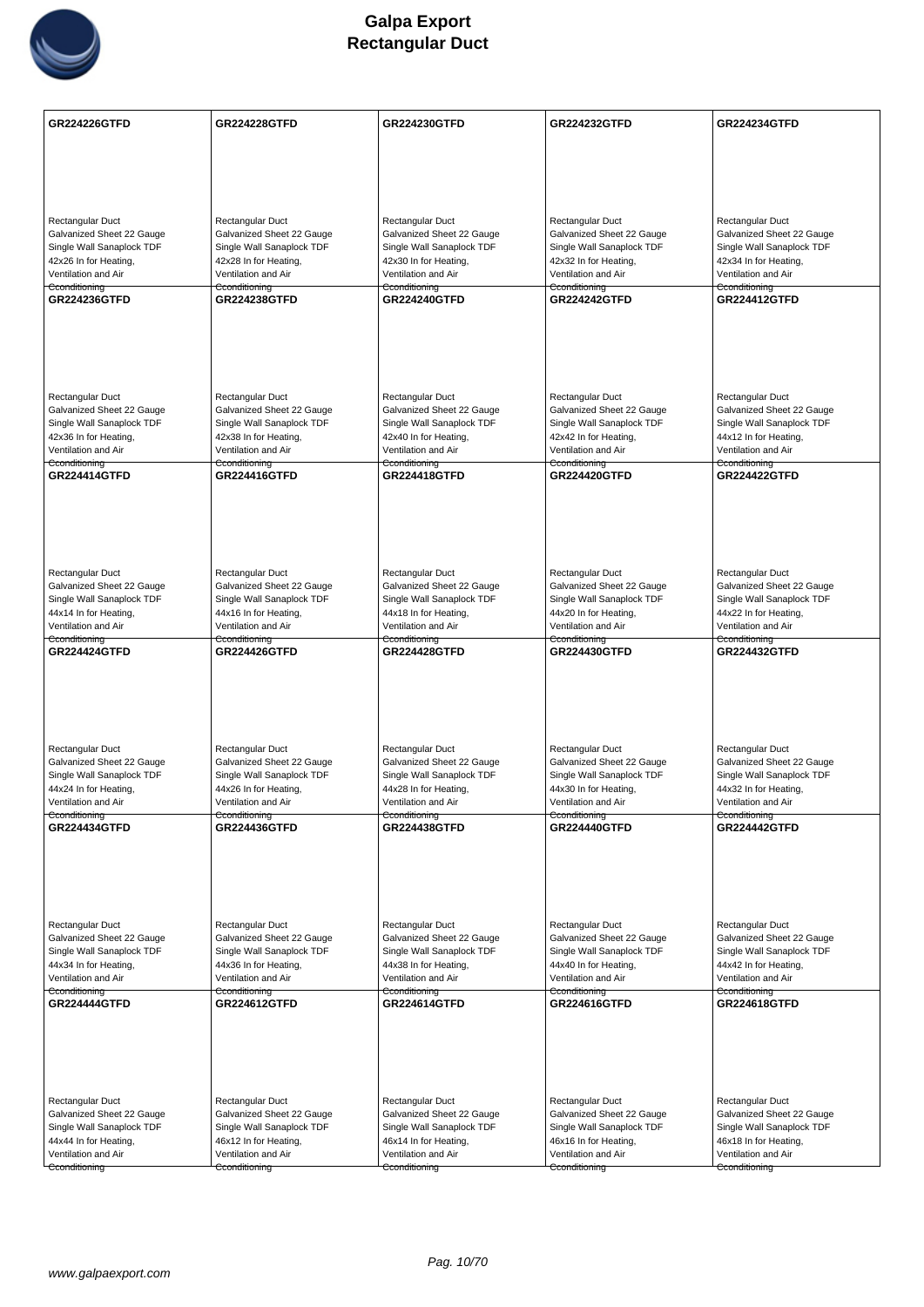# Galpa Export
# Rectangular Duct

| GR224226GTFD | GR224228GTFD | GR224230GTFD | GR224232GTFD | GR224234GTFD |
|---|---|---|---|---|
| Rectangular Duct<br>Galvanized Sheet 22 Gauge<br>Single Wall Sanaplock TDF<br>42x26 In for Heating,<br>Ventilation and Air<br>Cconditioning | Rectangular Duct<br>Galvanized Sheet 22 Gauge<br>Single Wall Sanaplock TDF<br>42x28 In for Heating,<br>Ventilation and Air<br>Cconditioning | Rectangular Duct<br>Galvanized Sheet 22 Gauge<br>Single Wall Sanaplock TDF<br>42x30 In for Heating,<br>Ventilation and Air<br>Cconditioning | Rectangular Duct<br>Galvanized Sheet 22 Gauge<br>Single Wall Sanaplock TDF<br>42x32 In for Heating,<br>Ventilation and Air<br>Cconditioning | Rectangular Duct<br>Galvanized Sheet 22 Gauge<br>Single Wall Sanaplock TDF<br>42x34 In for Heating,<br>Ventilation and Air<br>Cconditioning |
| **GR224236GTFD** | **GR224238GTFD** | **GR224240GTFD** | **GR224242GTFD** | **GR224412GTFD** |
| Rectangular Duct<br>Galvanized Sheet 22 Gauge<br>Single Wall Sanaplock TDF<br>42x36 In for Heating,<br>Ventilation and Air<br>Cconditioning | Rectangular Duct<br>Galvanized Sheet 22 Gauge<br>Single Wall Sanaplock TDF<br>42x38 In for Heating,<br>Ventilation and Air<br>Cconditioning | Rectangular Duct<br>Galvanized Sheet 22 Gauge<br>Single Wall Sanaplock TDF<br>42x40 In for Heating,<br>Ventilation and Air<br>Cconditioning | Rectangular Duct<br>Galvanized Sheet 22 Gauge<br>Single Wall Sanaplock TDF<br>42x42 In for Heating,<br>Ventilation and Air<br>Cconditioning | Rectangular Duct<br>Galvanized Sheet 22 Gauge<br>Single Wall Sanaplock TDF<br>44x12 In for Heating,<br>Ventilation and Air<br>Cconditioning |
| **GR224414GTFD** | **GR224416GTFD** | **GR224418GTFD** | **GR224420GTFD** | **GR224422GTFD** |
| Rectangular Duct<br>Galvanized Sheet 22 Gauge<br>Single Wall Sanaplock TDF<br>44x14 In for Heating,<br>Ventilation and Air<br>Cconditioning | Rectangular Duct<br>Galvanized Sheet 22 Gauge<br>Single Wall Sanaplock TDF<br>44x16 In for Heating,<br>Ventilation and Air<br>Cconditioning | Rectangular Duct<br>Galvanized Sheet 22 Gauge<br>Single Wall Sanaplock TDF<br>44x18 In for Heating,<br>Ventilation and Air<br>Cconditioning | Rectangular Duct<br>Galvanized Sheet 22 Gauge<br>Single Wall Sanaplock TDF<br>44x20 In for Heating,<br>Ventilation and Air<br>Cconditioning | Rectangular Duct<br>Galvanized Sheet 22 Gauge<br>Single Wall Sanaplock TDF<br>44x22 In for Heating,<br>Ventilation and Air<br>Cconditioning |
| **GR224424GTFD** | **GR224426GTFD** | **GR224428GTFD** | **GR224430GTFD** | **GR224432GTFD** |
| Rectangular Duct<br>Galvanized Sheet 22 Gauge<br>Single Wall Sanaplock TDF<br>44x24 In for Heating,<br>Ventilation and Air<br>Cconditioning | Rectangular Duct<br>Galvanized Sheet 22 Gauge<br>Single Wall Sanaplock TDF<br>44x26 In for Heating,<br>Ventilation and Air<br>Cconditioning | Rectangular Duct<br>Galvanized Sheet 22 Gauge<br>Single Wall Sanaplock TDF<br>44x28 In for Heating,<br>Ventilation and Air<br>Cconditioning | Rectangular Duct<br>Galvanized Sheet 22 Gauge<br>Single Wall Sanaplock TDF<br>44x30 In for Heating,<br>Ventilation and Air<br>Cconditioning | Rectangular Duct<br>Galvanized Sheet 22 Gauge<br>Single Wall Sanaplock TDF<br>44x32 In for Heating,<br>Ventilation and Air<br>Cconditioning |
| **GR224434GTFD** | **GR224436GTFD** | **GR224438GTFD** | **GR224440GTFD** | **GR224442GTFD** |
| Rectangular Duct<br>Galvanized Sheet 22 Gauge<br>Single Wall Sanaplock TDF<br>44x34 In for Heating,<br>Ventilation and Air<br>Cconditioning | Rectangular Duct<br>Galvanized Sheet 22 Gauge<br>Single Wall Sanaplock TDF<br>44x36 In for Heating,<br>Ventilation and Air<br>Cconditioning | Rectangular Duct<br>Galvanized Sheet 22 Gauge<br>Single Wall Sanaplock TDF<br>44x38 In for Heating,<br>Ventilation and Air<br>Cconditioning | Rectangular Duct<br>Galvanized Sheet 22 Gauge<br>Single Wall Sanaplock TDF<br>44x40 In for Heating,<br>Ventilation and Air<br>Cconditioning | Rectangular Duct<br>Galvanized Sheet 22 Gauge<br>Single Wall Sanaplock TDF<br>44x42 In for Heating,<br>Ventilation and Air<br>Cconditioning |
| **GR224444GTFD** | **GR224612GTFD** | **GR224614GTFD** | **GR224616GTFD** | **GR224618GTFD** |
| Rectangular Duct<br>Galvanized Sheet 22 Gauge<br>Single Wall Sanaplock TDF<br>44x44 In for Heating,<br>Ventilation and Air<br>Cconditioning | Rectangular Duct<br>Galvanized Sheet 22 Gauge<br>Single Wall Sanaplock TDF<br>46x12 In for Heating,<br>Ventilation and Air<br>Cconditioning | Rectangular Duct<br>Galvanized Sheet 22 Gauge<br>Single Wall Sanaplock TDF<br>46x14 In for Heating,<br>Ventilation and Air<br>Cconditioning | Rectangular Duct<br>Galvanized Sheet 22 Gauge<br>Single Wall Sanaplock TDF<br>46x16 In for Heating,<br>Ventilation and Air<br>Cconditioning | Rectangular Duct<br>Galvanized Sheet 22 Gauge<br>Single Wall Sanaplock TDF<br>46x18 In for Heating,<br>Ventilation and Air<br>Cconditioning |

www.galpaexport.com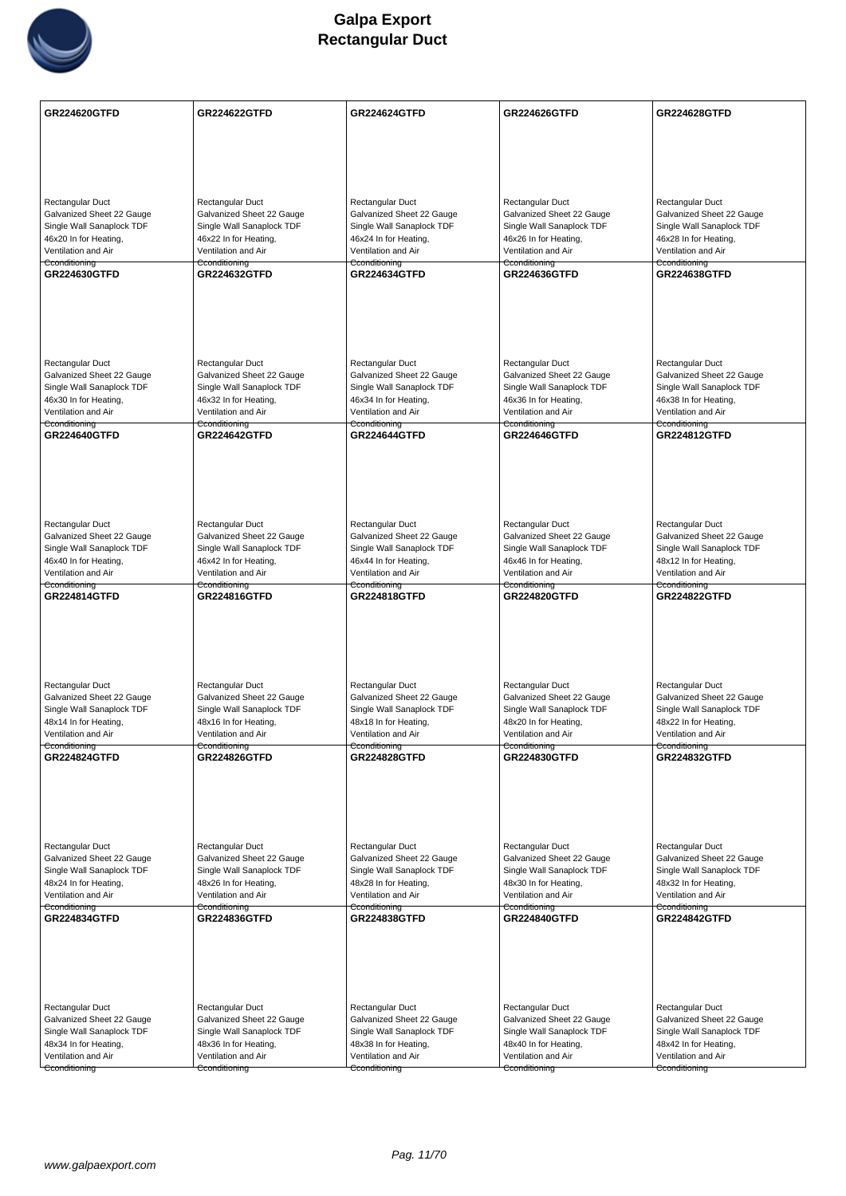# Galpa Export
## Rectangular Duct

| | | | | |
|---|---|---|---|---|
| **GR224620GTFD**<br><br>Rectangular Duct<br>Galvanized Sheet 22 Gauge<br>Single Wall Sanaplock TDF<br>46x20 In for Heating, Ventilation and Air Conditioning | **GR224622GTFD**<br><br>Rectangular Duct<br>Galvanized Sheet 22 Gauge<br>Single Wall Sanaplock TDF<br>46x22 In for Heating, Ventilation and Air Conditioning | **GR224624GTFD**<br><br>Rectangular Duct<br>Galvanized Sheet 22 Gauge<br>Single Wall Sanaplock TDF<br>46x24 In for Heating, Ventilation and Air Conditioning | **GR224626GTFD**<br><br>Rectangular Duct<br>Galvanized Sheet 22 Gauge<br>Single Wall Sanaplock TDF<br>46x26 In for Heating, Ventilation and Air Conditioning | **GR224628GTFD**<br><br>Rectangular Duct<br>Galvanized Sheet 22 Gauge<br>Single Wall Sanaplock TDF<br>46x28 In for Heating, Ventilation and Air Conditioning |
| **GR224630GTFD**<br><br>Rectangular Duct<br>Galvanized Sheet 22 Gauge<br>Single Wall Sanaplock TDF<br>46x30 In for Heating, Ventilation and Air Conditioning | **GR224632GTFD**<br><br>Rectangular Duct<br>Galvanized Sheet 22 Gauge<br>Single Wall Sanaplock TDF<br>46x32 In for Heating, Ventilation and Air Conditioning | **GR224634GTFD**<br><br>Rectangular Duct<br>Galvanized Sheet 22 Gauge<br>Single Wall Sanaplock TDF<br>46x34 In for Heating, Ventilation and Air Conditioning | **GR224636GTFD**<br><br>Rectangular Duct<br>Galvanized Sheet 22 Gauge<br>Single Wall Sanaplock TDF<br>46x36 In for Heating, Ventilation and Air Conditioning | **GR224638GTFD**<br><br>Rectangular Duct<br>Galvanized Sheet 22 Gauge<br>Single Wall Sanaplock TDF<br>46x38 In for Heating, Ventilation and Air Conditioning |
| **GR224640GTFD**<br><br>Rectangular Duct<br>Galvanized Sheet 22 Gauge<br>Single Wall Sanaplock TDF<br>46x40 In for Heating, Ventilation and Air Conditioning | **GR224642GTFD**<br><br>Rectangular Duct<br>Galvanized Sheet 22 Gauge<br>Single Wall Sanaplock TDF<br>46x42 In for Heating, Ventilation and Air Conditioning | **GR224644GTFD**<br><br>Rectangular Duct<br>Galvanized Sheet 22 Gauge<br>Single Wall Sanaplock TDF<br>46x44 In for Heating, Ventilation and Air Conditioning | **GR224646GTFD**<br><br>Rectangular Duct<br>Galvanized Sheet 22 Gauge<br>Single Wall Sanaplock TDF<br>46x46 In for Heating, Ventilation and Air Conditioning | **GR224812GTFD**<br><br>Rectangular Duct<br>Galvanized Sheet 22 Gauge<br>Single Wall Sanaplock TDF<br>48x12 In for Heating, Ventilation and Air Conditioning |
| **GR224814GTFD**<br><br>Rectangular Duct<br>Galvanized Sheet 22 Gauge<br>Single Wall Sanaplock TDF<br>48x14 In for Heating, Ventilation and Air Conditioning | **GR224816GTFD**<br><br>Rectangular Duct<br>Galvanized Sheet 22 Gauge<br>Single Wall Sanaplock TDF<br>48x16 In for Heating, Ventilation and Air Conditioning | **GR224818GTFD**<br><br>Rectangular Duct<br>Galvanized Sheet 22 Gauge<br>Single Wall Sanaplock TDF<br>48x18 In for Heating, Ventilation and Air Conditioning | **GR224820GTFD**<br><br>Rectangular Duct<br>Galvanized Sheet 22 Gauge<br>Single Wall Sanaplock TDF<br>48x20 In for Heating, Ventilation and Air Conditioning | **GR224822GTFD**<br><br>Rectangular Duct<br>Galvanized Sheet 22 Gauge<br>Single Wall Sanaplock TDF<br>48x22 In for Heating, Ventilation and Air Conditioning |
| **GR224824GTFD**<br><br>Rectangular Duct<br>Galvanized Sheet 22 Gauge<br>Single Wall Sanaplock TDF<br>48x24 In for Heating, Ventilation and Air Conditioning | **GR224826GTFD**<br><br>Rectangular Duct<br>Galvanized Sheet 22 Gauge<br>Single Wall Sanaplock TDF<br>48x26 In for Heating, Ventilation and Air Conditioning | **GR224828GTFD**<br><br>Rectangular Duct<br>Galvanized Sheet 22 Gauge<br>Single Wall Sanaplock TDF<br>48x28 In for Heating, Ventilation and Air Conditioning | **GR224830GTFD**<br><br>Rectangular Duct<br>Galvanized Sheet 22 Gauge<br>Single Wall Sanaplock TDF<br>48x30 In for Heating, Ventilation and Air Conditioning | **GR224832GTFD**<br><br>Rectangular Duct<br>Galvanized Sheet 22 Gauge<br>Single Wall Sanaplock TDF<br>48x32 In for Heating, Ventilation and Air Conditioning |
| **GR224834GTFD**<br><br>Rectangular Duct<br>Galvanized Sheet 22 Gauge<br>Single Wall Sanaplock TDF<br>48x34 In for Heating, Ventilation and Air Conditioning | **GR224836GTFD**<br><br>Rectangular Duct<br>Galvanized Sheet 22 Gauge<br>Single Wall Sanaplock TDF<br>48x36 In for Heating, Ventilation and Air Conditioning | **GR224838GTFD**<br><br>Rectangular Duct<br>Galvanized Sheet 22 Gauge<br>Single Wall Sanaplock TDF<br>48x38 In for Heating, Ventilation and Air Conditioning | **GR224840GTFD**<br><br>Rectangular Duct<br>Galvanized Sheet 22 Gauge<br>Single Wall Sanaplock TDF<br>48x40 In for Heating, Ventilation and Air Conditioning | **GR224842GTFD**<br><br>Rectangular Duct<br>Galvanized Sheet 22 Gauge<br>Single Wall Sanaplock TDF<br>48x42 In for Heating, Ventilation and Air Conditioning |

www.galpaexport.com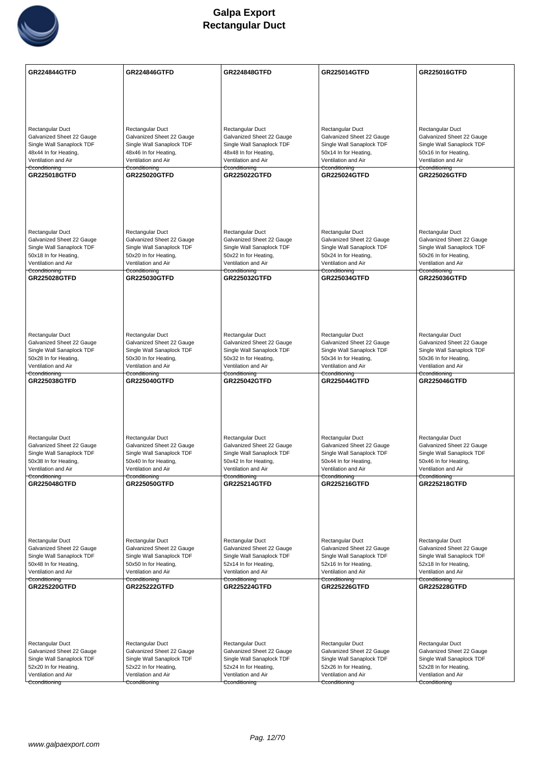# Galpa Export
# Rectangular Duct

| GR224844GTFD | GR224846GTFD | GR224848GTFD | GR225014GTFD | GR225016GTFD |
|---|---|---|---|---|
| Rectangular Duct<br>Galvanized Sheet 22 Gauge<br>Single Wall Sanaplock TDF<br>48x44 In for Heating,<br>Ventilation and Air<br>Cconditioning | Rectangular Duct<br>Galvanized Sheet 22 Gauge<br>Single Wall Sanaplock TDF<br>48x46 In for Heating,<br>Ventilation and Air<br>Cconditioning | Rectangular Duct<br>Galvanized Sheet 22 Gauge<br>Single Wall Sanaplock TDF<br>48x48 In for Heating,<br>Ventilation and Air<br>Cconditioning | Rectangular Duct<br>Galvanized Sheet 22 Gauge<br>Single Wall Sanaplock TDF<br>50x14 In for Heating,<br>Ventilation and Air<br>Cconditioning | Rectangular Duct<br>Galvanized Sheet 22 Gauge<br>Single Wall Sanaplock TDF<br>50x16 In for Heating,<br>Ventilation and Air<br>Cconditioning |
| **GR225018GTFD** | **GR225020GTFD** | **GR225022GTFD** | **GR225024GTFD** | **GR225026GTFD** |
| Rectangular Duct<br>Galvanized Sheet 22 Gauge<br>Single Wall Sanaplock TDF<br>50x18 In for Heating,<br>Ventilation and Air<br>Cconditioning | Rectangular Duct<br>Galvanized Sheet 22 Gauge<br>Single Wall Sanaplock TDF<br>50x20 In for Heating,<br>Ventilation and Air<br>Cconditioning | Rectangular Duct<br>Galvanized Sheet 22 Gauge<br>Single Wall Sanaplock TDF<br>50x22 In for Heating,<br>Ventilation and Air<br>Cconditioning | Rectangular Duct<br>Galvanized Sheet 22 Gauge<br>Single Wall Sanaplock TDF<br>50x24 In for Heating,<br>Ventilation and Air<br>Cconditioning | Rectangular Duct<br>Galvanized Sheet 22 Gauge<br>Single Wall Sanaplock TDF<br>50x26 In for Heating,<br>Ventilation and Air<br>Cconditioning |
| **GR225028GTFD** | **GR225030GTFD** | **GR225032GTFD** | **GR225034GTFD** | **GR225036GTFD** |
| Rectangular Duct<br>Galvanized Sheet 22 Gauge<br>Single Wall Sanaplock TDF<br>50x28 In for Heating,<br>Ventilation and Air<br>Cconditioning | Rectangular Duct<br>Galvanized Sheet 22 Gauge<br>Single Wall Sanaplock TDF<br>50x30 In for Heating,<br>Ventilation and Air<br>Cconditioning | Rectangular Duct<br>Galvanized Sheet 22 Gauge<br>Single Wall Sanaplock TDF<br>50x32 In for Heating,<br>Ventilation and Air<br>Cconditioning | Rectangular Duct<br>Galvanized Sheet 22 Gauge<br>Single Wall Sanaplock TDF<br>50x34 In for Heating,<br>Ventilation and Air<br>Cconditioning | Rectangular Duct<br>Galvanized Sheet 22 Gauge<br>Single Wall Sanaplock TDF<br>50x36 In for Heating,<br>Ventilation and Air<br>Cconditioning |
| **GR225038GTFD** | **GR225040GTFD** | **GR225042GTFD** | **GR225044GTFD** | **GR225046GTFD** |
| Rectangular Duct<br>Galvanized Sheet 22 Gauge<br>Single Wall Sanaplock TDF<br>50x38 In for Heating,<br>Ventilation and Air<br>Cconditioning | Rectangular Duct<br>Galvanized Sheet 22 Gauge<br>Single Wall Sanaplock TDF<br>50x40 In for Heating,<br>Ventilation and Air<br>Cconditioning | Rectangular Duct<br>Galvanized Sheet 22 Gauge<br>Single Wall Sanaplock TDF<br>50x42 In for Heating,<br>Ventilation and Air<br>Cconditioning | Rectangular Duct<br>Galvanized Sheet 22 Gauge<br>Single Wall Sanaplock TDF<br>50x44 In for Heating,<br>Ventilation and Air<br>Cconditioning | Rectangular Duct<br>Galvanized Sheet 22 Gauge<br>Single Wall Sanaplock TDF<br>50x46 In for Heating,<br>Ventilation and Air<br>Cconditioning |
| **GR225048GTFD** | **GR225050GTFD** | **GR225214GTFD** | **GR225216GTFD** | **GR225218GTFD** |
| Rectangular Duct<br>Galvanized Sheet 22 Gauge<br>Single Wall Sanaplock TDF<br>50x48 In for Heating,<br>Ventilation and Air<br>Cconditioning | Rectangular Duct<br>Galvanized Sheet 22 Gauge<br>Single Wall Sanaplock TDF<br>50x50 In for Heating,<br>Ventilation and Air<br>Cconditioning | Rectangular Duct<br>Galvanized Sheet 22 Gauge<br>Single Wall Sanaplock TDF<br>52x14 In for Heating,<br>Ventilation and Air<br>Cconditioning | Rectangular Duct<br>Galvanized Sheet 22 Gauge<br>Single Wall Sanaplock TDF<br>52x16 In for Heating,<br>Ventilation and Air<br>Cconditioning | Rectangular Duct<br>Galvanized Sheet 22 Gauge<br>Single Wall Sanaplock TDF<br>52x18 In for Heating,<br>Ventilation and Air<br>Cconditioning |
| **GR225220GTFD** | **GR225222GTFD** | **GR225224GTFD** | **GR225226GTFD** | **GR225228GTFD** |
| Rectangular Duct<br>Galvanized Sheet 22 Gauge<br>Single Wall Sanaplock TDF<br>52x20 In for Heating,<br>Ventilation and Air<br>Cconditioning | Rectangular Duct<br>Galvanized Sheet 22 Gauge<br>Single Wall Sanaplock TDF<br>52x22 In for Heating,<br>Ventilation and Air<br>Cconditioning | Rectangular Duct<br>Galvanized Sheet 22 Gauge<br>Single Wall Sanaplock TDF<br>52x24 In for Heating,<br>Ventilation and Air<br>Cconditioning | Rectangular Duct<br>Galvanized Sheet 22 Gauge<br>Single Wall Sanaplock TDF<br>52x26 In for Heating,<br>Ventilation and Air<br>Cconditioning | Rectangular Duct<br>Galvanized Sheet 22 Gauge<br>Single Wall Sanaplock TDF<br>52x28 In for Heating,<br>Ventilation and Air<br>Cconditioning |

www.galpaexport.com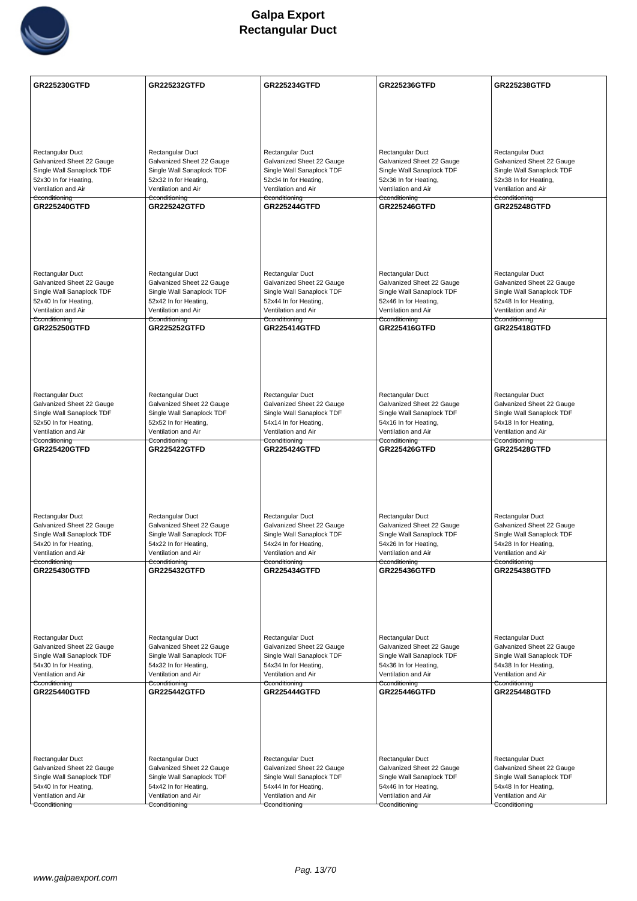# Galpa Export
## Rectangular Duct

| GR225230GTFD | GR225232GTFD | GR225234GTFD | GR225236GTFD | GR225238GTFD |
|---|---|---|---|---|
| Rectangular Duct<br>Galvanized Sheet 22 Gauge<br>Single Wall Sanaplock TDF<br>52x30 In for Heating, Ventilation and Air Econditioning | Rectangular Duct<br>Galvanized Sheet 22 Gauge<br>Single Wall Sanaplock TDF<br>52x32 In for Heating, Ventilation and Air Econditioning | Rectangular Duct<br>Galvanized Sheet 22 Gauge<br>Single Wall Sanaplock TDF<br>52x34 In for Heating, Ventilation and Air Econditioning | Rectangular Duct<br>Galvanized Sheet 22 Gauge<br>Single Wall Sanaplock TDF<br>52x36 In for Heating, Ventilation and Air Econditioning | Rectangular Duct<br>Galvanized Sheet 22 Gauge<br>Single Wall Sanaplock TDF<br>52x38 In for Heating, Ventilation and Air Econditioning |
| **GR225240GTFD** | **GR225242GTFD** | **GR225244GTFD** | **GR225246GTFD** | **GR225248GTFD** |
| Rectangular Duct<br>Galvanized Sheet 22 Gauge<br>Single Wall Sanaplock TDF<br>52x40 In for Heating, Ventilation and Air Econditioning | Rectangular Duct<br>Galvanized Sheet 22 Gauge<br>Single Wall Sanaplock TDF<br>52x42 In for Heating, Ventilation and Air Econditioning | Rectangular Duct<br>Galvanized Sheet 22 Gauge<br>Single Wall Sanaplock TDF<br>52x44 In for Heating, Ventilation and Air Econditioning | Rectangular Duct<br>Galvanized Sheet 22 Gauge<br>Single Wall Sanaplock TDF<br>52x46 In for Heating, Ventilation and Air Econditioning | Rectangular Duct<br>Galvanized Sheet 22 Gauge<br>Single Wall Sanaplock TDF<br>52x48 In for Heating, Ventilation and Air Econditioning |
| **GR225250GTFD** | **GR225252GTFD** | **GR225414GTFD** | **GR225416GTFD** | **GR225418GTFD** |
| Rectangular Duct<br>Galvanized Sheet 22 Gauge<br>Single Wall Sanaplock TDF<br>52x50 In for Heating, Ventilation and Air Econditioning | Rectangular Duct<br>Galvanized Sheet 22 Gauge<br>Single Wall Sanaplock TDF<br>52x52 In for Heating, Ventilation and Air Econditioning | Rectangular Duct<br>Galvanized Sheet 22 Gauge<br>Single Wall Sanaplock TDF<br>54x14 In for Heating, Ventilation and Air Econditioning | Rectangular Duct<br>Galvanized Sheet 22 Gauge<br>Single Wall Sanaplock TDF<br>54x16 In for Heating, Ventilation and Air Econditioning | Rectangular Duct<br>Galvanized Sheet 22 Gauge<br>Single Wall Sanaplock TDF<br>54x18 In for Heating, Ventilation and Air Econditioning |
| **GR225420GTFD** | **GR225422GTFD** | **GR225424GTFD** | **GR225426GTFD** | **GR225428GTFD** |
| Rectangular Duct<br>Galvanized Sheet 22 Gauge<br>Single Wall Sanaplock TDF<br>54x20 In for Heating, Ventilation and Air Econditioning | Rectangular Duct<br>Galvanized Sheet 22 Gauge<br>Single Wall Sanaplock TDF<br>54x22 In for Heating, Ventilation and Air Econditioning | Rectangular Duct<br>Galvanized Sheet 22 Gauge<br>Single Wall Sanaplock TDF<br>54x24 In for Heating, Ventilation and Air Econditioning | Rectangular Duct<br>Galvanized Sheet 22 Gauge<br>Single Wall Sanaplock TDF<br>54x26 In for Heating, Ventilation and Air Econditioning | Rectangular Duct<br>Galvanized Sheet 22 Gauge<br>Single Wall Sanaplock TDF<br>54x28 In for Heating, Ventilation and Air Econditioning |
| **GR225430GTFD** | **GR225432GTFD** | **GR225434GTFD** | **GR225436GTFD** | **GR225438GTFD** |
| Rectangular Duct<br>Galvanized Sheet 22 Gauge<br>Single Wall Sanaplock TDF<br>54x30 In for Heating, Ventilation and Air Econditioning | Rectangular Duct<br>Galvanized Sheet 22 Gauge<br>Single Wall Sanaplock TDF<br>54x32 In for Heating, Ventilation and Air Econditioning | Rectangular Duct<br>Galvanized Sheet 22 Gauge<br>Single Wall Sanaplock TDF<br>54x34 In for Heating, Ventilation and Air Econditioning | Rectangular Duct<br>Galvanized Sheet 22 Gauge<br>Single Wall Sanaplock TDF<br>54x36 In for Heating, Ventilation and Air Econditioning | Rectangular Duct<br>Galvanized Sheet 22 Gauge<br>Single Wall Sanaplock TDF<br>54x38 In for Heating, Ventilation and Air Econditioning |
| **GR225440GTFD** | **GR225442GTFD** | **GR225444GTFD** | **GR225446GTFD** | **GR225448GTFD** |
| Rectangular Duct<br>Galvanized Sheet 22 Gauge<br>Single Wall Sanaplock TDF<br>54x40 In for Heating, Ventilation and Air Econditioning | Rectangular Duct<br>Galvanized Sheet 22 Gauge<br>Single Wall Sanaplock TDF<br>54x42 In for Heating, Ventilation and Air Econditioning | Rectangular Duct<br>Galvanized Sheet 22 Gauge<br>Single Wall Sanaplock TDF<br>54x44 In for Heating, Ventilation and Air Econditioning | Rectangular Duct<br>Galvanized Sheet 22 Gauge<br>Single Wall Sanaplock TDF<br>54x46 In for Heating, Ventilation and Air Econditioning | Rectangular Duct<br>Galvanized Sheet 22 Gauge<br>Single Wall Sanaplock TDF<br>54x48 In for Heating, Ventilation and Air Econditioning |

www.galpaexport.com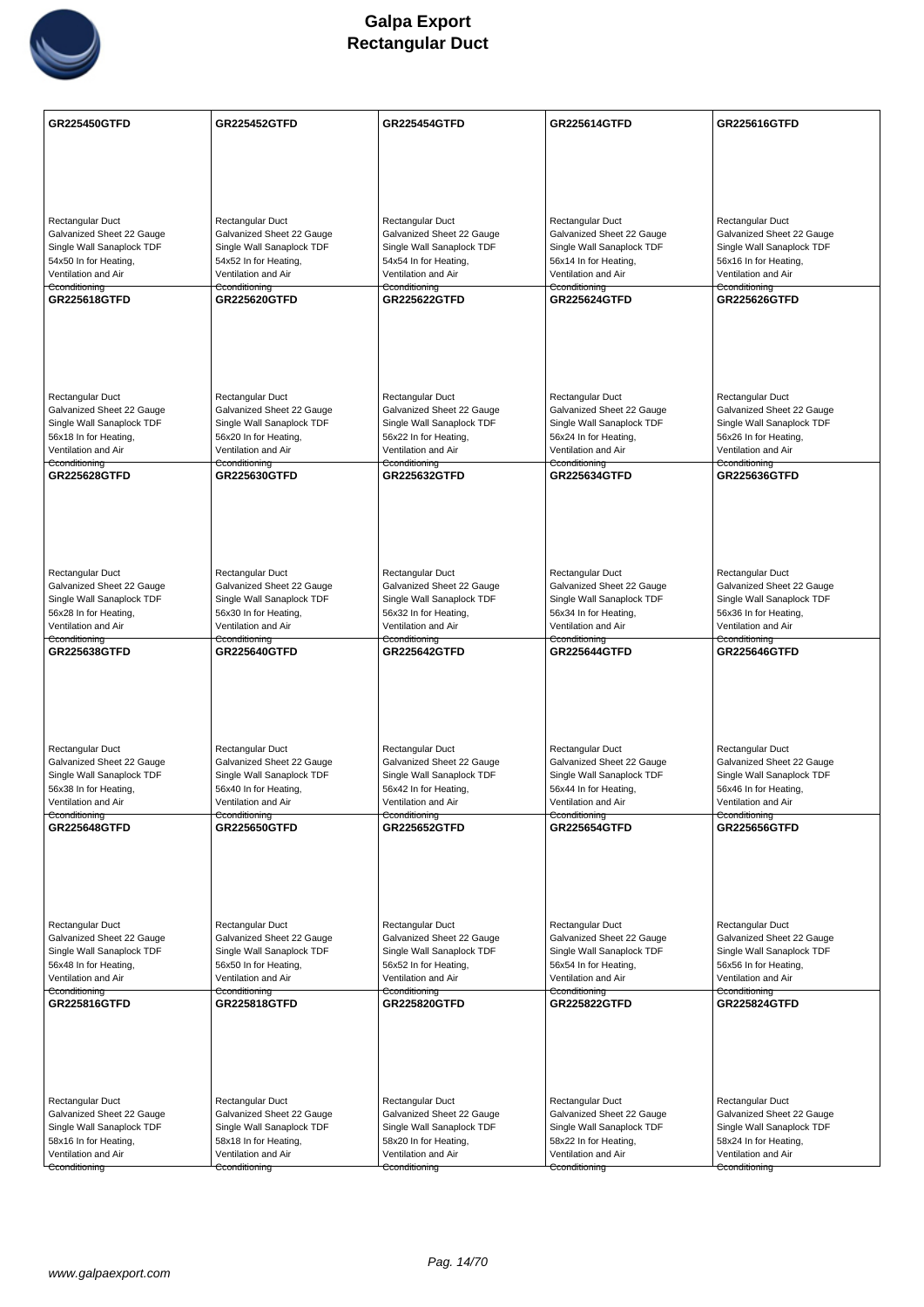# Galpa Export
# Rectangular Duct

| GR225450GTFD | GR225452GTFD | GR225454GTFD | GR225614GTFD | GR225616GTFD |
|---|---|---|---|---|
| Rectangular Duct<br>Galvanized Sheet 22 Gauge<br>Single Wall Sanaplock TDF<br>54x50 In for Heating,<br>Ventilation and Air<br>Conditioning | Rectangular Duct<br>Galvanized Sheet 22 Gauge<br>Single Wall Sanaplock TDF<br>54x52 In for Heating,<br>Ventilation and Air<br>Conditioning | Rectangular Duct<br>Galvanized Sheet 22 Gauge<br>Single Wall Sanaplock TDF<br>54x54 In for Heating,<br>Ventilation and Air<br>Conditioning | Rectangular Duct<br>Galvanized Sheet 22 Gauge<br>Single Wall Sanaplock TDF<br>56x14 In for Heating,<br>Ventilation and Air<br>Conditioning | Rectangular Duct<br>Galvanized Sheet 22 Gauge<br>Single Wall Sanaplock TDF<br>56x16 In for Heating,<br>Ventilation and Air<br>Conditioning |
| **GR225618GTFD** | **GR225620GTFD** | **GR225622GTFD** | **GR225624GTFD** | **GR225626GTFD** |
| Rectangular Duct<br>Galvanized Sheet 22 Gauge<br>Single Wall Sanaplock TDF<br>56x18 In for Heating,<br>Ventilation and Air<br>Conditioning | Rectangular Duct<br>Galvanized Sheet 22 Gauge<br>Single Wall Sanaplock TDF<br>56x20 In for Heating,<br>Ventilation and Air<br>Conditioning | Rectangular Duct<br>Galvanized Sheet 22 Gauge<br>Single Wall Sanaplock TDF<br>56x22 In for Heating,<br>Ventilation and Air<br>Conditioning | Rectangular Duct<br>Galvanized Sheet 22 Gauge<br>Single Wall Sanaplock TDF<br>56x24 In for Heating,<br>Ventilation and Air<br>Conditioning | Rectangular Duct<br>Galvanized Sheet 22 Gauge<br>Single Wall Sanaplock TDF<br>56x26 In for Heating,<br>Ventilation and Air<br>Conditioning |
| **GR225628GTFD** | **GR225630GTFD** | **GR225632GTFD** | **GR225634GTFD** | **GR225636GTFD** |
| Rectangular Duct<br>Galvanized Sheet 22 Gauge<br>Single Wall Sanaplock TDF<br>56x28 In for Heating,<br>Ventilation and Air<br>Conditioning | Rectangular Duct<br>Galvanized Sheet 22 Gauge<br>Single Wall Sanaplock TDF<br>56x30 In for Heating,<br>Ventilation and Air<br>Conditioning | Rectangular Duct<br>Galvanized Sheet 22 Gauge<br>Single Wall Sanaplock TDF<br>56x32 In for Heating,<br>Ventilation and Air<br>Conditioning | Rectangular Duct<br>Galvanized Sheet 22 Gauge<br>Single Wall Sanaplock TDF<br>56x34 In for Heating,<br>Ventilation and Air<br>Conditioning | Rectangular Duct<br>Galvanized Sheet 22 Gauge<br>Single Wall Sanaplock TDF<br>56x36 In for Heating,<br>Ventilation and Air<br>Conditioning |
| **GR225638GTFD** | **GR225640GTFD** | **GR225642GTFD** | **GR225644GTFD** | **GR225646GTFD** |
| Rectangular Duct<br>Galvanized Sheet 22 Gauge<br>Single Wall Sanaplock TDF<br>56x38 In for Heating,<br>Ventilation and Air<br>Conditioning | Rectangular Duct<br>Galvanized Sheet 22 Gauge<br>Single Wall Sanaplock TDF<br>56x40 In for Heating,<br>Ventilation and Air<br>Conditioning | Rectangular Duct<br>Galvanized Sheet 22 Gauge<br>Single Wall Sanaplock TDF<br>56x42 In for Heating,<br>Ventilation and Air<br>Conditioning | Rectangular Duct<br>Galvanized Sheet 22 Gauge<br>Single Wall Sanaplock TDF<br>56x44 In for Heating,<br>Ventilation and Air<br>Conditioning | Rectangular Duct<br>Galvanized Sheet 22 Gauge<br>Single Wall Sanaplock TDF<br>56x46 In for Heating,<br>Ventilation and Air<br>Conditioning |
| **GR225648GTFD** | **GR225650GTFD** | **GR225652GTFD** | **GR225654GTFD** | **GR225656GTFD** |
| Rectangular Duct<br>Galvanized Sheet 22 Gauge<br>Single Wall Sanaplock TDF<br>56x48 In for Heating,<br>Ventilation and Air<br>Conditioning | Rectangular Duct<br>Galvanized Sheet 22 Gauge<br>Single Wall Sanaplock TDF<br>56x50 In for Heating,<br>Ventilation and Air<br>Conditioning | Rectangular Duct<br>Galvanized Sheet 22 Gauge<br>Single Wall Sanaplock TDF<br>56x52 In for Heating,<br>Ventilation and Air<br>Conditioning | Rectangular Duct<br>Galvanized Sheet 22 Gauge<br>Single Wall Sanaplock TDF<br>56x54 In for Heating,<br>Ventilation and Air<br>Conditioning | Rectangular Duct<br>Galvanized Sheet 22 Gauge<br>Single Wall Sanaplock TDF<br>56x56 In for Heating,<br>Ventilation and Air<br>Conditioning |
| **GR225816GTFD** | **GR225818GTFD** | **GR225820GTFD** | **GR225822GTFD** | **GR225824GTFD** |
| Rectangular Duct<br>Galvanized Sheet 22 Gauge<br>Single Wall Sanaplock TDF<br>58x16 In for Heating,<br>Ventilation and Air<br>Conditioning | Rectangular Duct<br>Galvanized Sheet 22 Gauge<br>Single Wall Sanaplock TDF<br>58x18 In for Heating,<br>Ventilation and Air<br>Conditioning | Rectangular Duct<br>Galvanized Sheet 22 Gauge<br>Single Wall Sanaplock TDF<br>58x20 In for Heating,<br>Ventilation and Air<br>Conditioning | Rectangular Duct<br>Galvanized Sheet 22 Gauge<br>Single Wall Sanaplock TDF<br>58x22 In for Heating,<br>Ventilation and Air<br>Conditioning | Rectangular Duct<br>Galvanized Sheet 22 Gauge<br>Single Wall Sanaplock TDF<br>58x24 In for Heating,<br>Ventilation and Air<br>Conditioning |

www.galpaexport.com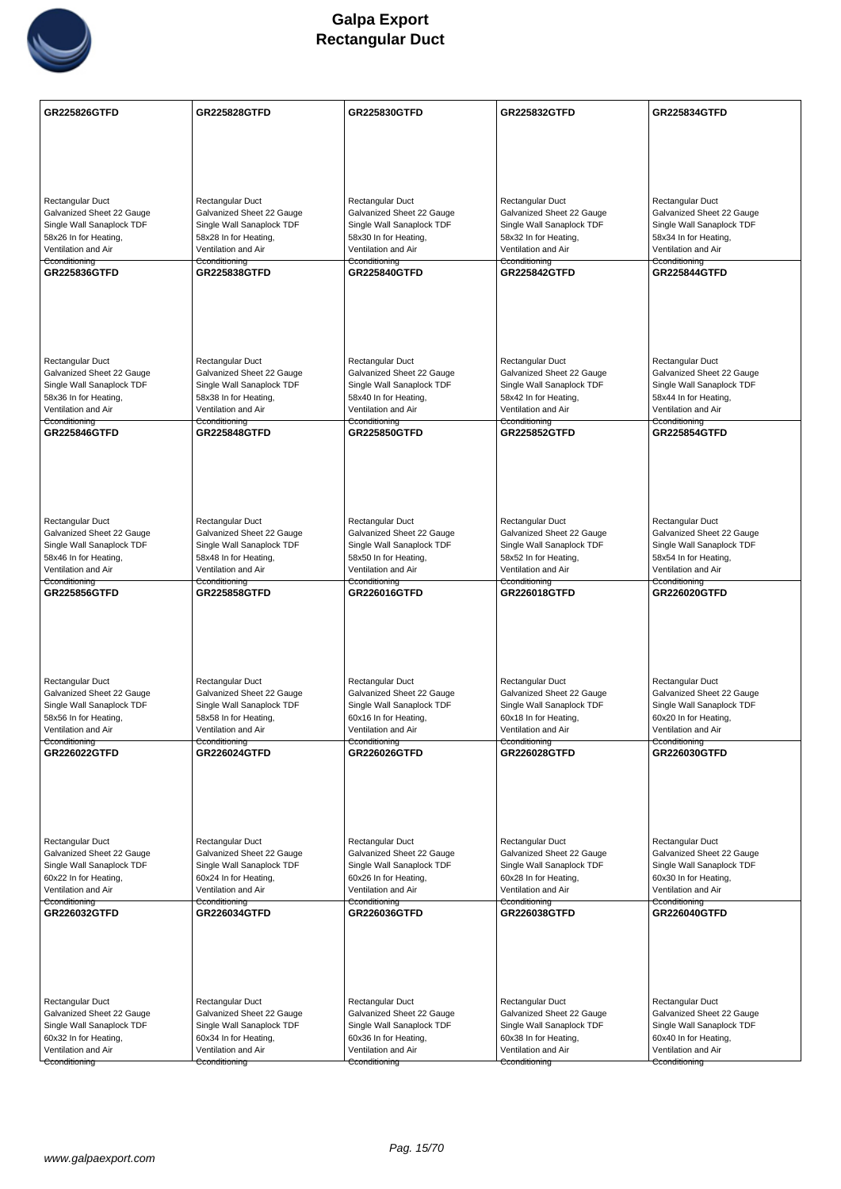# Galpa Export
# Rectangular Duct

| | | | | |
|---|---|---|---|---|
| **GR225826GTFD**<br><br>Rectangular Duct<br>Galvanized Sheet 22 Gauge<br>Single Wall Sanaplock TDF<br>58x26 In for Heating,<br>Ventilation and Air<br>Cconditioning | **GR225828GTFD**<br><br>Rectangular Duct<br>Galvanized Sheet 22 Gauge<br>Single Wall Sanaplock TDF<br>58x28 In for Heating,<br>Ventilation and Air<br>Cconditioning | **GR225830GTFD**<br><br>Rectangular Duct<br>Galvanized Sheet 22 Gauge<br>Single Wall Sanaplock TDF<br>58x30 In for Heating,<br>Ventilation and Air<br>Cconditioning | **GR225832GTFD**<br><br>Rectangular Duct<br>Galvanized Sheet 22 Gauge<br>Single Wall Sanaplock TDF<br>58x32 In for Heating,<br>Ventilation and Air<br>Cconditioning | **GR225834GTFD**<br><br>Rectangular Duct<br>Galvanized Sheet 22 Gauge<br>Single Wall Sanaplock TDF<br>58x34 In for Heating,<br>Ventilation and Air<br>Cconditioning |
| **GR225836GTFD**<br><br>Rectangular Duct<br>Galvanized Sheet 22 Gauge<br>Single Wall Sanaplock TDF<br>58x36 In for Heating,<br>Ventilation and Air<br>Cconditioning | **GR225838GTFD**<br><br>Rectangular Duct<br>Galvanized Sheet 22 Gauge<br>Single Wall Sanaplock TDF<br>58x38 In for Heating,<br>Ventilation and Air<br>Cconditioning | **GR225840GTFD**<br><br>Rectangular Duct<br>Galvanized Sheet 22 Gauge<br>Single Wall Sanaplock TDF<br>58x40 In for Heating,<br>Ventilation and Air<br>Cconditioning | **GR225842GTFD**<br><br>Rectangular Duct<br>Galvanized Sheet 22 Gauge<br>Single Wall Sanaplock TDF<br>58x42 In for Heating,<br>Ventilation and Air<br>Cconditioning | **GR225844GTFD**<br><br>Rectangular Duct<br>Galvanized Sheet 22 Gauge<br>Single Wall Sanaplock TDF<br>58x44 In for Heating,<br>Ventilation and Air<br>Cconditioning |
| **GR225846GTFD**<br><br>Rectangular Duct<br>Galvanized Sheet 22 Gauge<br>Single Wall Sanaplock TDF<br>58x46 In for Heating,<br>Ventilation and Air<br>Cconditioning | **GR225848GTFD**<br><br>Rectangular Duct<br>Galvanized Sheet 22 Gauge<br>Single Wall Sanaplock TDF<br>58x48 In for Heating,<br>Ventilation and Air<br>Cconditioning | **GR225850GTFD**<br><br>Rectangular Duct<br>Galvanized Sheet 22 Gauge<br>Single Wall Sanaplock TDF<br>58x50 In for Heating,<br>Ventilation and Air<br>Cconditioning | **GR225852GTFD**<br><br>Rectangular Duct<br>Galvanized Sheet 22 Gauge<br>Single Wall Sanaplock TDF<br>58x52 In for Heating,<br>Ventilation and Air<br>Cconditioning | **GR225854GTFD**<br><br>Rectangular Duct<br>Galvanized Sheet 22 Gauge<br>Single Wall Sanaplock TDF<br>58x54 In for Heating,<br>Ventilation and Air<br>Cconditioning |
| **GR225856GTFD**<br><br>Rectangular Duct<br>Galvanized Sheet 22 Gauge<br>Single Wall Sanaplock TDF<br>58x56 In for Heating,<br>Ventilation and Air<br>Cconditioning | **GR225858GTFD**<br><br>Rectangular Duct<br>Galvanized Sheet 22 Gauge<br>Single Wall Sanaplock TDF<br>58x58 In for Heating,<br>Ventilation and Air<br>Cconditioning | **GR226016GTFD**<br><br>Rectangular Duct<br>Galvanized Sheet 22 Gauge<br>Single Wall Sanaplock TDF<br>60x16 In for Heating,<br>Ventilation and Air<br>Cconditioning | **GR226018GTFD**<br><br>Rectangular Duct<br>Galvanized Sheet 22 Gauge<br>Single Wall Sanaplock TDF<br>60x18 In for Heating,<br>Ventilation and Air<br>Cconditioning | **GR226020GTFD**<br><br>Rectangular Duct<br>Galvanized Sheet 22 Gauge<br>Single Wall Sanaplock TDF<br>60x20 In for Heating,<br>Ventilation and Air<br>Cconditioning |
| **GR226022GTFD**<br><br>Rectangular Duct<br>Galvanized Sheet 22 Gauge<br>Single Wall Sanaplock TDF<br>60x22 In for Heating,<br>Ventilation and Air<br>Cconditioning | **GR226024GTFD**<br><br>Rectangular Duct<br>Galvanized Sheet 22 Gauge<br>Single Wall Sanaplock TDF<br>60x24 In for Heating,<br>Ventilation and Air<br>Cconditioning | **GR226026GTFD**<br><br>Rectangular Duct<br>Galvanized Sheet 22 Gauge<br>Single Wall Sanaplock TDF<br>60x26 In for Heating,<br>Ventilation and Air<br>Cconditioning | **GR226028GTFD**<br><br>Rectangular Duct<br>Galvanized Sheet 22 Gauge<br>Single Wall Sanaplock TDF<br>60x28 In for Heating,<br>Ventilation and Air<br>Cconditioning | **GR226030GTFD**<br><br>Rectangular Duct<br>Galvanized Sheet 22 Gauge<br>Single Wall Sanaplock TDF<br>60x30 In for Heating,<br>Ventilation and Air<br>Cconditioning |
| **GR226032GTFD**<br><br>Rectangular Duct<br>Galvanized Sheet 22 Gauge<br>Single Wall Sanaplock TDF<br>60x32 In for Heating,<br>Ventilation and Air<br>Cconditioning | **GR226034GTFD**<br><br>Rectangular Duct<br>Galvanized Sheet 22 Gauge<br>Single Wall Sanaplock TDF<br>60x34 In for Heating,<br>Ventilation and Air<br>Cconditioning | **GR226036GTFD**<br><br>Rectangular Duct<br>Galvanized Sheet 22 Gauge<br>Single Wall Sanaplock TDF<br>60x36 In for Heating,<br>Ventilation and Air<br>Cconditioning | **GR226038GTFD**<br><br>Rectangular Duct<br>Galvanized Sheet 22 Gauge<br>Single Wall Sanaplock TDF<br>60x38 In for Heating,<br>Ventilation and Air<br>Cconditioning | **GR226040GTFD**<br><br>Rectangular Duct<br>Galvanized Sheet 22 Gauge<br>Single Wall Sanaplock TDF<br>60x40 In for Heating,<br>Ventilation and Air<br>Cconditioning |

www.galpaexport.com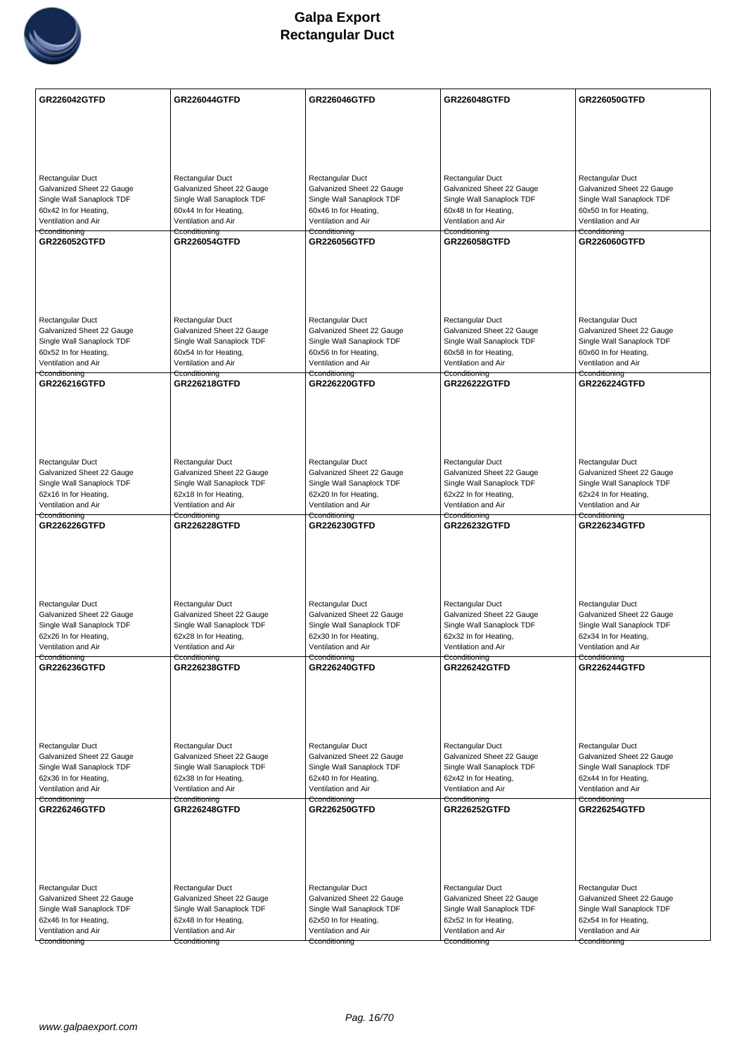# Galpa Export
# Rectangular Duct

| GR226042GTFD | GR226044GTFD | GR226046GTFD | GR226048GTFD | GR226050GTFD |
|---|---|---|---|---|
| Rectangular Duct<br>Galvanized Sheet 22 Gauge<br>Single Wall Sanaplock TDF<br>60x42 In for Heating, Ventilation and Air Conditioning | Rectangular Duct<br>Galvanized Sheet 22 Gauge<br>Single Wall Sanaplock TDF<br>60x44 In for Heating, Ventilation and Air Conditioning | Rectangular Duct<br>Galvanized Sheet 22 Gauge<br>Single Wall Sanaplock TDF<br>60x46 In for Heating, Ventilation and Air Conditioning | Rectangular Duct<br>Galvanized Sheet 22 Gauge<br>Single Wall Sanaplock TDF<br>60x48 In for Heating, Ventilation and Air Conditioning | Rectangular Duct<br>Galvanized Sheet 22 Gauge<br>Single Wall Sanaplock TDF<br>60x50 In for Heating, Ventilation and Air Conditioning |
| **GR226052GTFD** | **GR226054GTFD** | **GR226056GTFD** | **GR226058GTFD** | **GR226060GTFD** |
| Rectangular Duct<br>Galvanized Sheet 22 Gauge<br>Single Wall Sanaplock TDF<br>60x52 In for Heating, Ventilation and Air Conditioning | Rectangular Duct<br>Galvanized Sheet 22 Gauge<br>Single Wall Sanaplock TDF<br>60x54 In for Heating, Ventilation and Air Conditioning | Rectangular Duct<br>Galvanized Sheet 22 Gauge<br>Single Wall Sanaplock TDF<br>60x56 In for Heating, Ventilation and Air Conditioning | Rectangular Duct<br>Galvanized Sheet 22 Gauge<br>Single Wall Sanaplock TDF<br>60x58 In for Heating, Ventilation and Air Conditioning | Rectangular Duct<br>Galvanized Sheet 22 Gauge<br>Single Wall Sanaplock TDF<br>60x60 In for Heating, Ventilation and Air Conditioning |
| **GR226216GTFD** | **GR226218GTFD** | **GR226220GTFD** | **GR226222GTFD** | **GR226224GTFD** |
| Rectangular Duct<br>Galvanized Sheet 22 Gauge<br>Single Wall Sanaplock TDF<br>62x16 In for Heating, Ventilation and Air Conditioning | Rectangular Duct<br>Galvanized Sheet 22 Gauge<br>Single Wall Sanaplock TDF<br>62x18 In for Heating, Ventilation and Air Conditioning | Rectangular Duct<br>Galvanized Sheet 22 Gauge<br>Single Wall Sanaplock TDF<br>62x20 In for Heating, Ventilation and Air Conditioning | Rectangular Duct<br>Galvanized Sheet 22 Gauge<br>Single Wall Sanaplock TDF<br>62x22 In for Heating, Ventilation and Air Conditioning | Rectangular Duct<br>Galvanized Sheet 22 Gauge<br>Single Wall Sanaplock TDF<br>62x24 In for Heating, Ventilation and Air Conditioning |
| **GR226226GTFD** | **GR226228GTFD** | **GR226230GTFD** | **GR226232GTFD** | **GR226234GTFD** |
| Rectangular Duct<br>Galvanized Sheet 22 Gauge<br>Single Wall Sanaplock TDF<br>62x26 In for Heating, Ventilation and Air Conditioning | Rectangular Duct<br>Galvanized Sheet 22 Gauge<br>Single Wall Sanaplock TDF<br>62x28 In for Heating, Ventilation and Air Conditioning | Rectangular Duct<br>Galvanized Sheet 22 Gauge<br>Single Wall Sanaplock TDF<br>62x30 In for Heating, Ventilation and Air Conditioning | Rectangular Duct<br>Galvanized Sheet 22 Gauge<br>Single Wall Sanaplock TDF<br>62x32 In for Heating, Ventilation and Air Conditioning | Rectangular Duct<br>Galvanized Sheet 22 Gauge<br>Single Wall Sanaplock TDF<br>62x34 In for Heating, Ventilation and Air Conditioning |
| **GR226236GTFD** | **GR226238GTFD** | **GR226240GTFD** | **GR226242GTFD** | **GR226244GTFD** |
| Rectangular Duct<br>Galvanized Sheet 22 Gauge<br>Single Wall Sanaplock TDF<br>62x36 In for Heating, Ventilation and Air Conditioning | Rectangular Duct<br>Galvanized Sheet 22 Gauge<br>Single Wall Sanaplock TDF<br>62x38 In for Heating, Ventilation and Air Conditioning | Rectangular Duct<br>Galvanized Sheet 22 Gauge<br>Single Wall Sanaplock TDF<br>62x40 In for Heating, Ventilation and Air Conditioning | Rectangular Duct<br>Galvanized Sheet 22 Gauge<br>Single Wall Sanaplock TDF<br>62x42 In for Heating, Ventilation and Air Conditioning | Rectangular Duct<br>Galvanized Sheet 22 Gauge<br>Single Wall Sanaplock TDF<br>62x44 In for Heating, Ventilation and Air Conditioning |
| **GR226246GTFD** | **GR226248GTFD** | **GR226250GTFD** | **GR226252GTFD** | **GR226254GTFD** |
| Rectangular Duct<br>Galvanized Sheet 22 Gauge<br>Single Wall Sanaplock TDF<br>62x46 In for Heating, Ventilation and Air Conditioning | Rectangular Duct<br>Galvanized Sheet 22 Gauge<br>Single Wall Sanaplock TDF<br>62x48 In for Heating, Ventilation and Air Conditioning | Rectangular Duct<br>Galvanized Sheet 22 Gauge<br>Single Wall Sanaplock TDF<br>62x50 In for Heating, Ventilation and Air Conditioning | Rectangular Duct<br>Galvanized Sheet 22 Gauge<br>Single Wall Sanaplock TDF<br>62x52 In for Heating, Ventilation and Air Conditioning | Rectangular Duct<br>Galvanized Sheet 22 Gauge<br>Single Wall Sanaplock TDF<br>62x54 In for Heating, Ventilation and Air Conditioning |

www.galpaexport.com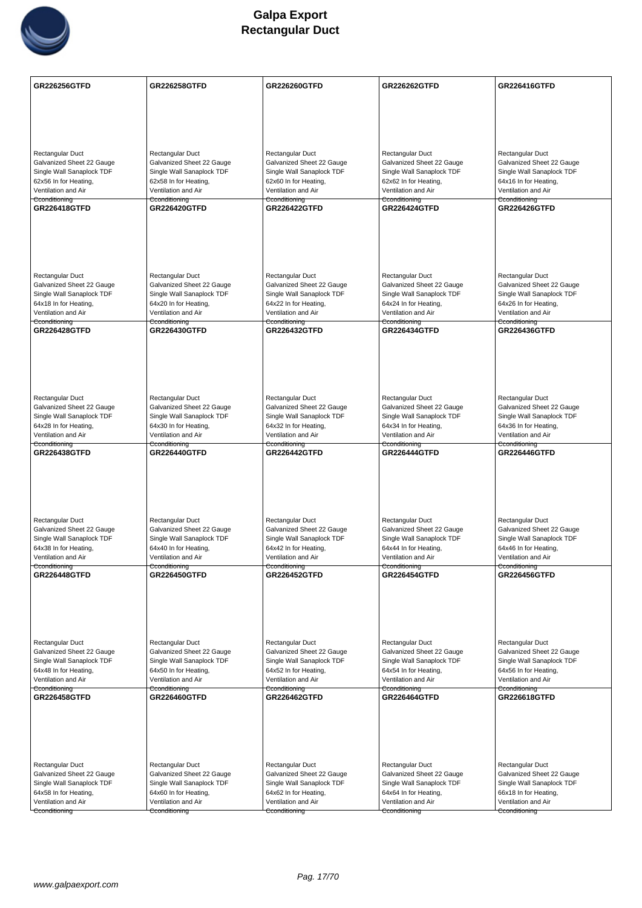| GR226256GTFD | GR226258GTFD | GR226260GTFD | GR226262GTFD | GR226416GTFD |
|---|---|---|---|---|
| Rectangular Duct<br>Galvanized Sheet 22 Gauge<br>Single Wall Sanaplock TDF<br>62x56 In for Heating, Ventilation and Air Conditioning | Rectangular Duct<br>Galvanized Sheet 22 Gauge<br>Single Wall Sanaplock TDF<br>62x58 In for Heating, Ventilation and Air Conditioning | Rectangular Duct<br>Galvanized Sheet 22 Gauge<br>Single Wall Sanaplock TDF<br>62x60 In for Heating, Ventilation and Air Conditioning | Rectangular Duct<br>Galvanized Sheet 22 Gauge<br>Single Wall Sanaplock TDF<br>62x62 In for Heating, Ventilation and Air Conditioning | Rectangular Duct<br>Galvanized Sheet 22 Gauge<br>Single Wall Sanaplock TDF<br>64x16 In for Heating, Ventilation and Air Conditioning |
| **GR226418GTFD** | **GR226420GTFD** | **GR226422GTFD** | **GR226424GTFD** | **GR226426GTFD** |
| Rectangular Duct<br>Galvanized Sheet 22 Gauge<br>Single Wall Sanaplock TDF<br>64x18 In for Heating, Ventilation and Air Conditioning | Rectangular Duct<br>Galvanized Sheet 22 Gauge<br>Single Wall Sanaplock TDF<br>64x20 In for Heating, Ventilation and Air Conditioning | Rectangular Duct<br>Galvanized Sheet 22 Gauge<br>Single Wall Sanaplock TDF<br>64x22 In for Heating, Ventilation and Air Conditioning | Rectangular Duct<br>Galvanized Sheet 22 Gauge<br>Single Wall Sanaplock TDF<br>64x24 In for Heating, Ventilation and Air Conditioning | Rectangular Duct<br>Galvanized Sheet 22 Gauge<br>Single Wall Sanaplock TDF<br>64x26 In for Heating, Ventilation and Air Conditioning |
| **GR226428GTFD** | **GR226430GTFD** | **GR226432GTFD** | **GR226434GTFD** | **GR226436GTFD** |
| Rectangular Duct<br>Galvanized Sheet 22 Gauge<br>Single Wall Sanaplock TDF<br>64x28 In for Heating, Ventilation and Air Conditioning | Rectangular Duct<br>Galvanized Sheet 22 Gauge<br>Single Wall Sanaplock TDF<br>64x30 In for Heating, Ventilation and Air Conditioning | Rectangular Duct<br>Galvanized Sheet 22 Gauge<br>Single Wall Sanaplock TDF<br>64x32 In for Heating, Ventilation and Air Conditioning | Rectangular Duct<br>Galvanized Sheet 22 Gauge<br>Single Wall Sanaplock TDF<br>64x34 In for Heating, Ventilation and Air Conditioning | Rectangular Duct<br>Galvanized Sheet 22 Gauge<br>Single Wall Sanaplock TDF<br>64x36 In for Heating, Ventilation and Air Conditioning |
| **GR226438GTFD** | **GR226440GTFD** | **GR226442GTFD** | **GR226444GTFD** | **GR226446GTFD** |
| Rectangular Duct<br>Galvanized Sheet 22 Gauge<br>Single Wall Sanaplock TDF<br>64x38 In for Heating, Ventilation and Air Conditioning | Rectangular Duct<br>Galvanized Sheet 22 Gauge<br>Single Wall Sanaplock TDF<br>64x40 In for Heating, Ventilation and Air Conditioning | Rectangular Duct<br>Galvanized Sheet 22 Gauge<br>Single Wall Sanaplock TDF<br>64x42 In for Heating, Ventilation and Air Conditioning | Rectangular Duct<br>Galvanized Sheet 22 Gauge<br>Single Wall Sanaplock TDF<br>64x44 In for Heating, Ventilation and Air Conditioning | Rectangular Duct<br>Galvanized Sheet 22 Gauge<br>Single Wall Sanaplock TDF<br>64x46 In for Heating, Ventilation and Air Conditioning |
| **GR226448GTFD** | **GR226450GTFD** | **GR226452GTFD** | **GR226454GTFD** | **GR226456GTFD** |
| Rectangular Duct<br>Galvanized Sheet 22 Gauge<br>Single Wall Sanaplock TDF<br>64x48 In for Heating, Ventilation and Air Conditioning | Rectangular Duct<br>Galvanized Sheet 22 Gauge<br>Single Wall Sanaplock TDF<br>64x50 In for Heating, Ventilation and Air Conditioning | Rectangular Duct<br>Galvanized Sheet 22 Gauge<br>Single Wall Sanaplock TDF<br>64x52 In for Heating, Ventilation and Air Conditioning | Rectangular Duct<br>Galvanized Sheet 22 Gauge<br>Single Wall Sanaplock TDF<br>64x54 In for Heating, Ventilation and Air Conditioning | Rectangular Duct<br>Galvanized Sheet 22 Gauge<br>Single Wall Sanaplock TDF<br>64x56 In for Heating, Ventilation and Air Conditioning |
| **GR226458GTFD** | **GR226460GTFD** | **GR226462GTFD** | **GR226464GTFD** | **GR226618GTFD** |
| Rectangular Duct<br>Galvanized Sheet 22 Gauge<br>Single Wall Sanaplock TDF<br>64x58 In for Heating, Ventilation and Air Conditioning | Rectangular Duct<br>Galvanized Sheet 22 Gauge<br>Single Wall Sanaplock TDF<br>64x60 In for Heating, Ventilation and Air Conditioning | Rectangular Duct<br>Galvanized Sheet 22 Gauge<br>Single Wall Sanaplock TDF<br>64x62 In for Heating, Ventilation and Air Conditioning | Rectangular Duct<br>Galvanized Sheet 22 Gauge<br>Single Wall Sanaplock TDF<br>64x64 In for Heating, Ventilation and Air Conditioning | Rectangular Duct<br>Galvanized Sheet 22 Gauge<br>Single Wall Sanaplock TDF<br>66x18 In for Heating, Ventilation and Air Conditioning |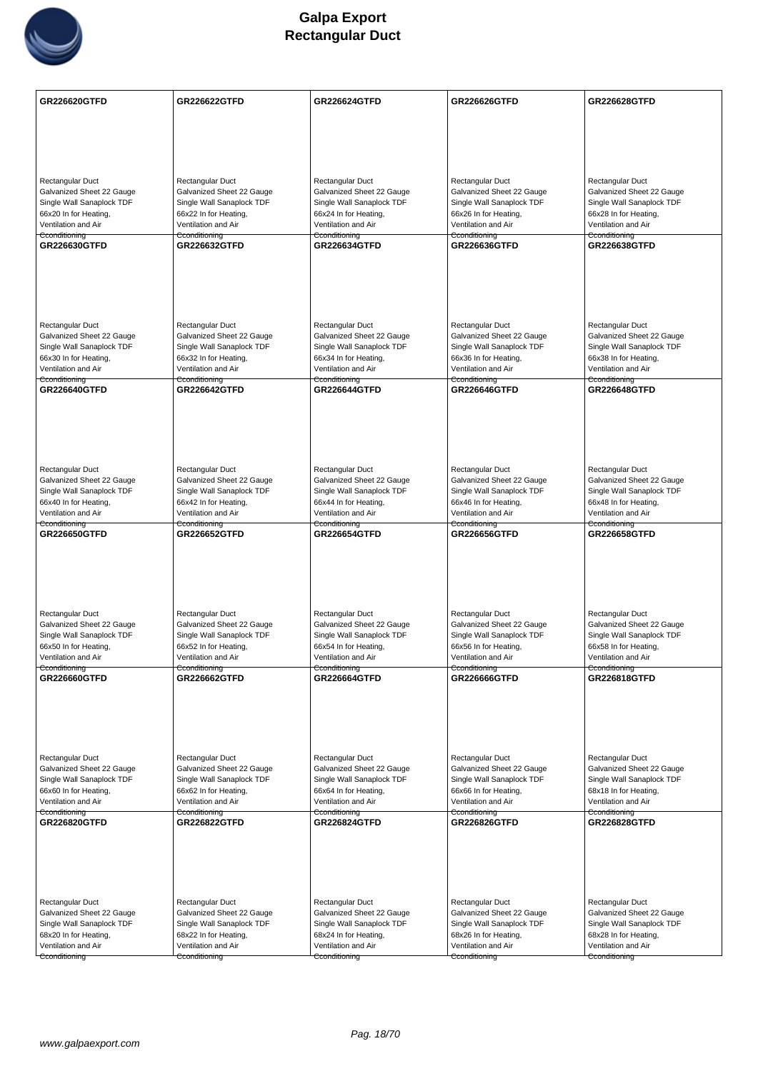# Galpa Export
## Rectangular Duct

| GR226620GTFD | GR226622GTFD | GR226624GTFD | GR226626GTFD | GR226628GTFD |
|---|---|---|---|---|
| Rectangular Duct Galvanized Sheet 22 Gauge Single Wall Sanaplock TDF 66x20 In for Heating, Ventilation and Air Conditioning | Rectangular Duct Galvanized Sheet 22 Gauge Single Wall Sanaplock TDF 66x22 In for Heating, Ventilation and Air Conditioning | Rectangular Duct Galvanized Sheet 22 Gauge Single Wall Sanaplock TDF 66x24 In for Heating, Ventilation and Air Conditioning | Rectangular Duct Galvanized Sheet 22 Gauge Single Wall Sanaplock TDF 66x26 In for Heating, Ventilation and Air Conditioning | Rectangular Duct Galvanized Sheet 22 Gauge Single Wall Sanaplock TDF 66x28 In for Heating, Ventilation and Air Conditioning |
| **GR226630GTFD** | **GR226632GTFD** | **GR226634GTFD** | **GR226636GTFD** | **GR226638GTFD** |
| Rectangular Duct Galvanized Sheet 22 Gauge Single Wall Sanaplock TDF 66x30 In for Heating, Ventilation and Air Conditioning | Rectangular Duct Galvanized Sheet 22 Gauge Single Wall Sanaplock TDF 66x32 In for Heating, Ventilation and Air Conditioning | Rectangular Duct Galvanized Sheet 22 Gauge Single Wall Sanaplock TDF 66x34 In for Heating, Ventilation and Air Conditioning | Rectangular Duct Galvanized Sheet 22 Gauge Single Wall Sanaplock TDF 66x36 In for Heating, Ventilation and Air Conditioning | Rectangular Duct Galvanized Sheet 22 Gauge Single Wall Sanaplock TDF 66x38 In for Heating, Ventilation and Air Conditioning |
| **GR226640GTFD** | **GR226642GTFD** | **GR226644GTFD** | **GR226646GTFD** | **GR226648GTFD** |
| Rectangular Duct Galvanized Sheet 22 Gauge Single Wall Sanaplock TDF 66x40 In for Heating, Ventilation and Air Conditioning | Rectangular Duct Galvanized Sheet 22 Gauge Single Wall Sanaplock TDF 66x42 In for Heating, Ventilation and Air Conditioning | Rectangular Duct Galvanized Sheet 22 Gauge Single Wall Sanaplock TDF 66x44 In for Heating, Ventilation and Air Conditioning | Rectangular Duct Galvanized Sheet 22 Gauge Single Wall Sanaplock TDF 66x46 In for Heating, Ventilation and Air Conditioning | Rectangular Duct Galvanized Sheet 22 Gauge Single Wall Sanaplock TDF 66x48 In for Heating, Ventilation and Air Conditioning |
| **GR226650GTFD** | **GR226652GTFD** | **GR226654GTFD** | **GR226656GTFD** | **GR226658GTFD** |
| Rectangular Duct Galvanized Sheet 22 Gauge Single Wall Sanaplock TDF 66x50 In for Heating, Ventilation and Air Conditioning | Rectangular Duct Galvanized Sheet 22 Gauge Single Wall Sanaplock TDF 66x52 In for Heating, Ventilation and Air Conditioning | Rectangular Duct Galvanized Sheet 22 Gauge Single Wall Sanaplock TDF 66x54 In for Heating, Ventilation and Air Conditioning | Rectangular Duct Galvanized Sheet 22 Gauge Single Wall Sanaplock TDF 66x56 In for Heating, Ventilation and Air Conditioning | Rectangular Duct Galvanized Sheet 22 Gauge Single Wall Sanaplock TDF 66x58 In for Heating, Ventilation and Air Conditioning |
| **GR226660GTFD** | **GR226662GTFD** | **GR226664GTFD** | **GR226666GTFD** | **GR226818GTFD** |
| Rectangular Duct Galvanized Sheet 22 Gauge Single Wall Sanaplock TDF 66x60 In for Heating, Ventilation and Air Conditioning | Rectangular Duct Galvanized Sheet 22 Gauge Single Wall Sanaplock TDF 66x62 In for Heating, Ventilation and Air Conditioning | Rectangular Duct Galvanized Sheet 22 Gauge Single Wall Sanaplock TDF 66x64 In for Heating, Ventilation and Air Conditioning | Rectangular Duct Galvanized Sheet 22 Gauge Single Wall Sanaplock TDF 66x66 In for Heating, Ventilation and Air Conditioning | Rectangular Duct Galvanized Sheet 22 Gauge Single Wall Sanaplock TDF 68x18 In for Heating, Ventilation and Air Conditioning |
| **GR226820GTFD** | **GR226822GTFD** | **GR226824GTFD** | **GR226826GTFD** | **GR226828GTFD** |
| Rectangular Duct Galvanized Sheet 22 Gauge Single Wall Sanaplock TDF 68x20 In for Heating, Ventilation and Air Conditioning | Rectangular Duct Galvanized Sheet 22 Gauge Single Wall Sanaplock TDF 68x22 In for Heating, Ventilation and Air Conditioning | Rectangular Duct Galvanized Sheet 22 Gauge Single Wall Sanaplock TDF 68x24 In for Heating, Ventilation and Air Conditioning | Rectangular Duct Galvanized Sheet 22 Gauge Single Wall Sanaplock TDF 68x26 In for Heating, Ventilation and Air Conditioning | Rectangular Duct Galvanized Sheet 22 Gauge Single Wall Sanaplock TDF 68x28 In for Heating, Ventilation and Air Conditioning |

www.galpaexport.com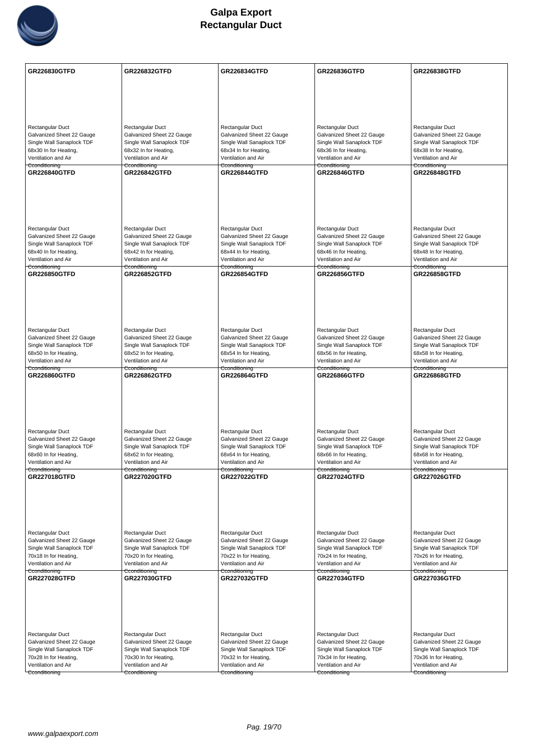# Galpa Export
## Rectangular Duct

| GR226830GTFD | GR226832GTFD | GR226834GTFD | GR226836GTFD | GR226838GTFD |
|---|---|---|---|---|
| Rectangular Duct<br>Galvanized Sheet 22 Gauge<br>Single Wall Sanaplock TDF<br>68x30 In for Heating, Ventilation and Air Conditioning | Rectangular Duct<br>Galvanized Sheet 22 Gauge<br>Single Wall Sanaplock TDF<br>68x32 In for Heating, Ventilation and Air Conditioning | Rectangular Duct<br>Galvanized Sheet 22 Gauge<br>Single Wall Sanaplock TDF<br>68x34 In for Heating, Ventilation and Air Conditioning | Rectangular Duct<br>Galvanized Sheet 22 Gauge<br>Single Wall Sanaplock TDF<br>68x36 In for Heating, Ventilation and Air Conditioning | Rectangular Duct<br>Galvanized Sheet 22 Gauge<br>Single Wall Sanaplock TDF<br>68x38 In for Heating, Ventilation and Air Conditioning |
| **GR226840GTFD** | **GR226842GTFD** | **GR226844GTFD** | **GR226846GTFD** | **GR226848GTFD** |
| Rectangular Duct<br>Galvanized Sheet 22 Gauge<br>Single Wall Sanaplock TDF<br>68x40 In for Heating, Ventilation and Air Conditioning | Rectangular Duct<br>Galvanized Sheet 22 Gauge<br>Single Wall Sanaplock TDF<br>68x42 In for Heating, Ventilation and Air Conditioning | Rectangular Duct<br>Galvanized Sheet 22 Gauge<br>Single Wall Sanaplock TDF<br>68x44 In for Heating, Ventilation and Air Conditioning | Rectangular Duct<br>Galvanized Sheet 22 Gauge<br>Single Wall Sanaplock TDF<br>68x46 In for Heating, Ventilation and Air Conditioning | Rectangular Duct<br>Galvanized Sheet 22 Gauge<br>Single Wall Sanaplock TDF<br>68x48 In for Heating, Ventilation and Air Conditioning |
| **GR226850GTFD** | **GR226852GTFD** | **GR226854GTFD** | **GR226856GTFD** | **GR226858GTFD** |
| Rectangular Duct<br>Galvanized Sheet 22 Gauge<br>Single Wall Sanaplock TDF<br>68x50 In for Heating, Ventilation and Air Conditioning | Rectangular Duct<br>Galvanized Sheet 22 Gauge<br>Single Wall Sanaplock TDF<br>68x52 In for Heating, Ventilation and Air Conditioning | Rectangular Duct<br>Galvanized Sheet 22 Gauge<br>Single Wall Sanaplock TDF<br>68x54 In for Heating, Ventilation and Air Conditioning | Rectangular Duct<br>Galvanized Sheet 22 Gauge<br>Single Wall Sanaplock TDF<br>68x56 In for Heating, Ventilation and Air Conditioning | Rectangular Duct<br>Galvanized Sheet 22 Gauge<br>Single Wall Sanaplock TDF<br>68x58 In for Heating, Ventilation and Air Conditioning |
| **GR226860GTFD** | **GR226862GTFD** | **GR226864GTFD** | **GR226866GTFD** | **GR226868GTFD** |
| Rectangular Duct<br>Galvanized Sheet 22 Gauge<br>Single Wall Sanaplock TDF<br>68x60 In for Heating, Ventilation and Air Conditioning | Rectangular Duct<br>Galvanized Sheet 22 Gauge<br>Single Wall Sanaplock TDF<br>68x62 In for Heating, Ventilation and Air Conditioning | Rectangular Duct<br>Galvanized Sheet 22 Gauge<br>Single Wall Sanaplock TDF<br>68x64 In for Heating, Ventilation and Air Conditioning | Rectangular Duct<br>Galvanized Sheet 22 Gauge<br>Single Wall Sanaplock TDF<br>68x66 In for Heating, Ventilation and Air Conditioning | Rectangular Duct<br>Galvanized Sheet 22 Gauge<br>Single Wall Sanaplock TDF<br>68x68 In for Heating, Ventilation and Air Conditioning |
| **GR227018GTFD** | **GR227020GTFD** | **GR227022GTFD** | **GR227024GTFD** | **GR227026GTFD** |
| Rectangular Duct<br>Galvanized Sheet 22 Gauge<br>Single Wall Sanaplock TDF<br>70x18 In for Heating, Ventilation and Air Conditioning | Rectangular Duct<br>Galvanized Sheet 22 Gauge<br>Single Wall Sanaplock TDF<br>70x20 In for Heating, Ventilation and Air Conditioning | Rectangular Duct<br>Galvanized Sheet 22 Gauge<br>Single Wall Sanaplock TDF<br>70x22 In for Heating, Ventilation and Air Conditioning | Rectangular Duct<br>Galvanized Sheet 22 Gauge<br>Single Wall Sanaplock TDF<br>70x24 In for Heating, Ventilation and Air Conditioning | Rectangular Duct<br>Galvanized Sheet 22 Gauge<br>Single Wall Sanaplock TDF<br>70x26 In for Heating, Ventilation and Air Conditioning |
| **GR227028GTFD** | **GR227030GTFD** | **GR227032GTFD** | **GR227034GTFD** | **GR227036GTFD** |
| Rectangular Duct<br>Galvanized Sheet 22 Gauge<br>Single Wall Sanaplock TDF<br>70x28 In for Heating, Ventilation and Air Conditioning | Rectangular Duct<br>Galvanized Sheet 22 Gauge<br>Single Wall Sanaplock TDF<br>70x30 In for Heating, Ventilation and Air Conditioning | Rectangular Duct<br>Galvanized Sheet 22 Gauge<br>Single Wall Sanaplock TDF<br>70x32 In for Heating, Ventilation and Air Conditioning | Rectangular Duct<br>Galvanized Sheet 22 Gauge<br>Single Wall Sanaplock TDF<br>70x34 In for Heating, Ventilation and Air Conditioning | Rectangular Duct<br>Galvanized Sheet 22 Gauge<br>Single Wall Sanaplock TDF<br>70x36 In for Heating, Ventilation and Air Conditioning |

www.galpaexport.com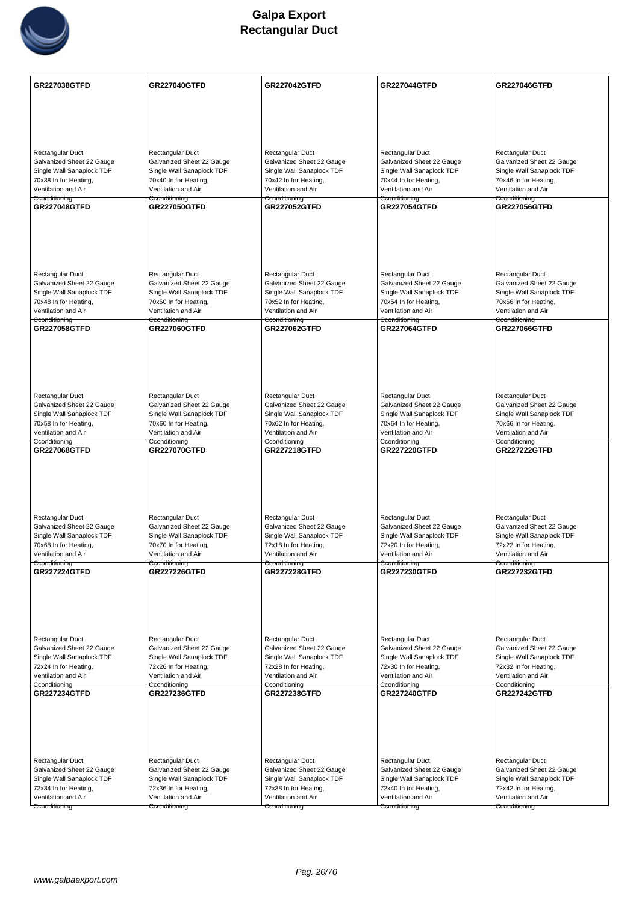# Galpa Export
# Rectangular Duct

| GR227038GTFD | GR227040GTFD | GR227042GTFD | GR227044GTFD | GR227046GTFD |
|---|---|---|---|---|
| Rectangular Duct Galvanized Sheet 22 Gauge Single Wall Sanaplock TDF 70x38 In for Heating, Ventilation and Air Conditioning | Rectangular Duct Galvanized Sheet 22 Gauge Single Wall Sanaplock TDF 70x40 In for Heating, Ventilation and Air Conditioning | Rectangular Duct Galvanized Sheet 22 Gauge Single Wall Sanaplock TDF 70x42 In for Heating, Ventilation and Air Conditioning | Rectangular Duct Galvanized Sheet 22 Gauge Single Wall Sanaplock TDF 70x44 In for Heating, Ventilation and Air Conditioning | Rectangular Duct Galvanized Sheet 22 Gauge Single Wall Sanaplock TDF 70x46 In for Heating, Ventilation and Air Conditioning |
| **GR227048GTFD** | **GR227050GTFD** | **GR227052GTFD** | **GR227054GTFD** | **GR227056GTFD** |
| Rectangular Duct Galvanized Sheet 22 Gauge Single Wall Sanaplock TDF 70x48 In for Heating, Ventilation and Air Conditioning | Rectangular Duct Galvanized Sheet 22 Gauge Single Wall Sanaplock TDF 70x50 In for Heating, Ventilation and Air Conditioning | Rectangular Duct Galvanized Sheet 22 Gauge Single Wall Sanaplock TDF 70x52 In for Heating, Ventilation and Air Conditioning | Rectangular Duct Galvanized Sheet 22 Gauge Single Wall Sanaplock TDF 70x54 In for Heating, Ventilation and Air Conditioning | Rectangular Duct Galvanized Sheet 22 Gauge Single Wall Sanaplock TDF 70x56 In for Heating, Ventilation and Air Conditioning |
| **GR227058GTFD** | **GR227060GTFD** | **GR227062GTFD** | **GR227064GTFD** | **GR227066GTFD** |
| Rectangular Duct Galvanized Sheet 22 Gauge Single Wall Sanaplock TDF 70x58 In for Heating, Ventilation and Air Conditioning | Rectangular Duct Galvanized Sheet 22 Gauge Single Wall Sanaplock TDF 70x60 In for Heating, Ventilation and Air Conditioning | Rectangular Duct Galvanized Sheet 22 Gauge Single Wall Sanaplock TDF 70x62 In for Heating, Ventilation and Air Conditioning | Rectangular Duct Galvanized Sheet 22 Gauge Single Wall Sanaplock TDF 70x64 In for Heating, Ventilation and Air Conditioning | Rectangular Duct Galvanized Sheet 22 Gauge Single Wall Sanaplock TDF 70x66 In for Heating, Ventilation and Air Conditioning |
| **GR227068GTFD** | **GR227070GTFD** | **GR227218GTFD** | **GR227220GTFD** | **GR227222GTFD** |
| Rectangular Duct Galvanized Sheet 22 Gauge Single Wall Sanaplock TDF 70x68 In for Heating, Ventilation and Air Conditioning | Rectangular Duct Galvanized Sheet 22 Gauge Single Wall Sanaplock TDF 70x70 In for Heating, Ventilation and Air Conditioning | Rectangular Duct Galvanized Sheet 22 Gauge Single Wall Sanaplock TDF 72x18 In for Heating, Ventilation and Air Conditioning | Rectangular Duct Galvanized Sheet 22 Gauge Single Wall Sanaplock TDF 72x20 In for Heating, Ventilation and Air Conditioning | Rectangular Duct Galvanized Sheet 22 Gauge Single Wall Sanaplock TDF 72x22 In for Heating, Ventilation and Air Conditioning |
| **GR227224GTFD** | **GR227226GTFD** | **GR227228GTFD** | **GR227230GTFD** | **GR227232GTFD** |
| Rectangular Duct Galvanized Sheet 22 Gauge Single Wall Sanaplock TDF 72x24 In for Heating, Ventilation and Air Conditioning | Rectangular Duct Galvanized Sheet 22 Gauge Single Wall Sanaplock TDF 72x26 In for Heating, Ventilation and Air Conditioning | Rectangular Duct Galvanized Sheet 22 Gauge Single Wall Sanaplock TDF 72x28 In for Heating, Ventilation and Air Conditioning | Rectangular Duct Galvanized Sheet 22 Gauge Single Wall Sanaplock TDF 72x30 In for Heating, Ventilation and Air Conditioning | Rectangular Duct Galvanized Sheet 22 Gauge Single Wall Sanaplock TDF 72x32 In for Heating, Ventilation and Air Conditioning |
| **GR227234GTFD** | **GR227236GTFD** | **GR227238GTFD** | **GR227240GTFD** | **GR227242GTFD** |
| Rectangular Duct Galvanized Sheet 22 Gauge Single Wall Sanaplock TDF 72x34 In for Heating, Ventilation and Air Conditioning | Rectangular Duct Galvanized Sheet 22 Gauge Single Wall Sanaplock TDF 72x36 In for Heating, Ventilation and Air Conditioning | Rectangular Duct Galvanized Sheet 22 Gauge Single Wall Sanaplock TDF 72x38 In for Heating, Ventilation and Air Conditioning | Rectangular Duct Galvanized Sheet 22 Gauge Single Wall Sanaplock TDF 72x40 In for Heating, Ventilation and Air Conditioning | Rectangular Duct Galvanized Sheet 22 Gauge Single Wall Sanaplock TDF 72x42 In for Heating, Ventilation and Air Conditioning |

www.galpaexport.com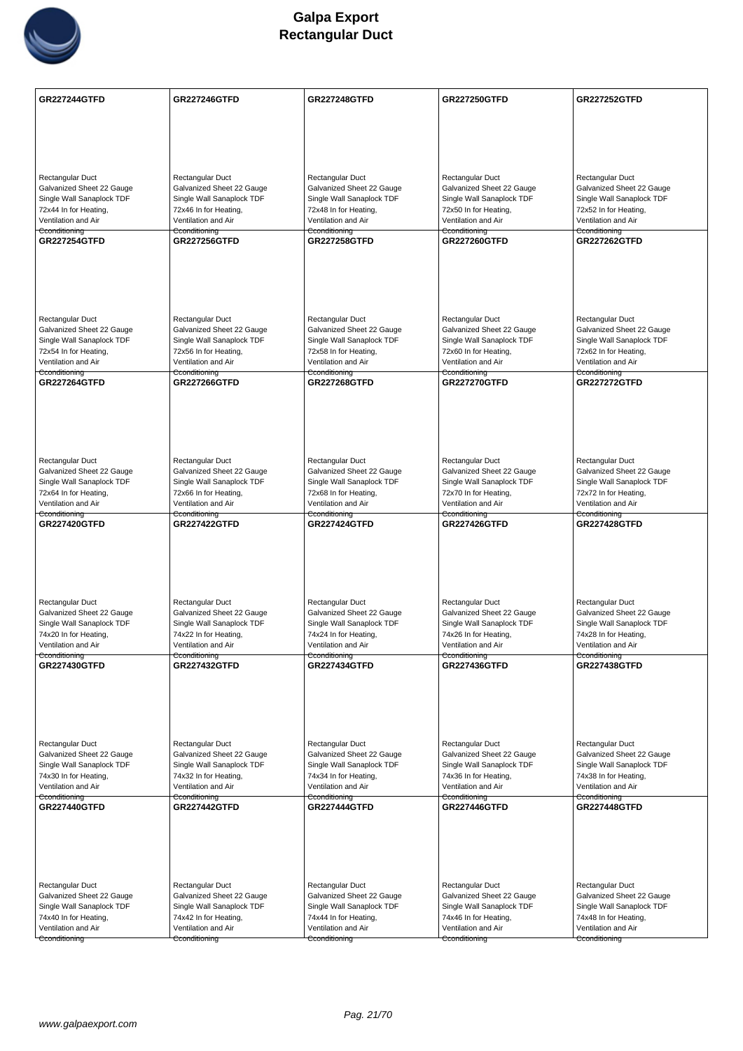# Galpa Export
# Rectangular Duct

| GR227244GTFD | GR227246GTFD | GR227248GTFD | GR227250GTFD | GR227252GTFD |
|---|---|---|---|---|
| Rectangular Duct Galvanized Sheet 22 Gauge Single Wall Sanaplock TDF 72x44 In for Heating, Ventilation and Air Conditioning | Rectangular Duct Galvanized Sheet 22 Gauge Single Wall Sanaplock TDF 72x46 In for Heating, Ventilation and Air Conditioning | Rectangular Duct Galvanized Sheet 22 Gauge Single Wall Sanaplock TDF 72x48 In for Heating, Ventilation and Air Conditioning | Rectangular Duct Galvanized Sheet 22 Gauge Single Wall Sanaplock TDF 72x50 In for Heating, Ventilation and Air Conditioning | Rectangular Duct Galvanized Sheet 22 Gauge Single Wall Sanaplock TDF 72x52 In for Heating, Ventilation and Air Conditioning |
| **GR227254GTFD** | **GR227256GTFD** | **GR227258GTFD** | **GR227260GTFD** | **GR227262GTFD** |
| Rectangular Duct Galvanized Sheet 22 Gauge Single Wall Sanaplock TDF 72x54 In for Heating, Ventilation and Air Conditioning | Rectangular Duct Galvanized Sheet 22 Gauge Single Wall Sanaplock TDF 72x56 In for Heating, Ventilation and Air Conditioning | Rectangular Duct Galvanized Sheet 22 Gauge Single Wall Sanaplock TDF 72x58 In for Heating, Ventilation and Air Conditioning | Rectangular Duct Galvanized Sheet 22 Gauge Single Wall Sanaplock TDF 72x60 In for Heating, Ventilation and Air Conditioning | Rectangular Duct Galvanized Sheet 22 Gauge Single Wall Sanaplock TDF 72x62 In for Heating, Ventilation and Air Conditioning |
| **GR227264GTFD** | **GR227266GTFD** | **GR227268GTFD** | **GR227270GTFD** | **GR227272GTFD** |
| Rectangular Duct Galvanized Sheet 22 Gauge Single Wall Sanaplock TDF 72x64 In for Heating, Ventilation and Air Conditioning | Rectangular Duct Galvanized Sheet 22 Gauge Single Wall Sanaplock TDF 72x66 In for Heating, Ventilation and Air Conditioning | Rectangular Duct Galvanized Sheet 22 Gauge Single Wall Sanaplock TDF 72x68 In for Heating, Ventilation and Air Conditioning | Rectangular Duct Galvanized Sheet 22 Gauge Single Wall Sanaplock TDF 72x70 In for Heating, Ventilation and Air Conditioning | Rectangular Duct Galvanized Sheet 22 Gauge Single Wall Sanaplock TDF 72x72 In for Heating, Ventilation and Air Conditioning |
| **GR227420GTFD** | **GR227422GTFD** | **GR227424GTFD** | **GR227426GTFD** | **GR227428GTFD** |
| Rectangular Duct Galvanized Sheet 22 Gauge Single Wall Sanaplock TDF 74x20 In for Heating, Ventilation and Air Conditioning | Rectangular Duct Galvanized Sheet 22 Gauge Single Wall Sanaplock TDF 74x22 In for Heating, Ventilation and Air Conditioning | Rectangular Duct Galvanized Sheet 22 Gauge Single Wall Sanaplock TDF 74x24 In for Heating, Ventilation and Air Conditioning | Rectangular Duct Galvanized Sheet 22 Gauge Single Wall Sanaplock TDF 74x26 In for Heating, Ventilation and Air Conditioning | Rectangular Duct Galvanized Sheet 22 Gauge Single Wall Sanaplock TDF 74x28 In for Heating, Ventilation and Air Conditioning |
| **GR227430GTFD** | **GR227432GTFD** | **GR227434GTFD** | **GR227436GTFD** | **GR227438GTFD** |
| Rectangular Duct Galvanized Sheet 22 Gauge Single Wall Sanaplock TDF 74x30 In for Heating, Ventilation and Air Conditioning | Rectangular Duct Galvanized Sheet 22 Gauge Single Wall Sanaplock TDF 74x32 In for Heating, Ventilation and Air Conditioning | Rectangular Duct Galvanized Sheet 22 Gauge Single Wall Sanaplock TDF 74x34 In for Heating, Ventilation and Air Conditioning | Rectangular Duct Galvanized Sheet 22 Gauge Single Wall Sanaplock TDF 74x36 In for Heating, Ventilation and Air Conditioning | Rectangular Duct Galvanized Sheet 22 Gauge Single Wall Sanaplock TDF 74x38 In for Heating, Ventilation and Air Conditioning |
| **GR227440GTFD** | **GR227442GTFD** | **GR227444GTFD** | **GR227446GTFD** | **GR227448GTFD** |
| Rectangular Duct Galvanized Sheet 22 Gauge Single Wall Sanaplock TDF 74x40 In for Heating, Ventilation and Air Conditioning | Rectangular Duct Galvanized Sheet 22 Gauge Single Wall Sanaplock TDF 74x42 In for Heating, Ventilation and Air Conditioning | Rectangular Duct Galvanized Sheet 22 Gauge Single Wall Sanaplock TDF 74x44 In for Heating, Ventilation and Air Conditioning | Rectangular Duct Galvanized Sheet 22 Gauge Single Wall Sanaplock TDF 74x46 In for Heating, Ventilation and Air Conditioning | Rectangular Duct Galvanized Sheet 22 Gauge Single Wall Sanaplock TDF 74x48 In for Heating, Ventilation and Air Conditioning |

www.galpaexport.com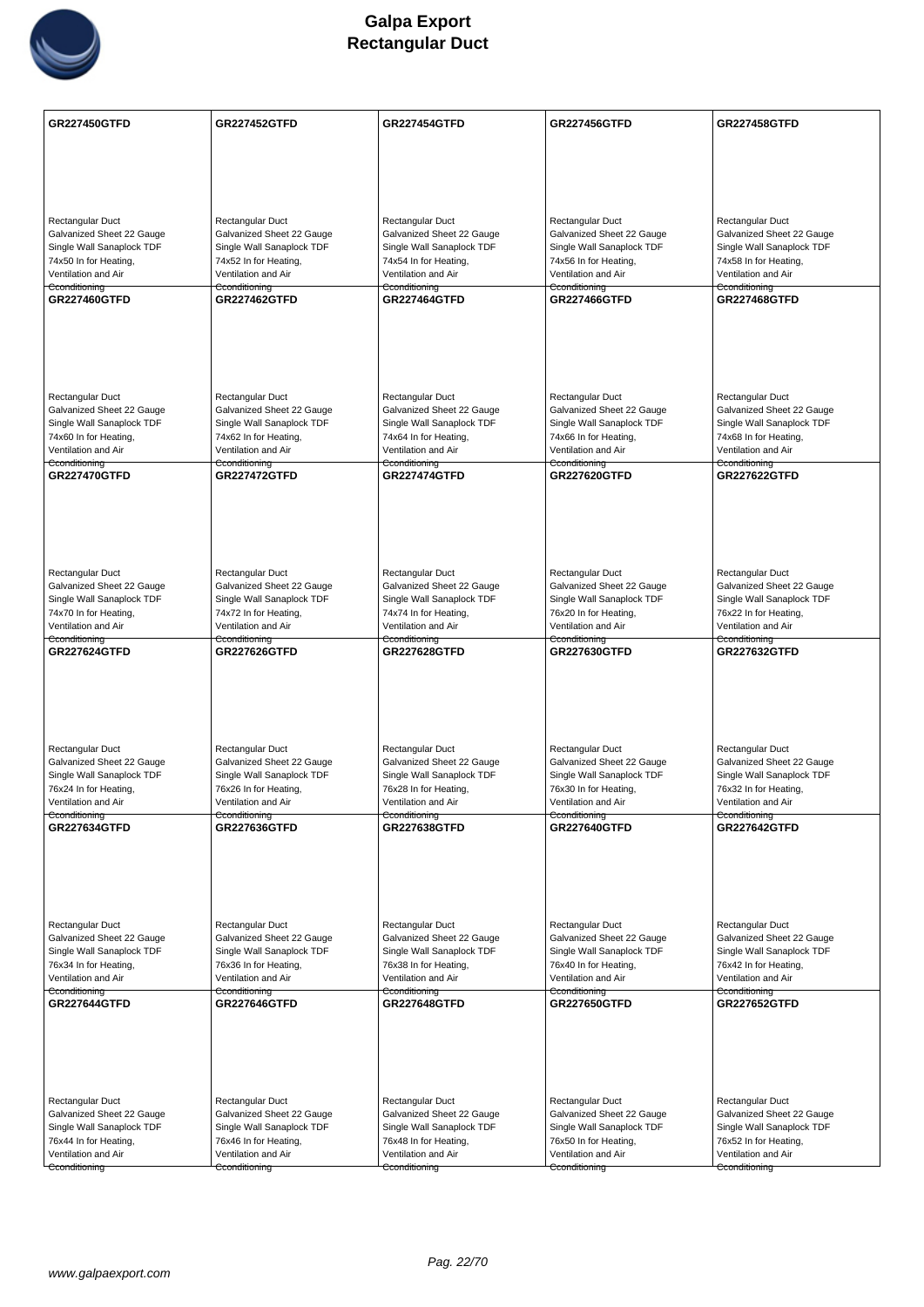# Galpa Export
## Rectangular Duct

| GR227450GTFD | GR227452GTFD | GR227454GTFD | GR227456GTFD | GR227458GTFD |
|---|---|---|---|---|
| Rectangular Duct<br>Galvanized Sheet 22 Gauge<br>Single Wall Sanaplock TDF<br>74x50 In for Heating, Ventilation and Air Econditioning | Rectangular Duct<br>Galvanized Sheet 22 Gauge<br>Single Wall Sanaplock TDF<br>74x52 In for Heating, Ventilation and Air Econditioning | Rectangular Duct<br>Galvanized Sheet 22 Gauge<br>Single Wall Sanaplock TDF<br>74x54 In for Heating, Ventilation and Air Econditioning | Rectangular Duct<br>Galvanized Sheet 22 Gauge<br>Single Wall Sanaplock TDF<br>74x56 In for Heating, Ventilation and Air Econditioning | Rectangular Duct<br>Galvanized Sheet 22 Gauge<br>Single Wall Sanaplock TDF<br>74x58 In for Heating, Ventilation and Air Econditioning |
| **GR227460GTFD** | **GR227462GTFD** | **GR227464GTFD** | **GR227466GTFD** | **GR227468GTFD** |
| Rectangular Duct<br>Galvanized Sheet 22 Gauge<br>Single Wall Sanaplock TDF<br>74x60 In for Heating, Ventilation and Air Econditioning | Rectangular Duct<br>Galvanized Sheet 22 Gauge<br>Single Wall Sanaplock TDF<br>74x62 In for Heating, Ventilation and Air Econditioning | Rectangular Duct<br>Galvanized Sheet 22 Gauge<br>Single Wall Sanaplock TDF<br>74x64 In for Heating, Ventilation and Air Econditioning | Rectangular Duct<br>Galvanized Sheet 22 Gauge<br>Single Wall Sanaplock TDF<br>74x66 In for Heating, Ventilation and Air Econditioning | Rectangular Duct<br>Galvanized Sheet 22 Gauge<br>Single Wall Sanaplock TDF<br>74x68 In for Heating, Ventilation and Air Econditioning |
| **GR227470GTFD** | **GR227472GTFD** | **GR227474GTFD** | **GR227620GTFD** | **GR227622GTFD** |
| Rectangular Duct<br>Galvanized Sheet 22 Gauge<br>Single Wall Sanaplock TDF<br>74x70 In for Heating, Ventilation and Air Econditioning | Rectangular Duct<br>Galvanized Sheet 22 Gauge<br>Single Wall Sanaplock TDF<br>74x72 In for Heating, Ventilation and Air Econditioning | Rectangular Duct<br>Galvanized Sheet 22 Gauge<br>Single Wall Sanaplock TDF<br>74x74 In for Heating, Ventilation and Air Econditioning | Rectangular Duct<br>Galvanized Sheet 22 Gauge<br>Single Wall Sanaplock TDF<br>76x20 In for Heating, Ventilation and Air Econditioning | Rectangular Duct<br>Galvanized Sheet 22 Gauge<br>Single Wall Sanaplock TDF<br>76x22 In for Heating, Ventilation and Air Econditioning |
| **GR227624GTFD** | **GR227626GTFD** | **GR227628GTFD** | **GR227630GTFD** | **GR227632GTFD** |
| Rectangular Duct<br>Galvanized Sheet 22 Gauge<br>Single Wall Sanaplock TDF<br>76x24 In for Heating, Ventilation and Air Econditioning | Rectangular Duct<br>Galvanized Sheet 22 Gauge<br>Single Wall Sanaplock TDF<br>76x26 In for Heating, Ventilation and Air Econditioning | Rectangular Duct<br>Galvanized Sheet 22 Gauge<br>Single Wall Sanaplock TDF<br>76x28 In for Heating, Ventilation and Air Econditioning | Rectangular Duct<br>Galvanized Sheet 22 Gauge<br>Single Wall Sanaplock TDF<br>76x30 In for Heating, Ventilation and Air Econditioning | Rectangular Duct<br>Galvanized Sheet 22 Gauge<br>Single Wall Sanaplock TDF<br>76x32 In for Heating, Ventilation and Air Econditioning |
| **GR227634GTFD** | **GR227636GTFD** | **GR227638GTFD** | **GR227640GTFD** | **GR227642GTFD** |
| Rectangular Duct<br>Galvanized Sheet 22 Gauge<br>Single Wall Sanaplock TDF<br>76x34 In for Heating, Ventilation and Air Econditioning | Rectangular Duct<br>Galvanized Sheet 22 Gauge<br>Single Wall Sanaplock TDF<br>76x36 In for Heating, Ventilation and Air Econditioning | Rectangular Duct<br>Galvanized Sheet 22 Gauge<br>Single Wall Sanaplock TDF<br>76x38 In for Heating, Ventilation and Air Econditioning | Rectangular Duct<br>Galvanized Sheet 22 Gauge<br>Single Wall Sanaplock TDF<br>76x40 In for Heating, Ventilation and Air Econditioning | Rectangular Duct<br>Galvanized Sheet 22 Gauge<br>Single Wall Sanaplock TDF<br>76x42 In for Heating, Ventilation and Air Econditioning |
| **GR227644GTFD** | **GR227646GTFD** | **GR227648GTFD** | **GR227650GTFD** | **GR227652GTFD** |
| Rectangular Duct<br>Galvanized Sheet 22 Gauge<br>Single Wall Sanaplock TDF<br>76x44 In for Heating, Ventilation and Air Econditioning | Rectangular Duct<br>Galvanized Sheet 22 Gauge<br>Single Wall Sanaplock TDF<br>76x46 In for Heating, Ventilation and Air Econditioning | Rectangular Duct<br>Galvanized Sheet 22 Gauge<br>Single Wall Sanaplock TDF<br>76x48 In for Heating, Ventilation and Air Econditioning | Rectangular Duct<br>Galvanized Sheet 22 Gauge<br>Single Wall Sanaplock TDF<br>76x50 In for Heating, Ventilation and Air Econditioning | Rectangular Duct<br>Galvanized Sheet 22 Gauge<br>Single Wall Sanaplock TDF<br>76x52 In for Heating, Ventilation and Air Econditioning |

www.galpaexport.com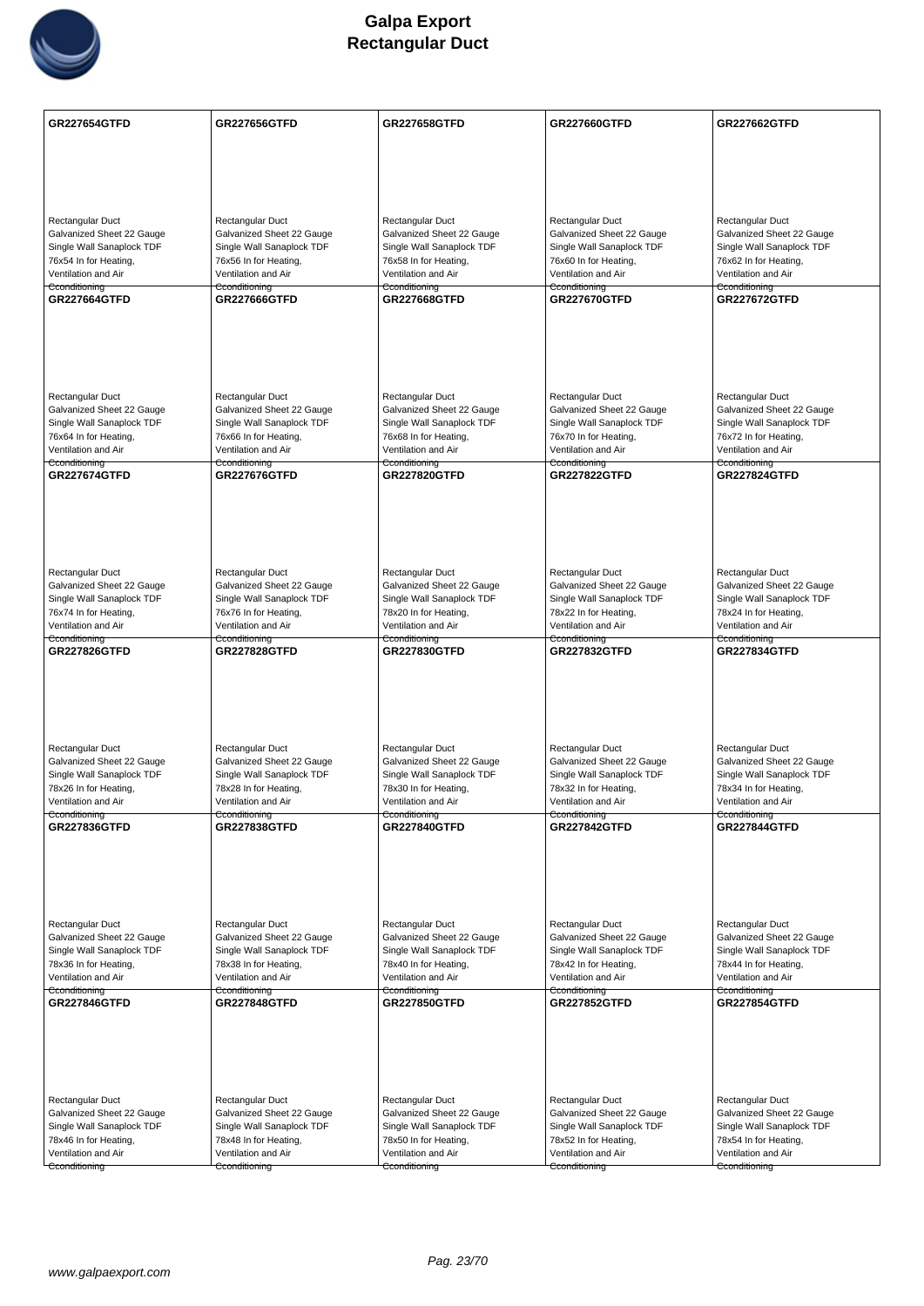# Galpa Export
# Rectangular Duct

| | | | | |
|---|---|---|---|---|
| **GR227654GTFD**<br>Rectangular Duct<br>Galvanized Sheet 22 Gauge<br>Single Wall Sanaplock TDF<br>76x54 In for Heating, Ventilation and Air Conditioning | **GR227656GTFD**<br>Rectangular Duct<br>Galvanized Sheet 22 Gauge<br>Single Wall Sanaplock TDF<br>76x56 In for Heating, Ventilation and Air Conditioning | **GR227658GTFD**<br>Rectangular Duct<br>Galvanized Sheet 22 Gauge<br>Single Wall Sanaplock TDF<br>76x58 In for Heating, Ventilation and Air Conditioning | **GR227660GTFD**<br>Rectangular Duct<br>Galvanized Sheet 22 Gauge<br>Single Wall Sanaplock TDF<br>76x60 In for Heating, Ventilation and Air Conditioning | **GR227662GTFD**<br>Rectangular Duct<br>Galvanized Sheet 22 Gauge<br>Single Wall Sanaplock TDF<br>76x62 In for Heating, Ventilation and Air Conditioning |
| **GR227664GTFD**<br>Rectangular Duct<br>Galvanized Sheet 22 Gauge<br>Single Wall Sanaplock TDF<br>76x64 In for Heating, Ventilation and Air Conditioning | **GR227666GTFD**<br>Rectangular Duct<br>Galvanized Sheet 22 Gauge<br>Single Wall Sanaplock TDF<br>76x66 In for Heating, Ventilation and Air Conditioning | **GR227668GTFD**<br>Rectangular Duct<br>Galvanized Sheet 22 Gauge<br>Single Wall Sanaplock TDF<br>76x68 In for Heating, Ventilation and Air Conditioning | **GR227670GTFD**<br>Rectangular Duct<br>Galvanized Sheet 22 Gauge<br>Single Wall Sanaplock TDF<br>76x70 In for Heating, Ventilation and Air Conditioning | **GR227672GTFD**<br>Rectangular Duct<br>Galvanized Sheet 22 Gauge<br>Single Wall Sanaplock TDF<br>76x72 In for Heating, Ventilation and Air Conditioning |
| **GR227674GTFD**<br>Rectangular Duct<br>Galvanized Sheet 22 Gauge<br>Single Wall Sanaplock TDF<br>76x74 In for Heating, Ventilation and Air Conditioning | **GR227676GTFD**<br>Rectangular Duct<br>Galvanized Sheet 22 Gauge<br>Single Wall Sanaplock TDF<br>76x76 In for Heating, Ventilation and Air Conditioning | **GR227820GTFD**<br>Rectangular Duct<br>Galvanized Sheet 22 Gauge<br>Single Wall Sanaplock TDF<br>78x20 In for Heating, Ventilation and Air Conditioning | **GR227822GTFD**<br>Rectangular Duct<br>Galvanized Sheet 22 Gauge<br>Single Wall Sanaplock TDF<br>78x22 In for Heating, Ventilation and Air Conditioning | **GR227824GTFD**<br>Rectangular Duct<br>Galvanized Sheet 22 Gauge<br>Single Wall Sanaplock TDF<br>78x24 In for Heating, Ventilation and Air Conditioning |
| **GR227826GTFD**<br>Rectangular Duct<br>Galvanized Sheet 22 Gauge<br>Single Wall Sanaplock TDF<br>78x26 In for Heating, Ventilation and Air Conditioning | **GR227828GTFD**<br>Rectangular Duct<br>Galvanized Sheet 22 Gauge<br>Single Wall Sanaplock TDF<br>78x28 In for Heating, Ventilation and Air Conditioning | **GR227830GTFD**<br>Rectangular Duct<br>Galvanized Sheet 22 Gauge<br>Single Wall Sanaplock TDF<br>78x30 In for Heating, Ventilation and Air Conditioning | **GR227832GTFD**<br>Rectangular Duct<br>Galvanized Sheet 22 Gauge<br>Single Wall Sanaplock TDF<br>78x32 In for Heating, Ventilation and Air Conditioning | **GR227834GTFD**<br>Rectangular Duct<br>Galvanized Sheet 22 Gauge<br>Single Wall Sanaplock TDF<br>78x34 In for Heating, Ventilation and Air Conditioning |
| **GR227836GTFD**<br>Rectangular Duct<br>Galvanized Sheet 22 Gauge<br>Single Wall Sanaplock TDF<br>78x36 In for Heating, Ventilation and Air Conditioning | **GR227838GTFD**<br>Rectangular Duct<br>Galvanized Sheet 22 Gauge<br>Single Wall Sanaplock TDF<br>78x38 In for Heating, Ventilation and Air Conditioning | **GR227840GTFD**<br>Rectangular Duct<br>Galvanized Sheet 22 Gauge<br>Single Wall Sanaplock TDF<br>78x40 In for Heating, Ventilation and Air Conditioning | **GR227842GTFD**<br>Rectangular Duct<br>Galvanized Sheet 22 Gauge<br>Single Wall Sanaplock TDF<br>78x42 In for Heating, Ventilation and Air Conditioning | **GR227844GTFD**<br>Rectangular Duct<br>Galvanized Sheet 22 Gauge<br>Single Wall Sanaplock TDF<br>78x44 In for Heating, Ventilation and Air Conditioning |
| **GR227846GTFD**<br>Rectangular Duct<br>Galvanized Sheet 22 Gauge<br>Single Wall Sanaplock TDF<br>78x46 In for Heating, Ventilation and Air Conditioning | **GR227848GTFD**<br>Rectangular Duct<br>Galvanized Sheet 22 Gauge<br>Single Wall Sanaplock TDF<br>78x48 In for Heating, Ventilation and Air Conditioning | **GR227850GTFD**<br>Rectangular Duct<br>Galvanized Sheet 22 Gauge<br>Single Wall Sanaplock TDF<br>78x50 In for Heating, Ventilation and Air Conditioning | **GR227852GTFD**<br>Rectangular Duct<br>Galvanized Sheet 22 Gauge<br>Single Wall Sanaplock TDF<br>78x52 In for Heating, Ventilation and Air Conditioning | **GR227854GTFD**<br>Rectangular Duct<br>Galvanized Sheet 22 Gauge<br>Single Wall Sanaplock TDF<br>78x54 In for Heating, Ventilation and Air Conditioning |

www.galpaexport.com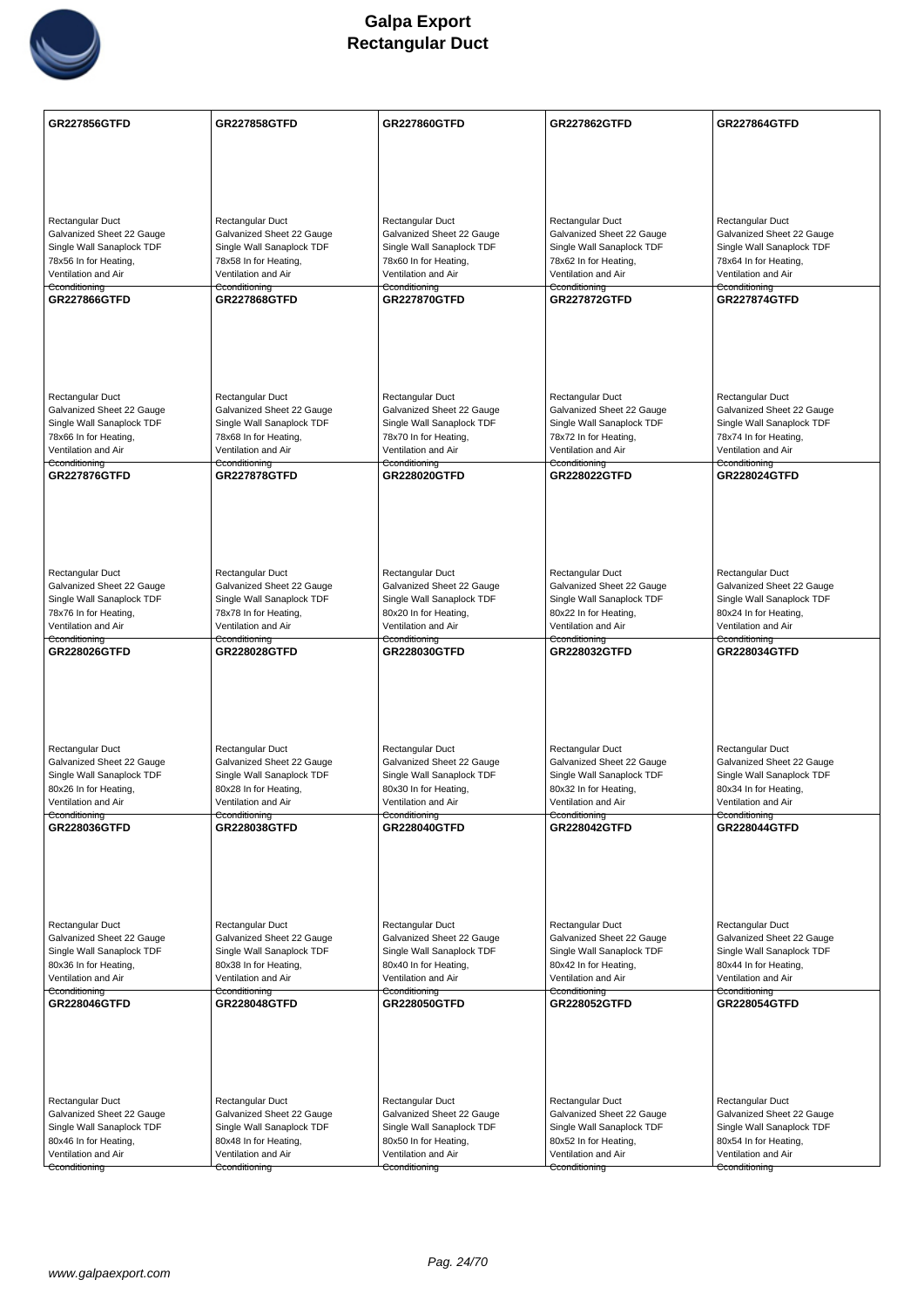# Galpa Export
# Rectangular Duct

| GR227856GTFD | GR227858GTFD | GR227860GTFD | GR227862GTFD | GR227864GTFD |
|---|---|---|---|---|
| Rectangular Duct Galvanized Sheet 22 Gauge Single Wall Sanaplock TDF 78x56 In for Heating, Ventilation and Air Cconditioning | Rectangular Duct Galvanized Sheet 22 Gauge Single Wall Sanaplock TDF 78x58 In for Heating, Ventilation and Air Cconditioning | Rectangular Duct Galvanized Sheet 22 Gauge Single Wall Sanaplock TDF 78x60 In for Heating, Ventilation and Air Cconditioning | Rectangular Duct Galvanized Sheet 22 Gauge Single Wall Sanaplock TDF 78x62 In for Heating, Ventilation and Air Cconditioning | Rectangular Duct Galvanized Sheet 22 Gauge Single Wall Sanaplock TDF 78x64 In for Heating, Ventilation and Air Cconditioning |
| **GR227866GTFD** | **GR227868GTFD** | **GR227870GTFD** | **GR227872GTFD** | **GR227874GTFD** |
| Rectangular Duct Galvanized Sheet 22 Gauge Single Wall Sanaplock TDF 78x66 In for Heating, Ventilation and Air Cconditioning | Rectangular Duct Galvanized Sheet 22 Gauge Single Wall Sanaplock TDF 78x68 In for Heating, Ventilation and Air Cconditioning | Rectangular Duct Galvanized Sheet 22 Gauge Single Wall Sanaplock TDF 78x70 In for Heating, Ventilation and Air Cconditioning | Rectangular Duct Galvanized Sheet 22 Gauge Single Wall Sanaplock TDF 78x72 In for Heating, Ventilation and Air Cconditioning | Rectangular Duct Galvanized Sheet 22 Gauge Single Wall Sanaplock TDF 78x74 In for Heating, Ventilation and Air Cconditioning |
| **GR227876GTFD** | **GR227878GTFD** | **GR228020GTFD** | **GR228022GTFD** | **GR228024GTFD** |
| Rectangular Duct Galvanized Sheet 22 Gauge Single Wall Sanaplock TDF 78x76 In for Heating, Ventilation and Air Cconditioning | Rectangular Duct Galvanized Sheet 22 Gauge Single Wall Sanaplock TDF 78x78 In for Heating, Ventilation and Air Cconditioning | Rectangular Duct Galvanized Sheet 22 Gauge Single Wall Sanaplock TDF 80x20 In for Heating, Ventilation and Air Cconditioning | Rectangular Duct Galvanized Sheet 22 Gauge Single Wall Sanaplock TDF 80x22 In for Heating, Ventilation and Air Cconditioning | Rectangular Duct Galvanized Sheet 22 Gauge Single Wall Sanaplock TDF 80x24 In for Heating, Ventilation and Air Cconditioning |
| **GR228026GTFD** | **GR228028GTFD** | **GR228030GTFD** | **GR228032GTFD** | **GR228034GTFD** |
| Rectangular Duct Galvanized Sheet 22 Gauge Single Wall Sanaplock TDF 80x26 In for Heating, Ventilation and Air Cconditioning | Rectangular Duct Galvanized Sheet 22 Gauge Single Wall Sanaplock TDF 80x28 In for Heating, Ventilation and Air Cconditioning | Rectangular Duct Galvanized Sheet 22 Gauge Single Wall Sanaplock TDF 80x30 In for Heating, Ventilation and Air Cconditioning | Rectangular Duct Galvanized Sheet 22 Gauge Single Wall Sanaplock TDF 80x32 In for Heating, Ventilation and Air Cconditioning | Rectangular Duct Galvanized Sheet 22 Gauge Single Wall Sanaplock TDF 80x34 In for Heating, Ventilation and Air Cconditioning |
| **GR228036GTFD** | **GR228038GTFD** | **GR228040GTFD** | **GR228042GTFD** | **GR228044GTFD** |
| Rectangular Duct Galvanized Sheet 22 Gauge Single Wall Sanaplock TDF 80x36 In for Heating, Ventilation and Air Cconditioning | Rectangular Duct Galvanized Sheet 22 Gauge Single Wall Sanaplock TDF 80x38 In for Heating, Ventilation and Air Cconditioning | Rectangular Duct Galvanized Sheet 22 Gauge Single Wall Sanaplock TDF 80x40 In for Heating, Ventilation and Air Cconditioning | Rectangular Duct Galvanized Sheet 22 Gauge Single Wall Sanaplock TDF 80x42 In for Heating, Ventilation and Air Cconditioning | Rectangular Duct Galvanized Sheet 22 Gauge Single Wall Sanaplock TDF 80x44 In for Heating, Ventilation and Air Cconditioning |
| **GR228046GTFD** | **GR228048GTFD** | **GR228050GTFD** | **GR228052GTFD** | **GR228054GTFD** |
| Rectangular Duct Galvanized Sheet 22 Gauge Single Wall Sanaplock TDF 80x46 In for Heating, Ventilation and Air Cconditioning | Rectangular Duct Galvanized Sheet 22 Gauge Single Wall Sanaplock TDF 80x48 In for Heating, Ventilation and Air Cconditioning | Rectangular Duct Galvanized Sheet 22 Gauge Single Wall Sanaplock TDF 80x50 In for Heating, Ventilation and Air Cconditioning | Rectangular Duct Galvanized Sheet 22 Gauge Single Wall Sanaplock TDF 80x52 In for Heating, Ventilation and Air Cconditioning | Rectangular Duct Galvanized Sheet 22 Gauge Single Wall Sanaplock TDF 80x54 In for Heating, Ventilation and Air Cconditioning |

www.galpaexport.com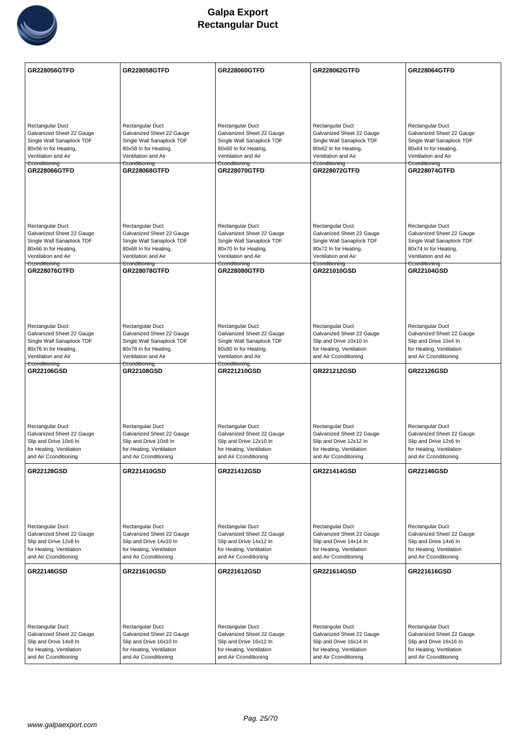# Galpa Export
## Rectangular Duct

| GR228056GTFD | GR228058GTFD | GR228060GTFD | GR228062GTFD | GR228064GTFD |
|---|---|---|---|---|
| Rectangular Duct Galvanized Sheet 22 Gauge Single Wall Sanaplock TDF 80x56 In for Heating, Ventilation and Air Cconditioning | Rectangular Duct Galvanized Sheet 22 Gauge Single Wall Sanaplock TDF 80x58 In for Heating, Ventilation and Air Cconditioning | Rectangular Duct Galvanized Sheet 22 Gauge Single Wall Sanaplock TDF 80x60 In for Heating, Ventilation and Air Cconditioning | Rectangular Duct Galvanized Sheet 22 Gauge Single Wall Sanaplock TDF 80x62 In for Heating, Ventilation and Air Cconditioning | Rectangular Duct Galvanized Sheet 22 Gauge Single Wall Sanaplock TDF 80x64 In for Heating, Ventilation and Air Cconditioning |
| **GR228066GTFD** | **GR228068GTFD** | **GR228070GTFD** | **GR228072GTFD** | **GR228074GTFD** |
| Rectangular Duct Galvanized Sheet 22 Gauge Single Wall Sanaplock TDF 80x66 In for Heating, Ventilation and Air Cconditioning | Rectangular Duct Galvanized Sheet 22 Gauge Single Wall Sanaplock TDF 80x68 In for Heating, Ventilation and Air Cconditioning | Rectangular Duct Galvanized Sheet 22 Gauge Single Wall Sanaplock TDF 80x70 In for Heating, Ventilation and Air Cconditioning | Rectangular Duct Galvanized Sheet 22 Gauge Single Wall Sanaplock TDF 80x72 In for Heating, Ventilation and Air Cconditioning | Rectangular Duct Galvanized Sheet 22 Gauge Single Wall Sanaplock TDF 80x74 In for Heating, Ventilation and Air Cconditioning |
| **GR228076GTFD** | **GR228078GTFD** | **GR228080GTFD** | **GR221010GSD** | **GR22104GSD** |
| Rectangular Duct Galvanized Sheet 22 Gauge Single Wall Sanaplock TDF 80x76 In for Heating, Ventilation and Air Cconditioning | Rectangular Duct Galvanized Sheet 22 Gauge Single Wall Sanaplock TDF 80x78 In for Heating, Ventilation and Air Cconditioning | Rectangular Duct Galvanized Sheet 22 Gauge Single Wall Sanaplock TDF 80x80 In for Heating, Ventilation and Air Cconditioning | Rectangular Duct Galvanized Sheet 22 Gauge Slip and Drive 10x10 In for Heating, Ventilation and Air Cconditioning | Rectangular Duct Galvanized Sheet 22 Gauge Slip and Drive 10x4 In for Heating, Ventilation and Air Cconditioning |
| **GR22106GSD** | **GR22108GSD** | **GR221210GSD** | **GR221212GSD** | **GR22126GSD** |
| Rectangular Duct Galvanized Sheet 22 Gauge Slip and Drive 10x6 In for Heating, Ventilation and Air Cconditioning | Rectangular Duct Galvanized Sheet 22 Gauge Slip and Drive 10x8 In for Heating, Ventilation and Air Cconditioning | Rectangular Duct Galvanized Sheet 22 Gauge Slip and Drive 12x10 In for Heating, Ventilation and Air Cconditioning | Rectangular Duct Galvanized Sheet 22 Gauge Slip and Drive 12x12 In for Heating, Ventilation and Air Cconditioning | Rectangular Duct Galvanized Sheet 22 Gauge Slip and Drive 12x6 In for Heating, Ventilation and Air Cconditioning |
| **GR22128GSD** | **GR221410GSD** | **GR221412GSD** | **GR221414GSD** | **GR22146GSD** |
| Rectangular Duct Galvanized Sheet 22 Gauge Slip and Drive 12x8 In for Heating, Ventilation and Air Cconditioning | Rectangular Duct Galvanized Sheet 22 Gauge Slip and Drive 14x10 In for Heating, Ventilation and Air Cconditioning | Rectangular Duct Galvanized Sheet 22 Gauge Slip and Drive 14x12 In for Heating, Ventilation and Air Cconditioning | Rectangular Duct Galvanized Sheet 22 Gauge Slip and Drive 14x14 In for Heating, Ventilation and Air Cconditioning | Rectangular Duct Galvanized Sheet 22 Gauge Slip and Drive 14x6 In for Heating, Ventilation and Air Cconditioning |
| **GR22148GSD** | **GR221610GSD** | **GR221612GSD** | **GR221614GSD** | **GR221616GSD** |
| Rectangular Duct Galvanized Sheet 22 Gauge Slip and Drive 14x8 In for Heating, Ventilation and Air Cconditioning | Rectangular Duct Galvanized Sheet 22 Gauge Slip and Drive 16x10 In for Heating, Ventilation and Air Cconditioning | Rectangular Duct Galvanized Sheet 22 Gauge Slip and Drive 16x12 In for Heating, Ventilation and Air Cconditioning | Rectangular Duct Galvanized Sheet 22 Gauge Slip and Drive 16x14 In for Heating, Ventilation and Air Cconditioning | Rectangular Duct Galvanized Sheet 22 Gauge Slip and Drive 16x16 In for Heating, Ventilation and Air Cconditioning |

www.galpaexport.com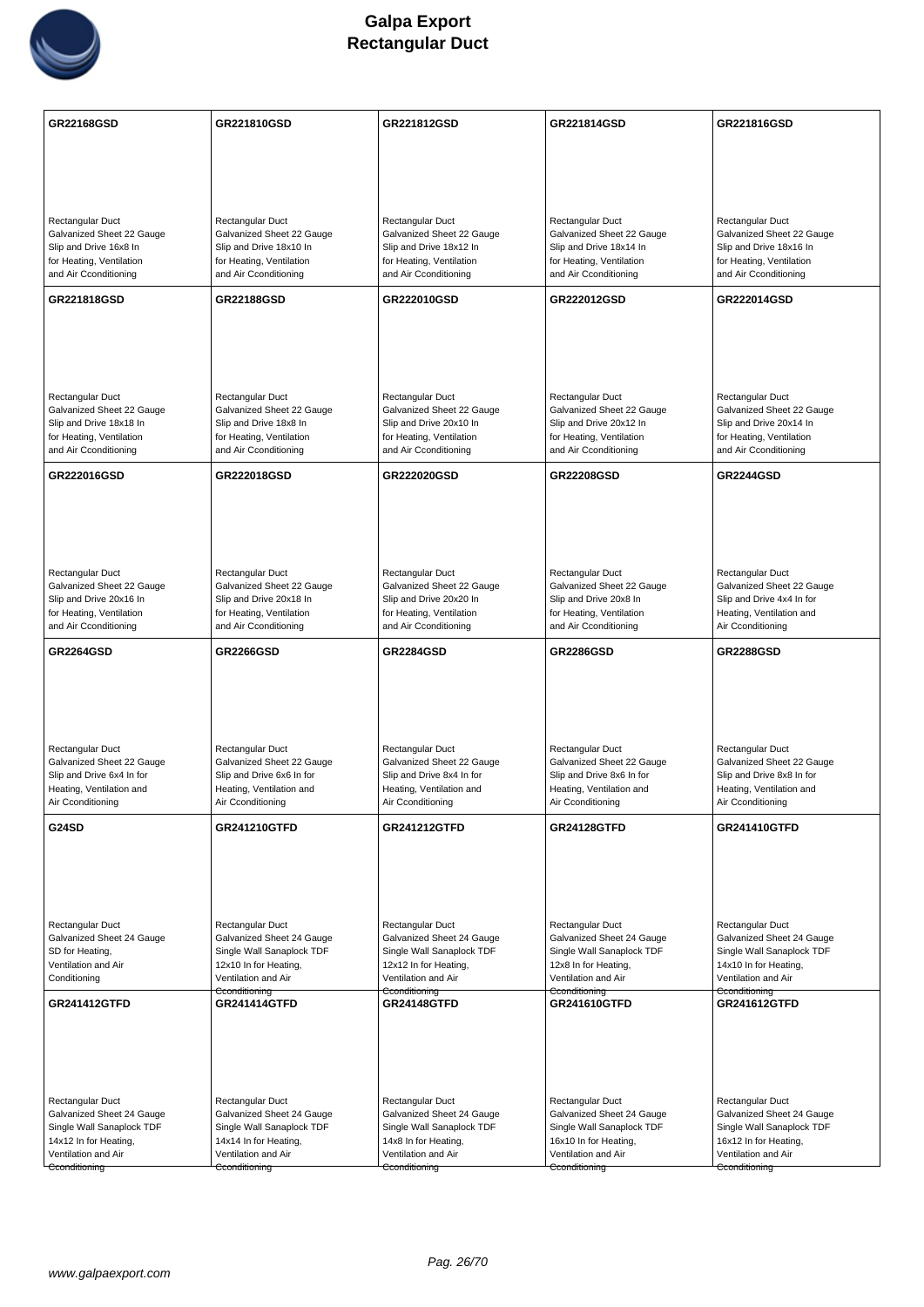# Galpa Export
## Rectangular Duct

| | | | | |
|---|---|---|---|---|
| **GR22168GSD**<br><br>Rectangular Duct<br>Galvanized Sheet 22 Gauge<br>Slip and Drive 16x8 In<br>for Heating, Ventilation<br>and Air Cconditioning | **GR221810GSD**<br><br>Rectangular Duct<br>Galvanized Sheet 22 Gauge<br>Slip and Drive 18x10 In<br>for Heating, Ventilation<br>and Air Cconditioning | **GR221812GSD**<br><br>Rectangular Duct<br>Galvanized Sheet 22 Gauge<br>Slip and Drive 18x12 In<br>for Heating, Ventilation<br>and Air Cconditioning | **GR221814GSD**<br><br>Rectangular Duct<br>Galvanized Sheet 22 Gauge<br>Slip and Drive 18x14 In<br>for Heating, Ventilation<br>and Air Cconditioning | **GR221816GSD**<br><br>Rectangular Duct<br>Galvanized Sheet 22 Gauge<br>Slip and Drive 18x16 In<br>for Heating, Ventilation<br>and Air Cconditioning |
| **GR221818GSD**<br><br>Rectangular Duct<br>Galvanized Sheet 22 Gauge<br>Slip and Drive 18x18 In<br>for Heating, Ventilation<br>and Air Cconditioning | **GR22188GSD**<br><br>Rectangular Duct<br>Galvanized Sheet 22 Gauge<br>Slip and Drive 18x8 In<br>for Heating, Ventilation<br>and Air Cconditioning | **GR222010GSD**<br><br>Rectangular Duct<br>Galvanized Sheet 22 Gauge<br>Slip and Drive 20x10 In<br>for Heating, Ventilation<br>and Air Cconditioning | **GR222012GSD**<br><br>Rectangular Duct<br>Galvanized Sheet 22 Gauge<br>Slip and Drive 20x12 In<br>for Heating, Ventilation<br>and Air Cconditioning | **GR222014GSD**<br><br>Rectangular Duct<br>Galvanized Sheet 22 Gauge<br>Slip and Drive 20x14 In<br>for Heating, Ventilation<br>and Air Cconditioning |
| **GR222016GSD**<br><br>Rectangular Duct<br>Galvanized Sheet 22 Gauge<br>Slip and Drive 20x16 In<br>for Heating, Ventilation<br>and Air Cconditioning | **GR222018GSD**<br><br>Rectangular Duct<br>Galvanized Sheet 22 Gauge<br>Slip and Drive 20x18 In<br>for Heating, Ventilation<br>and Air Cconditioning | **GR222020GSD**<br><br>Rectangular Duct<br>Galvanized Sheet 22 Gauge<br>Slip and Drive 20x20 In<br>for Heating, Ventilation<br>and Air Cconditioning | **GR22208GSD**<br><br>Rectangular Duct<br>Galvanized Sheet 22 Gauge<br>Slip and Drive 20x8 In<br>for Heating, Ventilation<br>and Air Cconditioning | **GR2244GSD**<br><br>Rectangular Duct<br>Galvanized Sheet 22 Gauge<br>Slip and Drive 4x4 In for<br>Heating, Ventilation and<br>Air Cconditioning |
| **GR2264GSD**<br><br>Rectangular Duct<br>Galvanized Sheet 22 Gauge<br>Slip and Drive 6x4 In for<br>Heating, Ventilation and<br>Air Cconditioning | **GR2266GSD**<br><br>Rectangular Duct<br>Galvanized Sheet 22 Gauge<br>Slip and Drive 6x6 In for<br>Heating, Ventilation and<br>Air Cconditioning | **GR2284GSD**<br><br>Rectangular Duct<br>Galvanized Sheet 22 Gauge<br>Slip and Drive 8x4 In for<br>Heating, Ventilation and<br>Air Cconditioning | **GR2286GSD**<br><br>Rectangular Duct<br>Galvanized Sheet 22 Gauge<br>Slip and Drive 8x6 In for<br>Heating, Ventilation and<br>Air Cconditioning | **GR2288GSD**<br><br>Rectangular Duct<br>Galvanized Sheet 22 Gauge<br>Slip and Drive 8x8 In for<br>Heating, Ventilation and<br>Air Cconditioning |
| **G24SD**<br><br>Rectangular Duct<br>Galvanized Sheet 24 Gauge<br>SD for Heating,<br>Ventilation and Air<br>Conditioning | **GR241210GTFD**<br><br>Rectangular Duct<br>Galvanized Sheet 24 Gauge<br>Single Wall Sanaplock TDF<br>12x10 In for Heating,<br>Ventilation and Air<br>Cconditioning | **GR241212GTFD**<br><br>Rectangular Duct<br>Galvanized Sheet 24 Gauge<br>Single Wall Sanaplock TDF<br>12x12 In for Heating,<br>Ventilation and Air<br>Cconditioning | **GR24128GTFD**<br><br>Rectangular Duct<br>Galvanized Sheet 24 Gauge<br>Single Wall Sanaplock TDF<br>12x8 In for Heating,<br>Ventilation and Air<br>Cconditioning | **GR241410GTFD**<br><br>Rectangular Duct<br>Galvanized Sheet 24 Gauge<br>Single Wall Sanaplock TDF<br>14x10 In for Heating,<br>Ventilation and Air<br>Cconditioning |
| **GR241412GTFD**<br><br>Rectangular Duct<br>Galvanized Sheet 24 Gauge<br>Single Wall Sanaplock TDF<br>14x12 In for Heating,<br>Ventilation and Air<br>Cconditioning | **GR241414GTFD**<br><br>Rectangular Duct<br>Galvanized Sheet 24 Gauge<br>Single Wall Sanaplock TDF<br>14x14 In for Heating,<br>Ventilation and Air<br>Cconditioning | **GR24148GTFD**<br><br>Rectangular Duct<br>Galvanized Sheet 24 Gauge<br>Single Wall Sanaplock TDF<br>14x8 In for Heating,<br>Ventilation and Air<br>Cconditioning | **GR241610GTFD**<br><br>Rectangular Duct<br>Galvanized Sheet 24 Gauge<br>Single Wall Sanaplock TDF<br>16x10 In for Heating,<br>Ventilation and Air<br>Cconditioning | **GR241612GTFD**<br><br>Rectangular Duct<br>Galvanized Sheet 24 Gauge<br>Single Wall Sanaplock TDF<br>16x12 In for Heating,<br>Ventilation and Air<br>Cconditioning |

www.galpaexport.com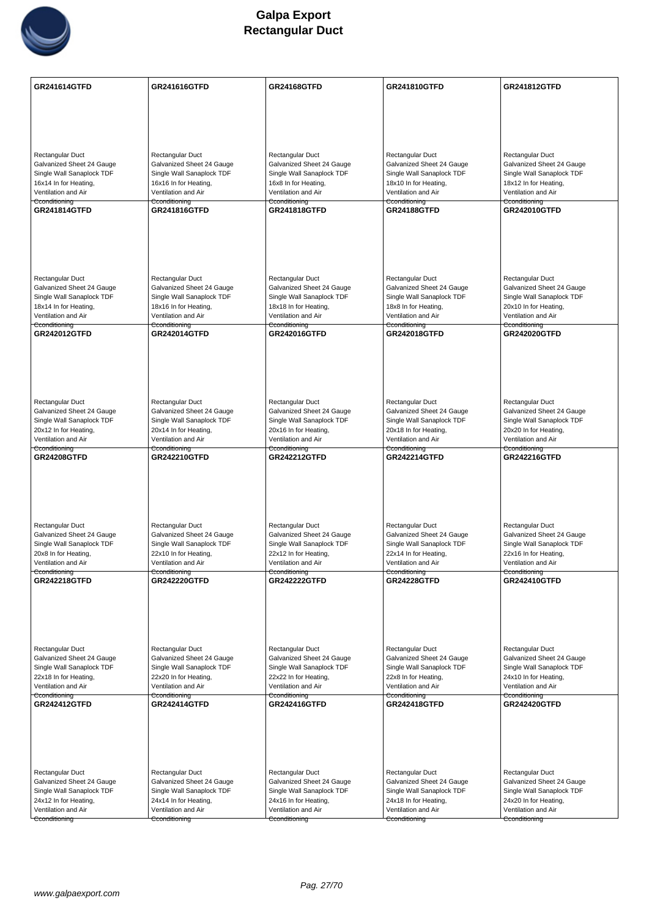# Galpa Export
# Rectangular Duct

| | | | | |
|---|---|---|---|---|
| **GR241614GTFD**<br><br>Rectangular Duct<br>Galvanized Sheet 24 Gauge<br>Single Wall Sanaplock TDF<br>16x14 In for Heating,<br>Ventilation and Air<br>Conditioning | **GR241616GTFD**<br><br>Rectangular Duct<br>Galvanized Sheet 24 Gauge<br>Single Wall Sanaplock TDF<br>16x16 In for Heating,<br>Ventilation and Air<br>Conditioning | **GR24168GTFD**<br><br>Rectangular Duct<br>Galvanized Sheet 24 Gauge<br>Single Wall Sanaplock TDF<br>16x8 In for Heating,<br>Ventilation and Air<br>Conditioning | **GR241810GTFD**<br><br>Rectangular Duct<br>Galvanized Sheet 24 Gauge<br>Single Wall Sanaplock TDF<br>18x10 In for Heating,<br>Ventilation and Air<br>Conditioning | **GR241812GTFD**<br><br>Rectangular Duct<br>Galvanized Sheet 24 Gauge<br>Single Wall Sanaplock TDF<br>18x12 In for Heating,<br>Ventilation and Air<br>Conditioning |
| **GR241814GTFD**<br><br>Rectangular Duct<br>Galvanized Sheet 24 Gauge<br>Single Wall Sanaplock TDF<br>18x14 In for Heating,<br>Ventilation and Air<br>Conditioning | **GR241816GTFD**<br><br>Rectangular Duct<br>Galvanized Sheet 24 Gauge<br>Single Wall Sanaplock TDF<br>18x16 In for Heating,<br>Ventilation and Air<br>Conditioning | **GR241818GTFD**<br><br>Rectangular Duct<br>Galvanized Sheet 24 Gauge<br>Single Wall Sanaplock TDF<br>18x18 In for Heating,<br>Ventilation and Air<br>Conditioning | **GR24188GTFD**<br><br>Rectangular Duct<br>Galvanized Sheet 24 Gauge<br>Single Wall Sanaplock TDF<br>18x8 In for Heating,<br>Ventilation and Air<br>Conditioning | **GR242010GTFD**<br><br>Rectangular Duct<br>Galvanized Sheet 24 Gauge<br>Single Wall Sanaplock TDF<br>20x10 In for Heating,<br>Ventilation and Air<br>Conditioning |
| **GR242012GTFD**<br><br>Rectangular Duct<br>Galvanized Sheet 24 Gauge<br>Single Wall Sanaplock TDF<br>20x12 In for Heating,<br>Ventilation and Air<br>Conditioning | **GR242014GTFD**<br><br>Rectangular Duct<br>Galvanized Sheet 24 Gauge<br>Single Wall Sanaplock TDF<br>20x14 In for Heating,<br>Ventilation and Air<br>Conditioning | **GR242016GTFD**<br><br>Rectangular Duct<br>Galvanized Sheet 24 Gauge<br>Single Wall Sanaplock TDF<br>20x16 In for Heating,<br>Ventilation and Air<br>Conditioning | **GR242018GTFD**<br><br>Rectangular Duct<br>Galvanized Sheet 24 Gauge<br>Single Wall Sanaplock TDF<br>20x18 In for Heating,<br>Ventilation and Air<br>Conditioning | **GR242020GTFD**<br><br>Rectangular Duct<br>Galvanized Sheet 24 Gauge<br>Single Wall Sanaplock TDF<br>20x20 In for Heating,<br>Ventilation and Air<br>Conditioning |
| **GR24208GTFD**<br><br>Rectangular Duct<br>Galvanized Sheet 24 Gauge<br>Single Wall Sanaplock TDF<br>20x8 In for Heating,<br>Ventilation and Air<br>Conditioning | **GR242210GTFD**<br><br>Rectangular Duct<br>Galvanized Sheet 24 Gauge<br>Single Wall Sanaplock TDF<br>22x10 In for Heating,<br>Ventilation and Air<br>Conditioning | **GR242212GTFD**<br><br>Rectangular Duct<br>Galvanized Sheet 24 Gauge<br>Single Wall Sanaplock TDF<br>22x12 In for Heating,<br>Ventilation and Air<br>Conditioning | **GR242214GTFD**<br><br>Rectangular Duct<br>Galvanized Sheet 24 Gauge<br>Single Wall Sanaplock TDF<br>22x14 In for Heating,<br>Ventilation and Air<br>Conditioning | **GR242216GTFD**<br><br>Rectangular Duct<br>Galvanized Sheet 24 Gauge<br>Single Wall Sanaplock TDF<br>22x16 In for Heating,<br>Ventilation and Air<br>Conditioning |
| **GR242218GTFD**<br><br>Rectangular Duct<br>Galvanized Sheet 24 Gauge<br>Single Wall Sanaplock TDF<br>22x18 In for Heating,<br>Ventilation and Air<br>Conditioning | **GR242220GTFD**<br><br>Rectangular Duct<br>Galvanized Sheet 24 Gauge<br>Single Wall Sanaplock TDF<br>22x20 In for Heating,<br>Ventilation and Air<br>Conditioning | **GR242222GTFD**<br><br>Rectangular Duct<br>Galvanized Sheet 24 Gauge<br>Single Wall Sanaplock TDF<br>22x22 In for Heating,<br>Ventilation and Air<br>Conditioning | **GR24228GTFD**<br><br>Rectangular Duct<br>Galvanized Sheet 24 Gauge<br>Single Wall Sanaplock TDF<br>22x8 In for Heating,<br>Ventilation and Air<br>Conditioning | **GR242410GTFD**<br><br>Rectangular Duct<br>Galvanized Sheet 24 Gauge<br>Single Wall Sanaplock TDF<br>24x10 In for Heating,<br>Ventilation and Air<br>Conditioning |
| **GR242412GTFD**<br><br>Rectangular Duct<br>Galvanized Sheet 24 Gauge<br>Single Wall Sanaplock TDF<br>24x12 In for Heating,<br>Ventilation and Air<br>Conditioning | **GR242414GTFD**<br><br>Rectangular Duct<br>Galvanized Sheet 24 Gauge<br>Single Wall Sanaplock TDF<br>24x14 In for Heating,<br>Ventilation and Air<br>Conditioning | **GR242416GTFD**<br><br>Rectangular Duct<br>Galvanized Sheet 24 Gauge<br>Single Wall Sanaplock TDF<br>24x16 In for Heating,<br>Ventilation and Air<br>Conditioning | **GR242418GTFD**<br><br>Rectangular Duct<br>Galvanized Sheet 24 Gauge<br>Single Wall Sanaplock TDF<br>24x18 In for Heating,<br>Ventilation and Air<br>Conditioning | **GR242420GTFD**<br><br>Rectangular Duct<br>Galvanized Sheet 24 Gauge<br>Single Wall Sanaplock TDF<br>24x20 In for Heating,<br>Ventilation and Air<br>Conditioning |

www.galpaexport.com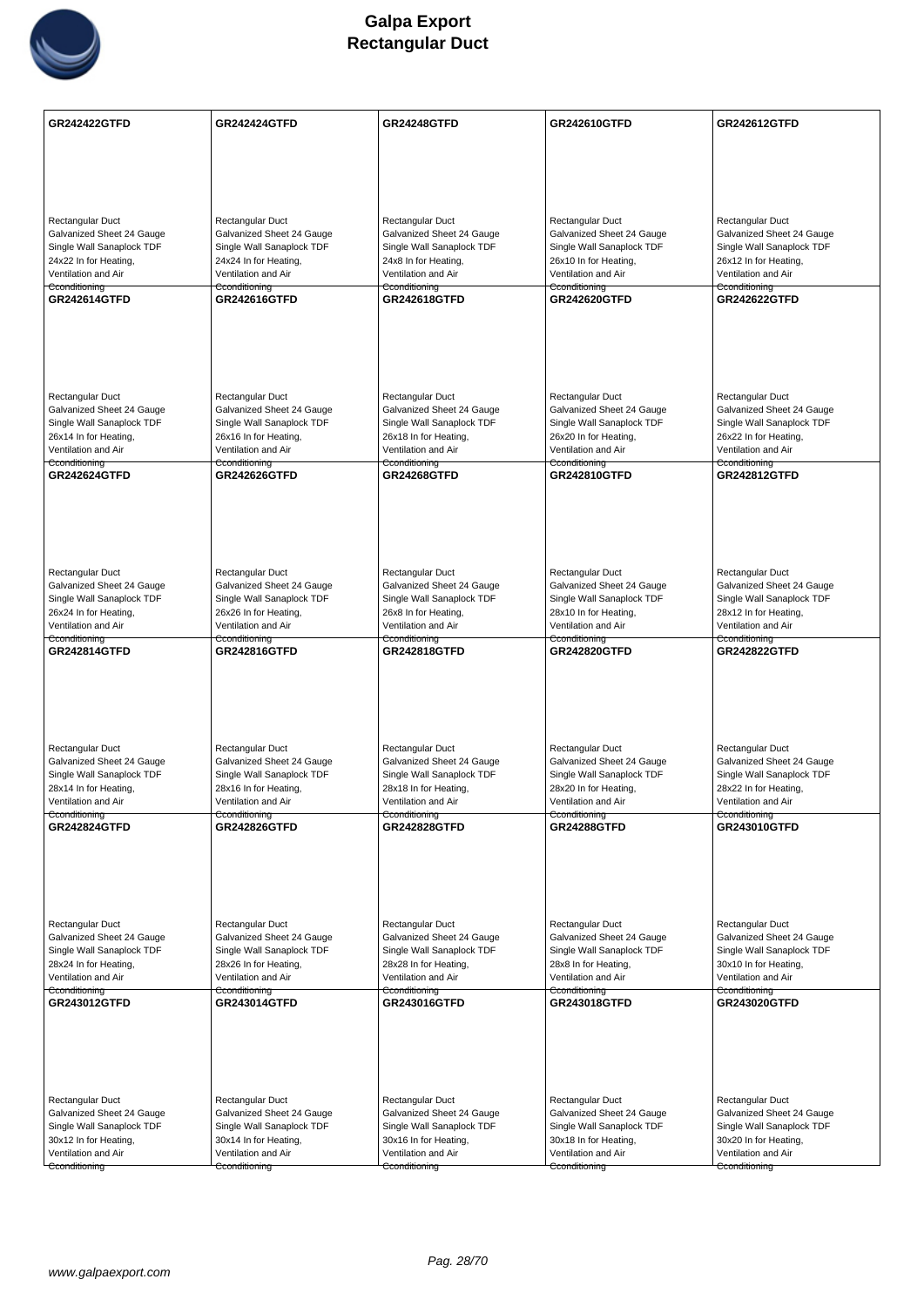# Galpa Export
# Rectangular Duct

| GR242422GTFD | GR242424GTFD | GR24248GTFD | GR242610GTFD | GR242612GTFD |
|---|---|---|---|---|
| Rectangular Duct<br>Galvanized Sheet 24 Gauge<br>Single Wall Sanaplock TDF<br>24x22 In for Heating,<br>Ventilation and Air<br>Cconditioning | Rectangular Duct<br>Galvanized Sheet 24 Gauge<br>Single Wall Sanaplock TDF<br>24x24 In for Heating,<br>Ventilation and Air<br>Cconditioning | Rectangular Duct<br>Galvanized Sheet 24 Gauge<br>Single Wall Sanaplock TDF<br>24x8 In for Heating,<br>Ventilation and Air<br>Cconditioning | Rectangular Duct<br>Galvanized Sheet 24 Gauge<br>Single Wall Sanaplock TDF<br>26x10 In for Heating,<br>Ventilation and Air<br>Cconditioning | Rectangular Duct<br>Galvanized Sheet 24 Gauge<br>Single Wall Sanaplock TDF<br>26x12 In for Heating,<br>Ventilation and Air<br>Cconditioning |
| **GR242614GTFD** | **GR242616GTFD** | **GR242618GTFD** | **GR242620GTFD** | **GR242622GTFD** |
| Rectangular Duct<br>Galvanized Sheet 24 Gauge<br>Single Wall Sanaplock TDF<br>26x14 In for Heating,<br>Ventilation and Air<br>Cconditioning | Rectangular Duct<br>Galvanized Sheet 24 Gauge<br>Single Wall Sanaplock TDF<br>26x16 In for Heating,<br>Ventilation and Air<br>Cconditioning | Rectangular Duct<br>Galvanized Sheet 24 Gauge<br>Single Wall Sanaplock TDF<br>26x18 In for Heating,<br>Ventilation and Air<br>Cconditioning | Rectangular Duct<br>Galvanized Sheet 24 Gauge<br>Single Wall Sanaplock TDF<br>26x20 In for Heating,<br>Ventilation and Air<br>Cconditioning | Rectangular Duct<br>Galvanized Sheet 24 Gauge<br>Single Wall Sanaplock TDF<br>26x22 In for Heating,<br>Ventilation and Air<br>Cconditioning |
| **GR242624GTFD** | **GR242626GTFD** | **GR24268GTFD** | **GR242810GTFD** | **GR242812GTFD** |
| Rectangular Duct<br>Galvanized Sheet 24 Gauge<br>Single Wall Sanaplock TDF<br>26x24 In for Heating,<br>Ventilation and Air<br>Cconditioning | Rectangular Duct<br>Galvanized Sheet 24 Gauge<br>Single Wall Sanaplock TDF<br>26x26 In for Heating,<br>Ventilation and Air<br>Cconditioning | Rectangular Duct<br>Galvanized Sheet 24 Gauge<br>Single Wall Sanaplock TDF<br>26x8 In for Heating,<br>Ventilation and Air<br>Cconditioning | Rectangular Duct<br>Galvanized Sheet 24 Gauge<br>Single Wall Sanaplock TDF<br>28x10 In for Heating,<br>Ventilation and Air<br>Cconditioning | Rectangular Duct<br>Galvanized Sheet 24 Gauge<br>Single Wall Sanaplock TDF<br>28x12 In for Heating,<br>Ventilation and Air<br>Cconditioning |
| **GR242814GTFD** | **GR242816GTFD** | **GR242818GTFD** | **GR242820GTFD** | **GR242822GTFD** |
| Rectangular Duct<br>Galvanized Sheet 24 Gauge<br>Single Wall Sanaplock TDF<br>28x14 In for Heating,<br>Ventilation and Air<br>Cconditioning | Rectangular Duct<br>Galvanized Sheet 24 Gauge<br>Single Wall Sanaplock TDF<br>28x16 In for Heating,<br>Ventilation and Air<br>Cconditioning | Rectangular Duct<br>Galvanized Sheet 24 Gauge<br>Single Wall Sanaplock TDF<br>28x18 In for Heating,<br>Ventilation and Air<br>Cconditioning | Rectangular Duct<br>Galvanized Sheet 24 Gauge<br>Single Wall Sanaplock TDF<br>28x20 In for Heating,<br>Ventilation and Air<br>Cconditioning | Rectangular Duct<br>Galvanized Sheet 24 Gauge<br>Single Wall Sanaplock TDF<br>28x22 In for Heating,<br>Ventilation and Air<br>Cconditioning |
| **GR242824GTFD** | **GR242826GTFD** | **GR242828GTFD** | **GR24288GTFD** | **GR243010GTFD** |
| Rectangular Duct<br>Galvanized Sheet 24 Gauge<br>Single Wall Sanaplock TDF<br>28x24 In for Heating,<br>Ventilation and Air<br>Cconditioning | Rectangular Duct<br>Galvanized Sheet 24 Gauge<br>Single Wall Sanaplock TDF<br>28x26 In for Heating,<br>Ventilation and Air<br>Cconditioning | Rectangular Duct<br>Galvanized Sheet 24 Gauge<br>Single Wall Sanaplock TDF<br>28x28 In for Heating,<br>Ventilation and Air<br>Cconditioning | Rectangular Duct<br>Galvanized Sheet 24 Gauge<br>Single Wall Sanaplock TDF<br>28x8 In for Heating,<br>Ventilation and Air<br>Cconditioning | Rectangular Duct<br>Galvanized Sheet 24 Gauge<br>Single Wall Sanaplock TDF<br>30x10 In for Heating,<br>Ventilation and Air<br>Cconditioning |
| **GR243012GTFD** | **GR243014GTFD** | **GR243016GTFD** | **GR243018GTFD** | **GR243020GTFD** |
| Rectangular Duct<br>Galvanized Sheet 24 Gauge<br>Single Wall Sanaplock TDF<br>30x12 In for Heating,<br>Ventilation and Air<br>Cconditioning | Rectangular Duct<br>Galvanized Sheet 24 Gauge<br>Single Wall Sanaplock TDF<br>30x14 In for Heating,<br>Ventilation and Air<br>Cconditioning | Rectangular Duct<br>Galvanized Sheet 24 Gauge<br>Single Wall Sanaplock TDF<br>30x16 In for Heating,<br>Ventilation and Air<br>Cconditioning | Rectangular Duct<br>Galvanized Sheet 24 Gauge<br>Single Wall Sanaplock TDF<br>30x18 In for Heating,<br>Ventilation and Air<br>Cconditioning | Rectangular Duct<br>Galvanized Sheet 24 Gauge<br>Single Wall Sanaplock TDF<br>30x20 In for Heating,<br>Ventilation and Air<br>Cconditioning |

www.galpaexport.com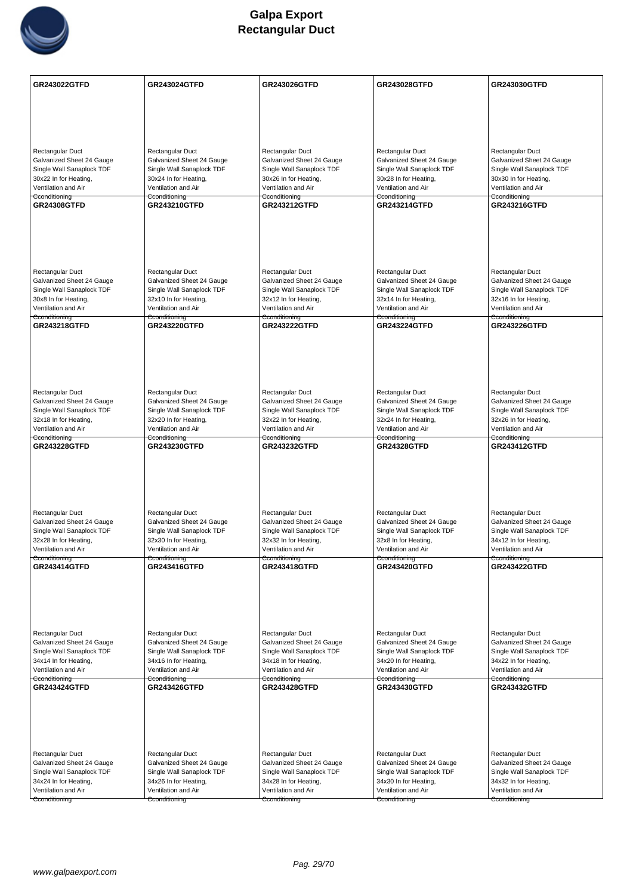# Galpa Export
## Rectangular Duct

| GR243022GTFD | GR243024GTFD | GR243026GTFD | GR243028GTFD | GR243030GTFD |
|---|---|---|---|---|
| Rectangular Duct Galvanized Sheet 24 Gauge Single Wall Sanaplock TDF 30x22 In for Heating, Ventilation and Air Cconditioning | Rectangular Duct Galvanized Sheet 24 Gauge Single Wall Sanaplock TDF 30x24 In for Heating, Ventilation and Air Cconditioning | Rectangular Duct Galvanized Sheet 24 Gauge Single Wall Sanaplock TDF 30x26 In for Heating, Ventilation and Air Cconditioning | Rectangular Duct Galvanized Sheet 24 Gauge Single Wall Sanaplock TDF 30x28 In for Heating, Ventilation and Air Cconditioning | Rectangular Duct Galvanized Sheet 24 Gauge Single Wall Sanaplock TDF 30x30 In for Heating, Ventilation and Air Cconditioning |
| **GR24308GTFD** | **GR243210GTFD** | **GR243212GTFD** | **GR243214GTFD** | **GR243216GTFD** |
| Rectangular Duct Galvanized Sheet 24 Gauge Single Wall Sanaplock TDF 30x8 In for Heating, Ventilation and Air Cconditioning | Rectangular Duct Galvanized Sheet 24 Gauge Single Wall Sanaplock TDF 32x10 In for Heating, Ventilation and Air Cconditioning | Rectangular Duct Galvanized Sheet 24 Gauge Single Wall Sanaplock TDF 32x12 In for Heating, Ventilation and Air Cconditioning | Rectangular Duct Galvanized Sheet 24 Gauge Single Wall Sanaplock TDF 32x14 In for Heating, Ventilation and Air Cconditioning | Rectangular Duct Galvanized Sheet 24 Gauge Single Wall Sanaplock TDF 32x16 In for Heating, Ventilation and Air Cconditioning |
| **GR243218GTFD** | **GR243220GTFD** | **GR243222GTFD** | **GR243224GTFD** | **GR243226GTFD** |
| Rectangular Duct Galvanized Sheet 24 Gauge Single Wall Sanaplock TDF 32x18 In for Heating, Ventilation and Air Cconditioning | Rectangular Duct Galvanized Sheet 24 Gauge Single Wall Sanaplock TDF 32x20 In for Heating, Ventilation and Air Cconditioning | Rectangular Duct Galvanized Sheet 24 Gauge Single Wall Sanaplock TDF 32x22 In for Heating, Ventilation and Air Cconditioning | Rectangular Duct Galvanized Sheet 24 Gauge Single Wall Sanaplock TDF 32x24 In for Heating, Ventilation and Air Cconditioning | Rectangular Duct Galvanized Sheet 24 Gauge Single Wall Sanaplock TDF 32x26 In for Heating, Ventilation and Air Cconditioning |
| **GR243228GTFD** | **GR243230GTFD** | **GR243232GTFD** | **GR24328GTFD** | **GR243412GTFD** |
| Rectangular Duct Galvanized Sheet 24 Gauge Single Wall Sanaplock TDF 32x28 In for Heating, Ventilation and Air Cconditioning | Rectangular Duct Galvanized Sheet 24 Gauge Single Wall Sanaplock TDF 32x30 In for Heating, Ventilation and Air Cconditioning | Rectangular Duct Galvanized Sheet 24 Gauge Single Wall Sanaplock TDF 32x32 In for Heating, Ventilation and Air Cconditioning | Rectangular Duct Galvanized Sheet 24 Gauge Single Wall Sanaplock TDF 32x8 In for Heating, Ventilation and Air Cconditioning | Rectangular Duct Galvanized Sheet 24 Gauge Single Wall Sanaplock TDF 34x12 In for Heating, Ventilation and Air Cconditioning |
| **GR243414GTFD** | **GR243416GTFD** | **GR243418GTFD** | **GR243420GTFD** | **GR243422GTFD** |
| Rectangular Duct Galvanized Sheet 24 Gauge Single Wall Sanaplock TDF 34x14 In for Heating, Ventilation and Air Cconditioning | Rectangular Duct Galvanized Sheet 24 Gauge Single Wall Sanaplock TDF 34x16 In for Heating, Ventilation and Air Cconditioning | Rectangular Duct Galvanized Sheet 24 Gauge Single Wall Sanaplock TDF 34x18 In for Heating, Ventilation and Air Cconditioning | Rectangular Duct Galvanized Sheet 24 Gauge Single Wall Sanaplock TDF 34x20 In for Heating, Ventilation and Air Cconditioning | Rectangular Duct Galvanized Sheet 24 Gauge Single Wall Sanaplock TDF 34x22 In for Heating, Ventilation and Air Cconditioning |
| **GR243424GTFD** | **GR243426GTFD** | **GR243428GTFD** | **GR243430GTFD** | **GR243432GTFD** |
| Rectangular Duct Galvanized Sheet 24 Gauge Single Wall Sanaplock TDF 34x24 In for Heating, Ventilation and Air Cconditioning | Rectangular Duct Galvanized Sheet 24 Gauge Single Wall Sanaplock TDF 34x26 In for Heating, Ventilation and Air Cconditioning | Rectangular Duct Galvanized Sheet 24 Gauge Single Wall Sanaplock TDF 34x28 In for Heating, Ventilation and Air Cconditioning | Rectangular Duct Galvanized Sheet 24 Gauge Single Wall Sanaplock TDF 34x30 In for Heating, Ventilation and Air Cconditioning | Rectangular Duct Galvanized Sheet 24 Gauge Single Wall Sanaplock TDF 34x32 In for Heating, Ventilation and Air Cconditioning |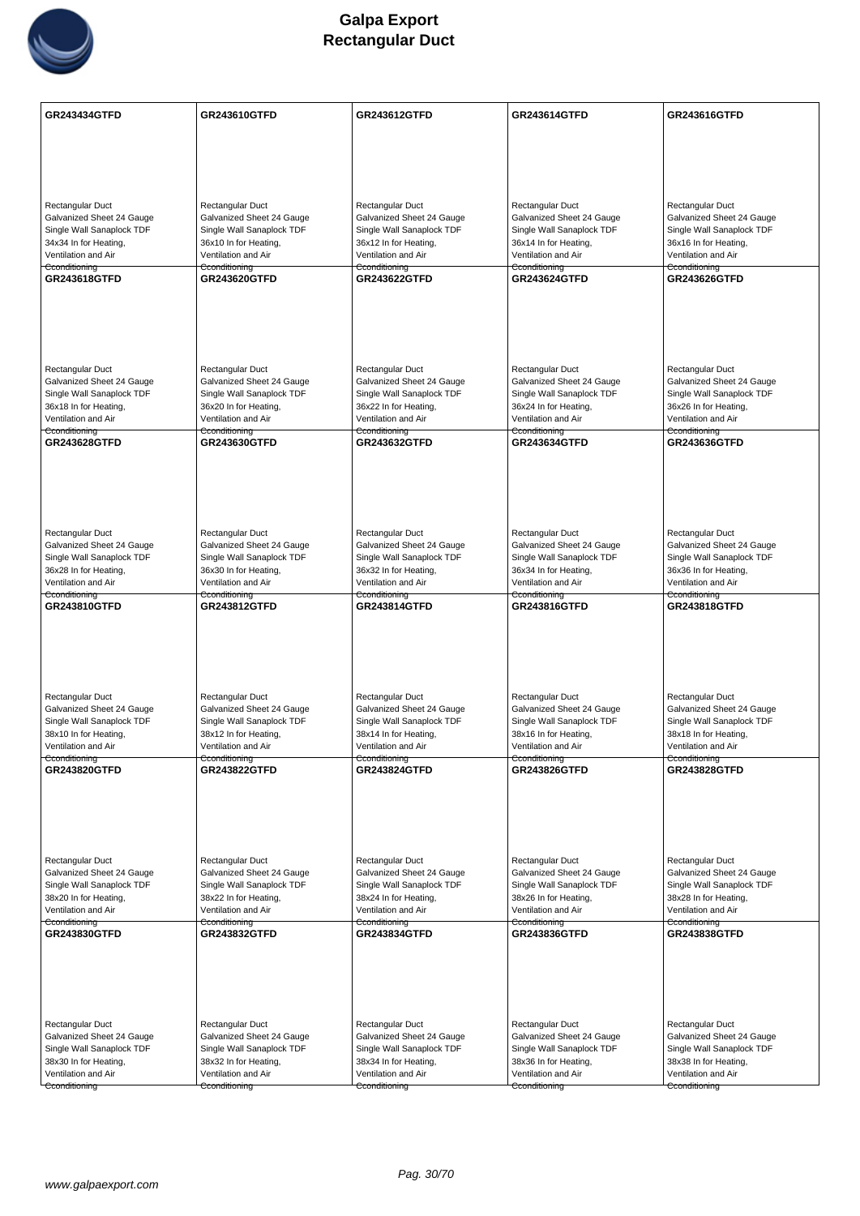# Galpa Export
# Rectangular Duct

| GR243434GTFD | GR243610GTFD | GR243612GTFD | GR243614GTFD | GR243616GTFD |
|---|---|---|---|---|
| Rectangular Duct<br>Galvanized Sheet 24 Gauge<br>Single Wall Sanaplock TDF<br>34x34 In for Heating,<br>Ventilation and Air<br>Conditioning | Rectangular Duct<br>Galvanized Sheet 24 Gauge<br>Single Wall Sanaplock TDF<br>36x10 In for Heating,<br>Ventilation and Air<br>Conditioning | Rectangular Duct<br>Galvanized Sheet 24 Gauge<br>Single Wall Sanaplock TDF<br>36x12 In for Heating,<br>Ventilation and Air<br>Conditioning | Rectangular Duct<br>Galvanized Sheet 24 Gauge<br>Single Wall Sanaplock TDF<br>36x14 In for Heating,<br>Ventilation and Air<br>Conditioning | Rectangular Duct<br>Galvanized Sheet 24 Gauge<br>Single Wall Sanaplock TDF<br>36x16 In for Heating,<br>Ventilation and Air<br>Conditioning |
| **GR243618GTFD** | **GR243620GTFD** | **GR243622GTFD** | **GR243624GTFD** | **GR243626GTFD** |
| Rectangular Duct<br>Galvanized Sheet 24 Gauge<br>Single Wall Sanaplock TDF<br>36x18 In for Heating,<br>Ventilation and Air<br>Conditioning | Rectangular Duct<br>Galvanized Sheet 24 Gauge<br>Single Wall Sanaplock TDF<br>36x20 In for Heating,<br>Ventilation and Air<br>Conditioning | Rectangular Duct<br>Galvanized Sheet 24 Gauge<br>Single Wall Sanaplock TDF<br>36x22 In for Heating,<br>Ventilation and Air<br>Conditioning | Rectangular Duct<br>Galvanized Sheet 24 Gauge<br>Single Wall Sanaplock TDF<br>36x24 In for Heating,<br>Ventilation and Air<br>Conditioning | Rectangular Duct<br>Galvanized Sheet 24 Gauge<br>Single Wall Sanaplock TDF<br>36x26 In for Heating,<br>Ventilation and Air<br>Conditioning |
| **GR243628GTFD** | **GR243630GTFD** | **GR243632GTFD** | **GR243634GTFD** | **GR243636GTFD** |
| Rectangular Duct<br>Galvanized Sheet 24 Gauge<br>Single Wall Sanaplock TDF<br>36x28 In for Heating,<br>Ventilation and Air<br>Conditioning | Rectangular Duct<br>Galvanized Sheet 24 Gauge<br>Single Wall Sanaplock TDF<br>36x30 In for Heating,<br>Ventilation and Air<br>Conditioning | Rectangular Duct<br>Galvanized Sheet 24 Gauge<br>Single Wall Sanaplock TDF<br>36x32 In for Heating,<br>Ventilation and Air<br>Conditioning | Rectangular Duct<br>Galvanized Sheet 24 Gauge<br>Single Wall Sanaplock TDF<br>36x34 In for Heating,<br>Ventilation and Air<br>Conditioning | Rectangular Duct<br>Galvanized Sheet 24 Gauge<br>Single Wall Sanaplock TDF<br>36x36 In for Heating,<br>Ventilation and Air<br>Conditioning |
| **GR243810GTFD** | **GR243812GTFD** | **GR243814GTFD** | **GR243816GTFD** | **GR243818GTFD** |
| Rectangular Duct<br>Galvanized Sheet 24 Gauge<br>Single Wall Sanaplock TDF<br>38x10 In for Heating,<br>Ventilation and Air<br>Conditioning | Rectangular Duct<br>Galvanized Sheet 24 Gauge<br>Single Wall Sanaplock TDF<br>38x12 In for Heating,<br>Ventilation and Air<br>Conditioning | Rectangular Duct<br>Galvanized Sheet 24 Gauge<br>Single Wall Sanaplock TDF<br>38x14 In for Heating,<br>Ventilation and Air<br>Conditioning | Rectangular Duct<br>Galvanized Sheet 24 Gauge<br>Single Wall Sanaplock TDF<br>38x16 In for Heating,<br>Ventilation and Air<br>Conditioning | Rectangular Duct<br>Galvanized Sheet 24 Gauge<br>Single Wall Sanaplock TDF<br>38x18 In for Heating,<br>Ventilation and Air<br>Conditioning |
| **GR243820GTFD** | **GR243822GTFD** | **GR243824GTFD** | **GR243826GTFD** | **GR243828GTFD** |
| Rectangular Duct<br>Galvanized Sheet 24 Gauge<br>Single Wall Sanaplock TDF<br>38x20 In for Heating,<br>Ventilation and Air<br>Conditioning | Rectangular Duct<br>Galvanized Sheet 24 Gauge<br>Single Wall Sanaplock TDF<br>38x22 In for Heating,<br>Ventilation and Air<br>Conditioning | Rectangular Duct<br>Galvanized Sheet 24 Gauge<br>Single Wall Sanaplock TDF<br>38x24 In for Heating,<br>Ventilation and Air<br>Conditioning | Rectangular Duct<br>Galvanized Sheet 24 Gauge<br>Single Wall Sanaplock TDF<br>38x26 In for Heating,<br>Ventilation and Air<br>Conditioning | Rectangular Duct<br>Galvanized Sheet 24 Gauge<br>Single Wall Sanaplock TDF<br>38x28 In for Heating,<br>Ventilation and Air<br>Conditioning |
| **GR243830GTFD** | **GR243832GTFD** | **GR243834GTFD** | **GR243836GTFD** | **GR243838GTFD** |
| Rectangular Duct<br>Galvanized Sheet 24 Gauge<br>Single Wall Sanaplock TDF<br>38x30 In for Heating,<br>Ventilation and Air<br>Conditioning | Rectangular Duct<br>Galvanized Sheet 24 Gauge<br>Single Wall Sanaplock TDF<br>38x32 In for Heating,<br>Ventilation and Air<br>Conditioning | Rectangular Duct<br>Galvanized Sheet 24 Gauge<br>Single Wall Sanaplock TDF<br>38x34 In for Heating,<br>Ventilation and Air<br>Conditioning | Rectangular Duct<br>Galvanized Sheet 24 Gauge<br>Single Wall Sanaplock TDF<br>38x36 In for Heating,<br>Ventilation and Air<br>Conditioning | Rectangular Duct<br>Galvanized Sheet 24 Gauge<br>Single Wall Sanaplock TDF<br>38x38 In for Heating,<br>Ventilation and Air<br>Conditioning |

www.galpaexport.com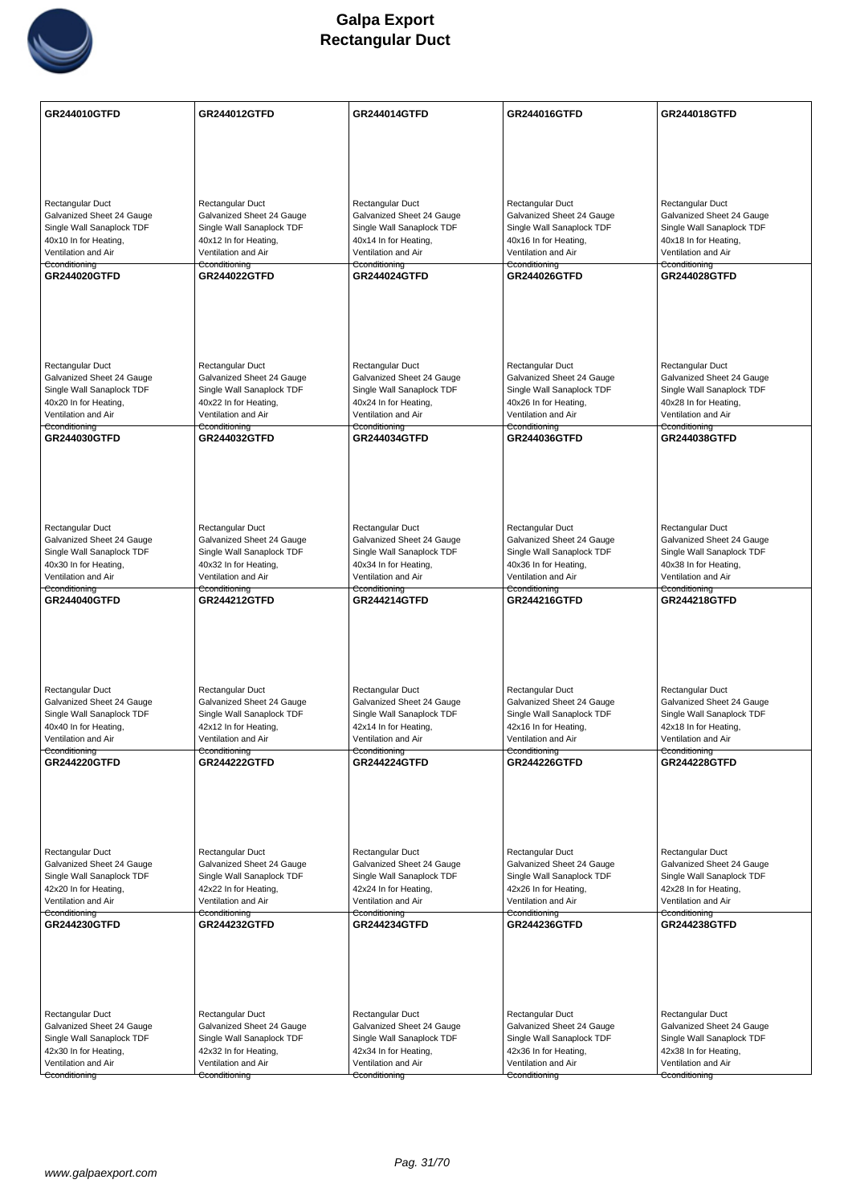# Galpa Export
# Rectangular Duct

| GR244010GTFD | GR244012GTFD | GR244014GTFD | GR244016GTFD | GR244018GTFD |
|---|---|---|---|---|
| Rectangular Duct<br>Galvanized Sheet 24 Gauge<br>Single Wall Sanaplock TDF<br>40x10 In for Heating,<br>Ventilation and Air<br>Conditioning | Rectangular Duct<br>Galvanized Sheet 24 Gauge<br>Single Wall Sanaplock TDF<br>40x12 In for Heating,<br>Ventilation and Air<br>Conditioning | Rectangular Duct<br>Galvanized Sheet 24 Gauge<br>Single Wall Sanaplock TDF<br>40x14 In for Heating,<br>Ventilation and Air<br>Conditioning | Rectangular Duct<br>Galvanized Sheet 24 Gauge<br>Single Wall Sanaplock TDF<br>40x16 In for Heating,<br>Ventilation and Air<br>Conditioning | Rectangular Duct<br>Galvanized Sheet 24 Gauge<br>Single Wall Sanaplock TDF<br>40x18 In for Heating,<br>Ventilation and Air<br>Conditioning |
| **GR244020GTFD** | **GR244022GTFD** | **GR244024GTFD** | **GR244026GTFD** | **GR244028GTFD** |
| Rectangular Duct<br>Galvanized Sheet 24 Gauge<br>Single Wall Sanaplock TDF<br>40x20 In for Heating,<br>Ventilation and Air<br>Conditioning | Rectangular Duct<br>Galvanized Sheet 24 Gauge<br>Single Wall Sanaplock TDF<br>40x22 In for Heating,<br>Ventilation and Air<br>Conditioning | Rectangular Duct<br>Galvanized Sheet 24 Gauge<br>Single Wall Sanaplock TDF<br>40x24 In for Heating,<br>Ventilation and Air<br>Conditioning | Rectangular Duct<br>Galvanized Sheet 24 Gauge<br>Single Wall Sanaplock TDF<br>40x26 In for Heating,<br>Ventilation and Air<br>Conditioning | Rectangular Duct<br>Galvanized Sheet 24 Gauge<br>Single Wall Sanaplock TDF<br>40x28 In for Heating,<br>Ventilation and Air<br>Conditioning |
| **GR244030GTFD** | **GR244032GTFD** | **GR244034GTFD** | **GR244036GTFD** | **GR244038GTFD** |
| Rectangular Duct<br>Galvanized Sheet 24 Gauge<br>Single Wall Sanaplock TDF<br>40x30 In for Heating,<br>Ventilation and Air<br>Conditioning | Rectangular Duct<br>Galvanized Sheet 24 Gauge<br>Single Wall Sanaplock TDF<br>40x32 In for Heating,<br>Ventilation and Air<br>Conditioning | Rectangular Duct<br>Galvanized Sheet 24 Gauge<br>Single Wall Sanaplock TDF<br>40x34 In for Heating,<br>Ventilation and Air<br>Conditioning | Rectangular Duct<br>Galvanized Sheet 24 Gauge<br>Single Wall Sanaplock TDF<br>40x36 In for Heating,<br>Ventilation and Air<br>Conditioning | Rectangular Duct<br>Galvanized Sheet 24 Gauge<br>Single Wall Sanaplock TDF<br>40x38 In for Heating,<br>Ventilation and Air<br>Conditioning |
| **GR244040GTFD** | **GR244212GTFD** | **GR244214GTFD** | **GR244216GTFD** | **GR244218GTFD** |
| Rectangular Duct<br>Galvanized Sheet 24 Gauge<br>Single Wall Sanaplock TDF<br>40x40 In for Heating,<br>Ventilation and Air<br>Conditioning | Rectangular Duct<br>Galvanized Sheet 24 Gauge<br>Single Wall Sanaplock TDF<br>42x12 In for Heating,<br>Ventilation and Air<br>Conditioning | Rectangular Duct<br>Galvanized Sheet 24 Gauge<br>Single Wall Sanaplock TDF<br>42x14 In for Heating,<br>Ventilation and Air<br>Conditioning | Rectangular Duct<br>Galvanized Sheet 24 Gauge<br>Single Wall Sanaplock TDF<br>42x16 In for Heating,<br>Ventilation and Air<br>Conditioning | Rectangular Duct<br>Galvanized Sheet 24 Gauge<br>Single Wall Sanaplock TDF<br>42x18 In for Heating,<br>Ventilation and Air<br>Conditioning |
| **GR244220GTFD** | **GR244222GTFD** | **GR244224GTFD** | **GR244226GTFD** | **GR244228GTFD** |
| Rectangular Duct<br>Galvanized Sheet 24 Gauge<br>Single Wall Sanaplock TDF<br>42x20 In for Heating,<br>Ventilation and Air<br>Conditioning | Rectangular Duct<br>Galvanized Sheet 24 Gauge<br>Single Wall Sanaplock TDF<br>42x22 In for Heating,<br>Ventilation and Air<br>Conditioning | Rectangular Duct<br>Galvanized Sheet 24 Gauge<br>Single Wall Sanaplock TDF<br>42x24 In for Heating,<br>Ventilation and Air<br>Conditioning | Rectangular Duct<br>Galvanized Sheet 24 Gauge<br>Single Wall Sanaplock TDF<br>42x26 In for Heating,<br>Ventilation and Air<br>Conditioning | Rectangular Duct<br>Galvanized Sheet 24 Gauge<br>Single Wall Sanaplock TDF<br>42x28 In for Heating,<br>Ventilation and Air<br>Conditioning |
| **GR244230GTFD** | **GR244232GTFD** | **GR244234GTFD** | **GR244236GTFD** | **GR244238GTFD** |
| Rectangular Duct<br>Galvanized Sheet 24 Gauge<br>Single Wall Sanaplock TDF<br>42x30 In for Heating,<br>Ventilation and Air<br>Conditioning | Rectangular Duct<br>Galvanized Sheet 24 Gauge<br>Single Wall Sanaplock TDF<br>42x32 In for Heating,<br>Ventilation and Air<br>Conditioning | Rectangular Duct<br>Galvanized Sheet 24 Gauge<br>Single Wall Sanaplock TDF<br>42x34 In for Heating,<br>Ventilation and Air<br>Conditioning | Rectangular Duct<br>Galvanized Sheet 24 Gauge<br>Single Wall Sanaplock TDF<br>42x36 In for Heating,<br>Ventilation and Air<br>Conditioning | Rectangular Duct<br>Galvanized Sheet 24 Gauge<br>Single Wall Sanaplock TDF<br>42x38 In for Heating,<br>Ventilation and Air<br>Conditioning |

www.galpaexport.com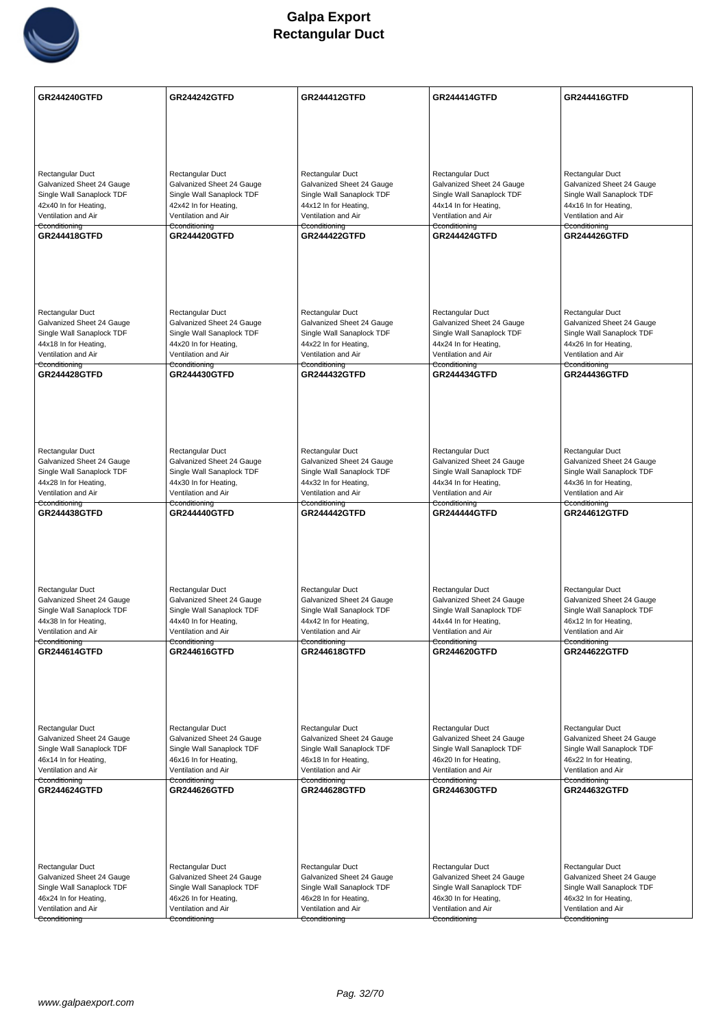# Galpa Export
# Rectangular Duct

| | | | | |
|---|---|---|---|---|
| **GR244240GTFD**<br><br>Rectangular Duct<br>Galvanized Sheet 24 Gauge<br>Single Wall Sanaplock TDF<br>42x40 In for Heating,<br>Ventilation and Air<br>Cconditioning | **GR244242GTFD**<br><br>Rectangular Duct<br>Galvanized Sheet 24 Gauge<br>Single Wall Sanaplock TDF<br>42x42 In for Heating,<br>Ventilation and Air<br>Cconditioning | **GR244412GTFD**<br><br>Rectangular Duct<br>Galvanized Sheet 24 Gauge<br>Single Wall Sanaplock TDF<br>44x12 In for Heating,<br>Ventilation and Air<br>Cconditioning | **GR244414GTFD**<br><br>Rectangular Duct<br>Galvanized Sheet 24 Gauge<br>Single Wall Sanaplock TDF<br>44x14 In for Heating,<br>Ventilation and Air<br>Cconditioning | **GR244416GTFD**<br><br>Rectangular Duct<br>Galvanized Sheet 24 Gauge<br>Single Wall Sanaplock TDF<br>44x16 In for Heating,<br>Ventilation and Air<br>Cconditioning |
| **GR244418GTFD**<br><br>Rectangular Duct<br>Galvanized Sheet 24 Gauge<br>Single Wall Sanaplock TDF<br>44x18 In for Heating,<br>Ventilation and Air<br>Cconditioning | **GR244420GTFD**<br><br>Rectangular Duct<br>Galvanized Sheet 24 Gauge<br>Single Wall Sanaplock TDF<br>44x20 In for Heating,<br>Ventilation and Air<br>Cconditioning | **GR244422GTFD**<br><br>Rectangular Duct<br>Galvanized Sheet 24 Gauge<br>Single Wall Sanaplock TDF<br>44x22 In for Heating,<br>Ventilation and Air<br>Cconditioning | **GR244424GTFD**<br><br>Rectangular Duct<br>Galvanized Sheet 24 Gauge<br>Single Wall Sanaplock TDF<br>44x24 In for Heating,<br>Ventilation and Air<br>Cconditioning | **GR244426GTFD**<br><br>Rectangular Duct<br>Galvanized Sheet 24 Gauge<br>Single Wall Sanaplock TDF<br>44x26 In for Heating,<br>Ventilation and Air<br>Cconditioning |
| **GR244428GTFD**<br><br>Rectangular Duct<br>Galvanized Sheet 24 Gauge<br>Single Wall Sanaplock TDF<br>44x28 In for Heating,<br>Ventilation and Air<br>Cconditioning | **GR244430GTFD**<br><br>Rectangular Duct<br>Galvanized Sheet 24 Gauge<br>Single Wall Sanaplock TDF<br>44x30 In for Heating,<br>Ventilation and Air<br>Cconditioning | **GR244432GTFD**<br><br>Rectangular Duct<br>Galvanized Sheet 24 Gauge<br>Single Wall Sanaplock TDF<br>44x32 In for Heating,<br>Ventilation and Air<br>Cconditioning | **GR244434GTFD**<br><br>Rectangular Duct<br>Galvanized Sheet 24 Gauge<br>Single Wall Sanaplock TDF<br>44x34 In for Heating,<br>Ventilation and Air<br>Cconditioning | **GR244436GTFD**<br><br>Rectangular Duct<br>Galvanized Sheet 24 Gauge<br>Single Wall Sanaplock TDF<br>44x36 In for Heating,<br>Ventilation and Air<br>Cconditioning |
| **GR244438GTFD**<br><br>Rectangular Duct<br>Galvanized Sheet 24 Gauge<br>Single Wall Sanaplock TDF<br>44x38 In for Heating,<br>Ventilation and Air<br>Cconditioning | **GR244440GTFD**<br><br>Rectangular Duct<br>Galvanized Sheet 24 Gauge<br>Single Wall Sanaplock TDF<br>44x40 In for Heating,<br>Ventilation and Air<br>Cconditioning | **GR244442GTFD**<br><br>Rectangular Duct<br>Galvanized Sheet 24 Gauge<br>Single Wall Sanaplock TDF<br>44x42 In for Heating,<br>Ventilation and Air<br>Cconditioning | **GR244444GTFD**<br><br>Rectangular Duct<br>Galvanized Sheet 24 Gauge<br>Single Wall Sanaplock TDF<br>44x44 In for Heating,<br>Ventilation and Air<br>Cconditioning | **GR244612GTFD**<br><br>Rectangular Duct<br>Galvanized Sheet 24 Gauge<br>Single Wall Sanaplock TDF<br>46x12 In for Heating,<br>Ventilation and Air<br>Cconditioning |
| **GR244614GTFD**<br><br>Rectangular Duct<br>Galvanized Sheet 24 Gauge<br>Single Wall Sanaplock TDF<br>46x14 In for Heating,<br>Ventilation and Air<br>Cconditioning | **GR244616GTFD**<br><br>Rectangular Duct<br>Galvanized Sheet 24 Gauge<br>Single Wall Sanaplock TDF<br>46x16 In for Heating,<br>Ventilation and Air<br>Cconditioning | **GR244618GTFD**<br><br>Rectangular Duct<br>Galvanized Sheet 24 Gauge<br>Single Wall Sanaplock TDF<br>46x18 In for Heating,<br>Ventilation and Air<br>Cconditioning | **GR244620GTFD**<br><br>Rectangular Duct<br>Galvanized Sheet 24 Gauge<br>Single Wall Sanaplock TDF<br>46x20 In for Heating,<br>Ventilation and Air<br>Cconditioning | **GR244622GTFD**<br><br>Rectangular Duct<br>Galvanized Sheet 24 Gauge<br>Single Wall Sanaplock TDF<br>46x22 In for Heating,<br>Ventilation and Air<br>Cconditioning |
| **GR244624GTFD**<br><br>Rectangular Duct<br>Galvanized Sheet 24 Gauge<br>Single Wall Sanaplock TDF<br>46x24 In for Heating,<br>Ventilation and Air<br>Cconditioning | **GR244626GTFD**<br><br>Rectangular Duct<br>Galvanized Sheet 24 Gauge<br>Single Wall Sanaplock TDF<br>46x26 In for Heating,<br>Ventilation and Air<br>Cconditioning | **GR244628GTFD**<br><br>Rectangular Duct<br>Galvanized Sheet 24 Gauge<br>Single Wall Sanaplock TDF<br>46x28 In for Heating,<br>Ventilation and Air<br>Cconditioning | **GR244630GTFD**<br><br>Rectangular Duct<br>Galvanized Sheet 24 Gauge<br>Single Wall Sanaplock TDF<br>46x30 In for Heating,<br>Ventilation and Air<br>Cconditioning | **GR244632GTFD**<br><br>Rectangular Duct<br>Galvanized Sheet 24 Gauge<br>Single Wall Sanaplock TDF<br>46x32 In for Heating,<br>Ventilation and Air<br>Cconditioning |

www.galpaexport.com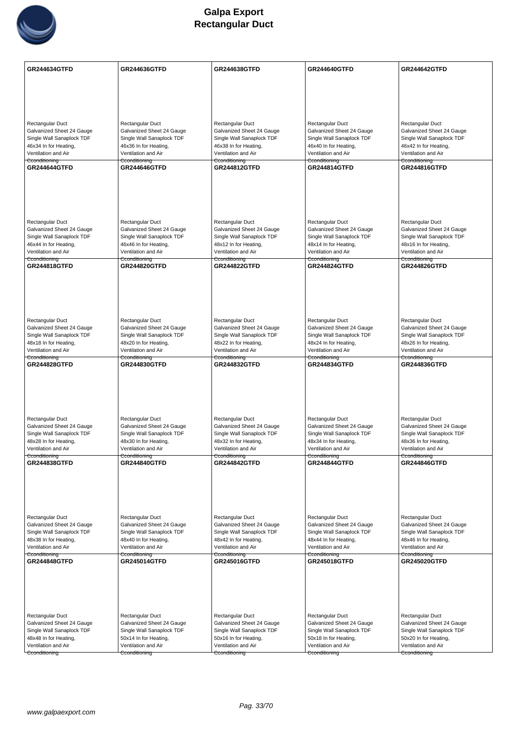# Galpa Export
# Rectangular Duct

| GR244634GTFD | GR244636GTFD | GR244638GTFD | GR244640GTFD | GR244642GTFD |
|---|---|---|---|---|
| Rectangular Duct<br>Galvanized Sheet 24 Gauge<br>Single Wall Sanaplock TDF<br>46x34 In for Heating, Ventilation and Air Cconditioning | Rectangular Duct<br>Galvanized Sheet 24 Gauge<br>Single Wall Sanaplock TDF<br>46x36 In for Heating, Ventilation and Air Cconditioning | Rectangular Duct<br>Galvanized Sheet 24 Gauge<br>Single Wall Sanaplock TDF<br>46x38 In for Heating, Ventilation and Air Cconditioning | Rectangular Duct<br>Galvanized Sheet 24 Gauge<br>Single Wall Sanaplock TDF<br>46x40 In for Heating, Ventilation and Air Cconditioning | Rectangular Duct<br>Galvanized Sheet 24 Gauge<br>Single Wall Sanaplock TDF<br>46x42 In for Heating, Ventilation and Air Cconditioning |
| **GR244644GTFD** | **GR244646GTFD** | **GR244812GTFD** | **GR244814GTFD** | **GR244816GTFD** |
| Rectangular Duct<br>Galvanized Sheet 24 Gauge<br>Single Wall Sanaplock TDF<br>46x44 In for Heating, Ventilation and Air Cconditioning | Rectangular Duct<br>Galvanized Sheet 24 Gauge<br>Single Wall Sanaplock TDF<br>46x46 In for Heating, Ventilation and Air Cconditioning | Rectangular Duct<br>Galvanized Sheet 24 Gauge<br>Single Wall Sanaplock TDF<br>48x12 In for Heating, Ventilation and Air Cconditioning | Rectangular Duct<br>Galvanized Sheet 24 Gauge<br>Single Wall Sanaplock TDF<br>48x14 In for Heating, Ventilation and Air Cconditioning | Rectangular Duct<br>Galvanized Sheet 24 Gauge<br>Single Wall Sanaplock TDF<br>48x16 In for Heating, Ventilation and Air Cconditioning |
| **GR244818GTFD** | **GR244820GTFD** | **GR244822GTFD** | **GR244824GTFD** | **GR244826GTFD** |
| Rectangular Duct<br>Galvanized Sheet 24 Gauge<br>Single Wall Sanaplock TDF<br>48x18 In for Heating, Ventilation and Air Cconditioning | Rectangular Duct<br>Galvanized Sheet 24 Gauge<br>Single Wall Sanaplock TDF<br>48x20 In for Heating, Ventilation and Air Cconditioning | Rectangular Duct<br>Galvanized Sheet 24 Gauge<br>Single Wall Sanaplock TDF<br>48x22 In for Heating, Ventilation and Air Cconditioning | Rectangular Duct<br>Galvanized Sheet 24 Gauge<br>Single Wall Sanaplock TDF<br>48x24 In for Heating, Ventilation and Air Cconditioning | Rectangular Duct<br>Galvanized Sheet 24 Gauge<br>Single Wall Sanaplock TDF<br>48x26 In for Heating, Ventilation and Air Cconditioning |
| **GR244828GTFD** | **GR244830GTFD** | **GR244832GTFD** | **GR244834GTFD** | **GR244836GTFD** |
| Rectangular Duct<br>Galvanized Sheet 24 Gauge<br>Single Wall Sanaplock TDF<br>48x28 In for Heating, Ventilation and Air Cconditioning | Rectangular Duct<br>Galvanized Sheet 24 Gauge<br>Single Wall Sanaplock TDF<br>48x30 In for Heating, Ventilation and Air Cconditioning | Rectangular Duct<br>Galvanized Sheet 24 Gauge<br>Single Wall Sanaplock TDF<br>48x32 In for Heating, Ventilation and Air Cconditioning | Rectangular Duct<br>Galvanized Sheet 24 Gauge<br>Single Wall Sanaplock TDF<br>48x34 In for Heating, Ventilation and Air Cconditioning | Rectangular Duct<br>Galvanized Sheet 24 Gauge<br>Single Wall Sanaplock TDF<br>48x36 In for Heating, Ventilation and Air Cconditioning |
| **GR244838GTFD** | **GR244840GTFD** | **GR244842GTFD** | **GR244844GTFD** | **GR244846GTFD** |
| Rectangular Duct<br>Galvanized Sheet 24 Gauge<br>Single Wall Sanaplock TDF<br>48x38 In for Heating, Ventilation and Air Cconditioning | Rectangular Duct<br>Galvanized Sheet 24 Gauge<br>Single Wall Sanaplock TDF<br>48x40 In for Heating, Ventilation and Air Cconditioning | Rectangular Duct<br>Galvanized Sheet 24 Gauge<br>Single Wall Sanaplock TDF<br>48x42 In for Heating, Ventilation and Air Cconditioning | Rectangular Duct<br>Galvanized Sheet 24 Gauge<br>Single Wall Sanaplock TDF<br>48x44 In for Heating, Ventilation and Air Cconditioning | Rectangular Duct<br>Galvanized Sheet 24 Gauge<br>Single Wall Sanaplock TDF<br>48x46 In for Heating, Ventilation and Air Cconditioning |
| **GR244848GTFD** | **GR245014GTFD** | **GR245016GTFD** | **GR245018GTFD** | **GR245020GTFD** |
| Rectangular Duct<br>Galvanized Sheet 24 Gauge<br>Single Wall Sanaplock TDF<br>48x48 In for Heating, Ventilation and Air Cconditioning | Rectangular Duct<br>Galvanized Sheet 24 Gauge<br>Single Wall Sanaplock TDF<br>50x14 In for Heating, Ventilation and Air Cconditioning | Rectangular Duct<br>Galvanized Sheet 24 Gauge<br>Single Wall Sanaplock TDF<br>50x16 In for Heating, Ventilation and Air Cconditioning | Rectangular Duct<br>Galvanized Sheet 24 Gauge<br>Single Wall Sanaplock TDF<br>50x18 In for Heating, Ventilation and Air Cconditioning | Rectangular Duct<br>Galvanized Sheet 24 Gauge<br>Single Wall Sanaplock TDF<br>50x20 In for Heating, Ventilation and Air Cconditioning |

www.galpaexport.com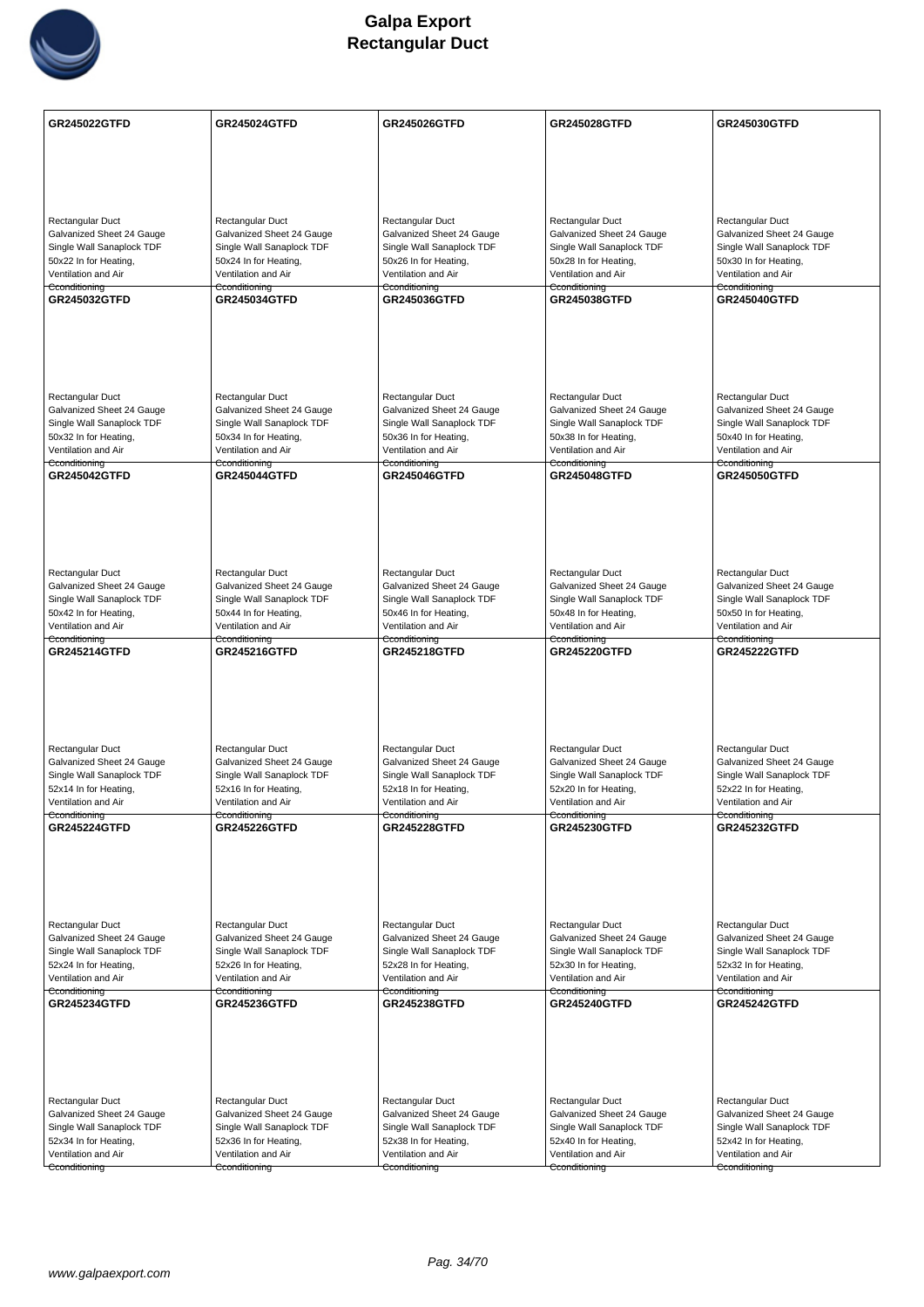# Galpa Export
## Rectangular Duct

| GR245022GTFD | GR245024GTFD | GR245026GTFD | GR245028GTFD | GR245030GTFD |
|---|---|---|---|---|
| Rectangular Duct Galvanized Sheet 24 Gauge Single Wall Sanaplock TDF 50x22 In for Heating, Ventilation and Air Econditioning | Rectangular Duct Galvanized Sheet 24 Gauge Single Wall Sanaplock TDF 50x24 In for Heating, Ventilation and Air Econditioning | Rectangular Duct Galvanized Sheet 24 Gauge Single Wall Sanaplock TDF 50x26 In for Heating, Ventilation and Air Econditioning | Rectangular Duct Galvanized Sheet 24 Gauge Single Wall Sanaplock TDF 50x28 In for Heating, Ventilation and Air Econditioning | Rectangular Duct Galvanized Sheet 24 Gauge Single Wall Sanaplock TDF 50x30 In for Heating, Ventilation and Air Econditioning |
| **GR245032GTFD** | **GR245034GTFD** | **GR245036GTFD** | **GR245038GTFD** | **GR245040GTFD** |
| Rectangular Duct Galvanized Sheet 24 Gauge Single Wall Sanaplock TDF 50x32 In for Heating, Ventilation and Air Econditioning | Rectangular Duct Galvanized Sheet 24 Gauge Single Wall Sanaplock TDF 50x34 In for Heating, Ventilation and Air Econditioning | Rectangular Duct Galvanized Sheet 24 Gauge Single Wall Sanaplock TDF 50x36 In for Heating, Ventilation and Air Econditioning | Rectangular Duct Galvanized Sheet 24 Gauge Single Wall Sanaplock TDF 50x38 In for Heating, Ventilation and Air Econditioning | Rectangular Duct Galvanized Sheet 24 Gauge Single Wall Sanaplock TDF 50x40 In for Heating, Ventilation and Air Econditioning |
| **GR245042GTFD** | **GR245044GTFD** | **GR245046GTFD** | **GR245048GTFD** | **GR245050GTFD** |
| Rectangular Duct Galvanized Sheet 24 Gauge Single Wall Sanaplock TDF 50x42 In for Heating, Ventilation and Air Econditioning | Rectangular Duct Galvanized Sheet 24 Gauge Single Wall Sanaplock TDF 50x44 In for Heating, Ventilation and Air Econditioning | Rectangular Duct Galvanized Sheet 24 Gauge Single Wall Sanaplock TDF 50x46 In for Heating, Ventilation and Air Econditioning | Rectangular Duct Galvanized Sheet 24 Gauge Single Wall Sanaplock TDF 50x48 In for Heating, Ventilation and Air Econditioning | Rectangular Duct Galvanized Sheet 24 Gauge Single Wall Sanaplock TDF 50x50 In for Heating, Ventilation and Air Econditioning |
| **GR245214GTFD** | **GR245216GTFD** | **GR245218GTFD** | **GR245220GTFD** | **GR245222GTFD** |
| Rectangular Duct Galvanized Sheet 24 Gauge Single Wall Sanaplock TDF 52x14 In for Heating, Ventilation and Air Econditioning | Rectangular Duct Galvanized Sheet 24 Gauge Single Wall Sanaplock TDF 52x16 In for Heating, Ventilation and Air Econditioning | Rectangular Duct Galvanized Sheet 24 Gauge Single Wall Sanaplock TDF 52x18 In for Heating, Ventilation and Air Econditioning | Rectangular Duct Galvanized Sheet 24 Gauge Single Wall Sanaplock TDF 52x20 In for Heating, Ventilation and Air Econditioning | Rectangular Duct Galvanized Sheet 24 Gauge Single Wall Sanaplock TDF 52x22 In for Heating, Ventilation and Air Econditioning |
| **GR245224GTFD** | **GR245226GTFD** | **GR245228GTFD** | **GR245230GTFD** | **GR245232GTFD** |
| Rectangular Duct Galvanized Sheet 24 Gauge Single Wall Sanaplock TDF 52x24 In for Heating, Ventilation and Air Econditioning | Rectangular Duct Galvanized Sheet 24 Gauge Single Wall Sanaplock TDF 52x26 In for Heating, Ventilation and Air Econditioning | Rectangular Duct Galvanized Sheet 24 Gauge Single Wall Sanaplock TDF 52x28 In for Heating, Ventilation and Air Econditioning | Rectangular Duct Galvanized Sheet 24 Gauge Single Wall Sanaplock TDF 52x30 In for Heating, Ventilation and Air Econditioning | Rectangular Duct Galvanized Sheet 24 Gauge Single Wall Sanaplock TDF 52x32 In for Heating, Ventilation and Air Econditioning |
| **GR245234GTFD** | **GR245236GTFD** | **GR245238GTFD** | **GR245240GTFD** | **GR245242GTFD** |
| Rectangular Duct Galvanized Sheet 24 Gauge Single Wall Sanaplock TDF 52x34 In for Heating, Ventilation and Air Econditioning | Rectangular Duct Galvanized Sheet 24 Gauge Single Wall Sanaplock TDF 52x36 In for Heating, Ventilation and Air Econditioning | Rectangular Duct Galvanized Sheet 24 Gauge Single Wall Sanaplock TDF 52x38 In for Heating, Ventilation and Air Econditioning | Rectangular Duct Galvanized Sheet 24 Gauge Single Wall Sanaplock TDF 52x40 In for Heating, Ventilation and Air Econditioning | Rectangular Duct Galvanized Sheet 24 Gauge Single Wall Sanaplock TDF 52x42 In for Heating, Ventilation and Air Econditioning |

www.galpaexport.com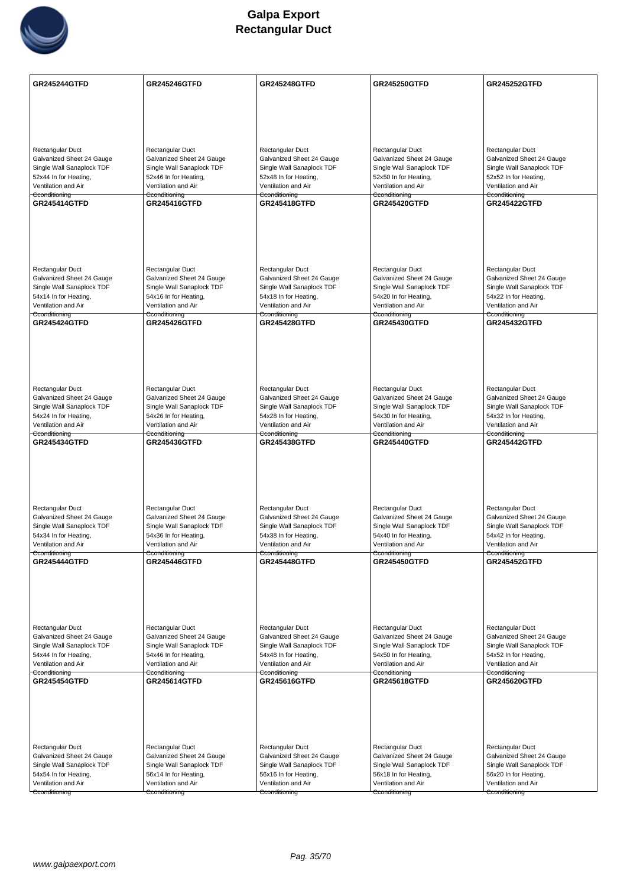# Galpa Export
## Rectangular Duct

| GR245244GTFD | GR245246GTFD | GR245248GTFD | GR245250GTFD | GR245252GTFD |
|---|---|---|---|---|
| Rectangular Duct Galvanized Sheet 24 Gauge Single Wall Sanaplock TDF 52x44 In for Heating, Ventilation and Air Conditioning | Rectangular Duct Galvanized Sheet 24 Gauge Single Wall Sanaplock TDF 52x46 In for Heating, Ventilation and Air Conditioning | Rectangular Duct Galvanized Sheet 24 Gauge Single Wall Sanaplock TDF 52x48 In for Heating, Ventilation and Air Conditioning | Rectangular Duct Galvanized Sheet 24 Gauge Single Wall Sanaplock TDF 52x50 In for Heating, Ventilation and Air Conditioning | Rectangular Duct Galvanized Sheet 24 Gauge Single Wall Sanaplock TDF 52x52 In for Heating, Ventilation and Air Conditioning |
| **GR245414GTFD** | **GR245416GTFD** | **GR245418GTFD** | **GR245420GTFD** | **GR245422GTFD** |
| Rectangular Duct Galvanized Sheet 24 Gauge Single Wall Sanaplock TDF 54x14 In for Heating, Ventilation and Air Conditioning | Rectangular Duct Galvanized Sheet 24 Gauge Single Wall Sanaplock TDF 54x16 In for Heating, Ventilation and Air Conditioning | Rectangular Duct Galvanized Sheet 24 Gauge Single Wall Sanaplock TDF 54x18 In for Heating, Ventilation and Air Conditioning | Rectangular Duct Galvanized Sheet 24 Gauge Single Wall Sanaplock TDF 54x20 In for Heating, Ventilation and Air Conditioning | Rectangular Duct Galvanized Sheet 24 Gauge Single Wall Sanaplock TDF 54x22 In for Heating, Ventilation and Air Conditioning |
| **GR245424GTFD** | **GR245426GTFD** | **GR245428GTFD** | **GR245430GTFD** | **GR245432GTFD** |
| Rectangular Duct Galvanized Sheet 24 Gauge Single Wall Sanaplock TDF 54x24 In for Heating, Ventilation and Air Conditioning | Rectangular Duct Galvanized Sheet 24 Gauge Single Wall Sanaplock TDF 54x26 In for Heating, Ventilation and Air Conditioning | Rectangular Duct Galvanized Sheet 24 Gauge Single Wall Sanaplock TDF 54x28 In for Heating, Ventilation and Air Conditioning | Rectangular Duct Galvanized Sheet 24 Gauge Single Wall Sanaplock TDF 54x30 In for Heating, Ventilation and Air Conditioning | Rectangular Duct Galvanized Sheet 24 Gauge Single Wall Sanaplock TDF 54x32 In for Heating, Ventilation and Air Conditioning |
| **GR245434GTFD** | **GR245436GTFD** | **GR245438GTFD** | **GR245440GTFD** | **GR245442GTFD** |
| Rectangular Duct Galvanized Sheet 24 Gauge Single Wall Sanaplock TDF 54x34 In for Heating, Ventilation and Air Conditioning | Rectangular Duct Galvanized Sheet 24 Gauge Single Wall Sanaplock TDF 54x36 In for Heating, Ventilation and Air Conditioning | Rectangular Duct Galvanized Sheet 24 Gauge Single Wall Sanaplock TDF 54x38 In for Heating, Ventilation and Air Conditioning | Rectangular Duct Galvanized Sheet 24 Gauge Single Wall Sanaplock TDF 54x40 In for Heating, Ventilation and Air Conditioning | Rectangular Duct Galvanized Sheet 24 Gauge Single Wall Sanaplock TDF 54x42 In for Heating, Ventilation and Air Conditioning |
| **GR245444GTFD** | **GR245446GTFD** | **GR245448GTFD** | **GR245450GTFD** | **GR245452GTFD** |
| Rectangular Duct Galvanized Sheet 24 Gauge Single Wall Sanaplock TDF 54x44 In for Heating, Ventilation and Air Conditioning | Rectangular Duct Galvanized Sheet 24 Gauge Single Wall Sanaplock TDF 54x46 In for Heating, Ventilation and Air Conditioning | Rectangular Duct Galvanized Sheet 24 Gauge Single Wall Sanaplock TDF 54x48 In for Heating, Ventilation and Air Conditioning | Rectangular Duct Galvanized Sheet 24 Gauge Single Wall Sanaplock TDF 54x50 In for Heating, Ventilation and Air Conditioning | Rectangular Duct Galvanized Sheet 24 Gauge Single Wall Sanaplock TDF 54x52 In for Heating, Ventilation and Air Conditioning |
| **GR245454GTFD** | **GR245614GTFD** | **GR245616GTFD** | **GR245618GTFD** | **GR245620GTFD** |
| Rectangular Duct Galvanized Sheet 24 Gauge Single Wall Sanaplock TDF 54x54 In for Heating, Ventilation and Air Conditioning | Rectangular Duct Galvanized Sheet 24 Gauge Single Wall Sanaplock TDF 56x14 In for Heating, Ventilation and Air Conditioning | Rectangular Duct Galvanized Sheet 24 Gauge Single Wall Sanaplock TDF 56x16 In for Heating, Ventilation and Air Conditioning | Rectangular Duct Galvanized Sheet 24 Gauge Single Wall Sanaplock TDF 56x18 In for Heating, Ventilation and Air Conditioning | Rectangular Duct Galvanized Sheet 24 Gauge Single Wall Sanaplock TDF 56x20 In for Heating, Ventilation and Air Conditioning |

www.galpaexport.com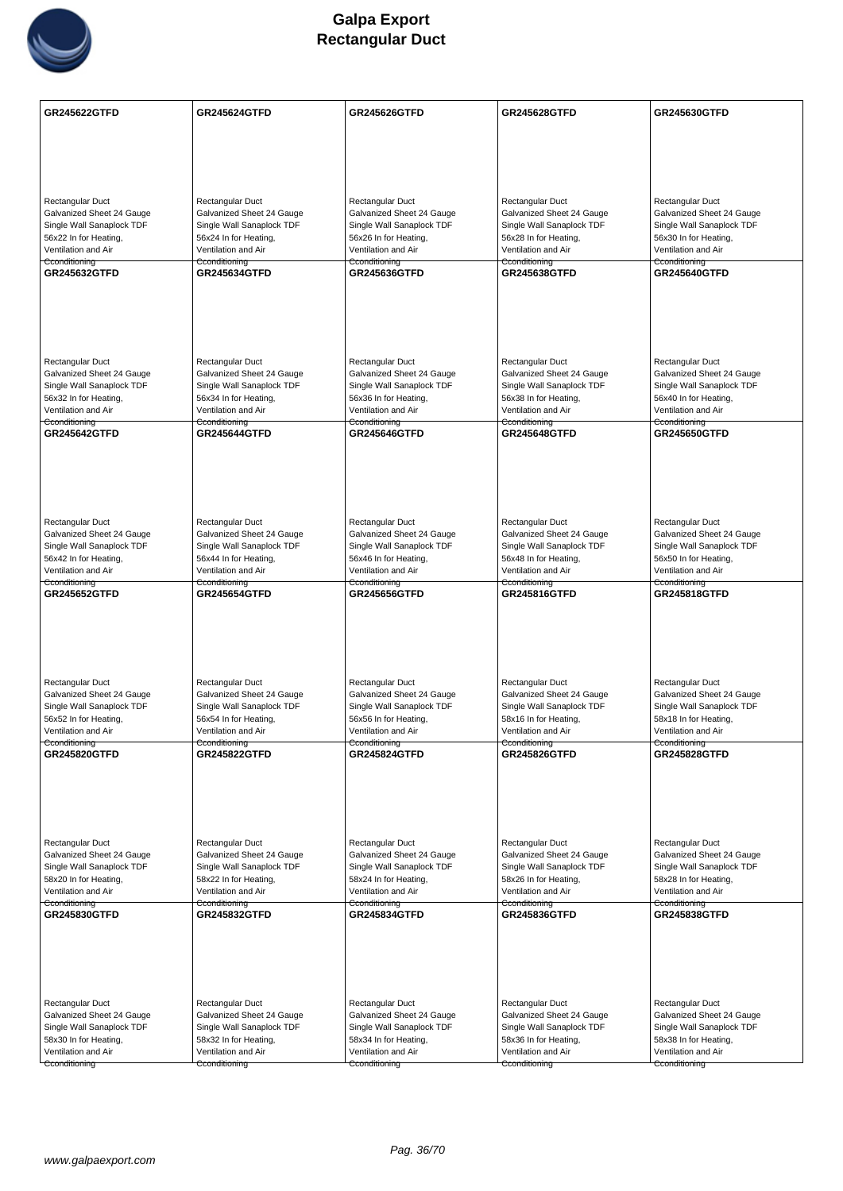# Galpa Export
# Rectangular Duct

| GR245622GTFD | GR245624GTFD | GR245626GTFD | GR245628GTFD | GR245630GTFD |
|---|---|---|---|---|
| Rectangular Duct Galvanized Sheet 24 Gauge Single Wall Sanaplock TDF 56x22 In for Heating, Ventilation and Air Conditioning | Rectangular Duct Galvanized Sheet 24 Gauge Single Wall Sanaplock TDF 56x24 In for Heating, Ventilation and Air Conditioning | Rectangular Duct Galvanized Sheet 24 Gauge Single Wall Sanaplock TDF 56x26 In for Heating, Ventilation and Air Conditioning | Rectangular Duct Galvanized Sheet 24 Gauge Single Wall Sanaplock TDF 56x28 In for Heating, Ventilation and Air Conditioning | Rectangular Duct Galvanized Sheet 24 Gauge Single Wall Sanaplock TDF 56x30 In for Heating, Ventilation and Air Conditioning |
| **GR245632GTFD** | **GR245634GTFD** | **GR245636GTFD** | **GR245638GTFD** | **GR245640GTFD** |
| Rectangular Duct Galvanized Sheet 24 Gauge Single Wall Sanaplock TDF 56x32 In for Heating, Ventilation and Air Conditioning | Rectangular Duct Galvanized Sheet 24 Gauge Single Wall Sanaplock TDF 56x34 In for Heating, Ventilation and Air Conditioning | Rectangular Duct Galvanized Sheet 24 Gauge Single Wall Sanaplock TDF 56x36 In for Heating, Ventilation and Air Conditioning | Rectangular Duct Galvanized Sheet 24 Gauge Single Wall Sanaplock TDF 56x38 In for Heating, Ventilation and Air Conditioning | Rectangular Duct Galvanized Sheet 24 Gauge Single Wall Sanaplock TDF 56x40 In for Heating, Ventilation and Air Conditioning |
| **GR245642GTFD** | **GR245644GTFD** | **GR245646GTFD** | **GR245648GTFD** | **GR245650GTFD** |
| Rectangular Duct Galvanized Sheet 24 Gauge Single Wall Sanaplock TDF 56x42 In for Heating, Ventilation and Air Conditioning | Rectangular Duct Galvanized Sheet 24 Gauge Single Wall Sanaplock TDF 56x44 In for Heating, Ventilation and Air Conditioning | Rectangular Duct Galvanized Sheet 24 Gauge Single Wall Sanaplock TDF 56x46 In for Heating, Ventilation and Air Conditioning | Rectangular Duct Galvanized Sheet 24 Gauge Single Wall Sanaplock TDF 56x48 In for Heating, Ventilation and Air Conditioning | Rectangular Duct Galvanized Sheet 24 Gauge Single Wall Sanaplock TDF 56x50 In for Heating, Ventilation and Air Conditioning |
| **GR245652GTFD** | **GR245654GTFD** | **GR245656GTFD** | **GR245816GTFD** | **GR245818GTFD** |
| Rectangular Duct Galvanized Sheet 24 Gauge Single Wall Sanaplock TDF 56x52 In for Heating, Ventilation and Air Conditioning | Rectangular Duct Galvanized Sheet 24 Gauge Single Wall Sanaplock TDF 56x54 In for Heating, Ventilation and Air Conditioning | Rectangular Duct Galvanized Sheet 24 Gauge Single Wall Sanaplock TDF 56x56 In for Heating, Ventilation and Air Conditioning | Rectangular Duct Galvanized Sheet 24 Gauge Single Wall Sanaplock TDF 58x16 In for Heating, Ventilation and Air Conditioning | Rectangular Duct Galvanized Sheet 24 Gauge Single Wall Sanaplock TDF 58x18 In for Heating, Ventilation and Air Conditioning |
| **GR245820GTFD** | **GR245822GTFD** | **GR245824GTFD** | **GR245826GTFD** | **GR245828GTFD** |
| Rectangular Duct Galvanized Sheet 24 Gauge Single Wall Sanaplock TDF 58x20 In for Heating, Ventilation and Air Conditioning | Rectangular Duct Galvanized Sheet 24 Gauge Single Wall Sanaplock TDF 58x22 In for Heating, Ventilation and Air Conditioning | Rectangular Duct Galvanized Sheet 24 Gauge Single Wall Sanaplock TDF 58x24 In for Heating, Ventilation and Air Conditioning | Rectangular Duct Galvanized Sheet 24 Gauge Single Wall Sanaplock TDF 58x26 In for Heating, Ventilation and Air Conditioning | Rectangular Duct Galvanized Sheet 24 Gauge Single Wall Sanaplock TDF 58x28 In for Heating, Ventilation and Air Conditioning |
| **GR245830GTFD** | **GR245832GTFD** | **GR245834GTFD** | **GR245836GTFD** | **GR245838GTFD** |
| Rectangular Duct Galvanized Sheet 24 Gauge Single Wall Sanaplock TDF 58x30 In for Heating, Ventilation and Air Conditioning | Rectangular Duct Galvanized Sheet 24 Gauge Single Wall Sanaplock TDF 58x32 In for Heating, Ventilation and Air Conditioning | Rectangular Duct Galvanized Sheet 24 Gauge Single Wall Sanaplock TDF 58x34 In for Heating, Ventilation and Air Conditioning | Rectangular Duct Galvanized Sheet 24 Gauge Single Wall Sanaplock TDF 58x36 In for Heating, Ventilation and Air Conditioning | Rectangular Duct Galvanized Sheet 24 Gauge Single Wall Sanaplock TDF 58x38 In for Heating, Ventilation and Air Conditioning |

www.galpaexport.com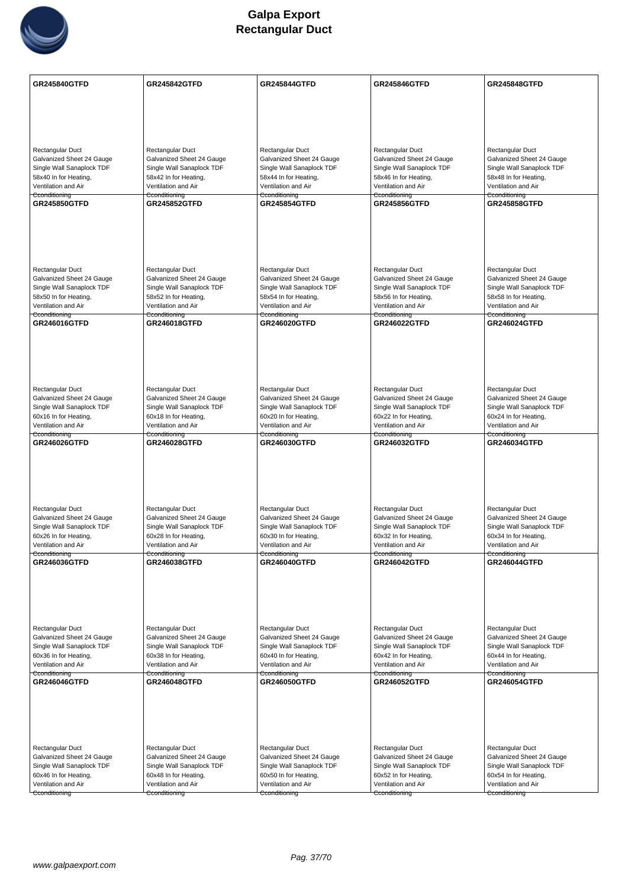# Galpa Export
# Rectangular Duct

| GR245840GTFD | GR245842GTFD | GR245844GTFD | GR245846GTFD | GR245848GTFD |
|---|---|---|---|---|
| Rectangular Duct<br>Galvanized Sheet 24 Gauge<br>Single Wall Sanaplock TDF<br>58x40 In for Heating,<br>Ventilation and Air<br>Cconditioning | Rectangular Duct<br>Galvanized Sheet 24 Gauge<br>Single Wall Sanaplock TDF<br>58x42 In for Heating,<br>Ventilation and Air<br>Cconditioning | Rectangular Duct<br>Galvanized Sheet 24 Gauge<br>Single Wall Sanaplock TDF<br>58x44 In for Heating,<br>Ventilation and Air<br>Cconditioning | Rectangular Duct<br>Galvanized Sheet 24 Gauge<br>Single Wall Sanaplock TDF<br>58x46 In for Heating,<br>Ventilation and Air<br>Cconditioning | Rectangular Duct<br>Galvanized Sheet 24 Gauge<br>Single Wall Sanaplock TDF<br>58x48 In for Heating,<br>Ventilation and Air<br>Cconditioning |
| **GR245850GTFD** | **GR245852GTFD** | **GR245854GTFD** | **GR245856GTFD** | **GR245858GTFD** |
| Rectangular Duct<br>Galvanized Sheet 24 Gauge<br>Single Wall Sanaplock TDF<br>58x50 In for Heating,<br>Ventilation and Air<br>Cconditioning | Rectangular Duct<br>Galvanized Sheet 24 Gauge<br>Single Wall Sanaplock TDF<br>58x52 In for Heating,<br>Ventilation and Air<br>Cconditioning | Rectangular Duct<br>Galvanized Sheet 24 Gauge<br>Single Wall Sanaplock TDF<br>58x54 In for Heating,<br>Ventilation and Air<br>Cconditioning | Rectangular Duct<br>Galvanized Sheet 24 Gauge<br>Single Wall Sanaplock TDF<br>58x56 In for Heating,<br>Ventilation and Air<br>Cconditioning | Rectangular Duct<br>Galvanized Sheet 24 Gauge<br>Single Wall Sanaplock TDF<br>58x58 In for Heating,<br>Ventilation and Air<br>Cconditioning |
| **GR246016GTFD** | **GR246018GTFD** | **GR246020GTFD** | **GR246022GTFD** | **GR246024GTFD** |
| Rectangular Duct<br>Galvanized Sheet 24 Gauge<br>Single Wall Sanaplock TDF<br>60x16 In for Heating,<br>Ventilation and Air<br>Cconditioning | Rectangular Duct<br>Galvanized Sheet 24 Gauge<br>Single Wall Sanaplock TDF<br>60x18 In for Heating,<br>Ventilation and Air<br>Cconditioning | Rectangular Duct<br>Galvanized Sheet 24 Gauge<br>Single Wall Sanaplock TDF<br>60x20 In for Heating,<br>Ventilation and Air<br>Cconditioning | Rectangular Duct<br>Galvanized Sheet 24 Gauge<br>Single Wall Sanaplock TDF<br>60x22 In for Heating,<br>Ventilation and Air<br>Cconditioning | Rectangular Duct<br>Galvanized Sheet 24 Gauge<br>Single Wall Sanaplock TDF<br>60x24 In for Heating,<br>Ventilation and Air<br>Cconditioning |
| **GR246026GTFD** | **GR246028GTFD** | **GR246030GTFD** | **GR246032GTFD** | **GR246034GTFD** |
| Rectangular Duct<br>Galvanized Sheet 24 Gauge<br>Single Wall Sanaplock TDF<br>60x26 In for Heating,<br>Ventilation and Air<br>Cconditioning | Rectangular Duct<br>Galvanized Sheet 24 Gauge<br>Single Wall Sanaplock TDF<br>60x28 In for Heating,<br>Ventilation and Air<br>Cconditioning | Rectangular Duct<br>Galvanized Sheet 24 Gauge<br>Single Wall Sanaplock TDF<br>60x30 In for Heating,<br>Ventilation and Air<br>Cconditioning | Rectangular Duct<br>Galvanized Sheet 24 Gauge<br>Single Wall Sanaplock TDF<br>60x32 In for Heating,<br>Ventilation and Air<br>Cconditioning | Rectangular Duct<br>Galvanized Sheet 24 Gauge<br>Single Wall Sanaplock TDF<br>60x34 In for Heating,<br>Ventilation and Air<br>Cconditioning |
| **GR246036GTFD** | **GR246038GTFD** | **GR246040GTFD** | **GR246042GTFD** | **GR246044GTFD** |
| Rectangular Duct<br>Galvanized Sheet 24 Gauge<br>Single Wall Sanaplock TDF<br>60x36 In for Heating,<br>Ventilation and Air<br>Cconditioning | Rectangular Duct<br>Galvanized Sheet 24 Gauge<br>Single Wall Sanaplock TDF<br>60x38 In for Heating,<br>Ventilation and Air<br>Cconditioning | Rectangular Duct<br>Galvanized Sheet 24 Gauge<br>Single Wall Sanaplock TDF<br>60x40 In for Heating,<br>Ventilation and Air<br>Cconditioning | Rectangular Duct<br>Galvanized Sheet 24 Gauge<br>Single Wall Sanaplock TDF<br>60x42 In for Heating,<br>Ventilation and Air<br>Cconditioning | Rectangular Duct<br>Galvanized Sheet 24 Gauge<br>Single Wall Sanaplock TDF<br>60x44 In for Heating,<br>Ventilation and Air<br>Cconditioning |
| **GR246046GTFD** | **GR246048GTFD** | **GR246050GTFD** | **GR246052GTFD** | **GR246054GTFD** |
| Rectangular Duct<br>Galvanized Sheet 24 Gauge<br>Single Wall Sanaplock TDF<br>60x46 In for Heating,<br>Ventilation and Air<br>Cconditioning | Rectangular Duct<br>Galvanized Sheet 24 Gauge<br>Single Wall Sanaplock TDF<br>60x48 In for Heating,<br>Ventilation and Air<br>Cconditioning | Rectangular Duct<br>Galvanized Sheet 24 Gauge<br>Single Wall Sanaplock TDF<br>60x50 In for Heating,<br>Ventilation and Air<br>Cconditioning | Rectangular Duct<br>Galvanized Sheet 24 Gauge<br>Single Wall Sanaplock TDF<br>60x52 In for Heating,<br>Ventilation and Air<br>Cconditioning | Rectangular Duct<br>Galvanized Sheet 24 Gauge<br>Single Wall Sanaplock TDF<br>60x54 In for Heating,<br>Ventilation and Air<br>Cconditioning |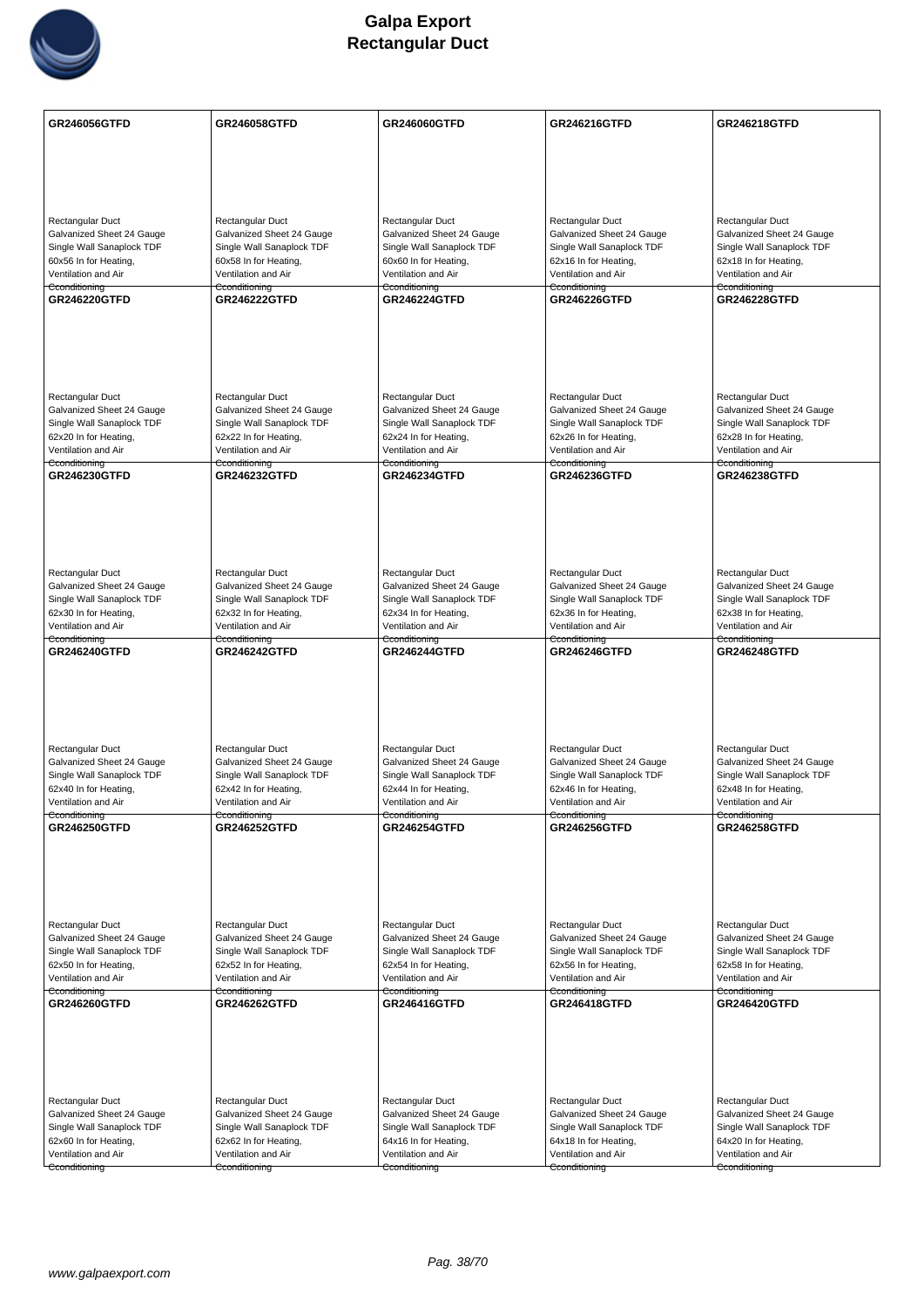# Galpa Export
# Rectangular Duct

| GR246056GTFD | GR246058GTFD | GR246060GTFD | GR246216GTFD | GR246218GTFD |
|---|---|---|---|---|
| Rectangular Duct Galvanized Sheet 24 Gauge Single Wall Sanaplock TDF 60x56 In for Heating, Ventilation and Air Cconditioning | Rectangular Duct Galvanized Sheet 24 Gauge Single Wall Sanaplock TDF 60x58 In for Heating, Ventilation and Air Cconditioning | Rectangular Duct Galvanized Sheet 24 Gauge Single Wall Sanaplock TDF 60x60 In for Heating, Ventilation and Air Cconditioning | Rectangular Duct Galvanized Sheet 24 Gauge Single Wall Sanaplock TDF 62x16 In for Heating, Ventilation and Air Cconditioning | Rectangular Duct Galvanized Sheet 24 Gauge Single Wall Sanaplock TDF 62x18 In for Heating, Ventilation and Air Cconditioning |
| **GR246220GTFD** | **GR246222GTFD** | **GR246224GTFD** | **GR246226GTFD** | **GR246228GTFD** |
| Rectangular Duct Galvanized Sheet 24 Gauge Single Wall Sanaplock TDF 62x20 In for Heating, Ventilation and Air Cconditioning | Rectangular Duct Galvanized Sheet 24 Gauge Single Wall Sanaplock TDF 62x22 In for Heating, Ventilation and Air Cconditioning | Rectangular Duct Galvanized Sheet 24 Gauge Single Wall Sanaplock TDF 62x24 In for Heating, Ventilation and Air Cconditioning | Rectangular Duct Galvanized Sheet 24 Gauge Single Wall Sanaplock TDF 62x26 In for Heating, Ventilation and Air Cconditioning | Rectangular Duct Galvanized Sheet 24 Gauge Single Wall Sanaplock TDF 62x28 In for Heating, Ventilation and Air Cconditioning |
| **GR246230GTFD** | **GR246232GTFD** | **GR246234GTFD** | **GR246236GTFD** | **GR246238GTFD** |
| Rectangular Duct Galvanized Sheet 24 Gauge Single Wall Sanaplock TDF 62x30 In for Heating, Ventilation and Air Cconditioning | Rectangular Duct Galvanized Sheet 24 Gauge Single Wall Sanaplock TDF 62x32 In for Heating, Ventilation and Air Cconditioning | Rectangular Duct Galvanized Sheet 24 Gauge Single Wall Sanaplock TDF 62x34 In for Heating, Ventilation and Air Cconditioning | Rectangular Duct Galvanized Sheet 24 Gauge Single Wall Sanaplock TDF 62x36 In for Heating, Ventilation and Air Cconditioning | Rectangular Duct Galvanized Sheet 24 Gauge Single Wall Sanaplock TDF 62x38 In for Heating, Ventilation and Air Cconditioning |
| **GR246240GTFD** | **GR246242GTFD** | **GR246244GTFD** | **GR246246GTFD** | **GR246248GTFD** |
| Rectangular Duct Galvanized Sheet 24 Gauge Single Wall Sanaplock TDF 62x40 In for Heating, Ventilation and Air Cconditioning | Rectangular Duct Galvanized Sheet 24 Gauge Single Wall Sanaplock TDF 62x42 In for Heating, Ventilation and Air Cconditioning | Rectangular Duct Galvanized Sheet 24 Gauge Single Wall Sanaplock TDF 62x44 In for Heating, Ventilation and Air Cconditioning | Rectangular Duct Galvanized Sheet 24 Gauge Single Wall Sanaplock TDF 62x46 In for Heating, Ventilation and Air Cconditioning | Rectangular Duct Galvanized Sheet 24 Gauge Single Wall Sanaplock TDF 62x48 In for Heating, Ventilation and Air Cconditioning |
| **GR246250GTFD** | **GR246252GTFD** | **GR246254GTFD** | **GR246256GTFD** | **GR246258GTFD** |
| Rectangular Duct Galvanized Sheet 24 Gauge Single Wall Sanaplock TDF 62x50 In for Heating, Ventilation and Air Cconditioning | Rectangular Duct Galvanized Sheet 24 Gauge Single Wall Sanaplock TDF 62x52 In for Heating, Ventilation and Air Cconditioning | Rectangular Duct Galvanized Sheet 24 Gauge Single Wall Sanaplock TDF 62x54 In for Heating, Ventilation and Air Cconditioning | Rectangular Duct Galvanized Sheet 24 Gauge Single Wall Sanaplock TDF 62x56 In for Heating, Ventilation and Air Cconditioning | Rectangular Duct Galvanized Sheet 24 Gauge Single Wall Sanaplock TDF 62x58 In for Heating, Ventilation and Air Cconditioning |
| **GR246260GTFD** | **GR246262GTFD** | **GR246416GTFD** | **GR246418GTFD** | **GR246420GTFD** |
| Rectangular Duct Galvanized Sheet 24 Gauge Single Wall Sanaplock TDF 62x60 In for Heating, Ventilation and Air Cconditioning | Rectangular Duct Galvanized Sheet 24 Gauge Single Wall Sanaplock TDF 62x62 In for Heating, Ventilation and Air Cconditioning | Rectangular Duct Galvanized Sheet 24 Gauge Single Wall Sanaplock TDF 64x16 In for Heating, Ventilation and Air Cconditioning | Rectangular Duct Galvanized Sheet 24 Gauge Single Wall Sanaplock TDF 64x18 In for Heating, Ventilation and Air Cconditioning | Rectangular Duct Galvanized Sheet 24 Gauge Single Wall Sanaplock TDF 64x20 In for Heating, Ventilation and Air Cconditioning |

www.galpaexport.com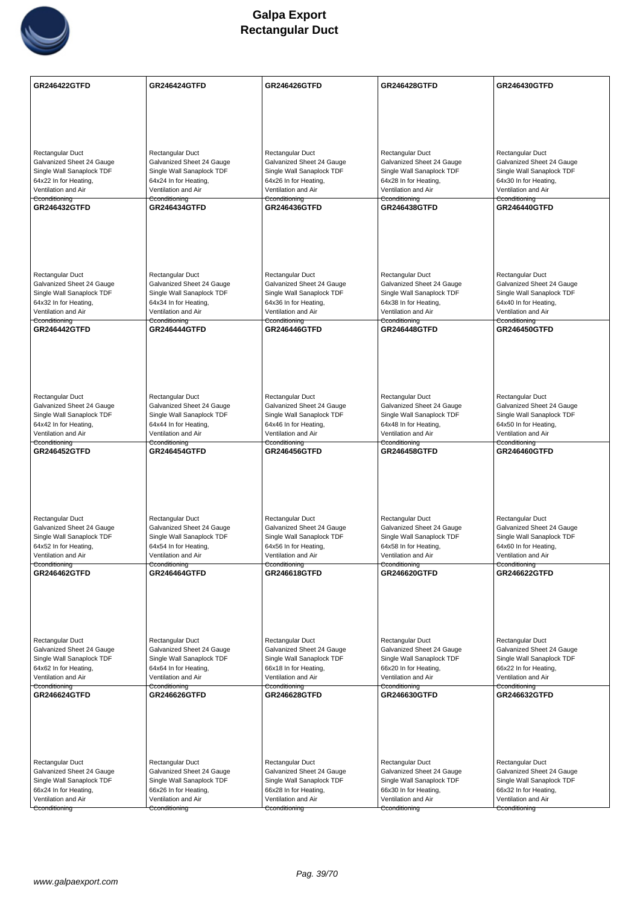# Galpa Export
# Rectangular Duct

| GR246422GTFD | GR246424GTFD | GR246426GTFD | GR246428GTFD | GR246430GTFD |
|---|---|---|---|---|
| Rectangular Duct<br>Galvanized Sheet 24 Gauge<br>Single Wall Sanaplock TDF<br>64x22 In for Heating, Ventilation and Air Cconditioning | Rectangular Duct<br>Galvanized Sheet 24 Gauge<br>Single Wall Sanaplock TDF<br>64x24 In for Heating, Ventilation and Air Cconditioning | Rectangular Duct<br>Galvanized Sheet 24 Gauge<br>Single Wall Sanaplock TDF<br>64x26 In for Heating, Ventilation and Air Cconditioning | Rectangular Duct<br>Galvanized Sheet 24 Gauge<br>Single Wall Sanaplock TDF<br>64x28 In for Heating, Ventilation and Air Cconditioning | Rectangular Duct<br>Galvanized Sheet 24 Gauge<br>Single Wall Sanaplock TDF<br>64x30 In for Heating, Ventilation and Air Cconditioning |
| **GR246432GTFD** | **GR246434GTFD** | **GR246436GTFD** | **GR246438GTFD** | **GR246440GTFD** |
| Rectangular Duct<br>Galvanized Sheet 24 Gauge<br>Single Wall Sanaplock TDF<br>64x32 In for Heating, Ventilation and Air Cconditioning | Rectangular Duct<br>Galvanized Sheet 24 Gauge<br>Single Wall Sanaplock TDF<br>64x34 In for Heating, Ventilation and Air Cconditioning | Rectangular Duct<br>Galvanized Sheet 24 Gauge<br>Single Wall Sanaplock TDF<br>64x36 In for Heating, Ventilation and Air Cconditioning | Rectangular Duct<br>Galvanized Sheet 24 Gauge<br>Single Wall Sanaplock TDF<br>64x38 In for Heating, Ventilation and Air Cconditioning | Rectangular Duct<br>Galvanized Sheet 24 Gauge<br>Single Wall Sanaplock TDF<br>64x40 In for Heating, Ventilation and Air Cconditioning |
| **GR246442GTFD** | **GR246444GTFD** | **GR246446GTFD** | **GR246448GTFD** | **GR246450GTFD** |
| Rectangular Duct<br>Galvanized Sheet 24 Gauge<br>Single Wall Sanaplock TDF<br>64x42 In for Heating, Ventilation and Air Cconditioning | Rectangular Duct<br>Galvanized Sheet 24 Gauge<br>Single Wall Sanaplock TDF<br>64x44 In for Heating, Ventilation and Air Cconditioning | Rectangular Duct<br>Galvanized Sheet 24 Gauge<br>Single Wall Sanaplock TDF<br>64x46 In for Heating, Ventilation and Air Cconditioning | Rectangular Duct<br>Galvanized Sheet 24 Gauge<br>Single Wall Sanaplock TDF<br>64x48 In for Heating, Ventilation and Air Cconditioning | Rectangular Duct<br>Galvanized Sheet 24 Gauge<br>Single Wall Sanaplock TDF<br>64x50 In for Heating, Ventilation and Air Cconditioning |
| **GR246452GTFD** | **GR246454GTFD** | **GR246456GTFD** | **GR246458GTFD** | **GR246460GTFD** |
| Rectangular Duct<br>Galvanized Sheet 24 Gauge<br>Single Wall Sanaplock TDF<br>64x52 In for Heating, Ventilation and Air Cconditioning | Rectangular Duct<br>Galvanized Sheet 24 Gauge<br>Single Wall Sanaplock TDF<br>64x54 In for Heating, Ventilation and Air Cconditioning | Rectangular Duct<br>Galvanized Sheet 24 Gauge<br>Single Wall Sanaplock TDF<br>64x56 In for Heating, Ventilation and Air Cconditioning | Rectangular Duct<br>Galvanized Sheet 24 Gauge<br>Single Wall Sanaplock TDF<br>64x58 In for Heating, Ventilation and Air Cconditioning | Rectangular Duct<br>Galvanized Sheet 24 Gauge<br>Single Wall Sanaplock TDF<br>64x60 In for Heating, Ventilation and Air Cconditioning |
| **GR246462GTFD** | **GR246464GTFD** | **GR246618GTFD** | **GR246620GTFD** | **GR246622GTFD** |
| Rectangular Duct<br>Galvanized Sheet 24 Gauge<br>Single Wall Sanaplock TDF<br>64x62 In for Heating, Ventilation and Air Cconditioning | Rectangular Duct<br>Galvanized Sheet 24 Gauge<br>Single Wall Sanaplock TDF<br>64x64 In for Heating, Ventilation and Air Cconditioning | Rectangular Duct<br>Galvanized Sheet 24 Gauge<br>Single Wall Sanaplock TDF<br>66x18 In for Heating, Ventilation and Air Cconditioning | Rectangular Duct<br>Galvanized Sheet 24 Gauge<br>Single Wall Sanaplock TDF<br>66x20 In for Heating, Ventilation and Air Cconditioning | Rectangular Duct<br>Galvanized Sheet 24 Gauge<br>Single Wall Sanaplock TDF<br>66x22 In for Heating, Ventilation and Air Cconditioning |
| **GR246624GTFD** | **GR246626GTFD** | **GR246628GTFD** | **GR246630GTFD** | **GR246632GTFD** |
| Rectangular Duct<br>Galvanized Sheet 24 Gauge<br>Single Wall Sanaplock TDF<br>66x24 In for Heating, Ventilation and Air Cconditioning | Rectangular Duct<br>Galvanized Sheet 24 Gauge<br>Single Wall Sanaplock TDF<br>66x26 In for Heating, Ventilation and Air Cconditioning | Rectangular Duct<br>Galvanized Sheet 24 Gauge<br>Single Wall Sanaplock TDF<br>66x28 In for Heating, Ventilation and Air Cconditioning | Rectangular Duct<br>Galvanized Sheet 24 Gauge<br>Single Wall Sanaplock TDF<br>66x30 In for Heating, Ventilation and Air Cconditioning | Rectangular Duct<br>Galvanized Sheet 24 Gauge<br>Single Wall Sanaplock TDF<br>66x32 In for Heating, Ventilation and Air Cconditioning |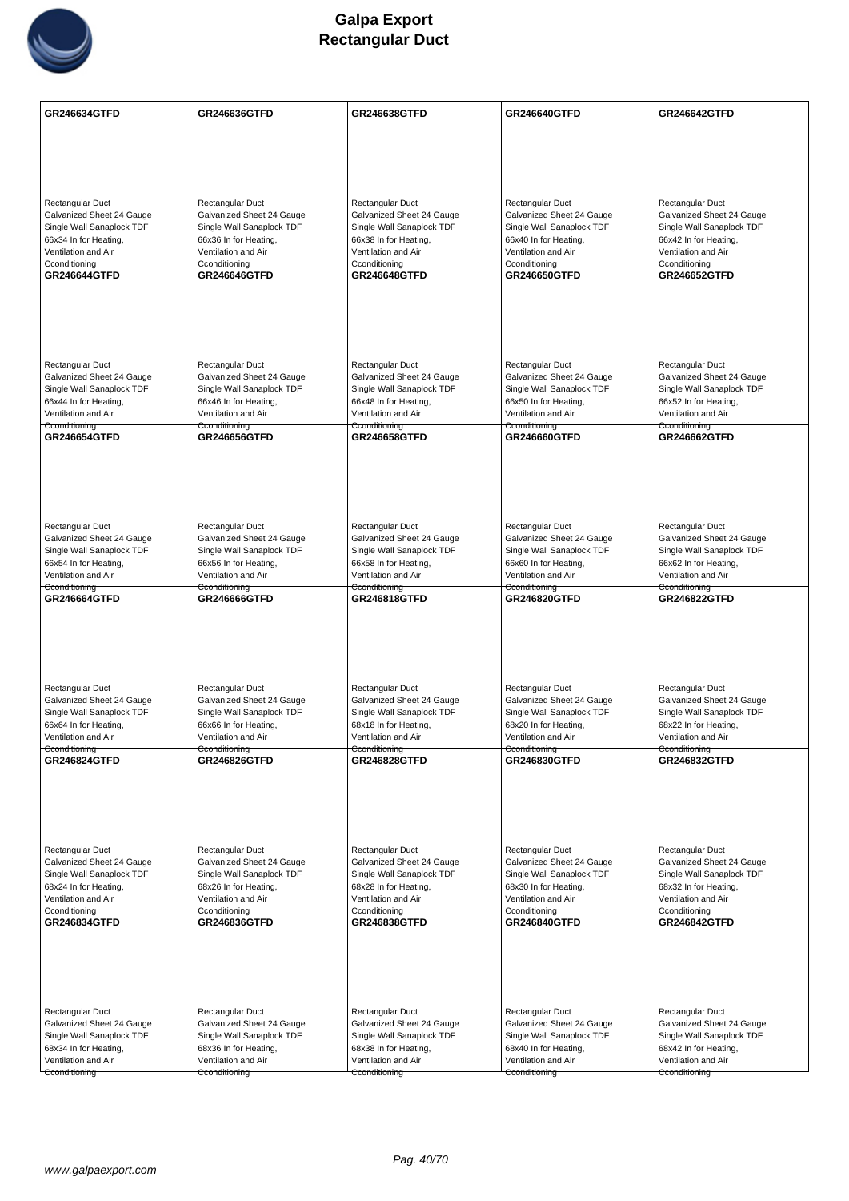# Galpa Export
## Rectangular Duct

| | | | | |
|---|---|---|---|---|
| **GR246634GTFD**<br><br>Rectangular Duct<br>Galvanized Sheet 24 Gauge<br>Single Wall Sanaplock TDF<br>66x34 In for Heating,<br>Ventilation and Air<br>Conditioning | **GR246636GTFD**<br><br>Rectangular Duct<br>Galvanized Sheet 24 Gauge<br>Single Wall Sanaplock TDF<br>66x36 In for Heating,<br>Ventilation and Air<br>Conditioning | **GR246638GTFD**<br><br>Rectangular Duct<br>Galvanized Sheet 24 Gauge<br>Single Wall Sanaplock TDF<br>66x38 In for Heating,<br>Ventilation and Air<br>Conditioning | **GR246640GTFD**<br><br>Rectangular Duct<br>Galvanized Sheet 24 Gauge<br>Single Wall Sanaplock TDF<br>66x40 In for Heating,<br>Ventilation and Air<br>Conditioning | **GR246642GTFD**<br><br>Rectangular Duct<br>Galvanized Sheet 24 Gauge<br>Single Wall Sanaplock TDF<br>66x42 In for Heating,<br>Ventilation and Air<br>Conditioning |
| **GR246644GTFD**<br><br>Rectangular Duct<br>Galvanized Sheet 24 Gauge<br>Single Wall Sanaplock TDF<br>66x44 In for Heating,<br>Ventilation and Air<br>Conditioning | **GR246646GTFD**<br><br>Rectangular Duct<br>Galvanized Sheet 24 Gauge<br>Single Wall Sanaplock TDF<br>66x46 In for Heating,<br>Ventilation and Air<br>Conditioning | **GR246648GTFD**<br><br>Rectangular Duct<br>Galvanized Sheet 24 Gauge<br>Single Wall Sanaplock TDF<br>66x48 In for Heating,<br>Ventilation and Air<br>Conditioning | **GR246650GTFD**<br><br>Rectangular Duct<br>Galvanized Sheet 24 Gauge<br>Single Wall Sanaplock TDF<br>66x50 In for Heating,<br>Ventilation and Air<br>Conditioning | **GR246652GTFD**<br><br>Rectangular Duct<br>Galvanized Sheet 24 Gauge<br>Single Wall Sanaplock TDF<br>66x52 In for Heating,<br>Ventilation and Air<br>Conditioning |
| **GR246654GTFD**<br><br>Rectangular Duct<br>Galvanized Sheet 24 Gauge<br>Single Wall Sanaplock TDF<br>66x54 In for Heating,<br>Ventilation and Air<br>Conditioning | **GR246656GTFD**<br><br>Rectangular Duct<br>Galvanized Sheet 24 Gauge<br>Single Wall Sanaplock TDF<br>66x56 In for Heating,<br>Ventilation and Air<br>Conditioning | **GR246658GTFD**<br><br>Rectangular Duct<br>Galvanized Sheet 24 Gauge<br>Single Wall Sanaplock TDF<br>66x58 In for Heating,<br>Ventilation and Air<br>Conditioning | **GR246660GTFD**<br><br>Rectangular Duct<br>Galvanized Sheet 24 Gauge<br>Single Wall Sanaplock TDF<br>66x60 In for Heating,<br>Ventilation and Air<br>Conditioning | **GR246662GTFD**<br><br>Rectangular Duct<br>Galvanized Sheet 24 Gauge<br>Single Wall Sanaplock TDF<br>66x62 In for Heating,<br>Ventilation and Air<br>Conditioning |
| **GR246664GTFD**<br><br>Rectangular Duct<br>Galvanized Sheet 24 Gauge<br>Single Wall Sanaplock TDF<br>66x64 In for Heating,<br>Ventilation and Air<br>Conditioning | **GR246666GTFD**<br><br>Rectangular Duct<br>Galvanized Sheet 24 Gauge<br>Single Wall Sanaplock TDF<br>66x66 In for Heating,<br>Ventilation and Air<br>Conditioning | **GR246818GTFD**<br><br>Rectangular Duct<br>Galvanized Sheet 24 Gauge<br>Single Wall Sanaplock TDF<br>68x18 In for Heating,<br>Ventilation and Air<br>Conditioning | **GR246820GTFD**<br><br>Rectangular Duct<br>Galvanized Sheet 24 Gauge<br>Single Wall Sanaplock TDF<br>68x20 In for Heating,<br>Ventilation and Air<br>Conditioning | **GR246822GTFD**<br><br>Rectangular Duct<br>Galvanized Sheet 24 Gauge<br>Single Wall Sanaplock TDF<br>68x22 In for Heating,<br>Ventilation and Air<br>Conditioning |
| **GR246824GTFD**<br><br>Rectangular Duct<br>Galvanized Sheet 24 Gauge<br>Single Wall Sanaplock TDF<br>68x24 In for Heating,<br>Ventilation and Air<br>Conditioning | **GR246826GTFD**<br><br>Rectangular Duct<br>Galvanized Sheet 24 Gauge<br>Single Wall Sanaplock TDF<br>68x26 In for Heating,<br>Ventilation and Air<br>Conditioning | **GR246828GTFD**<br><br>Rectangular Duct<br>Galvanized Sheet 24 Gauge<br>Single Wall Sanaplock TDF<br>68x28 In for Heating,<br>Ventilation and Air<br>Conditioning | **GR246830GTFD**<br><br>Rectangular Duct<br>Galvanized Sheet 24 Gauge<br>Single Wall Sanaplock TDF<br>68x30 In for Heating,<br>Ventilation and Air<br>Conditioning | **GR246832GTFD**<br><br>Rectangular Duct<br>Galvanized Sheet 24 Gauge<br>Single Wall Sanaplock TDF<br>68x32 In for Heating,<br>Ventilation and Air<br>Conditioning |
| **GR246834GTFD**<br><br>Rectangular Duct<br>Galvanized Sheet 24 Gauge<br>Single Wall Sanaplock TDF<br>68x34 In for Heating,<br>Ventilation and Air<br>Conditioning | **GR246836GTFD**<br><br>Rectangular Duct<br>Galvanized Sheet 24 Gauge<br>Single Wall Sanaplock TDF<br>68x36 In for Heating,<br>Ventilation and Air<br>Conditioning | **GR246838GTFD**<br><br>Rectangular Duct<br>Galvanized Sheet 24 Gauge<br>Single Wall Sanaplock TDF<br>68x38 In for Heating,<br>Ventilation and Air<br>Conditioning | **GR246840GTFD**<br><br>Rectangular Duct<br>Galvanized Sheet 24 Gauge<br>Single Wall Sanaplock TDF<br>68x40 In for Heating,<br>Ventilation and Air<br>Conditioning | **GR246842GTFD**<br><br>Rectangular Duct<br>Galvanized Sheet 24 Gauge<br>Single Wall Sanaplock TDF<br>68x42 In for Heating,<br>Ventilation and Air<br>Conditioning |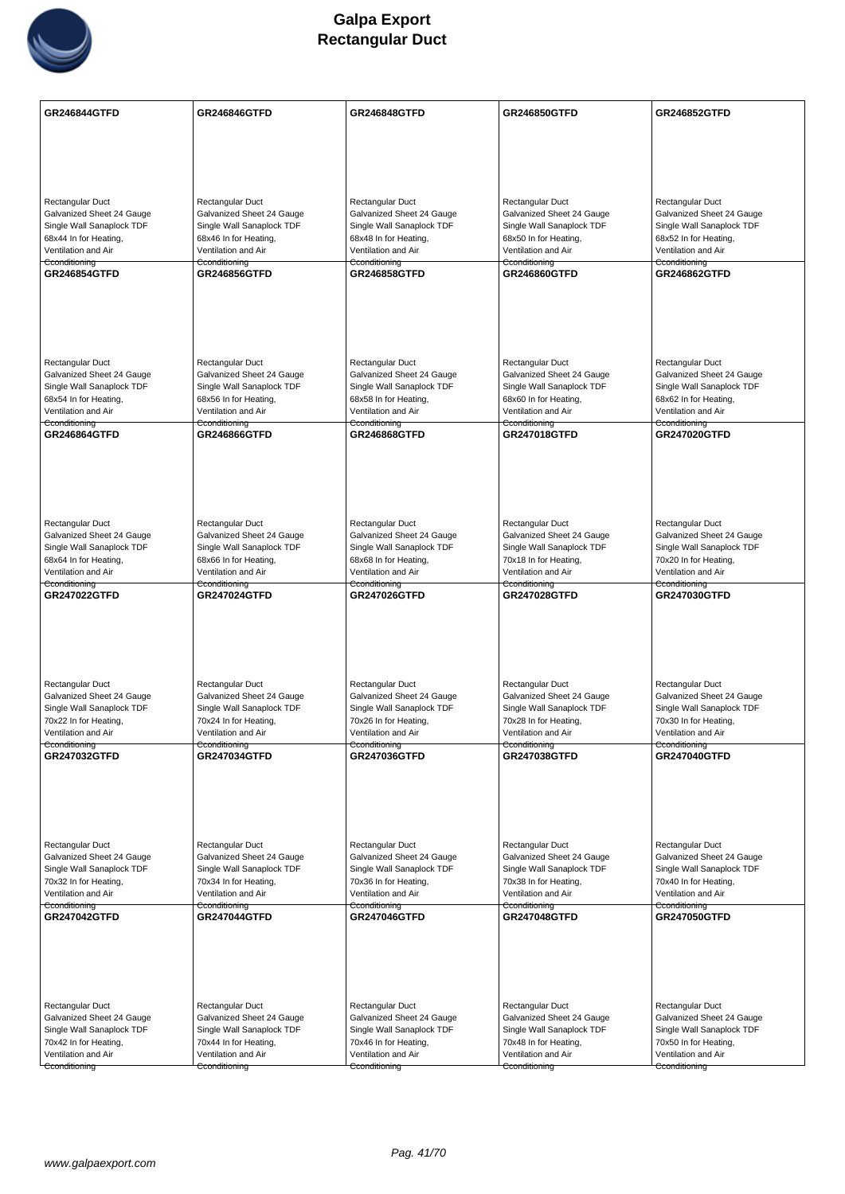# Galpa Export
# Rectangular Duct

| GR246844GTFD | GR246846GTFD | GR246848GTFD | GR246850GTFD | GR246852GTFD |
|---|---|---|---|---|
| Rectangular Duct<br>Galvanized Sheet 24 Gauge<br>Single Wall Sanaplock TDF<br>68x44 In for Heating, Ventilation and Air Cconditioning | Rectangular Duct<br>Galvanized Sheet 24 Gauge<br>Single Wall Sanaplock TDF<br>68x46 In for Heating, Ventilation and Air Cconditioning | Rectangular Duct<br>Galvanized Sheet 24 Gauge<br>Single Wall Sanaplock TDF<br>68x48 In for Heating, Ventilation and Air Cconditioning | Rectangular Duct<br>Galvanized Sheet 24 Gauge<br>Single Wall Sanaplock TDF<br>68x50 In for Heating, Ventilation and Air Cconditioning | Rectangular Duct<br>Galvanized Sheet 24 Gauge<br>Single Wall Sanaplock TDF<br>68x52 In for Heating, Ventilation and Air Cconditioning |
| **GR246854GTFD** | **GR246856GTFD** | **GR246858GTFD** | **GR246860GTFD** | **GR246862GTFD** |
| Rectangular Duct<br>Galvanized Sheet 24 Gauge<br>Single Wall Sanaplock TDF<br>68x54 In for Heating, Ventilation and Air Cconditioning | Rectangular Duct<br>Galvanized Sheet 24 Gauge<br>Single Wall Sanaplock TDF<br>68x56 In for Heating, Ventilation and Air Cconditioning | Rectangular Duct<br>Galvanized Sheet 24 Gauge<br>Single Wall Sanaplock TDF<br>68x58 In for Heating, Ventilation and Air Cconditioning | Rectangular Duct<br>Galvanized Sheet 24 Gauge<br>Single Wall Sanaplock TDF<br>68x60 In for Heating, Ventilation and Air Cconditioning | Rectangular Duct<br>Galvanized Sheet 24 Gauge<br>Single Wall Sanaplock TDF<br>68x62 In for Heating, Ventilation and Air Cconditioning |
| **GR246864GTFD** | **GR246866GTFD** | **GR246868GTFD** | **GR247018GTFD** | **GR247020GTFD** |
| Rectangular Duct<br>Galvanized Sheet 24 Gauge<br>Single Wall Sanaplock TDF<br>68x64 In for Heating, Ventilation and Air Cconditioning | Rectangular Duct<br>Galvanized Sheet 24 Gauge<br>Single Wall Sanaplock TDF<br>68x66 In for Heating, Ventilation and Air Cconditioning | Rectangular Duct<br>Galvanized Sheet 24 Gauge<br>Single Wall Sanaplock TDF<br>68x68 In for Heating, Ventilation and Air Cconditioning | Rectangular Duct<br>Galvanized Sheet 24 Gauge<br>Single Wall Sanaplock TDF<br>70x18 In for Heating, Ventilation and Air Cconditioning | Rectangular Duct<br>Galvanized Sheet 24 Gauge<br>Single Wall Sanaplock TDF<br>70x20 In for Heating, Ventilation and Air Cconditioning |
| **GR247022GTFD** | **GR247024GTFD** | **GR247026GTFD** | **GR247028GTFD** | **GR247030GTFD** |
| Rectangular Duct<br>Galvanized Sheet 24 Gauge<br>Single Wall Sanaplock TDF<br>70x22 In for Heating, Ventilation and Air Cconditioning | Rectangular Duct<br>Galvanized Sheet 24 Gauge<br>Single Wall Sanaplock TDF<br>70x24 In for Heating, Ventilation and Air Cconditioning | Rectangular Duct<br>Galvanized Sheet 24 Gauge<br>Single Wall Sanaplock TDF<br>70x26 In for Heating, Ventilation and Air Cconditioning | Rectangular Duct<br>Galvanized Sheet 24 Gauge<br>Single Wall Sanaplock TDF<br>70x28 In for Heating, Ventilation and Air Cconditioning | Rectangular Duct<br>Galvanized Sheet 24 Gauge<br>Single Wall Sanaplock TDF<br>70x30 In for Heating, Ventilation and Air Cconditioning |
| **GR247032GTFD** | **GR247034GTFD** | **GR247036GTFD** | **GR247038GTFD** | **GR247040GTFD** |
| Rectangular Duct<br>Galvanized Sheet 24 Gauge<br>Single Wall Sanaplock TDF<br>70x32 In for Heating, Ventilation and Air Cconditioning | Rectangular Duct<br>Galvanized Sheet 24 Gauge<br>Single Wall Sanaplock TDF<br>70x34 In for Heating, Ventilation and Air Cconditioning | Rectangular Duct<br>Galvanized Sheet 24 Gauge<br>Single Wall Sanaplock TDF<br>70x36 In for Heating, Ventilation and Air Cconditioning | Rectangular Duct<br>Galvanized Sheet 24 Gauge<br>Single Wall Sanaplock TDF<br>70x38 In for Heating, Ventilation and Air Cconditioning | Rectangular Duct<br>Galvanized Sheet 24 Gauge<br>Single Wall Sanaplock TDF<br>70x40 In for Heating, Ventilation and Air Cconditioning |
| **GR247042GTFD** | **GR247044GTFD** | **GR247046GTFD** | **GR247048GTFD** | **GR247050GTFD** |
| Rectangular Duct<br>Galvanized Sheet 24 Gauge<br>Single Wall Sanaplock TDF<br>70x42 In for Heating, Ventilation and Air Cconditioning | Rectangular Duct<br>Galvanized Sheet 24 Gauge<br>Single Wall Sanaplock TDF<br>70x44 In for Heating, Ventilation and Air Cconditioning | Rectangular Duct<br>Galvanized Sheet 24 Gauge<br>Single Wall Sanaplock TDF<br>70x46 In for Heating, Ventilation and Air Cconditioning | Rectangular Duct<br>Galvanized Sheet 24 Gauge<br>Single Wall Sanaplock TDF<br>70x48 In for Heating, Ventilation and Air Cconditioning | Rectangular Duct<br>Galvanized Sheet 24 Gauge<br>Single Wall Sanaplock TDF<br>70x50 In for Heating, Ventilation and Air Cconditioning |

www.galpaexport.com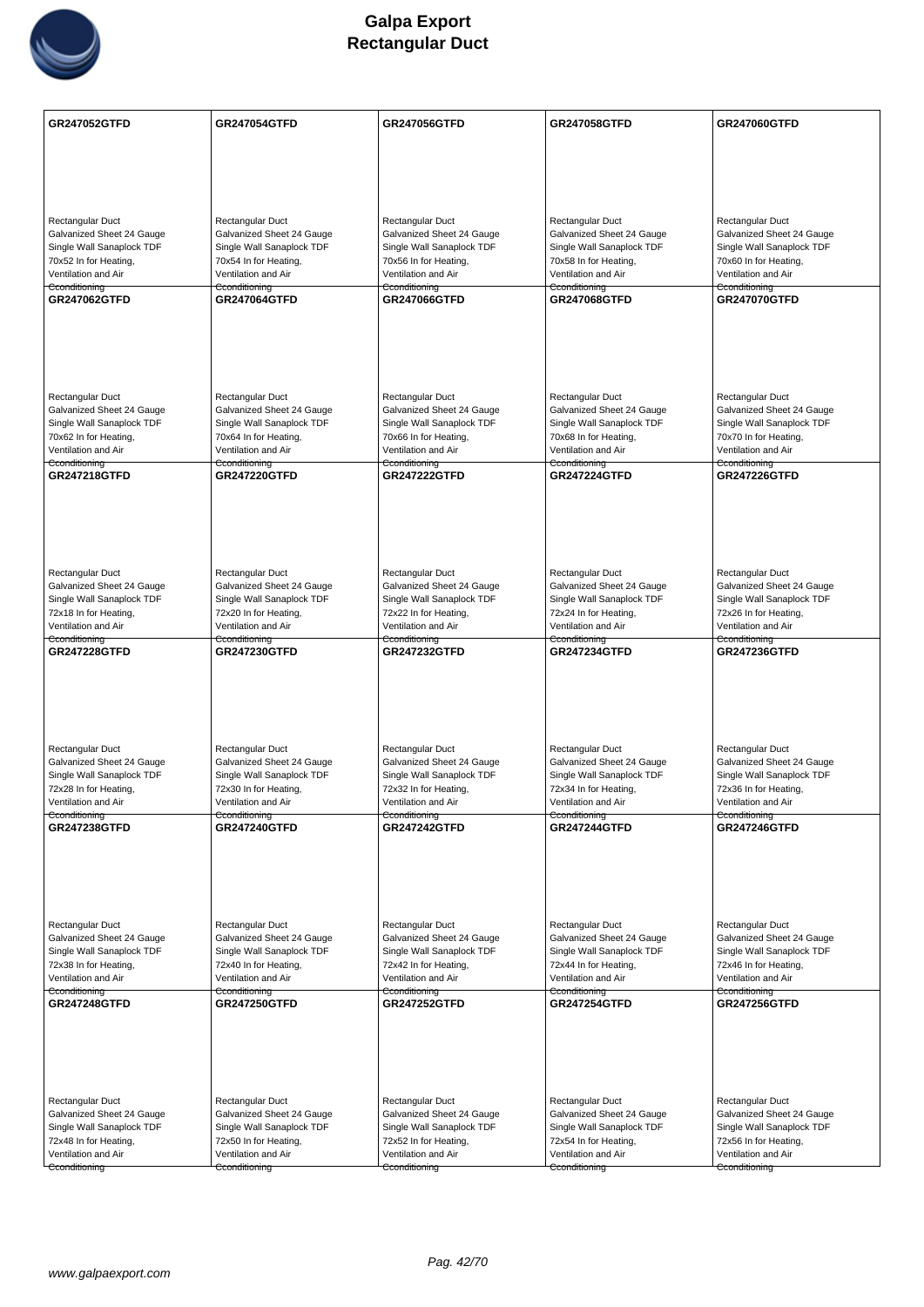# Galpa Export
## Rectangular Duct

| | | | | |
|---|---|---|---|---|
| **GR247052GTFD**<br><br>Rectangular Duct<br>Galvanized Sheet 24 Gauge<br>Single Wall Sanaplock TDF<br>70x52 In for Heating,<br>Ventilation and Air<br>Cconditioning | **GR247054GTFD**<br><br>Rectangular Duct<br>Galvanized Sheet 24 Gauge<br>Single Wall Sanaplock TDF<br>70x54 In for Heating,<br>Ventilation and Air<br>Cconditioning | **GR247056GTFD**<br><br>Rectangular Duct<br>Galvanized Sheet 24 Gauge<br>Single Wall Sanaplock TDF<br>70x56 In for Heating,<br>Ventilation and Air<br>Cconditioning | **GR247058GTFD**<br><br>Rectangular Duct<br>Galvanized Sheet 24 Gauge<br>Single Wall Sanaplock TDF<br>70x58 In for Heating,<br>Ventilation and Air<br>Cconditioning | **GR247060GTFD**<br><br>Rectangular Duct<br>Galvanized Sheet 24 Gauge<br>Single Wall Sanaplock TDF<br>70x60 In for Heating,<br>Ventilation and Air<br>Cconditioning |
| **GR247062GTFD**<br><br>Rectangular Duct<br>Galvanized Sheet 24 Gauge<br>Single Wall Sanaplock TDF<br>70x62 In for Heating,<br>Ventilation and Air<br>Cconditioning | **GR247064GTFD**<br><br>Rectangular Duct<br>Galvanized Sheet 24 Gauge<br>Single Wall Sanaplock TDF<br>70x64 In for Heating,<br>Ventilation and Air<br>Cconditioning | **GR247066GTFD**<br><br>Rectangular Duct<br>Galvanized Sheet 24 Gauge<br>Single Wall Sanaplock TDF<br>70x66 In for Heating,<br>Ventilation and Air<br>Cconditioning | **GR247068GTFD**<br><br>Rectangular Duct<br>Galvanized Sheet 24 Gauge<br>Single Wall Sanaplock TDF<br>70x68 In for Heating,<br>Ventilation and Air<br>Cconditioning | **GR247070GTFD**<br><br>Rectangular Duct<br>Galvanized Sheet 24 Gauge<br>Single Wall Sanaplock TDF<br>70x70 In for Heating,<br>Ventilation and Air<br>Cconditioning |
| **GR247218GTFD**<br><br>Rectangular Duct<br>Galvanized Sheet 24 Gauge<br>Single Wall Sanaplock TDF<br>72x18 In for Heating,<br>Ventilation and Air<br>Cconditioning | **GR247220GTFD**<br><br>Rectangular Duct<br>Galvanized Sheet 24 Gauge<br>Single Wall Sanaplock TDF<br>72x20 In for Heating,<br>Ventilation and Air<br>Cconditioning | **GR247222GTFD**<br><br>Rectangular Duct<br>Galvanized Sheet 24 Gauge<br>Single Wall Sanaplock TDF<br>72x22 In for Heating,<br>Ventilation and Air<br>Cconditioning | **GR247224GTFD**<br><br>Rectangular Duct<br>Galvanized Sheet 24 Gauge<br>Single Wall Sanaplock TDF<br>72x24 In for Heating,<br>Ventilation and Air<br>Cconditioning | **GR247226GTFD**<br><br>Rectangular Duct<br>Galvanized Sheet 24 Gauge<br>Single Wall Sanaplock TDF<br>72x26 In for Heating,<br>Ventilation and Air<br>Cconditioning |
| **GR247228GTFD**<br><br>Rectangular Duct<br>Galvanized Sheet 24 Gauge<br>Single Wall Sanaplock TDF<br>72x28 In for Heating,<br>Ventilation and Air<br>Cconditioning | **GR247230GTFD**<br><br>Rectangular Duct<br>Galvanized Sheet 24 Gauge<br>Single Wall Sanaplock TDF<br>72x30 In for Heating,<br>Ventilation and Air<br>Cconditioning | **GR247232GTFD**<br><br>Rectangular Duct<br>Galvanized Sheet 24 Gauge<br>Single Wall Sanaplock TDF<br>72x32 In for Heating,<br>Ventilation and Air<br>Cconditioning | **GR247234GTFD**<br><br>Rectangular Duct<br>Galvanized Sheet 24 Gauge<br>Single Wall Sanaplock TDF<br>72x34 In for Heating,<br>Ventilation and Air<br>Cconditioning | **GR247236GTFD**<br><br>Rectangular Duct<br>Galvanized Sheet 24 Gauge<br>Single Wall Sanaplock TDF<br>72x36 In for Heating,<br>Ventilation and Air<br>Cconditioning |
| **GR247238GTFD**<br><br>Rectangular Duct<br>Galvanized Sheet 24 Gauge<br>Single Wall Sanaplock TDF<br>72x38 In for Heating,<br>Ventilation and Air<br>Cconditioning | **GR247240GTFD**<br><br>Rectangular Duct<br>Galvanized Sheet 24 Gauge<br>Single Wall Sanaplock TDF<br>72x40 In for Heating,<br>Ventilation and Air<br>Cconditioning | **GR247242GTFD**<br><br>Rectangular Duct<br>Galvanized Sheet 24 Gauge<br>Single Wall Sanaplock TDF<br>72x42 In for Heating,<br>Ventilation and Air<br>Cconditioning | **GR247244GTFD**<br><br>Rectangular Duct<br>Galvanized Sheet 24 Gauge<br>Single Wall Sanaplock TDF<br>72x44 In for Heating,<br>Ventilation and Air<br>Cconditioning | **GR247246GTFD**<br><br>Rectangular Duct<br>Galvanized Sheet 24 Gauge<br>Single Wall Sanaplock TDF<br>72x46 In for Heating,<br>Ventilation and Air<br>Cconditioning |
| **GR247248GTFD**<br><br>Rectangular Duct<br>Galvanized Sheet 24 Gauge<br>Single Wall Sanaplock TDF<br>72x48 In for Heating,<br>Ventilation and Air<br>Cconditioning | **GR247250GTFD**<br><br>Rectangular Duct<br>Galvanized Sheet 24 Gauge<br>Single Wall Sanaplock TDF<br>72x50 In for Heating,<br>Ventilation and Air<br>Cconditioning | **GR247252GTFD**<br><br>Rectangular Duct<br>Galvanized Sheet 24 Gauge<br>Single Wall Sanaplock TDF<br>72x52 In for Heating,<br>Ventilation and Air<br>Cconditioning | **GR247254GTFD**<br><br>Rectangular Duct<br>Galvanized Sheet 24 Gauge<br>Single Wall Sanaplock TDF<br>72x54 In for Heating,<br>Ventilation and Air<br>Cconditioning | **GR247256GTFD**<br><br>Rectangular Duct<br>Galvanized Sheet 24 Gauge<br>Single Wall Sanaplock TDF<br>72x56 In for Heating,<br>Ventilation and Air<br>Cconditioning |

www.galpaexport.com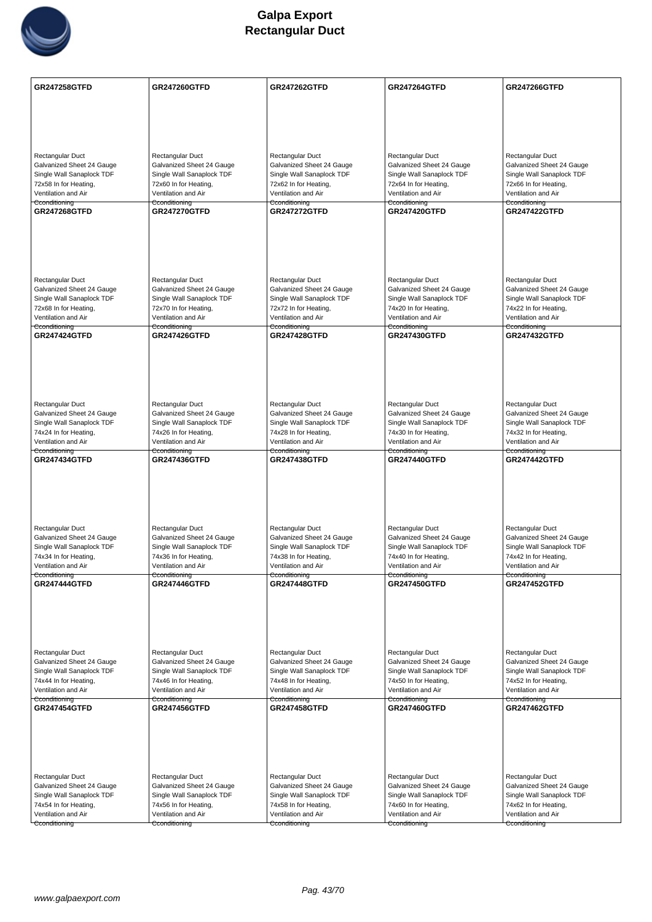# Galpa Export
## Rectangular Duct

| GR247258GTFD | GR247260GTFD | GR247262GTFD | GR247264GTFD | GR247266GTFD |
|---|---|---|---|---|
| Rectangular Duct<br>Galvanized Sheet 24 Gauge<br>Single Wall Sanaplock TDF<br>72x58 In for Heating,<br>Ventilation and Air<br>Cconditioning | Rectangular Duct<br>Galvanized Sheet 24 Gauge<br>Single Wall Sanaplock TDF<br>72x60 In for Heating,<br>Ventilation and Air<br>Cconditioning | Rectangular Duct<br>Galvanized Sheet 24 Gauge<br>Single Wall Sanaplock TDF<br>72x62 In for Heating,<br>Ventilation and Air<br>Cconditioning | Rectangular Duct<br>Galvanized Sheet 24 Gauge<br>Single Wall Sanaplock TDF<br>72x64 In for Heating,<br>Ventilation and Air<br>Cconditioning | Rectangular Duct<br>Galvanized Sheet 24 Gauge<br>Single Wall Sanaplock TDF<br>72x66 In for Heating,<br>Ventilation and Air<br>Cconditioning |
| **GR247268GTFD** | **GR247270GTFD** | **GR247272GTFD** | **GR247420GTFD** | **GR247422GTFD** |
| Rectangular Duct<br>Galvanized Sheet 24 Gauge<br>Single Wall Sanaplock TDF<br>72x68 In for Heating,<br>Ventilation and Air<br>Cconditioning | Rectangular Duct<br>Galvanized Sheet 24 Gauge<br>Single Wall Sanaplock TDF<br>72x70 In for Heating,<br>Ventilation and Air<br>Cconditioning | Rectangular Duct<br>Galvanized Sheet 24 Gauge<br>Single Wall Sanaplock TDF<br>72x72 In for Heating,<br>Ventilation and Air<br>Cconditioning | Rectangular Duct<br>Galvanized Sheet 24 Gauge<br>Single Wall Sanaplock TDF<br>74x20 In for Heating,<br>Ventilation and Air<br>Cconditioning | Rectangular Duct<br>Galvanized Sheet 24 Gauge<br>Single Wall Sanaplock TDF<br>74x22 In for Heating,<br>Ventilation and Air<br>Cconditioning |
| **GR247424GTFD** | **GR247426GTFD** | **GR247428GTFD** | **GR247430GTFD** | **GR247432GTFD** |
| Rectangular Duct<br>Galvanized Sheet 24 Gauge<br>Single Wall Sanaplock TDF<br>74x24 In for Heating,<br>Ventilation and Air<br>Cconditioning | Rectangular Duct<br>Galvanized Sheet 24 Gauge<br>Single Wall Sanaplock TDF<br>74x26 In for Heating,<br>Ventilation and Air<br>Cconditioning | Rectangular Duct<br>Galvanized Sheet 24 Gauge<br>Single Wall Sanaplock TDF<br>74x28 In for Heating,<br>Ventilation and Air<br>Cconditioning | Rectangular Duct<br>Galvanized Sheet 24 Gauge<br>Single Wall Sanaplock TDF<br>74x30 In for Heating,<br>Ventilation and Air<br>Cconditioning | Rectangular Duct<br>Galvanized Sheet 24 Gauge<br>Single Wall Sanaplock TDF<br>74x32 In for Heating,<br>Ventilation and Air<br>Cconditioning |
| **GR247434GTFD** | **GR247436GTFD** | **GR247438GTFD** | **GR247440GTFD** | **GR247442GTFD** |
| Rectangular Duct<br>Galvanized Sheet 24 Gauge<br>Single Wall Sanaplock TDF<br>74x34 In for Heating,<br>Ventilation and Air<br>Cconditioning | Rectangular Duct<br>Galvanized Sheet 24 Gauge<br>Single Wall Sanaplock TDF<br>74x36 In for Heating,<br>Ventilation and Air<br>Cconditioning | Rectangular Duct<br>Galvanized Sheet 24 Gauge<br>Single Wall Sanaplock TDF<br>74x38 In for Heating,<br>Ventilation and Air<br>Cconditioning | Rectangular Duct<br>Galvanized Sheet 24 Gauge<br>Single Wall Sanaplock TDF<br>74x40 In for Heating,<br>Ventilation and Air<br>Cconditioning | Rectangular Duct<br>Galvanized Sheet 24 Gauge<br>Single Wall Sanaplock TDF<br>74x42 In for Heating,<br>Ventilation and Air<br>Cconditioning |
| **GR247444GTFD** | **GR247446GTFD** | **GR247448GTFD** | **GR247450GTFD** | **GR247452GTFD** |
| Rectangular Duct<br>Galvanized Sheet 24 Gauge<br>Single Wall Sanaplock TDF<br>74x44 In for Heating,<br>Ventilation and Air<br>Cconditioning | Rectangular Duct<br>Galvanized Sheet 24 Gauge<br>Single Wall Sanaplock TDF<br>74x46 In for Heating,<br>Ventilation and Air<br>Cconditioning | Rectangular Duct<br>Galvanized Sheet 24 Gauge<br>Single Wall Sanaplock TDF<br>74x48 In for Heating,<br>Ventilation and Air<br>Cconditioning | Rectangular Duct<br>Galvanized Sheet 24 Gauge<br>Single Wall Sanaplock TDF<br>74x50 In for Heating,<br>Ventilation and Air<br>Cconditioning | Rectangular Duct<br>Galvanized Sheet 24 Gauge<br>Single Wall Sanaplock TDF<br>74x52 In for Heating,<br>Ventilation and Air<br>Cconditioning |
| **GR247454GTFD** | **GR247456GTFD** | **GR247458GTFD** | **GR247460GTFD** | **GR247462GTFD** |
| Rectangular Duct<br>Galvanized Sheet 24 Gauge<br>Single Wall Sanaplock TDF<br>74x54 In for Heating,<br>Ventilation and Air<br>Cconditioning | Rectangular Duct<br>Galvanized Sheet 24 Gauge<br>Single Wall Sanaplock TDF<br>74x56 In for Heating,<br>Ventilation and Air<br>Cconditioning | Rectangular Duct<br>Galvanized Sheet 24 Gauge<br>Single Wall Sanaplock TDF<br>74x58 In for Heating,<br>Ventilation and Air<br>Cconditioning | Rectangular Duct<br>Galvanized Sheet 24 Gauge<br>Single Wall Sanaplock TDF<br>74x60 In for Heating,<br>Ventilation and Air<br>Cconditioning | Rectangular Duct<br>Galvanized Sheet 24 Gauge<br>Single Wall Sanaplock TDF<br>74x62 In for Heating,<br>Ventilation and Air<br>Cconditioning |

www.galpaexport.com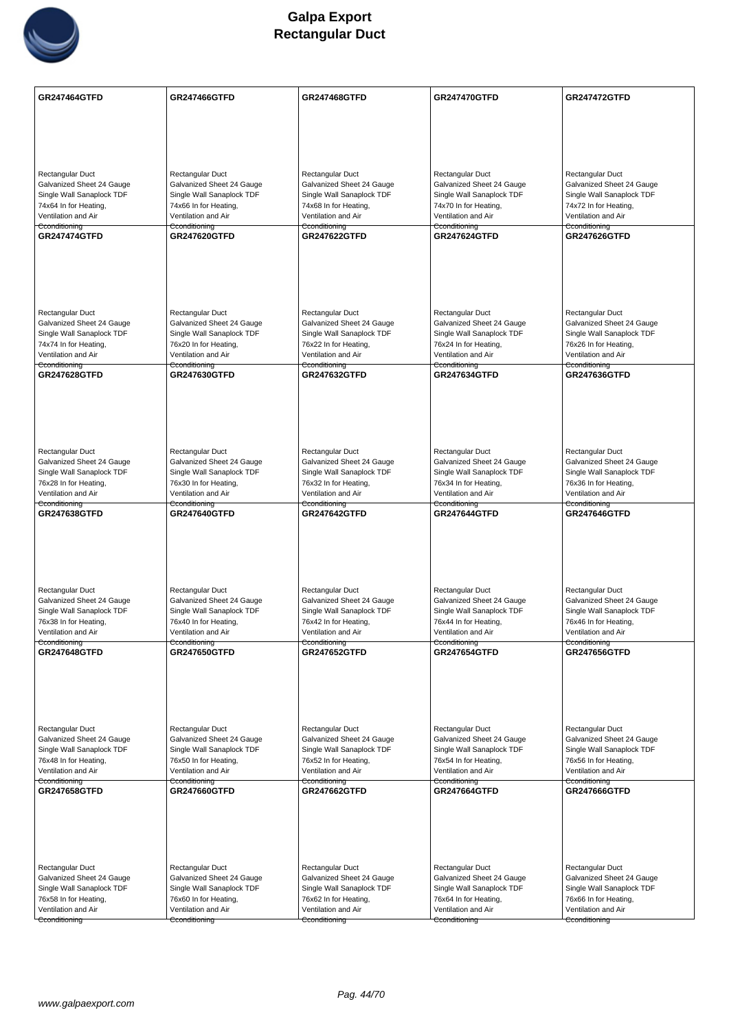# Galpa Export
# Rectangular Duct

| GR247464GTFD | GR247466GTFD | GR247468GTFD | GR247470GTFD | GR247472GTFD |
|---|---|---|---|---|
| Rectangular Duct<br>Galvanized Sheet 24 Gauge<br>Single Wall Sanaplock TDF<br>74x64 In for Heating,<br>Ventilation and Air<br>Conditioning | Rectangular Duct<br>Galvanized Sheet 24 Gauge<br>Single Wall Sanaplock TDF<br>74x66 In for Heating,<br>Ventilation and Air<br>Conditioning | Rectangular Duct<br>Galvanized Sheet 24 Gauge<br>Single Wall Sanaplock TDF<br>74x68 In for Heating,<br>Ventilation and Air<br>Conditioning | Rectangular Duct<br>Galvanized Sheet 24 Gauge<br>Single Wall Sanaplock TDF<br>74x70 In for Heating,<br>Ventilation and Air<br>Conditioning | Rectangular Duct<br>Galvanized Sheet 24 Gauge<br>Single Wall Sanaplock TDF<br>74x72 In for Heating,<br>Ventilation and Air<br>Conditioning |
| **GR247474GTFD** | **GR247620GTFD** | **GR247622GTFD** | **GR247624GTFD** | **GR247626GTFD** |
| Rectangular Duct<br>Galvanized Sheet 24 Gauge<br>Single Wall Sanaplock TDF<br>74x74 In for Heating,<br>Ventilation and Air<br>Conditioning | Rectangular Duct<br>Galvanized Sheet 24 Gauge<br>Single Wall Sanaplock TDF<br>76x20 In for Heating,<br>Ventilation and Air<br>Conditioning | Rectangular Duct<br>Galvanized Sheet 24 Gauge<br>Single Wall Sanaplock TDF<br>76x22 In for Heating,<br>Ventilation and Air<br>Conditioning | Rectangular Duct<br>Galvanized Sheet 24 Gauge<br>Single Wall Sanaplock TDF<br>76x24 In for Heating,<br>Ventilation and Air<br>Conditioning | Rectangular Duct<br>Galvanized Sheet 24 Gauge<br>Single Wall Sanaplock TDF<br>76x26 In for Heating,<br>Ventilation and Air<br>Conditioning |
| **GR247628GTFD** | **GR247630GTFD** | **GR247632GTFD** | **GR247634GTFD** | **GR247636GTFD** |
| Rectangular Duct<br>Galvanized Sheet 24 Gauge<br>Single Wall Sanaplock TDF<br>76x28 In for Heating,<br>Ventilation and Air<br>Conditioning | Rectangular Duct<br>Galvanized Sheet 24 Gauge<br>Single Wall Sanaplock TDF<br>76x30 In for Heating,<br>Ventilation and Air<br>Conditioning | Rectangular Duct<br>Galvanized Sheet 24 Gauge<br>Single Wall Sanaplock TDF<br>76x32 In for Heating,<br>Ventilation and Air<br>Conditioning | Rectangular Duct<br>Galvanized Sheet 24 Gauge<br>Single Wall Sanaplock TDF<br>76x34 In for Heating,<br>Ventilation and Air<br>Conditioning | Rectangular Duct<br>Galvanized Sheet 24 Gauge<br>Single Wall Sanaplock TDF<br>76x36 In for Heating,<br>Ventilation and Air<br>Conditioning |
| **GR247638GTFD** | **GR247640GTFD** | **GR247642GTFD** | **GR247644GTFD** | **GR247646GTFD** |
| Rectangular Duct<br>Galvanized Sheet 24 Gauge<br>Single Wall Sanaplock TDF<br>76x38 In for Heating,<br>Ventilation and Air<br>Conditioning | Rectangular Duct<br>Galvanized Sheet 24 Gauge<br>Single Wall Sanaplock TDF<br>76x40 In for Heating,<br>Ventilation and Air<br>Conditioning | Rectangular Duct<br>Galvanized Sheet 24 Gauge<br>Single Wall Sanaplock TDF<br>76x42 In for Heating,<br>Ventilation and Air<br>Conditioning | Rectangular Duct<br>Galvanized Sheet 24 Gauge<br>Single Wall Sanaplock TDF<br>76x44 In for Heating,<br>Ventilation and Air<br>Conditioning | Rectangular Duct<br>Galvanized Sheet 24 Gauge<br>Single Wall Sanaplock TDF<br>76x46 In for Heating,<br>Ventilation and Air<br>Conditioning |
| **GR247648GTFD** | **GR247650GTFD** | **GR247652GTFD** | **GR247654GTFD** | **GR247656GTFD** |
| Rectangular Duct<br>Galvanized Sheet 24 Gauge<br>Single Wall Sanaplock TDF<br>76x48 In for Heating,<br>Ventilation and Air<br>Conditioning | Rectangular Duct<br>Galvanized Sheet 24 Gauge<br>Single Wall Sanaplock TDF<br>76x50 In for Heating,<br>Ventilation and Air<br>Conditioning | Rectangular Duct<br>Galvanized Sheet 24 Gauge<br>Single Wall Sanaplock TDF<br>76x52 In for Heating,<br>Ventilation and Air<br>Conditioning | Rectangular Duct<br>Galvanized Sheet 24 Gauge<br>Single Wall Sanaplock TDF<br>76x54 In for Heating,<br>Ventilation and Air<br>Conditioning | Rectangular Duct<br>Galvanized Sheet 24 Gauge<br>Single Wall Sanaplock TDF<br>76x56 In for Heating,<br>Ventilation and Air<br>Conditioning |
| **GR247658GTFD** | **GR247660GTFD** | **GR247662GTFD** | **GR247664GTFD** | **GR247666GTFD** |
| Rectangular Duct<br>Galvanized Sheet 24 Gauge<br>Single Wall Sanaplock TDF<br>76x58 In for Heating,<br>Ventilation and Air<br>Conditioning | Rectangular Duct<br>Galvanized Sheet 24 Gauge<br>Single Wall Sanaplock TDF<br>76x60 In for Heating,<br>Ventilation and Air<br>Conditioning | Rectangular Duct<br>Galvanized Sheet 24 Gauge<br>Single Wall Sanaplock TDF<br>76x62 In for Heating,<br>Ventilation and Air<br>Conditioning | Rectangular Duct<br>Galvanized Sheet 24 Gauge<br>Single Wall Sanaplock TDF<br>76x64 In for Heating,<br>Ventilation and Air<br>Conditioning | Rectangular Duct<br>Galvanized Sheet 24 Gauge<br>Single Wall Sanaplock TDF<br>76x66 In for Heating,<br>Ventilation and Air<br>Conditioning |

www.galpaexport.com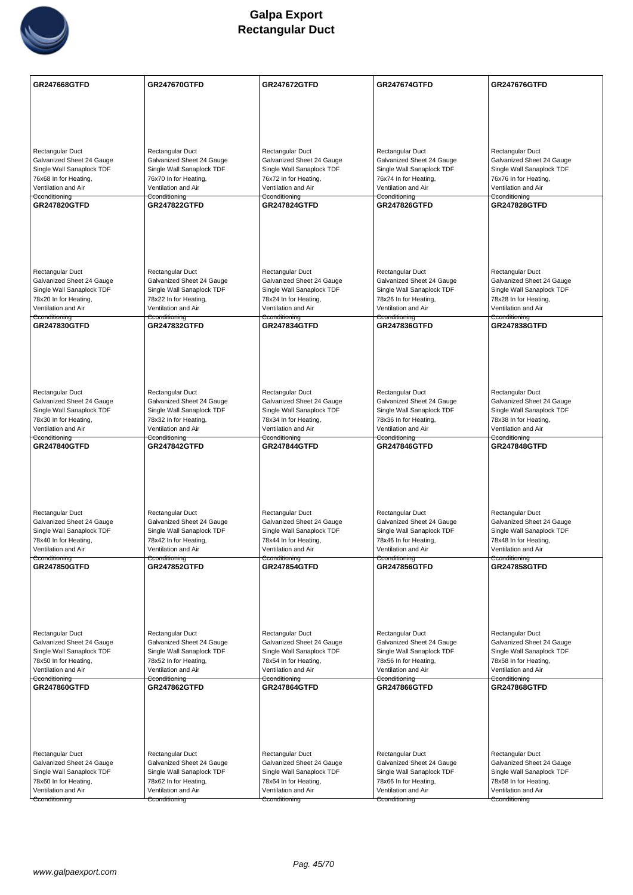# Galpa Export
## Rectangular Duct

| GR247668GTFD | GR247670GTFD | GR247672GTFD | GR247674GTFD | GR247676GTFD |
|---|---|---|---|---|
| Rectangular Duct Galvanized Sheet 24 Gauge Single Wall Sanaplock TDF 76x68 In for Heating, Ventilation and Air Conditioning | Rectangular Duct Galvanized Sheet 24 Gauge Single Wall Sanaplock TDF 76x70 In for Heating, Ventilation and Air Conditioning | Rectangular Duct Galvanized Sheet 24 Gauge Single Wall Sanaplock TDF 76x72 In for Heating, Ventilation and Air Conditioning | Rectangular Duct Galvanized Sheet 24 Gauge Single Wall Sanaplock TDF 76x74 In for Heating, Ventilation and Air Conditioning | Rectangular Duct Galvanized Sheet 24 Gauge Single Wall Sanaplock TDF 76x76 In for Heating, Ventilation and Air Conditioning |
| **GR247820GTFD** | **GR247822GTFD** | **GR247824GTFD** | **GR247826GTFD** | **GR247828GTFD** |
| Rectangular Duct Galvanized Sheet 24 Gauge Single Wall Sanaplock TDF 78x20 In for Heating, Ventilation and Air Conditioning | Rectangular Duct Galvanized Sheet 24 Gauge Single Wall Sanaplock TDF 78x22 In for Heating, Ventilation and Air Conditioning | Rectangular Duct Galvanized Sheet 24 Gauge Single Wall Sanaplock TDF 78x24 In for Heating, Ventilation and Air Conditioning | Rectangular Duct Galvanized Sheet 24 Gauge Single Wall Sanaplock TDF 78x26 In for Heating, Ventilation and Air Conditioning | Rectangular Duct Galvanized Sheet 24 Gauge Single Wall Sanaplock TDF 78x28 In for Heating, Ventilation and Air Conditioning |
| **GR247830GTFD** | **GR247832GTFD** | **GR247834GTFD** | **GR247836GTFD** | **GR247838GTFD** |
| Rectangular Duct Galvanized Sheet 24 Gauge Single Wall Sanaplock TDF 78x30 In for Heating, Ventilation and Air Conditioning | Rectangular Duct Galvanized Sheet 24 Gauge Single Wall Sanaplock TDF 78x32 In for Heating, Ventilation and Air Conditioning | Rectangular Duct Galvanized Sheet 24 Gauge Single Wall Sanaplock TDF 78x34 In for Heating, Ventilation and Air Conditioning | Rectangular Duct Galvanized Sheet 24 Gauge Single Wall Sanaplock TDF 78x36 In for Heating, Ventilation and Air Conditioning | Rectangular Duct Galvanized Sheet 24 Gauge Single Wall Sanaplock TDF 78x38 In for Heating, Ventilation and Air Conditioning |
| **GR247840GTFD** | **GR247842GTFD** | **GR247844GTFD** | **GR247846GTFD** | **GR247848GTFD** |
| Rectangular Duct Galvanized Sheet 24 Gauge Single Wall Sanaplock TDF 78x40 In for Heating, Ventilation and Air Conditioning | Rectangular Duct Galvanized Sheet 24 Gauge Single Wall Sanaplock TDF 78x42 In for Heating, Ventilation and Air Conditioning | Rectangular Duct Galvanized Sheet 24 Gauge Single Wall Sanaplock TDF 78x44 In for Heating, Ventilation and Air Conditioning | Rectangular Duct Galvanized Sheet 24 Gauge Single Wall Sanaplock TDF 78x46 In for Heating, Ventilation and Air Conditioning | Rectangular Duct Galvanized Sheet 24 Gauge Single Wall Sanaplock TDF 78x48 In for Heating, Ventilation and Air Conditioning |
| **GR247850GTFD** | **GR247852GTFD** | **GR247854GTFD** | **GR247856GTFD** | **GR247858GTFD** |
| Rectangular Duct Galvanized Sheet 24 Gauge Single Wall Sanaplock TDF 78x50 In for Heating, Ventilation and Air Conditioning | Rectangular Duct Galvanized Sheet 24 Gauge Single Wall Sanaplock TDF 78x52 In for Heating, Ventilation and Air Conditioning | Rectangular Duct Galvanized Sheet 24 Gauge Single Wall Sanaplock TDF 78x54 In for Heating, Ventilation and Air Conditioning | Rectangular Duct Galvanized Sheet 24 Gauge Single Wall Sanaplock TDF 78x56 In for Heating, Ventilation and Air Conditioning | Rectangular Duct Galvanized Sheet 24 Gauge Single Wall Sanaplock TDF 78x58 In for Heating, Ventilation and Air Conditioning |
| **GR247860GTFD** | **GR247862GTFD** | **GR247864GTFD** | **GR247866GTFD** | **GR247868GTFD** |
| Rectangular Duct Galvanized Sheet 24 Gauge Single Wall Sanaplock TDF 78x60 In for Heating, Ventilation and Air Conditioning | Rectangular Duct Galvanized Sheet 24 Gauge Single Wall Sanaplock TDF 78x62 In for Heating, Ventilation and Air Conditioning | Rectangular Duct Galvanized Sheet 24 Gauge Single Wall Sanaplock TDF 78x64 In for Heating, Ventilation and Air Conditioning | Rectangular Duct Galvanized Sheet 24 Gauge Single Wall Sanaplock TDF 78x66 In for Heating, Ventilation and Air Conditioning | Rectangular Duct Galvanized Sheet 24 Gauge Single Wall Sanaplock TDF 78x68 In for Heating, Ventilation and Air Conditioning |

www.galpaexport.com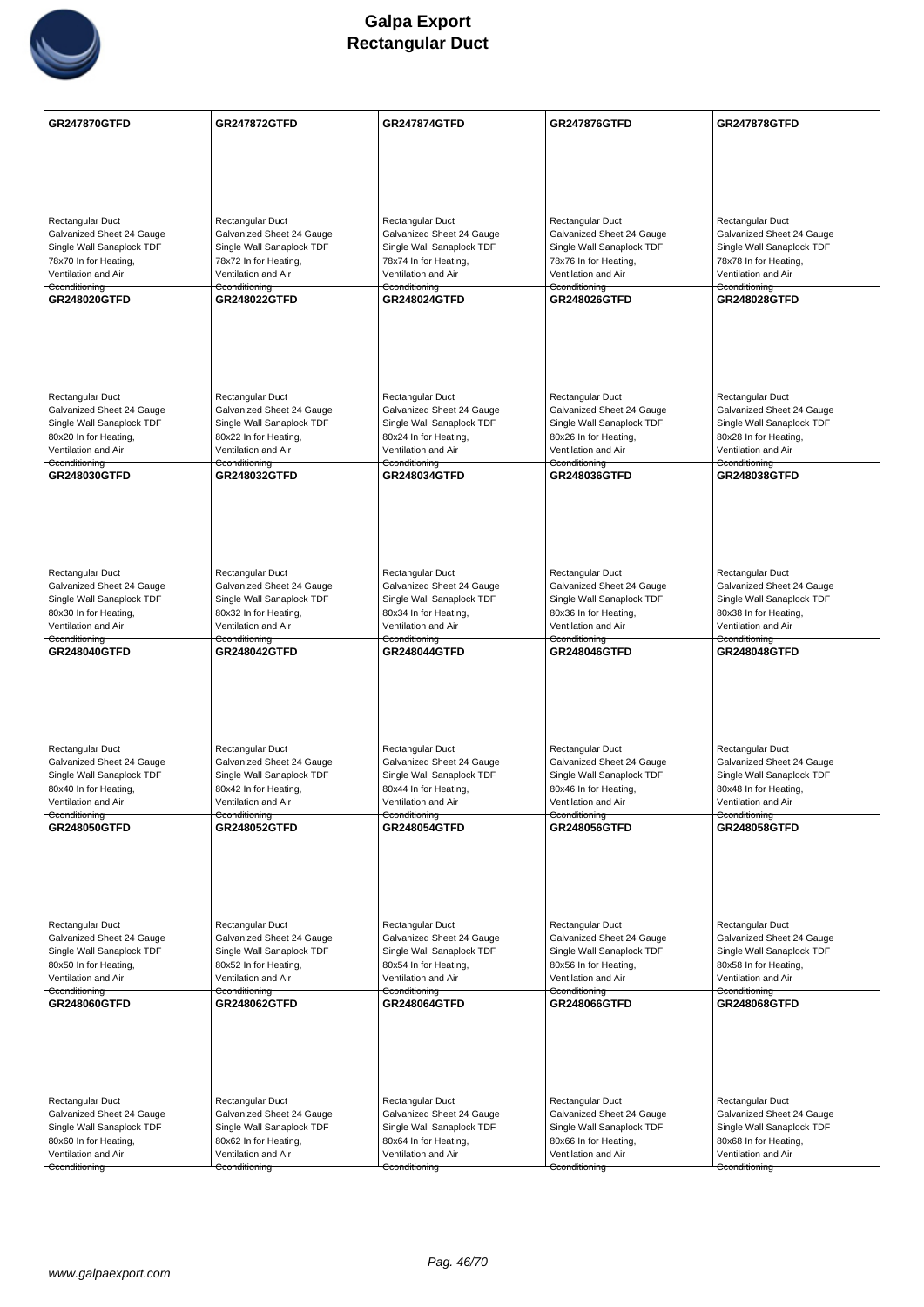# Galpa Export
# Rectangular Duct

| GR247870GTFD | GR247872GTFD | GR247874GTFD | GR247876GTFD | GR247878GTFD |
|---|---|---|---|---|
| Rectangular Duct<br>Galvanized Sheet 24 Gauge<br>Single Wall Sanaplock TDF<br>78x70 In for Heating,<br>Ventilation and Air<br>Conditioning | Rectangular Duct<br>Galvanized Sheet 24 Gauge<br>Single Wall Sanaplock TDF<br>78x72 In for Heating,<br>Ventilation and Air<br>Conditioning | Rectangular Duct<br>Galvanized Sheet 24 Gauge<br>Single Wall Sanaplock TDF<br>78x74 In for Heating,<br>Ventilation and Air<br>Conditioning | Rectangular Duct<br>Galvanized Sheet 24 Gauge<br>Single Wall Sanaplock TDF<br>78x76 In for Heating,<br>Ventilation and Air<br>Conditioning | Rectangular Duct<br>Galvanized Sheet 24 Gauge<br>Single Wall Sanaplock TDF<br>78x78 In for Heating,<br>Ventilation and Air<br>Conditioning |
| **GR248020GTFD** | **GR248022GTFD** | **GR248024GTFD** | **GR248026GTFD** | **GR248028GTFD** |
| Rectangular Duct<br>Galvanized Sheet 24 Gauge<br>Single Wall Sanaplock TDF<br>80x20 In for Heating,<br>Ventilation and Air<br>Conditioning | Rectangular Duct<br>Galvanized Sheet 24 Gauge<br>Single Wall Sanaplock TDF<br>80x22 In for Heating,<br>Ventilation and Air<br>Conditioning | Rectangular Duct<br>Galvanized Sheet 24 Gauge<br>Single Wall Sanaplock TDF<br>80x24 In for Heating,<br>Ventilation and Air<br>Conditioning | Rectangular Duct<br>Galvanized Sheet 24 Gauge<br>Single Wall Sanaplock TDF<br>80x26 In for Heating,<br>Ventilation and Air<br>Conditioning | Rectangular Duct<br>Galvanized Sheet 24 Gauge<br>Single Wall Sanaplock TDF<br>80x28 In for Heating,<br>Ventilation and Air<br>Conditioning |
| **GR248030GTFD** | **GR248032GTFD** | **GR248034GTFD** | **GR248036GTFD** | **GR248038GTFD** |
| Rectangular Duct<br>Galvanized Sheet 24 Gauge<br>Single Wall Sanaplock TDF<br>80x30 In for Heating,<br>Ventilation and Air<br>Conditioning | Rectangular Duct<br>Galvanized Sheet 24 Gauge<br>Single Wall Sanaplock TDF<br>80x32 In for Heating,<br>Ventilation and Air<br>Conditioning | Rectangular Duct<br>Galvanized Sheet 24 Gauge<br>Single Wall Sanaplock TDF<br>80x34 In for Heating,<br>Ventilation and Air<br>Conditioning | Rectangular Duct<br>Galvanized Sheet 24 Gauge<br>Single Wall Sanaplock TDF<br>80x36 In for Heating,<br>Ventilation and Air<br>Conditioning | Rectangular Duct<br>Galvanized Sheet 24 Gauge<br>Single Wall Sanaplock TDF<br>80x38 In for Heating,<br>Ventilation and Air<br>Conditioning |
| **GR248040GTFD** | **GR248042GTFD** | **GR248044GTFD** | **GR248046GTFD** | **GR248048GTFD** |
| Rectangular Duct<br>Galvanized Sheet 24 Gauge<br>Single Wall Sanaplock TDF<br>80x40 In for Heating,<br>Ventilation and Air<br>Conditioning | Rectangular Duct<br>Galvanized Sheet 24 Gauge<br>Single Wall Sanaplock TDF<br>80x42 In for Heating,<br>Ventilation and Air<br>Conditioning | Rectangular Duct<br>Galvanized Sheet 24 Gauge<br>Single Wall Sanaplock TDF<br>80x44 In for Heating,<br>Ventilation and Air<br>Conditioning | Rectangular Duct<br>Galvanized Sheet 24 Gauge<br>Single Wall Sanaplock TDF<br>80x46 In for Heating,<br>Ventilation and Air<br>Conditioning | Rectangular Duct<br>Galvanized Sheet 24 Gauge<br>Single Wall Sanaplock TDF<br>80x48 In for Heating,<br>Ventilation and Air<br>Conditioning |
| **GR248050GTFD** | **GR248052GTFD** | **GR248054GTFD** | **GR248056GTFD** | **GR248058GTFD** |
| Rectangular Duct<br>Galvanized Sheet 24 Gauge<br>Single Wall Sanaplock TDF<br>80x50 In for Heating,<br>Ventilation and Air<br>Conditioning | Rectangular Duct<br>Galvanized Sheet 24 Gauge<br>Single Wall Sanaplock TDF<br>80x52 In for Heating,<br>Ventilation and Air<br>Conditioning | Rectangular Duct<br>Galvanized Sheet 24 Gauge<br>Single Wall Sanaplock TDF<br>80x54 In for Heating,<br>Ventilation and Air<br>Conditioning | Rectangular Duct<br>Galvanized Sheet 24 Gauge<br>Single Wall Sanaplock TDF<br>80x56 In for Heating,<br>Ventilation and Air<br>Conditioning | Rectangular Duct<br>Galvanized Sheet 24 Gauge<br>Single Wall Sanaplock TDF<br>80x58 In for Heating,<br>Ventilation and Air<br>Conditioning |
| **GR248060GTFD** | **GR248062GTFD** | **GR248064GTFD** | **GR248066GTFD** | **GR248068GTFD** |
| Rectangular Duct<br>Galvanized Sheet 24 Gauge<br>Single Wall Sanaplock TDF<br>80x60 In for Heating,<br>Ventilation and Air<br>Conditioning | Rectangular Duct<br>Galvanized Sheet 24 Gauge<br>Single Wall Sanaplock TDF<br>80x62 In for Heating,<br>Ventilation and Air<br>Conditioning | Rectangular Duct<br>Galvanized Sheet 24 Gauge<br>Single Wall Sanaplock TDF<br>80x64 In for Heating,<br>Ventilation and Air<br>Conditioning | Rectangular Duct<br>Galvanized Sheet 24 Gauge<br>Single Wall Sanaplock TDF<br>80x66 In for Heating,<br>Ventilation and Air<br>Conditioning | Rectangular Duct<br>Galvanized Sheet 24 Gauge<br>Single Wall Sanaplock TDF<br>80x68 In for Heating,<br>Ventilation and Air<br>Conditioning |

www.galpaexport.com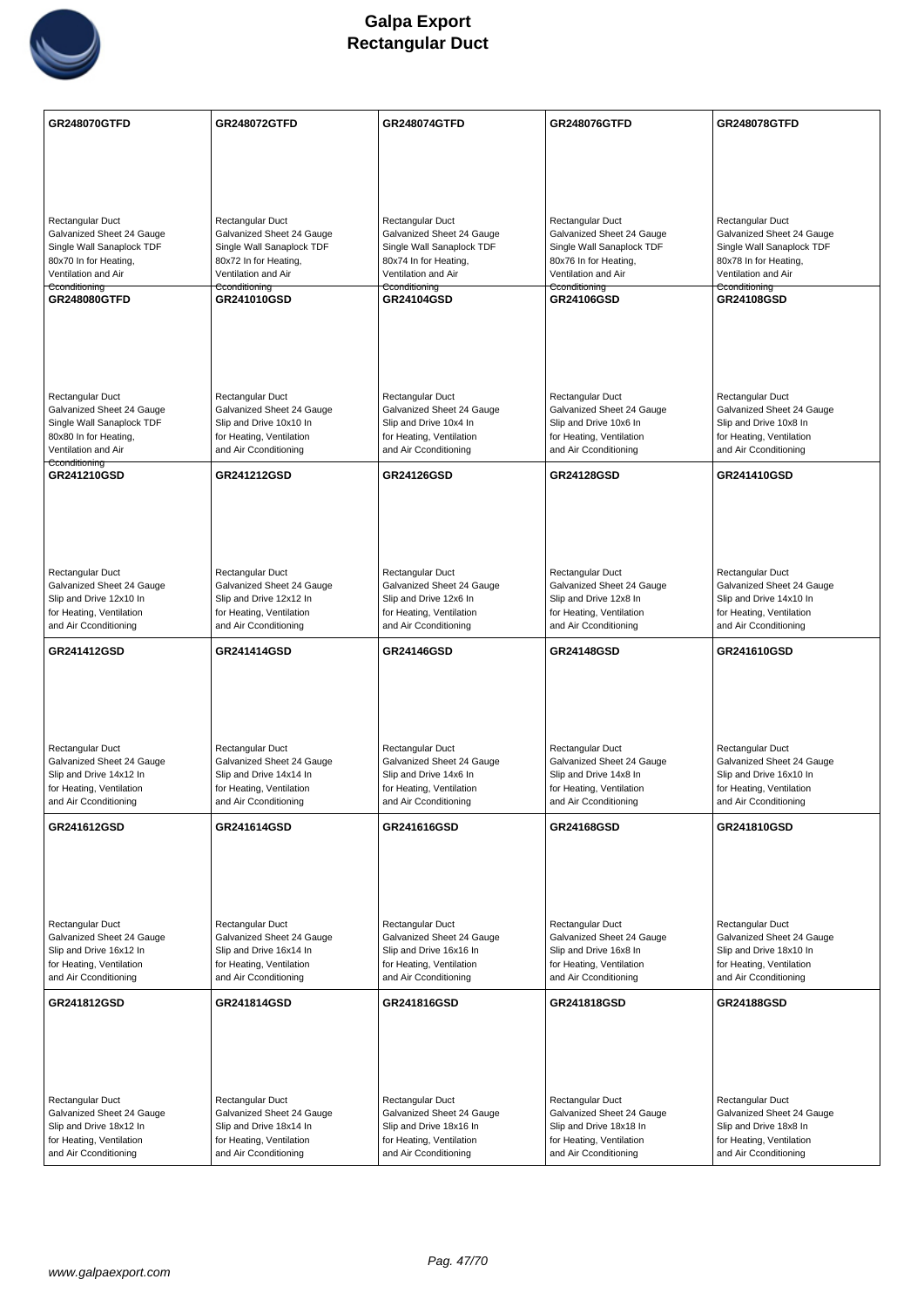# Galpa Export
# Rectangular Duct

| GR248070GTFD | GR248072GTFD | GR248074GTFD | GR248076GTFD | GR248078GTFD |
|---|---|---|---|---|
| Rectangular Duct Galvanized Sheet 24 Gauge Single Wall Sanaplock TDF 80x70 In for Heating, Ventilation and Air Cconditioning | Rectangular Duct Galvanized Sheet 24 Gauge Single Wall Sanaplock TDF 80x72 In for Heating, Ventilation and Air Cconditioning | Rectangular Duct Galvanized Sheet 24 Gauge Single Wall Sanaplock TDF 80x74 In for Heating, Ventilation and Air Cconditioning | Rectangular Duct Galvanized Sheet 24 Gauge Single Wall Sanaplock TDF 80x76 In for Heating, Ventilation and Air Cconditioning | Rectangular Duct Galvanized Sheet 24 Gauge Single Wall Sanaplock TDF 80x78 In for Heating, Ventilation and Air Cconditioning |
| **GR248080GTFD** | **GR241010GSD** | **GR24104GSD** | **GR24106GSD** | **GR24108GSD** |
| Rectangular Duct Galvanized Sheet 24 Gauge Single Wall Sanaplock TDF 80x80 In for Heating, Ventilation and Air Cconditioning | Rectangular Duct Galvanized Sheet 24 Gauge Slip and Drive 10x10 In for Heating, Ventilation and Air Cconditioning | Rectangular Duct Galvanized Sheet 24 Gauge Slip and Drive 10x4 In for Heating, Ventilation and Air Cconditioning | Rectangular Duct Galvanized Sheet 24 Gauge Slip and Drive 10x6 In for Heating, Ventilation and Air Cconditioning | Rectangular Duct Galvanized Sheet 24 Gauge Slip and Drive 10x8 In for Heating, Ventilation and Air Cconditioning |
| **GR241210GSD** | **GR241212GSD** | **GR24126GSD** | **GR24128GSD** | **GR241410GSD** |
| Rectangular Duct Galvanized Sheet 24 Gauge Slip and Drive 12x10 In for Heating, Ventilation and Air Cconditioning | Rectangular Duct Galvanized Sheet 24 Gauge Slip and Drive 12x12 In for Heating, Ventilation and Air Cconditioning | Rectangular Duct Galvanized Sheet 24 Gauge Slip and Drive 12x6 In for Heating, Ventilation and Air Cconditioning | Rectangular Duct Galvanized Sheet 24 Gauge Slip and Drive 12x8 In for Heating, Ventilation and Air Cconditioning | Rectangular Duct Galvanized Sheet 24 Gauge Slip and Drive 14x10 In for Heating, Ventilation and Air Cconditioning |
| **GR241412GSD** | **GR241414GSD** | **GR24146GSD** | **GR24148GSD** | **GR241610GSD** |
| Rectangular Duct Galvanized Sheet 24 Gauge Slip and Drive 14x12 In for Heating, Ventilation and Air Cconditioning | Rectangular Duct Galvanized Sheet 24 Gauge Slip and Drive 14x14 In for Heating, Ventilation and Air Cconditioning | Rectangular Duct Galvanized Sheet 24 Gauge Slip and Drive 14x6 In for Heating, Ventilation and Air Cconditioning | Rectangular Duct Galvanized Sheet 24 Gauge Slip and Drive 14x8 In for Heating, Ventilation and Air Cconditioning | Rectangular Duct Galvanized Sheet 24 Gauge Slip and Drive 16x10 In for Heating, Ventilation and Air Cconditioning |
| **GR241612GSD** | **GR241614GSD** | **GR241616GSD** | **GR24168GSD** | **GR241810GSD** |
| Rectangular Duct Galvanized Sheet 24 Gauge Slip and Drive 16x12 In for Heating, Ventilation and Air Cconditioning | Rectangular Duct Galvanized Sheet 24 Gauge Slip and Drive 16x14 In for Heating, Ventilation and Air Cconditioning | Rectangular Duct Galvanized Sheet 24 Gauge Slip and Drive 16x16 In for Heating, Ventilation and Air Cconditioning | Rectangular Duct Galvanized Sheet 24 Gauge Slip and Drive 16x8 In for Heating, Ventilation and Air Cconditioning | Rectangular Duct Galvanized Sheet 24 Gauge Slip and Drive 18x10 In for Heating, Ventilation and Air Cconditioning |
| **GR241812GSD** | **GR241814GSD** | **GR241816GSD** | **GR241818GSD** | **GR24188GSD** |
| Rectangular Duct Galvanized Sheet 24 Gauge Slip and Drive 18x12 In for Heating, Ventilation and Air Cconditioning | Rectangular Duct Galvanized Sheet 24 Gauge Slip and Drive 18x14 In for Heating, Ventilation and Air Cconditioning | Rectangular Duct Galvanized Sheet 24 Gauge Slip and Drive 18x16 In for Heating, Ventilation and Air Cconditioning | Rectangular Duct Galvanized Sheet 24 Gauge Slip and Drive 18x18 In for Heating, Ventilation and Air Cconditioning | Rectangular Duct Galvanized Sheet 24 Gauge Slip and Drive 18x8 In for Heating, Ventilation and Air Cconditioning |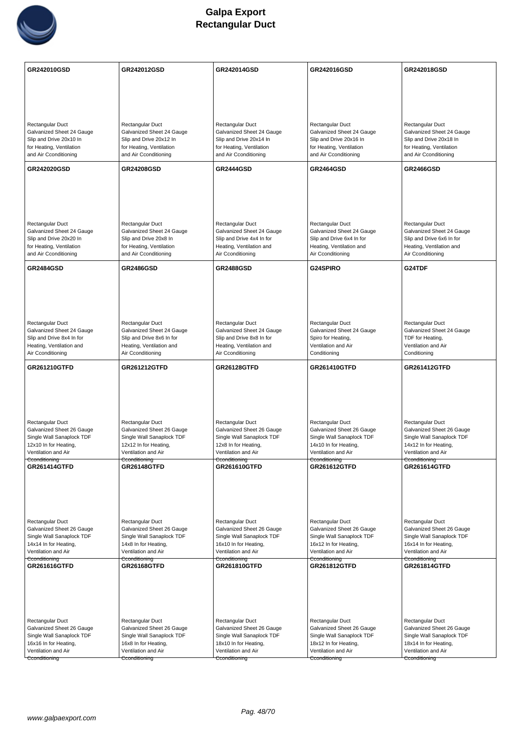# Galpa Export
## Rectangular Duct

| | | | | |
|---|---|---|---|---|
| **GR242010GSD**<br><br>Rectangular Duct<br>Galvanized Sheet 24 Gauge<br>Slip and Drive 20x10 In<br>for Heating, Ventilation<br>and Air Cconditioning | **GR242012GSD**<br><br>Rectangular Duct<br>Galvanized Sheet 24 Gauge<br>Slip and Drive 20x12 In<br>for Heating, Ventilation<br>and Air Cconditioning | **GR242014GSD**<br><br>Rectangular Duct<br>Galvanized Sheet 24 Gauge<br>Slip and Drive 20x14 In<br>for Heating, Ventilation<br>and Air Cconditioning | **GR242016GSD**<br><br>Rectangular Duct<br>Galvanized Sheet 24 Gauge<br>Slip and Drive 20x16 In<br>for Heating, Ventilation<br>and Air Cconditioning | **GR242018GSD**<br><br>Rectangular Duct<br>Galvanized Sheet 24 Gauge<br>Slip and Drive 20x18 In<br>for Heating, Ventilation<br>and Air Cconditioning |
| **GR242020GSD**<br><br>Rectangular Duct<br>Galvanized Sheet 24 Gauge<br>Slip and Drive 20x20 In<br>for Heating, Ventilation<br>and Air Cconditioning | **GR24208GSD**<br><br>Rectangular Duct<br>Galvanized Sheet 24 Gauge<br>Slip and Drive 20x8 In<br>for Heating, Ventilation<br>and Air Cconditioning | **GR2444GSD**<br><br>Rectangular Duct<br>Galvanized Sheet 24 Gauge<br>Slip and Drive 4x4 In for<br>Heating, Ventilation and<br>Air Cconditioning | **GR2464GSD**<br><br>Rectangular Duct<br>Galvanized Sheet 24 Gauge<br>Slip and Drive 6x4 In for<br>Heating, Ventilation and<br>Air Cconditioning | **GR2466GSD**<br><br>Rectangular Duct<br>Galvanized Sheet 24 Gauge<br>Slip and Drive 6x6 In for<br>Heating, Ventilation and<br>Air Cconditioning |
| **GR2484GSD**<br><br>Rectangular Duct<br>Galvanized Sheet 24 Gauge<br>Slip and Drive 8x4 In for<br>Heating, Ventilation and<br>Air Cconditioning | **GR2486GSD**<br><br>Rectangular Duct<br>Galvanized Sheet 24 Gauge<br>Slip and Drive 8x6 In for<br>Heating, Ventilation and<br>Air Cconditioning | **GR2488GSD**<br><br>Rectangular Duct<br>Galvanized Sheet 24 Gauge<br>Slip and Drive 8x8 In for<br>Heating, Ventilation and<br>Air Cconditioning | **G24SPIRO**<br><br>Rectangular Duct<br>Galvanized Sheet 24 Gauge<br>Spiro for Heating,<br>Ventilation and Air<br>Conditioning | **G24TDF**<br><br>Rectangular Duct<br>Galvanized Sheet 24 Gauge<br>TDF for Heating,<br>Ventilation and Air<br>Conditioning |
| **GR261210GTFD**<br><br>Rectangular Duct<br>Galvanized Sheet 26 Gauge<br>Single Wall Sanaplock TDF<br>12x10 In for Heating,<br>Ventilation and Air<br>Cconditioning | **GR261212GTFD**<br><br>Rectangular Duct<br>Galvanized Sheet 26 Gauge<br>Single Wall Sanaplock TDF<br>12x12 In for Heating,<br>Ventilation and Air<br>Cconditioning | **GR26128GTFD**<br><br>Rectangular Duct<br>Galvanized Sheet 26 Gauge<br>Single Wall Sanaplock TDF<br>12x8 In for Heating,<br>Ventilation and Air<br>Cconditioning | **GR261410GTFD**<br><br>Rectangular Duct<br>Galvanized Sheet 26 Gauge<br>Single Wall Sanaplock TDF<br>14x10 In for Heating,<br>Ventilation and Air<br>Cconditioning | **GR261412GTFD**<br><br>Rectangular Duct<br>Galvanized Sheet 26 Gauge<br>Single Wall Sanaplock TDF<br>14x12 In for Heating,<br>Ventilation and Air<br>Cconditioning |
| **GR261414GTFD**<br><br>Rectangular Duct<br>Galvanized Sheet 26 Gauge<br>Single Wall Sanaplock TDF<br>14x14 In for Heating,<br>Ventilation and Air<br>Cconditioning | **GR26148GTFD**<br><br>Rectangular Duct<br>Galvanized Sheet 26 Gauge<br>Single Wall Sanaplock TDF<br>14x8 In for Heating,<br>Ventilation and Air<br>Cconditioning | **GR261610GTFD**<br><br>Rectangular Duct<br>Galvanized Sheet 26 Gauge<br>Single Wall Sanaplock TDF<br>16x10 In for Heating,<br>Ventilation and Air<br>Cconditioning | **GR261612GTFD**<br><br>Rectangular Duct<br>Galvanized Sheet 26 Gauge<br>Single Wall Sanaplock TDF<br>16x12 In for Heating,<br>Ventilation and Air<br>Cconditioning | **GR261614GTFD**<br><br>Rectangular Duct<br>Galvanized Sheet 26 Gauge<br>Single Wall Sanaplock TDF<br>16x14 In for Heating,<br>Ventilation and Air<br>Cconditioning |
| **GR261616GTFD**<br><br>Rectangular Duct<br>Galvanized Sheet 26 Gauge<br>Single Wall Sanaplock TDF<br>16x16 In for Heating,<br>Ventilation and Air<br>Cconditioning | **GR26168GTFD**<br><br>Rectangular Duct<br>Galvanized Sheet 26 Gauge<br>Single Wall Sanaplock TDF<br>16x8 In for Heating,<br>Ventilation and Air<br>Cconditioning | **GR261810GTFD**<br><br>Rectangular Duct<br>Galvanized Sheet 26 Gauge<br>Single Wall Sanaplock TDF<br>18x10 In for Heating,<br>Ventilation and Air<br>Cconditioning | **GR261812GTFD**<br><br>Rectangular Duct<br>Galvanized Sheet 26 Gauge<br>Single Wall Sanaplock TDF<br>18x12 In for Heating,<br>Ventilation and Air<br>Cconditioning | **GR261814GTFD**<br><br>Rectangular Duct<br>Galvanized Sheet 26 Gauge<br>Single Wall Sanaplock TDF<br>18x14 In for Heating,<br>Ventilation and Air<br>Cconditioning |

www.galpaexport.com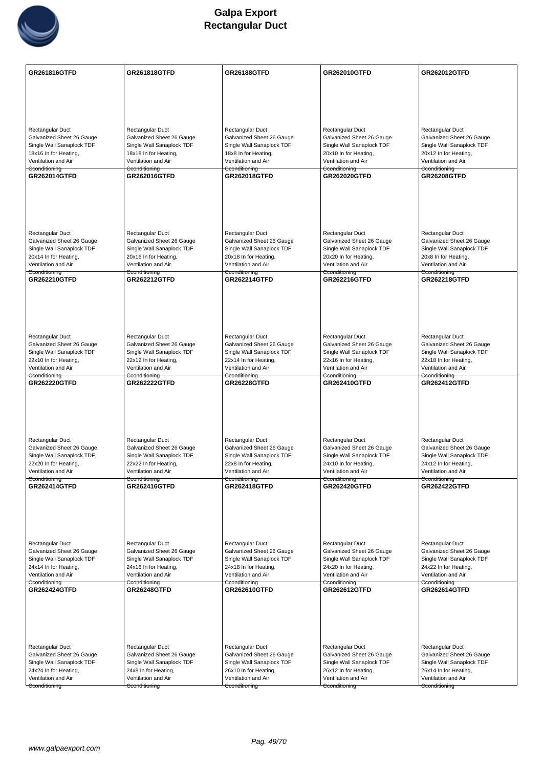# Galpa Export
# Rectangular Duct

| GR261816GTFD | GR261818GTFD | GR26188GTFD | GR262010GTFD | GR262012GTFD |
|---|---|---|---|---|
| Rectangular Duct<br>Galvanized Sheet 26 Gauge<br>Single Wall Sanaplock TDF<br>18x16 In for Heating,<br>Ventilation and Air<br>Cconditioning | Rectangular Duct<br>Galvanized Sheet 26 Gauge<br>Single Wall Sanaplock TDF<br>18x18 In for Heating,<br>Ventilation and Air<br>Cconditioning | Rectangular Duct<br>Galvanized Sheet 26 Gauge<br>Single Wall Sanaplock TDF<br>18x8 In for Heating,<br>Ventilation and Air<br>Cconditioning | Rectangular Duct<br>Galvanized Sheet 26 Gauge<br>Single Wall Sanaplock TDF<br>20x10 In for Heating,<br>Ventilation and Air<br>Cconditioning | Rectangular Duct<br>Galvanized Sheet 26 Gauge<br>Single Wall Sanaplock TDF<br>20x12 In for Heating,<br>Ventilation and Air<br>Cconditioning |
| **GR262014GTFD** | **GR262016GTFD** | **GR262018GTFD** | **GR262020GTFD** | **GR26208GTFD** |
| Rectangular Duct<br>Galvanized Sheet 26 Gauge<br>Single Wall Sanaplock TDF<br>20x14 In for Heating,<br>Ventilation and Air<br>Cconditioning | Rectangular Duct<br>Galvanized Sheet 26 Gauge<br>Single Wall Sanaplock TDF<br>20x16 In for Heating,<br>Ventilation and Air<br>Cconditioning | Rectangular Duct<br>Galvanized Sheet 26 Gauge<br>Single Wall Sanaplock TDF<br>20x18 In for Heating,<br>Ventilation and Air<br>Cconditioning | Rectangular Duct<br>Galvanized Sheet 26 Gauge<br>Single Wall Sanaplock TDF<br>20x20 In for Heating,<br>Ventilation and Air<br>Cconditioning | Rectangular Duct<br>Galvanized Sheet 26 Gauge<br>Single Wall Sanaplock TDF<br>20x8 In for Heating,<br>Ventilation and Air<br>Cconditioning |
| **GR262210GTFD** | **GR262212GTFD** | **GR262214GTFD** | **GR262216GTFD** | **GR262218GTFD** |
| Rectangular Duct<br>Galvanized Sheet 26 Gauge<br>Single Wall Sanaplock TDF<br>22x10 In for Heating,<br>Ventilation and Air<br>Cconditioning | Rectangular Duct<br>Galvanized Sheet 26 Gauge<br>Single Wall Sanaplock TDF<br>22x12 In for Heating,<br>Ventilation and Air<br>Cconditioning | Rectangular Duct<br>Galvanized Sheet 26 Gauge<br>Single Wall Sanaplock TDF<br>22x14 In for Heating,<br>Ventilation and Air<br>Cconditioning | Rectangular Duct<br>Galvanized Sheet 26 Gauge<br>Single Wall Sanaplock TDF<br>22x16 In for Heating,<br>Ventilation and Air<br>Cconditioning | Rectangular Duct<br>Galvanized Sheet 26 Gauge<br>Single Wall Sanaplock TDF<br>22x18 In for Heating,<br>Ventilation and Air<br>Cconditioning |
| **GR262220GTFD** | **GR262222GTFD** | **GR26228GTFD** | **GR262410GTFD** | **GR262412GTFD** |
| Rectangular Duct<br>Galvanized Sheet 26 Gauge<br>Single Wall Sanaplock TDF<br>22x20 In for Heating,<br>Ventilation and Air<br>Cconditioning | Rectangular Duct<br>Galvanized Sheet 26 Gauge<br>Single Wall Sanaplock TDF<br>22x22 In for Heating,<br>Ventilation and Air<br>Cconditioning | Rectangular Duct<br>Galvanized Sheet 26 Gauge<br>Single Wall Sanaplock TDF<br>22x8 In for Heating,<br>Ventilation and Air<br>Cconditioning | Rectangular Duct<br>Galvanized Sheet 26 Gauge<br>Single Wall Sanaplock TDF<br>24x10 In for Heating,<br>Ventilation and Air<br>Cconditioning | Rectangular Duct<br>Galvanized Sheet 26 Gauge<br>Single Wall Sanaplock TDF<br>24x12 In for Heating,<br>Ventilation and Air<br>Cconditioning |
| **GR262414GTFD** | **GR262416GTFD** | **GR262418GTFD** | **GR262420GTFD** | **GR262422GTFD** |
| Rectangular Duct<br>Galvanized Sheet 26 Gauge<br>Single Wall Sanaplock TDF<br>24x14 In for Heating,<br>Ventilation and Air<br>Cconditioning | Rectangular Duct<br>Galvanized Sheet 26 Gauge<br>Single Wall Sanaplock TDF<br>24x16 In for Heating,<br>Ventilation and Air<br>Cconditioning | Rectangular Duct<br>Galvanized Sheet 26 Gauge<br>Single Wall Sanaplock TDF<br>24x18 In for Heating,<br>Ventilation and Air<br>Cconditioning | Rectangular Duct<br>Galvanized Sheet 26 Gauge<br>Single Wall Sanaplock TDF<br>24x20 In for Heating,<br>Ventilation and Air<br>Cconditioning | Rectangular Duct<br>Galvanized Sheet 26 Gauge<br>Single Wall Sanaplock TDF<br>24x22 In for Heating,<br>Ventilation and Air<br>Cconditioning |
| **GR262424GTFD** | **GR26248GTFD** | **GR262610GTFD** | **GR262612GTFD** | **GR262614GTFD** |
| Rectangular Duct<br>Galvanized Sheet 26 Gauge<br>Single Wall Sanaplock TDF<br>24x24 In for Heating,<br>Ventilation and Air<br>Cconditioning | Rectangular Duct<br>Galvanized Sheet 26 Gauge<br>Single Wall Sanaplock TDF<br>24x8 In for Heating,<br>Ventilation and Air<br>Cconditioning | Rectangular Duct<br>Galvanized Sheet 26 Gauge<br>Single Wall Sanaplock TDF<br>26x10 In for Heating,<br>Ventilation and Air<br>Cconditioning | Rectangular Duct<br>Galvanized Sheet 26 Gauge<br>Single Wall Sanaplock TDF<br>26x12 In for Heating,<br>Ventilation and Air<br>Cconditioning | Rectangular Duct<br>Galvanized Sheet 26 Gauge<br>Single Wall Sanaplock TDF<br>26x14 In for Heating,<br>Ventilation and Air<br>Cconditioning |

www.galpaexport.com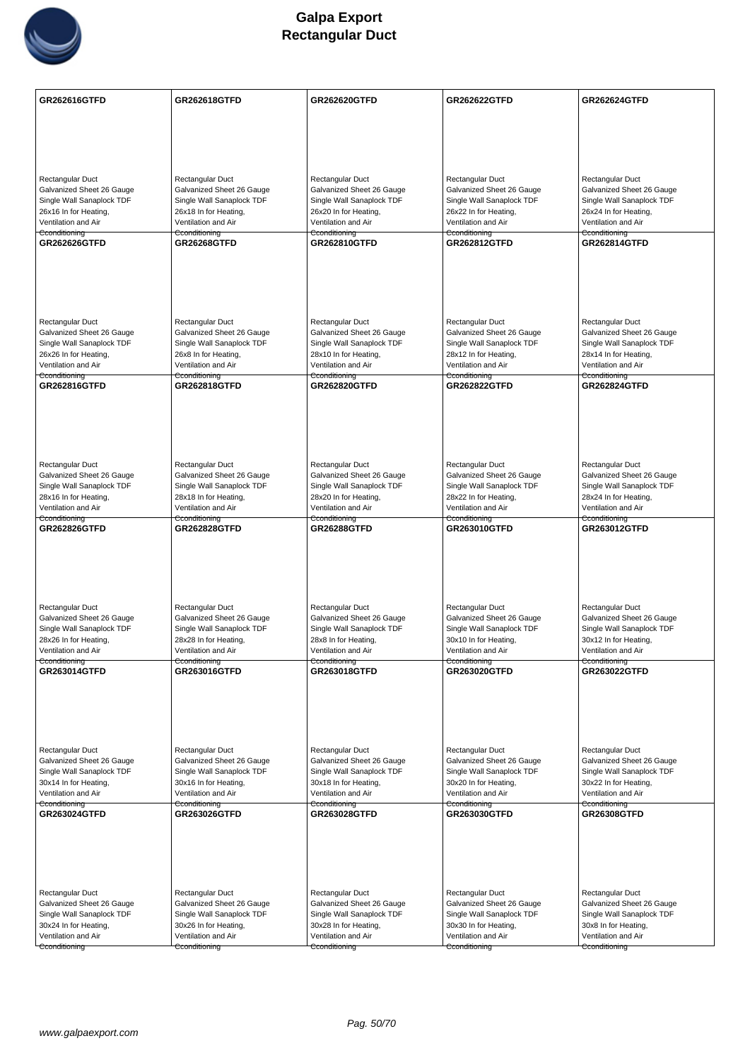# Galpa Export
## Rectangular Duct

| GR262616GTFD | GR262618GTFD | GR262620GTFD | GR262622GTFD | GR262624GTFD |
|---|---|---|---|---|
| Rectangular Duct<br>Galvanized Sheet 26 Gauge<br>Single Wall Sanaplock TDF<br>26x16 In for Heating,<br>Ventilation and Air<br>Cconditioning | Rectangular Duct<br>Galvanized Sheet 26 Gauge<br>Single Wall Sanaplock TDF<br>26x18 In for Heating,<br>Ventilation and Air<br>Cconditioning | Rectangular Duct<br>Galvanized Sheet 26 Gauge<br>Single Wall Sanaplock TDF<br>26x20 In for Heating,<br>Ventilation and Air<br>Cconditioning | Rectangular Duct<br>Galvanized Sheet 26 Gauge<br>Single Wall Sanaplock TDF<br>26x22 In for Heating,<br>Ventilation and Air<br>Cconditioning | Rectangular Duct<br>Galvanized Sheet 26 Gauge<br>Single Wall Sanaplock TDF<br>26x24 In for Heating,<br>Ventilation and Air<br>Cconditioning |
| **GR262626GTFD** | **GR26268GTFD** | **GR262810GTFD** | **GR262812GTFD** | **GR262814GTFD** |
| Rectangular Duct<br>Galvanized Sheet 26 Gauge<br>Single Wall Sanaplock TDF<br>26x26 In for Heating,<br>Ventilation and Air<br>Cconditioning | Rectangular Duct<br>Galvanized Sheet 26 Gauge<br>Single Wall Sanaplock TDF<br>26x8 In for Heating,<br>Ventilation and Air<br>Cconditioning | Rectangular Duct<br>Galvanized Sheet 26 Gauge<br>Single Wall Sanaplock TDF<br>28x10 In for Heating,<br>Ventilation and Air<br>Cconditioning | Rectangular Duct<br>Galvanized Sheet 26 Gauge<br>Single Wall Sanaplock TDF<br>28x12 In for Heating,<br>Ventilation and Air<br>Cconditioning | Rectangular Duct<br>Galvanized Sheet 26 Gauge<br>Single Wall Sanaplock TDF<br>28x14 In for Heating,<br>Ventilation and Air<br>Cconditioning |
| **GR262816GTFD** | **GR262818GTFD** | **GR262820GTFD** | **GR262822GTFD** | **GR262824GTFD** |
| Rectangular Duct<br>Galvanized Sheet 26 Gauge<br>Single Wall Sanaplock TDF<br>28x16 In for Heating,<br>Ventilation and Air<br>Cconditioning | Rectangular Duct<br>Galvanized Sheet 26 Gauge<br>Single Wall Sanaplock TDF<br>28x18 In for Heating,<br>Ventilation and Air<br>Cconditioning | Rectangular Duct<br>Galvanized Sheet 26 Gauge<br>Single Wall Sanaplock TDF<br>28x20 In for Heating,<br>Ventilation and Air<br>Cconditioning | Rectangular Duct<br>Galvanized Sheet 26 Gauge<br>Single Wall Sanaplock TDF<br>28x22 In for Heating,<br>Ventilation and Air<br>Cconditioning | Rectangular Duct<br>Galvanized Sheet 26 Gauge<br>Single Wall Sanaplock TDF<br>28x24 In for Heating,<br>Ventilation and Air<br>Cconditioning |
| **GR262826GTFD** | **GR262828GTFD** | **GR26288GTFD** | **GR263010GTFD** | **GR263012GTFD** |
| Rectangular Duct<br>Galvanized Sheet 26 Gauge<br>Single Wall Sanaplock TDF<br>28x26 In for Heating,<br>Ventilation and Air<br>Cconditioning | Rectangular Duct<br>Galvanized Sheet 26 Gauge<br>Single Wall Sanaplock TDF<br>28x28 In for Heating,<br>Ventilation and Air<br>Cconditioning | Rectangular Duct<br>Galvanized Sheet 26 Gauge<br>Single Wall Sanaplock TDF<br>28x8 In for Heating,<br>Ventilation and Air<br>Cconditioning | Rectangular Duct<br>Galvanized Sheet 26 Gauge<br>Single Wall Sanaplock TDF<br>30x10 In for Heating,<br>Ventilation and Air<br>Cconditioning | Rectangular Duct<br>Galvanized Sheet 26 Gauge<br>Single Wall Sanaplock TDF<br>30x12 In for Heating,<br>Ventilation and Air<br>Cconditioning |
| **GR263014GTFD** | **GR263016GTFD** | **GR263018GTFD** | **GR263020GTFD** | **GR263022GTFD** |
| Rectangular Duct<br>Galvanized Sheet 26 Gauge<br>Single Wall Sanaplock TDF<br>30x14 In for Heating,<br>Ventilation and Air<br>Cconditioning | Rectangular Duct<br>Galvanized Sheet 26 Gauge<br>Single Wall Sanaplock TDF<br>30x16 In for Heating,<br>Ventilation and Air<br>Cconditioning | Rectangular Duct<br>Galvanized Sheet 26 Gauge<br>Single Wall Sanaplock TDF<br>30x18 In for Heating,<br>Ventilation and Air<br>Cconditioning | Rectangular Duct<br>Galvanized Sheet 26 Gauge<br>Single Wall Sanaplock TDF<br>30x20 In for Heating,<br>Ventilation and Air<br>Cconditioning | Rectangular Duct<br>Galvanized Sheet 26 Gauge<br>Single Wall Sanaplock TDF<br>30x22 In for Heating,<br>Ventilation and Air<br>Cconditioning |
| **GR263024GTFD** | **GR263026GTFD** | **GR263028GTFD** | **GR263030GTFD** | **GR26308GTFD** |
| Rectangular Duct<br>Galvanized Sheet 26 Gauge<br>Single Wall Sanaplock TDF<br>30x24 In for Heating,<br>Ventilation and Air<br>Cconditioning | Rectangular Duct<br>Galvanized Sheet 26 Gauge<br>Single Wall Sanaplock TDF<br>30x26 In for Heating,<br>Ventilation and Air<br>Cconditioning | Rectangular Duct<br>Galvanized Sheet 26 Gauge<br>Single Wall Sanaplock TDF<br>30x28 In for Heating,<br>Ventilation and Air<br>Cconditioning | Rectangular Duct<br>Galvanized Sheet 26 Gauge<br>Single Wall Sanaplock TDF<br>30x30 In for Heating,<br>Ventilation and Air<br>Cconditioning | Rectangular Duct<br>Galvanized Sheet 26 Gauge<br>Single Wall Sanaplock TDF<br>30x8 In for Heating,<br>Ventilation and Air<br>Cconditioning |

www.galpaexport.com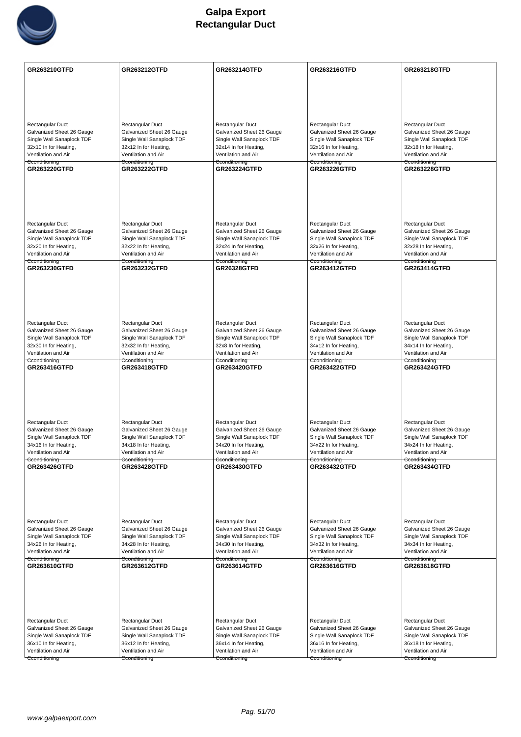# Galpa Export
## Rectangular Duct

| GR263210GTFD | GR263212GTFD | GR263214GTFD | GR263216GTFD | GR263218GTFD |
|---|---|---|---|---|
| Rectangular Duct<br>Galvanized Sheet 26 Gauge<br>Single Wall Sanaplock TDF<br>32x10 In for Heating, Ventilation and Air Cconditioning | Rectangular Duct<br>Galvanized Sheet 26 Gauge<br>Single Wall Sanaplock TDF<br>32x12 In for Heating, Ventilation and Air Cconditioning | Rectangular Duct<br>Galvanized Sheet 26 Gauge<br>Single Wall Sanaplock TDF<br>32x14 In for Heating, Ventilation and Air Cconditioning | Rectangular Duct<br>Galvanized Sheet 26 Gauge<br>Single Wall Sanaplock TDF<br>32x16 In for Heating, Ventilation and Air Cconditioning | Rectangular Duct<br>Galvanized Sheet 26 Gauge<br>Single Wall Sanaplock TDF<br>32x18 In for Heating, Ventilation and Air Cconditioning |
| **GR263220GTFD** | **GR263222GTFD** | **GR263224GTFD** | **GR263226GTFD** | **GR263228GTFD** |
| Rectangular Duct<br>Galvanized Sheet 26 Gauge<br>Single Wall Sanaplock TDF<br>32x20 In for Heating, Ventilation and Air Cconditioning | Rectangular Duct<br>Galvanized Sheet 26 Gauge<br>Single Wall Sanaplock TDF<br>32x22 In for Heating, Ventilation and Air Cconditioning | Rectangular Duct<br>Galvanized Sheet 26 Gauge<br>Single Wall Sanaplock TDF<br>32x24 In for Heating, Ventilation and Air Cconditioning | Rectangular Duct<br>Galvanized Sheet 26 Gauge<br>Single Wall Sanaplock TDF<br>32x26 In for Heating, Ventilation and Air Cconditioning | Rectangular Duct<br>Galvanized Sheet 26 Gauge<br>Single Wall Sanaplock TDF<br>32x28 In for Heating, Ventilation and Air Cconditioning |
| **GR263230GTFD** | **GR263232GTFD** | **GR26328GTFD** | **GR263412GTFD** | **GR263414GTFD** |
| Rectangular Duct<br>Galvanized Sheet 26 Gauge<br>Single Wall Sanaplock TDF<br>32x30 In for Heating, Ventilation and Air Cconditioning | Rectangular Duct<br>Galvanized Sheet 26 Gauge<br>Single Wall Sanaplock TDF<br>32x32 In for Heating, Ventilation and Air Cconditioning | Rectangular Duct<br>Galvanized Sheet 26 Gauge<br>Single Wall Sanaplock TDF<br>32x8 In for Heating, Ventilation and Air Cconditioning | Rectangular Duct<br>Galvanized Sheet 26 Gauge<br>Single Wall Sanaplock TDF<br>34x12 In for Heating, Ventilation and Air Cconditioning | Rectangular Duct<br>Galvanized Sheet 26 Gauge<br>Single Wall Sanaplock TDF<br>34x14 In for Heating, Ventilation and Air Cconditioning |
| **GR263416GTFD** | **GR263418GTFD** | **GR263420GTFD** | **GR263422GTFD** | **GR263424GTFD** |
| Rectangular Duct<br>Galvanized Sheet 26 Gauge<br>Single Wall Sanaplock TDF<br>34x16 In for Heating, Ventilation and Air Cconditioning | Rectangular Duct<br>Galvanized Sheet 26 Gauge<br>Single Wall Sanaplock TDF<br>34x18 In for Heating, Ventilation and Air Cconditioning | Rectangular Duct<br>Galvanized Sheet 26 Gauge<br>Single Wall Sanaplock TDF<br>34x20 In for Heating, Ventilation and Air Cconditioning | Rectangular Duct<br>Galvanized Sheet 26 Gauge<br>Single Wall Sanaplock TDF<br>34x22 In for Heating, Ventilation and Air Cconditioning | Rectangular Duct<br>Galvanized Sheet 26 Gauge<br>Single Wall Sanaplock TDF<br>34x24 In for Heating, Ventilation and Air Cconditioning |
| **GR263426GTFD** | **GR263428GTFD** | **GR263430GTFD** | **GR263432GTFD** | **GR263434GTFD** |
| Rectangular Duct<br>Galvanized Sheet 26 Gauge<br>Single Wall Sanaplock TDF<br>34x26 In for Heating, Ventilation and Air Cconditioning | Rectangular Duct<br>Galvanized Sheet 26 Gauge<br>Single Wall Sanaplock TDF<br>34x28 In for Heating, Ventilation and Air Cconditioning | Rectangular Duct<br>Galvanized Sheet 26 Gauge<br>Single Wall Sanaplock TDF<br>34x30 In for Heating, Ventilation and Air Cconditioning | Rectangular Duct<br>Galvanized Sheet 26 Gauge<br>Single Wall Sanaplock TDF<br>34x32 In for Heating, Ventilation and Air Cconditioning | Rectangular Duct<br>Galvanized Sheet 26 Gauge<br>Single Wall Sanaplock TDF<br>34x34 In for Heating, Ventilation and Air Cconditioning |
| **GR263610GTFD** | **GR263612GTFD** | **GR263614GTFD** | **GR263616GTFD** | **GR263618GTFD** |
| Rectangular Duct<br>Galvanized Sheet 26 Gauge<br>Single Wall Sanaplock TDF<br>36x10 In for Heating, Ventilation and Air Cconditioning | Rectangular Duct<br>Galvanized Sheet 26 Gauge<br>Single Wall Sanaplock TDF<br>36x12 In for Heating, Ventilation and Air Cconditioning | Rectangular Duct<br>Galvanized Sheet 26 Gauge<br>Single Wall Sanaplock TDF<br>36x14 In for Heating, Ventilation and Air Cconditioning | Rectangular Duct<br>Galvanized Sheet 26 Gauge<br>Single Wall Sanaplock TDF<br>36x16 In for Heating, Ventilation and Air Cconditioning | Rectangular Duct<br>Galvanized Sheet 26 Gauge<br>Single Wall Sanaplock TDF<br>36x18 In for Heating, Ventilation and Air Cconditioning |

www.galpaexport.com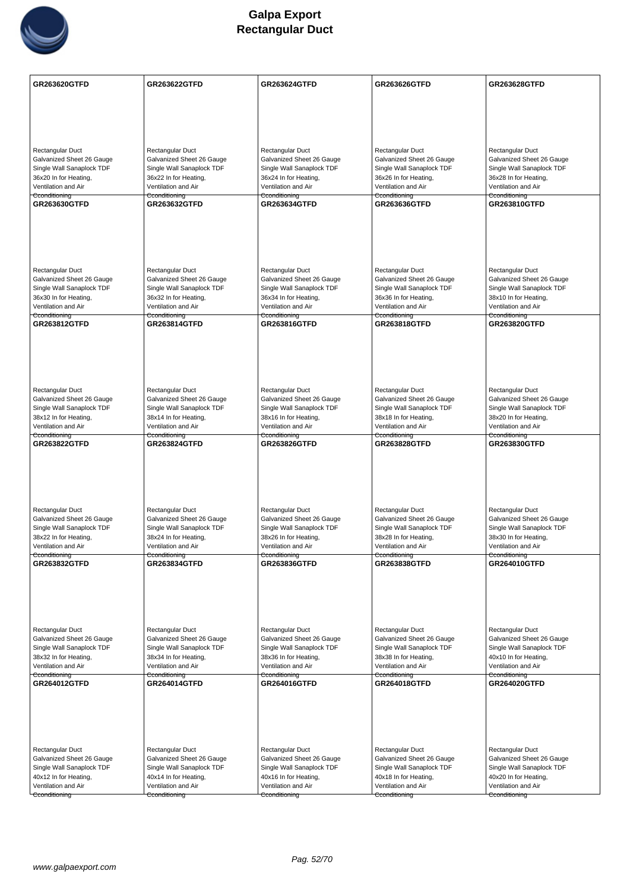# Galpa Export
# Rectangular Duct

| GR263620GTFD | GR263622GTFD | GR263624GTFD | GR263626GTFD | GR263628GTFD |
|---|---|---|---|---|
| Rectangular Duct<br>Galvanized Sheet 26 Gauge<br>Single Wall Sanaplock TDF<br>36x20 In for Heating,<br>Ventilation and Air<br>Conditioning | Rectangular Duct<br>Galvanized Sheet 26 Gauge<br>Single Wall Sanaplock TDF<br>36x22 In for Heating,<br>Ventilation and Air<br>Conditioning | Rectangular Duct<br>Galvanized Sheet 26 Gauge<br>Single Wall Sanaplock TDF<br>36x24 In for Heating,<br>Ventilation and Air<br>Conditioning | Rectangular Duct<br>Galvanized Sheet 26 Gauge<br>Single Wall Sanaplock TDF<br>36x26 In for Heating,<br>Ventilation and Air<br>Conditioning | Rectangular Duct<br>Galvanized Sheet 26 Gauge<br>Single Wall Sanaplock TDF<br>36x28 In for Heating,<br>Ventilation and Air<br>Conditioning |
| **GR263630GTFD** | **GR263632GTFD** | **GR263634GTFD** | **GR263636GTFD** | **GR263810GTFD** |
| Rectangular Duct<br>Galvanized Sheet 26 Gauge<br>Single Wall Sanaplock TDF<br>36x30 In for Heating,<br>Ventilation and Air<br>Conditioning | Rectangular Duct<br>Galvanized Sheet 26 Gauge<br>Single Wall Sanaplock TDF<br>36x32 In for Heating,<br>Ventilation and Air<br>Conditioning | Rectangular Duct<br>Galvanized Sheet 26 Gauge<br>Single Wall Sanaplock TDF<br>36x34 In for Heating,<br>Ventilation and Air<br>Conditioning | Rectangular Duct<br>Galvanized Sheet 26 Gauge<br>Single Wall Sanaplock TDF<br>36x36 In for Heating,<br>Ventilation and Air<br>Conditioning | Rectangular Duct<br>Galvanized Sheet 26 Gauge<br>Single Wall Sanaplock TDF<br>38x10 In for Heating,<br>Ventilation and Air<br>Conditioning |
| **GR263812GTFD** | **GR263814GTFD** | **GR263816GTFD** | **GR263818GTFD** | **GR263820GTFD** |
| Rectangular Duct<br>Galvanized Sheet 26 Gauge<br>Single Wall Sanaplock TDF<br>38x12 In for Heating,<br>Ventilation and Air<br>Conditioning | Rectangular Duct<br>Galvanized Sheet 26 Gauge<br>Single Wall Sanaplock TDF<br>38x14 In for Heating,<br>Ventilation and Air<br>Conditioning | Rectangular Duct<br>Galvanized Sheet 26 Gauge<br>Single Wall Sanaplock TDF<br>38x16 In for Heating,<br>Ventilation and Air<br>Conditioning | Rectangular Duct<br>Galvanized Sheet 26 Gauge<br>Single Wall Sanaplock TDF<br>38x18 In for Heating,<br>Ventilation and Air<br>Conditioning | Rectangular Duct<br>Galvanized Sheet 26 Gauge<br>Single Wall Sanaplock TDF<br>38x20 In for Heating,<br>Ventilation and Air<br>Conditioning |
| **GR263822GTFD** | **GR263824GTFD** | **GR263826GTFD** | **GR263828GTFD** | **GR263830GTFD** |
| Rectangular Duct<br>Galvanized Sheet 26 Gauge<br>Single Wall Sanaplock TDF<br>38x22 In for Heating,<br>Ventilation and Air<br>Conditioning | Rectangular Duct<br>Galvanized Sheet 26 Gauge<br>Single Wall Sanaplock TDF<br>38x24 In for Heating,<br>Ventilation and Air<br>Conditioning | Rectangular Duct<br>Galvanized Sheet 26 Gauge<br>Single Wall Sanaplock TDF<br>38x26 In for Heating,<br>Ventilation and Air<br>Conditioning | Rectangular Duct<br>Galvanized Sheet 26 Gauge<br>Single Wall Sanaplock TDF<br>38x28 In for Heating,<br>Ventilation and Air<br>Conditioning | Rectangular Duct<br>Galvanized Sheet 26 Gauge<br>Single Wall Sanaplock TDF<br>38x30 In for Heating,<br>Ventilation and Air<br>Conditioning |
| **GR263832GTFD** | **GR263834GTFD** | **GR263836GTFD** | **GR263838GTFD** | **GR264010GTFD** |
| Rectangular Duct<br>Galvanized Sheet 26 Gauge<br>Single Wall Sanaplock TDF<br>38x32 In for Heating,<br>Ventilation and Air<br>Conditioning | Rectangular Duct<br>Galvanized Sheet 26 Gauge<br>Single Wall Sanaplock TDF<br>38x34 In for Heating,<br>Ventilation and Air<br>Conditioning | Rectangular Duct<br>Galvanized Sheet 26 Gauge<br>Single Wall Sanaplock TDF<br>38x36 In for Heating,<br>Ventilation and Air<br>Conditioning | Rectangular Duct<br>Galvanized Sheet 26 Gauge<br>Single Wall Sanaplock TDF<br>38x38 In for Heating,<br>Ventilation and Air<br>Conditioning | Rectangular Duct<br>Galvanized Sheet 26 Gauge<br>Single Wall Sanaplock TDF<br>40x10 In for Heating,<br>Ventilation and Air<br>Conditioning |
| **GR264012GTFD** | **GR264014GTFD** | **GR264016GTFD** | **GR264018GTFD** | **GR264020GTFD** |
| Rectangular Duct<br>Galvanized Sheet 26 Gauge<br>Single Wall Sanaplock TDF<br>40x12 In for Heating,<br>Ventilation and Air<br>Conditioning | Rectangular Duct<br>Galvanized Sheet 26 Gauge<br>Single Wall Sanaplock TDF<br>40x14 In for Heating,<br>Ventilation and Air<br>Conditioning | Rectangular Duct<br>Galvanized Sheet 26 Gauge<br>Single Wall Sanaplock TDF<br>40x16 In for Heating,<br>Ventilation and Air<br>Conditioning | Rectangular Duct<br>Galvanized Sheet 26 Gauge<br>Single Wall Sanaplock TDF<br>40x18 In for Heating,<br>Ventilation and Air<br>Conditioning | Rectangular Duct<br>Galvanized Sheet 26 Gauge<br>Single Wall Sanaplock TDF<br>40x20 In for Heating,<br>Ventilation and Air<br>Conditioning |

www.galpaexport.com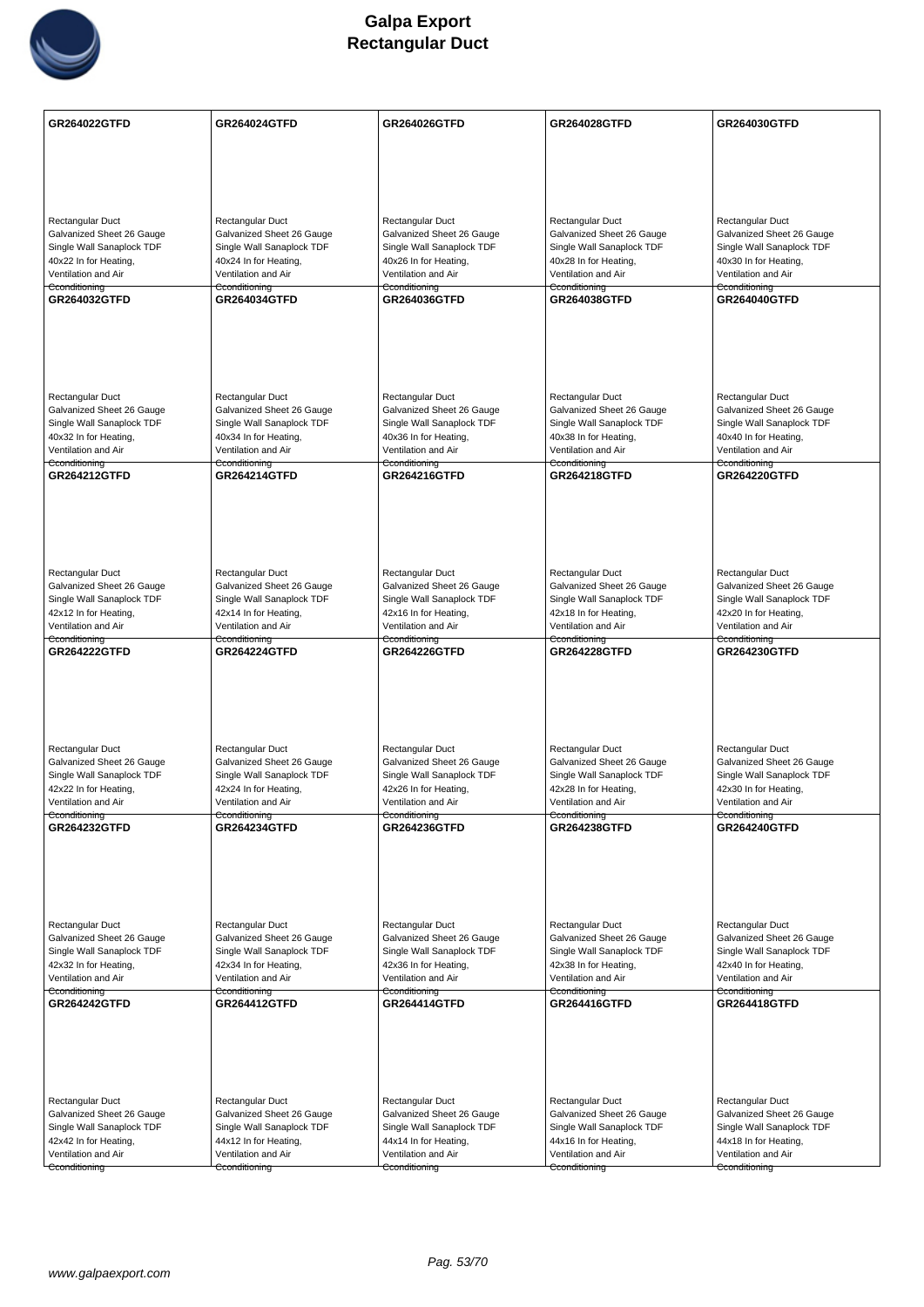# Galpa Export
# Rectangular Duct

| | | | | |
|---|---|---|---|---|
| **GR264022GTFD**<br><br>Rectangular Duct<br>Galvanized Sheet 26 Gauge<br>Single Wall Sanaplock TDF<br>40x22 In for Heating,<br>Ventilation and Air<br>Conditioning | **GR264024GTFD**<br><br>Rectangular Duct<br>Galvanized Sheet 26 Gauge<br>Single Wall Sanaplock TDF<br>40x24 In for Heating,<br>Ventilation and Air<br>Conditioning | **GR264026GTFD**<br><br>Rectangular Duct<br>Galvanized Sheet 26 Gauge<br>Single Wall Sanaplock TDF<br>40x26 In for Heating,<br>Ventilation and Air<br>Conditioning | **GR264028GTFD**<br><br>Rectangular Duct<br>Galvanized Sheet 26 Gauge<br>Single Wall Sanaplock TDF<br>40x28 In for Heating,<br>Ventilation and Air<br>Conditioning | **GR264030GTFD**<br><br>Rectangular Duct<br>Galvanized Sheet 26 Gauge<br>Single Wall Sanaplock TDF<br>40x30 In for Heating,<br>Ventilation and Air<br>Conditioning |
| **GR264032GTFD**<br><br>Rectangular Duct<br>Galvanized Sheet 26 Gauge<br>Single Wall Sanaplock TDF<br>40x32 In for Heating,<br>Ventilation and Air<br>Conditioning | **GR264034GTFD**<br><br>Rectangular Duct<br>Galvanized Sheet 26 Gauge<br>Single Wall Sanaplock TDF<br>40x34 In for Heating,<br>Ventilation and Air<br>Conditioning | **GR264036GTFD**<br><br>Rectangular Duct<br>Galvanized Sheet 26 Gauge<br>Single Wall Sanaplock TDF<br>40x36 In for Heating,<br>Ventilation and Air<br>Conditioning | **GR264038GTFD**<br><br>Rectangular Duct<br>Galvanized Sheet 26 Gauge<br>Single Wall Sanaplock TDF<br>40x38 In for Heating,<br>Ventilation and Air<br>Conditioning | **GR264040GTFD**<br><br>Rectangular Duct<br>Galvanized Sheet 26 Gauge<br>Single Wall Sanaplock TDF<br>40x40 In for Heating,<br>Ventilation and Air<br>Conditioning |
| **GR264212GTFD**<br><br>Rectangular Duct<br>Galvanized Sheet 26 Gauge<br>Single Wall Sanaplock TDF<br>42x12 In for Heating,<br>Ventilation and Air<br>Conditioning | **GR264214GTFD**<br><br>Rectangular Duct<br>Galvanized Sheet 26 Gauge<br>Single Wall Sanaplock TDF<br>42x14 In for Heating,<br>Ventilation and Air<br>Conditioning | **GR264216GTFD**<br><br>Rectangular Duct<br>Galvanized Sheet 26 Gauge<br>Single Wall Sanaplock TDF<br>42x16 In for Heating,<br>Ventilation and Air<br>Conditioning | **GR264218GTFD**<br><br>Rectangular Duct<br>Galvanized Sheet 26 Gauge<br>Single Wall Sanaplock TDF<br>42x18 In for Heating,<br>Ventilation and Air<br>Conditioning | **GR264220GTFD**<br><br>Rectangular Duct<br>Galvanized Sheet 26 Gauge<br>Single Wall Sanaplock TDF<br>42x20 In for Heating,<br>Ventilation and Air<br>Conditioning |
| **GR264222GTFD**<br><br>Rectangular Duct<br>Galvanized Sheet 26 Gauge<br>Single Wall Sanaplock TDF<br>42x22 In for Heating,<br>Ventilation and Air<br>Conditioning | **GR264224GTFD**<br><br>Rectangular Duct<br>Galvanized Sheet 26 Gauge<br>Single Wall Sanaplock TDF<br>42x24 In for Heating,<br>Ventilation and Air<br>Conditioning | **GR264226GTFD**<br><br>Rectangular Duct<br>Galvanized Sheet 26 Gauge<br>Single Wall Sanaplock TDF<br>42x26 In for Heating,<br>Ventilation and Air<br>Conditioning | **GR264228GTFD**<br><br>Rectangular Duct<br>Galvanized Sheet 26 Gauge<br>Single Wall Sanaplock TDF<br>42x28 In for Heating,<br>Ventilation and Air<br>Conditioning | **GR264230GTFD**<br><br>Rectangular Duct<br>Galvanized Sheet 26 Gauge<br>Single Wall Sanaplock TDF<br>42x30 In for Heating,<br>Ventilation and Air<br>Conditioning |
| **GR264232GTFD**<br><br>Rectangular Duct<br>Galvanized Sheet 26 Gauge<br>Single Wall Sanaplock TDF<br>42x32 In for Heating,<br>Ventilation and Air<br>Conditioning | **GR264234GTFD**<br><br>Rectangular Duct<br>Galvanized Sheet 26 Gauge<br>Single Wall Sanaplock TDF<br>42x34 In for Heating,<br>Ventilation and Air<br>Conditioning | **GR264236GTFD**<br><br>Rectangular Duct<br>Galvanized Sheet 26 Gauge<br>Single Wall Sanaplock TDF<br>42x36 In for Heating,<br>Ventilation and Air<br>Conditioning | **GR264238GTFD**<br><br>Rectangular Duct<br>Galvanized Sheet 26 Gauge<br>Single Wall Sanaplock TDF<br>42x38 In for Heating,<br>Ventilation and Air<br>Conditioning | **GR264240GTFD**<br><br>Rectangular Duct<br>Galvanized Sheet 26 Gauge<br>Single Wall Sanaplock TDF<br>42x40 In for Heating,<br>Ventilation and Air<br>Conditioning |
| **GR264242GTFD**<br><br>Rectangular Duct<br>Galvanized Sheet 26 Gauge<br>Single Wall Sanaplock TDF<br>42x42 In for Heating,<br>Ventilation and Air<br>Conditioning | **GR264412GTFD**<br><br>Rectangular Duct<br>Galvanized Sheet 26 Gauge<br>Single Wall Sanaplock TDF<br>44x12 In for Heating,<br>Ventilation and Air<br>Conditioning | **GR264414GTFD**<br><br>Rectangular Duct<br>Galvanized Sheet 26 Gauge<br>Single Wall Sanaplock TDF<br>44x14 In for Heating,<br>Ventilation and Air<br>Conditioning | **GR264416GTFD**<br><br>Rectangular Duct<br>Galvanized Sheet 26 Gauge<br>Single Wall Sanaplock TDF<br>44x16 In for Heating,<br>Ventilation and Air<br>Conditioning | **GR264418GTFD**<br><br>Rectangular Duct<br>Galvanized Sheet 26 Gauge<br>Single Wall Sanaplock TDF<br>44x18 In for Heating,<br>Ventilation and Air<br>Conditioning |

www.galpaexport.com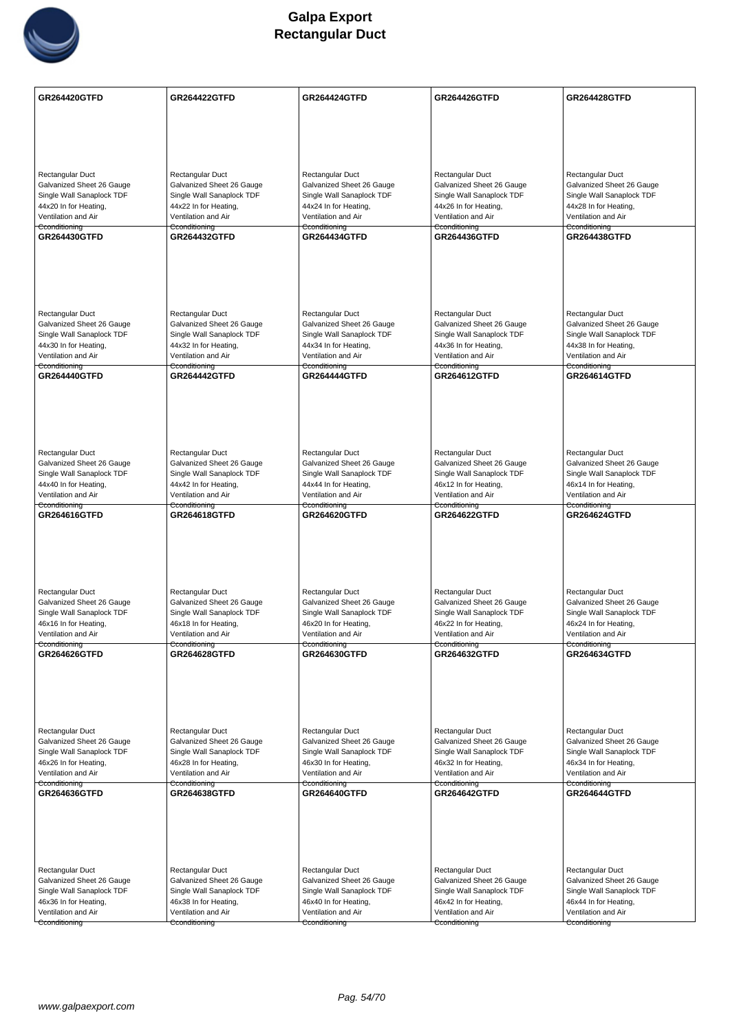# Galpa Export
# Rectangular Duct

| GR264420GTFD | GR264422GTFD | GR264424GTFD | GR264426GTFD | GR264428GTFD |
|---|---|---|---|---|
| Rectangular Duct<br>Galvanized Sheet 26 Gauge<br>Single Wall Sanaplock TDF<br>44x20 In for Heating,<br>Ventilation and Air<br>Cconditioning | Rectangular Duct<br>Galvanized Sheet 26 Gauge<br>Single Wall Sanaplock TDF<br>44x22 In for Heating,<br>Ventilation and Air<br>Cconditioning | Rectangular Duct<br>Galvanized Sheet 26 Gauge<br>Single Wall Sanaplock TDF<br>44x24 In for Heating,<br>Ventilation and Air<br>Cconditioning | Rectangular Duct<br>Galvanized Sheet 26 Gauge<br>Single Wall Sanaplock TDF<br>44x26 In for Heating,<br>Ventilation and Air<br>Cconditioning | Rectangular Duct<br>Galvanized Sheet 26 Gauge<br>Single Wall Sanaplock TDF<br>44x28 In for Heating,<br>Ventilation and Air<br>Cconditioning |
| **GR264430GTFD** | **GR264432GTFD** | **GR264434GTFD** | **GR264436GTFD** | **GR264438GTFD** |
| Rectangular Duct<br>Galvanized Sheet 26 Gauge<br>Single Wall Sanaplock TDF<br>44x30 In for Heating,<br>Ventilation and Air<br>Cconditioning | Rectangular Duct<br>Galvanized Sheet 26 Gauge<br>Single Wall Sanaplock TDF<br>44x32 In for Heating,<br>Ventilation and Air<br>Cconditioning | Rectangular Duct<br>Galvanized Sheet 26 Gauge<br>Single Wall Sanaplock TDF<br>44x34 In for Heating,<br>Ventilation and Air<br>Cconditioning | Rectangular Duct<br>Galvanized Sheet 26 Gauge<br>Single Wall Sanaplock TDF<br>44x36 In for Heating,<br>Ventilation and Air<br>Cconditioning | Rectangular Duct<br>Galvanized Sheet 26 Gauge<br>Single Wall Sanaplock TDF<br>44x38 In for Heating,<br>Ventilation and Air<br>Cconditioning |
| **GR264440GTFD** | **GR264442GTFD** | **GR264444GTFD** | **GR264612GTFD** | **GR264614GTFD** |
| Rectangular Duct<br>Galvanized Sheet 26 Gauge<br>Single Wall Sanaplock TDF<br>44x40 In for Heating,<br>Ventilation and Air<br>Cconditioning | Rectangular Duct<br>Galvanized Sheet 26 Gauge<br>Single Wall Sanaplock TDF<br>44x42 In for Heating,<br>Ventilation and Air<br>Cconditioning | Rectangular Duct<br>Galvanized Sheet 26 Gauge<br>Single Wall Sanaplock TDF<br>44x44 In for Heating,<br>Ventilation and Air<br>Cconditioning | Rectangular Duct<br>Galvanized Sheet 26 Gauge<br>Single Wall Sanaplock TDF<br>46x12 In for Heating,<br>Ventilation and Air<br>Cconditioning | Rectangular Duct<br>Galvanized Sheet 26 Gauge<br>Single Wall Sanaplock TDF<br>46x14 In for Heating,<br>Ventilation and Air<br>Cconditioning |
| **GR264616GTFD** | **GR264618GTFD** | **GR264620GTFD** | **GR264622GTFD** | **GR264624GTFD** |
| Rectangular Duct<br>Galvanized Sheet 26 Gauge<br>Single Wall Sanaplock TDF<br>46x16 In for Heating,<br>Ventilation and Air<br>Cconditioning | Rectangular Duct<br>Galvanized Sheet 26 Gauge<br>Single Wall Sanaplock TDF<br>46x18 In for Heating,<br>Ventilation and Air<br>Cconditioning | Rectangular Duct<br>Galvanized Sheet 26 Gauge<br>Single Wall Sanaplock TDF<br>46x20 In for Heating,<br>Ventilation and Air<br>Cconditioning | Rectangular Duct<br>Galvanized Sheet 26 Gauge<br>Single Wall Sanaplock TDF<br>46x22 In for Heating,<br>Ventilation and Air<br>Cconditioning | Rectangular Duct<br>Galvanized Sheet 26 Gauge<br>Single Wall Sanaplock TDF<br>46x24 In for Heating,<br>Ventilation and Air<br>Cconditioning |
| **GR264626GTFD** | **GR264628GTFD** | **GR264630GTFD** | **GR264632GTFD** | **GR264634GTFD** |
| Rectangular Duct<br>Galvanized Sheet 26 Gauge<br>Single Wall Sanaplock TDF<br>46x26 In for Heating,<br>Ventilation and Air<br>Cconditioning | Rectangular Duct<br>Galvanized Sheet 26 Gauge<br>Single Wall Sanaplock TDF<br>46x28 In for Heating,<br>Ventilation and Air<br>Cconditioning | Rectangular Duct<br>Galvanized Sheet 26 Gauge<br>Single Wall Sanaplock TDF<br>46x30 In for Heating,<br>Ventilation and Air<br>Cconditioning | Rectangular Duct<br>Galvanized Sheet 26 Gauge<br>Single Wall Sanaplock TDF<br>46x32 In for Heating,<br>Ventilation and Air<br>Cconditioning | Rectangular Duct<br>Galvanized Sheet 26 Gauge<br>Single Wall Sanaplock TDF<br>46x34 In for Heating,<br>Ventilation and Air<br>Cconditioning |
| **GR264636GTFD** | **GR264638GTFD** | **GR264640GTFD** | **GR264642GTFD** | **GR264644GTFD** |
| Rectangular Duct<br>Galvanized Sheet 26 Gauge<br>Single Wall Sanaplock TDF<br>46x36 In for Heating,<br>Ventilation and Air<br>Cconditioning | Rectangular Duct<br>Galvanized Sheet 26 Gauge<br>Single Wall Sanaplock TDF<br>46x38 In for Heating,<br>Ventilation and Air<br>Cconditioning | Rectangular Duct<br>Galvanized Sheet 26 Gauge<br>Single Wall Sanaplock TDF<br>46x40 In for Heating,<br>Ventilation and Air<br>Cconditioning | Rectangular Duct<br>Galvanized Sheet 26 Gauge<br>Single Wall Sanaplock TDF<br>46x42 In for Heating,<br>Ventilation and Air<br>Cconditioning | Rectangular Duct<br>Galvanized Sheet 26 Gauge<br>Single Wall Sanaplock TDF<br>46x44 In for Heating,<br>Ventilation and Air<br>Cconditioning |

www.galpaexport.com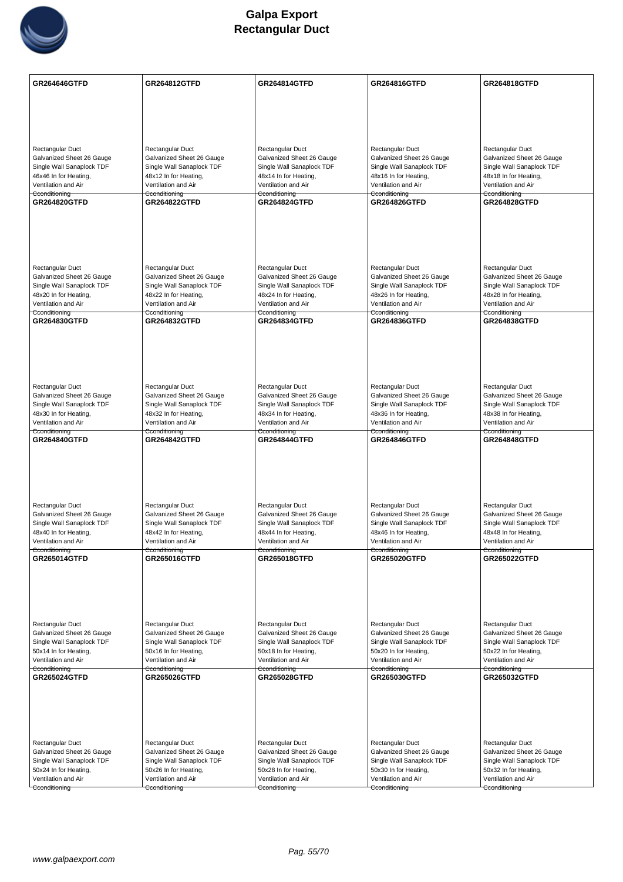# Galpa Export
# Rectangular Duct

| GR264646GTFD | GR264812GTFD | GR264814GTFD | GR264816GTFD | GR264818GTFD |
|---|---|---|---|---|
| Rectangular Duct<br>Galvanized Sheet 26 Gauge<br>Single Wall Sanaplock TDF<br>46x46 In for Heating,<br>Ventilation and Air<br>Cconditioning | Rectangular Duct<br>Galvanized Sheet 26 Gauge<br>Single Wall Sanaplock TDF<br>48x12 In for Heating,<br>Ventilation and Air<br>Cconditioning | Rectangular Duct<br>Galvanized Sheet 26 Gauge<br>Single Wall Sanaplock TDF<br>48x14 In for Heating,<br>Ventilation and Air<br>Cconditioning | Rectangular Duct<br>Galvanized Sheet 26 Gauge<br>Single Wall Sanaplock TDF<br>48x16 In for Heating,<br>Ventilation and Air<br>Cconditioning | Rectangular Duct<br>Galvanized Sheet 26 Gauge<br>Single Wall Sanaplock TDF<br>48x18 In for Heating,<br>Ventilation and Air<br>Cconditioning |
| **GR264820GTFD** | **GR264822GTFD** | **GR264824GTFD** | **GR264826GTFD** | **GR264828GTFD** |
| Rectangular Duct<br>Galvanized Sheet 26 Gauge<br>Single Wall Sanaplock TDF<br>48x20 In for Heating,<br>Ventilation and Air<br>Cconditioning | Rectangular Duct<br>Galvanized Sheet 26 Gauge<br>Single Wall Sanaplock TDF<br>48x22 In for Heating,<br>Ventilation and Air<br>Cconditioning | Rectangular Duct<br>Galvanized Sheet 26 Gauge<br>Single Wall Sanaplock TDF<br>48x24 In for Heating,<br>Ventilation and Air<br>Cconditioning | Rectangular Duct<br>Galvanized Sheet 26 Gauge<br>Single Wall Sanaplock TDF<br>48x26 In for Heating,<br>Ventilation and Air<br>Cconditioning | Rectangular Duct<br>Galvanized Sheet 26 Gauge<br>Single Wall Sanaplock TDF<br>48x28 In for Heating,<br>Ventilation and Air<br>Cconditioning |
| **GR264830GTFD** | **GR264832GTFD** | **GR264834GTFD** | **GR264836GTFD** | **GR264838GTFD** |
| Rectangular Duct<br>Galvanized Sheet 26 Gauge<br>Single Wall Sanaplock TDF<br>48x30 In for Heating,<br>Ventilation and Air<br>Cconditioning | Rectangular Duct<br>Galvanized Sheet 26 Gauge<br>Single Wall Sanaplock TDF<br>48x32 In for Heating,<br>Ventilation and Air<br>Cconditioning | Rectangular Duct<br>Galvanized Sheet 26 Gauge<br>Single Wall Sanaplock TDF<br>48x34 In for Heating,<br>Ventilation and Air<br>Cconditioning | Rectangular Duct<br>Galvanized Sheet 26 Gauge<br>Single Wall Sanaplock TDF<br>48x36 In for Heating,<br>Ventilation and Air<br>Cconditioning | Rectangular Duct<br>Galvanized Sheet 26 Gauge<br>Single Wall Sanaplock TDF<br>48x38 In for Heating,<br>Ventilation and Air<br>Cconditioning |
| **GR264840GTFD** | **GR264842GTFD** | **GR264844GTFD** | **GR264846GTFD** | **GR264848GTFD** |
| Rectangular Duct<br>Galvanized Sheet 26 Gauge<br>Single Wall Sanaplock TDF<br>48x40 In for Heating,<br>Ventilation and Air<br>Cconditioning | Rectangular Duct<br>Galvanized Sheet 26 Gauge<br>Single Wall Sanaplock TDF<br>48x42 In for Heating,<br>Ventilation and Air<br>Cconditioning | Rectangular Duct<br>Galvanized Sheet 26 Gauge<br>Single Wall Sanaplock TDF<br>48x44 In for Heating,<br>Ventilation and Air<br>Cconditioning | Rectangular Duct<br>Galvanized Sheet 26 Gauge<br>Single Wall Sanaplock TDF<br>48x46 In for Heating,<br>Ventilation and Air<br>Cconditioning | Rectangular Duct<br>Galvanized Sheet 26 Gauge<br>Single Wall Sanaplock TDF<br>48x48 In for Heating,<br>Ventilation and Air<br>Cconditioning |
| **GR265014GTFD** | **GR265016GTFD** | **GR265018GTFD** | **GR265020GTFD** | **GR265022GTFD** |
| Rectangular Duct<br>Galvanized Sheet 26 Gauge<br>Single Wall Sanaplock TDF<br>50x14 In for Heating,<br>Ventilation and Air<br>Cconditioning | Rectangular Duct<br>Galvanized Sheet 26 Gauge<br>Single Wall Sanaplock TDF<br>50x16 In for Heating,<br>Ventilation and Air<br>Cconditioning | Rectangular Duct<br>Galvanized Sheet 26 Gauge<br>Single Wall Sanaplock TDF<br>50x18 In for Heating,<br>Ventilation and Air<br>Cconditioning | Rectangular Duct<br>Galvanized Sheet 26 Gauge<br>Single Wall Sanaplock TDF<br>50x20 In for Heating,<br>Ventilation and Air<br>Cconditioning | Rectangular Duct<br>Galvanized Sheet 26 Gauge<br>Single Wall Sanaplock TDF<br>50x22 In for Heating,<br>Ventilation and Air<br>Cconditioning |
| **GR265024GTFD** | **GR265026GTFD** | **GR265028GTFD** | **GR265030GTFD** | **GR265032GTFD** |
| Rectangular Duct<br>Galvanized Sheet 26 Gauge<br>Single Wall Sanaplock TDF<br>50x24 In for Heating,<br>Ventilation and Air<br>Cconditioning | Rectangular Duct<br>Galvanized Sheet 26 Gauge<br>Single Wall Sanaplock TDF<br>50x26 In for Heating,<br>Ventilation and Air<br>Cconditioning | Rectangular Duct<br>Galvanized Sheet 26 Gauge<br>Single Wall Sanaplock TDF<br>50x28 In for Heating,<br>Ventilation and Air<br>Cconditioning | Rectangular Duct<br>Galvanized Sheet 26 Gauge<br>Single Wall Sanaplock TDF<br>50x30 In for Heating,<br>Ventilation and Air<br>Cconditioning | Rectangular Duct<br>Galvanized Sheet 26 Gauge<br>Single Wall Sanaplock TDF<br>50x32 In for Heating,<br>Ventilation and Air<br>Cconditioning |

www.galpaexport.com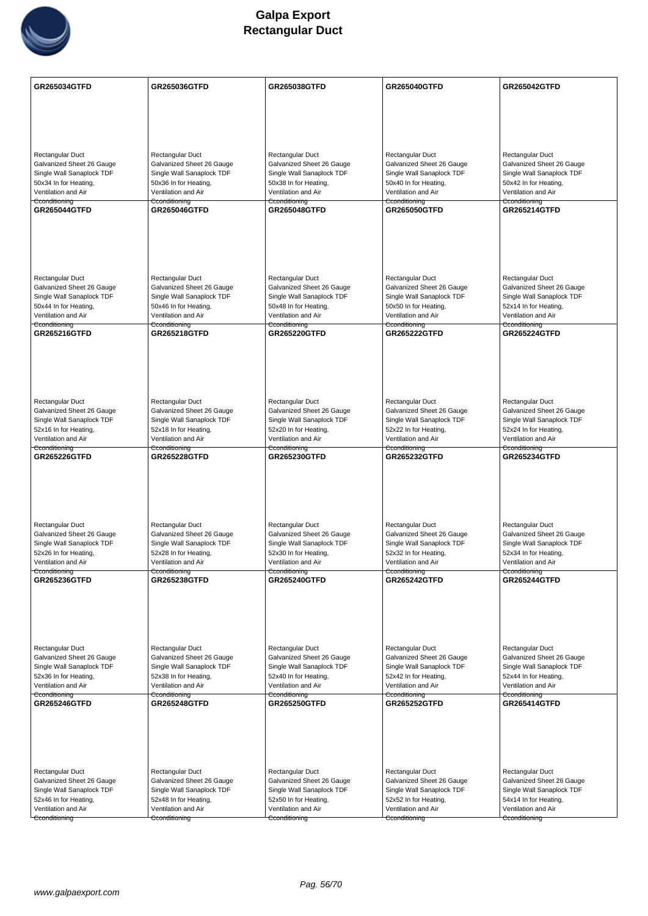# Galpa Export
## Rectangular Duct

| GR265034GTFD | GR265036GTFD | GR265038GTFD | GR265040GTFD | GR265042GTFD |
|---|---|---|---|---|
| Rectangular Duct<br>Galvanized Sheet 26 Gauge<br>Single Wall Sanaplock TDF<br>50x34 In for Heating, Ventilation and Air Conditioning | Rectangular Duct<br>Galvanized Sheet 26 Gauge<br>Single Wall Sanaplock TDF<br>50x36 In for Heating, Ventilation and Air Conditioning | Rectangular Duct<br>Galvanized Sheet 26 Gauge<br>Single Wall Sanaplock TDF<br>50x38 In for Heating, Ventilation and Air Conditioning | Rectangular Duct<br>Galvanized Sheet 26 Gauge<br>Single Wall Sanaplock TDF<br>50x40 In for Heating, Ventilation and Air Conditioning | Rectangular Duct<br>Galvanized Sheet 26 Gauge<br>Single Wall Sanaplock TDF<br>50x42 In for Heating, Ventilation and Air Conditioning |
| **GR265044GTFD** | **GR265046GTFD** | **GR265048GTFD** | **GR265050GTFD** | **GR265214GTFD** |
| Rectangular Duct<br>Galvanized Sheet 26 Gauge<br>Single Wall Sanaplock TDF<br>50x44 In for Heating, Ventilation and Air Conditioning | Rectangular Duct<br>Galvanized Sheet 26 Gauge<br>Single Wall Sanaplock TDF<br>50x46 In for Heating, Ventilation and Air Conditioning | Rectangular Duct<br>Galvanized Sheet 26 Gauge<br>Single Wall Sanaplock TDF<br>50x48 In for Heating, Ventilation and Air Conditioning | Rectangular Duct<br>Galvanized Sheet 26 Gauge<br>Single Wall Sanaplock TDF<br>50x50 In for Heating, Ventilation and Air Conditioning | Rectangular Duct<br>Galvanized Sheet 26 Gauge<br>Single Wall Sanaplock TDF<br>52x14 In for Heating, Ventilation and Air Conditioning |
| **GR265216GTFD** | **GR265218GTFD** | **GR265220GTFD** | **GR265222GTFD** | **GR265224GTFD** |
| Rectangular Duct<br>Galvanized Sheet 26 Gauge<br>Single Wall Sanaplock TDF<br>52x16 In for Heating, Ventilation and Air Conditioning | Rectangular Duct<br>Galvanized Sheet 26 Gauge<br>Single Wall Sanaplock TDF<br>52x18 In for Heating, Ventilation and Air Conditioning | Rectangular Duct<br>Galvanized Sheet 26 Gauge<br>Single Wall Sanaplock TDF<br>52x20 In for Heating, Ventilation and Air Conditioning | Rectangular Duct<br>Galvanized Sheet 26 Gauge<br>Single Wall Sanaplock TDF<br>52x22 In for Heating, Ventilation and Air Conditioning | Rectangular Duct<br>Galvanized Sheet 26 Gauge<br>Single Wall Sanaplock TDF<br>52x24 In for Heating, Ventilation and Air Conditioning |
| **GR265226GTFD** | **GR265228GTFD** | **GR265230GTFD** | **GR265232GTFD** | **GR265234GTFD** |
| Rectangular Duct<br>Galvanized Sheet 26 Gauge<br>Single Wall Sanaplock TDF<br>52x26 In for Heating, Ventilation and Air Conditioning | Rectangular Duct<br>Galvanized Sheet 26 Gauge<br>Single Wall Sanaplock TDF<br>52x28 In for Heating, Ventilation and Air Conditioning | Rectangular Duct<br>Galvanized Sheet 26 Gauge<br>Single Wall Sanaplock TDF<br>52x30 In for Heating, Ventilation and Air Conditioning | Rectangular Duct<br>Galvanized Sheet 26 Gauge<br>Single Wall Sanaplock TDF<br>52x32 In for Heating, Ventilation and Air Conditioning | Rectangular Duct<br>Galvanized Sheet 26 Gauge<br>Single Wall Sanaplock TDF<br>52x34 In for Heating, Ventilation and Air Conditioning |
| **GR265236GTFD** | **GR265238GTFD** | **GR265240GTFD** | **GR265242GTFD** | **GR265244GTFD** |
| Rectangular Duct<br>Galvanized Sheet 26 Gauge<br>Single Wall Sanaplock TDF<br>52x36 In for Heating, Ventilation and Air Conditioning | Rectangular Duct<br>Galvanized Sheet 26 Gauge<br>Single Wall Sanaplock TDF<br>52x38 In for Heating, Ventilation and Air Conditioning | Rectangular Duct<br>Galvanized Sheet 26 Gauge<br>Single Wall Sanaplock TDF<br>52x40 In for Heating, Ventilation and Air Conditioning | Rectangular Duct<br>Galvanized Sheet 26 Gauge<br>Single Wall Sanaplock TDF<br>52x42 In for Heating, Ventilation and Air Conditioning | Rectangular Duct<br>Galvanized Sheet 26 Gauge<br>Single Wall Sanaplock TDF<br>52x44 In for Heating, Ventilation and Air Conditioning |
| **GR265246GTFD** | **GR265248GTFD** | **GR265250GTFD** | **GR265252GTFD** | **GR265414GTFD** |
| Rectangular Duct<br>Galvanized Sheet 26 Gauge<br>Single Wall Sanaplock TDF<br>52x46 In for Heating, Ventilation and Air Conditioning | Rectangular Duct<br>Galvanized Sheet 26 Gauge<br>Single Wall Sanaplock TDF<br>52x48 In for Heating, Ventilation and Air Conditioning | Rectangular Duct<br>Galvanized Sheet 26 Gauge<br>Single Wall Sanaplock TDF<br>52x50 In for Heating, Ventilation and Air Conditioning | Rectangular Duct<br>Galvanized Sheet 26 Gauge<br>Single Wall Sanaplock TDF<br>52x52 In for Heating, Ventilation and Air Conditioning | Rectangular Duct<br>Galvanized Sheet 26 Gauge<br>Single Wall Sanaplock TDF<br>54x14 In for Heating, Ventilation and Air Conditioning |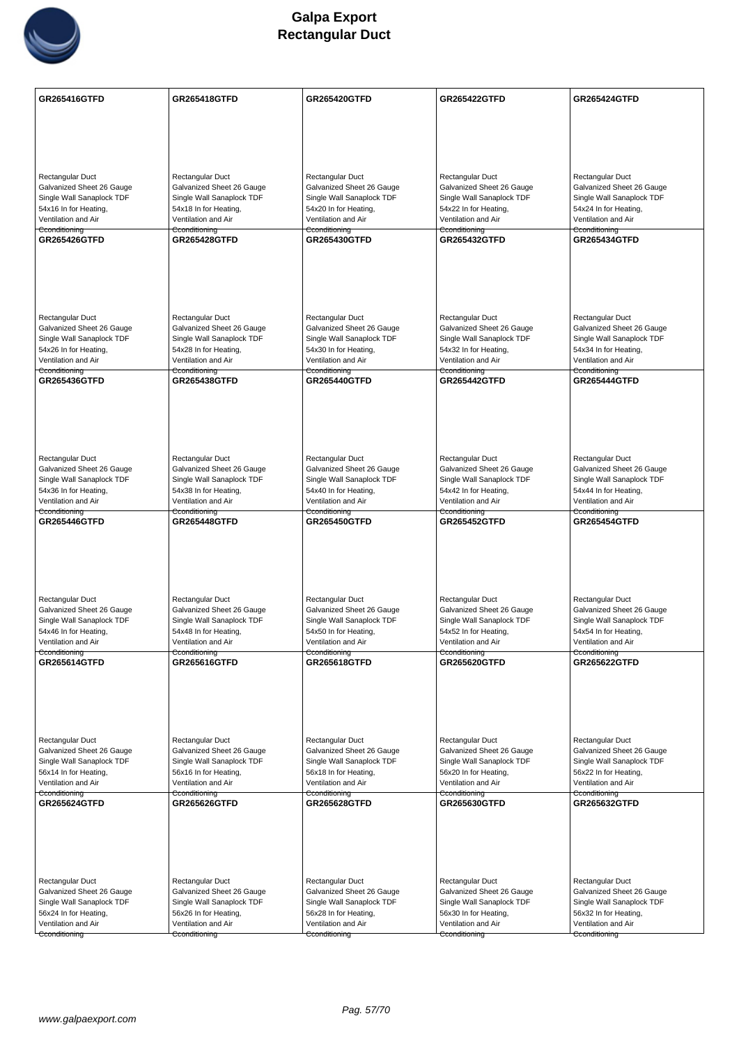# Galpa Export
# Rectangular Duct

| GR265416GTFD | GR265418GTFD | GR265420GTFD | GR265422GTFD | GR265424GTFD |
|---|---|---|---|---|
| Rectangular Duct<br>Galvanized Sheet 26 Gauge<br>Single Wall Sanaplock TDF<br>54x16 In for Heating,<br>Ventilation and Air<br>Cconditioning | Rectangular Duct<br>Galvanized Sheet 26 Gauge<br>Single Wall Sanaplock TDF<br>54x18 In for Heating,<br>Ventilation and Air<br>Cconditioning | Rectangular Duct<br>Galvanized Sheet 26 Gauge<br>Single Wall Sanaplock TDF<br>54x20 In for Heating,<br>Ventilation and Air<br>Cconditioning | Rectangular Duct<br>Galvanized Sheet 26 Gauge<br>Single Wall Sanaplock TDF<br>54x22 In for Heating,<br>Ventilation and Air<br>Cconditioning | Rectangular Duct<br>Galvanized Sheet 26 Gauge<br>Single Wall Sanaplock TDF<br>54x24 In for Heating,<br>Ventilation and Air<br>Cconditioning |
| **GR265426GTFD** | **GR265428GTFD** | **GR265430GTFD** | **GR265432GTFD** | **GR265434GTFD** |
| Rectangular Duct<br>Galvanized Sheet 26 Gauge<br>Single Wall Sanaplock TDF<br>54x26 In for Heating,<br>Ventilation and Air<br>Cconditioning | Rectangular Duct<br>Galvanized Sheet 26 Gauge<br>Single Wall Sanaplock TDF<br>54x28 In for Heating,<br>Ventilation and Air<br>Cconditioning | Rectangular Duct<br>Galvanized Sheet 26 Gauge<br>Single Wall Sanaplock TDF<br>54x30 In for Heating,<br>Ventilation and Air<br>Cconditioning | Rectangular Duct<br>Galvanized Sheet 26 Gauge<br>Single Wall Sanaplock TDF<br>54x32 In for Heating,<br>Ventilation and Air<br>Cconditioning | Rectangular Duct<br>Galvanized Sheet 26 Gauge<br>Single Wall Sanaplock TDF<br>54x34 In for Heating,<br>Ventilation and Air<br>Cconditioning |
| **GR265436GTFD** | **GR265438GTFD** | **GR265440GTFD** | **GR265442GTFD** | **GR265444GTFD** |
| Rectangular Duct<br>Galvanized Sheet 26 Gauge<br>Single Wall Sanaplock TDF<br>54x36 In for Heating,<br>Ventilation and Air<br>Cconditioning | Rectangular Duct<br>Galvanized Sheet 26 Gauge<br>Single Wall Sanaplock TDF<br>54x38 In for Heating,<br>Ventilation and Air<br>Cconditioning | Rectangular Duct<br>Galvanized Sheet 26 Gauge<br>Single Wall Sanaplock TDF<br>54x40 In for Heating,<br>Ventilation and Air<br>Cconditioning | Rectangular Duct<br>Galvanized Sheet 26 Gauge<br>Single Wall Sanaplock TDF<br>54x42 In for Heating,<br>Ventilation and Air<br>Cconditioning | Rectangular Duct<br>Galvanized Sheet 26 Gauge<br>Single Wall Sanaplock TDF<br>54x44 In for Heating,<br>Ventilation and Air<br>Cconditioning |
| **GR265446GTFD** | **GR265448GTFD** | **GR265450GTFD** | **GR265452GTFD** | **GR265454GTFD** |
| Rectangular Duct<br>Galvanized Sheet 26 Gauge<br>Single Wall Sanaplock TDF<br>54x46 In for Heating,<br>Ventilation and Air<br>Cconditioning | Rectangular Duct<br>Galvanized Sheet 26 Gauge<br>Single Wall Sanaplock TDF<br>54x48 In for Heating,<br>Ventilation and Air<br>Cconditioning | Rectangular Duct<br>Galvanized Sheet 26 Gauge<br>Single Wall Sanaplock TDF<br>54x50 In for Heating,<br>Ventilation and Air<br>Cconditioning | Rectangular Duct<br>Galvanized Sheet 26 Gauge<br>Single Wall Sanaplock TDF<br>54x52 In for Heating,<br>Ventilation and Air<br>Cconditioning | Rectangular Duct<br>Galvanized Sheet 26 Gauge<br>Single Wall Sanaplock TDF<br>54x54 In for Heating,<br>Ventilation and Air<br>Cconditioning |
| **GR265614GTFD** | **GR265616GTFD** | **GR265618GTFD** | **GR265620GTFD** | **GR265622GTFD** |
| Rectangular Duct<br>Galvanized Sheet 26 Gauge<br>Single Wall Sanaplock TDF<br>56x14 In for Heating,<br>Ventilation and Air<br>Cconditioning | Rectangular Duct<br>Galvanized Sheet 26 Gauge<br>Single Wall Sanaplock TDF<br>56x16 In for Heating,<br>Ventilation and Air<br>Cconditioning | Rectangular Duct<br>Galvanized Sheet 26 Gauge<br>Single Wall Sanaplock TDF<br>56x18 In for Heating,<br>Ventilation and Air<br>Cconditioning | Rectangular Duct<br>Galvanized Sheet 26 Gauge<br>Single Wall Sanaplock TDF<br>56x20 In for Heating,<br>Ventilation and Air<br>Cconditioning | Rectangular Duct<br>Galvanized Sheet 26 Gauge<br>Single Wall Sanaplock TDF<br>56x22 In for Heating,<br>Ventilation and Air<br>Cconditioning |
| **GR265624GTFD** | **GR265626GTFD** | **GR265628GTFD** | **GR265630GTFD** | **GR265632GTFD** |
| Rectangular Duct<br>Galvanized Sheet 26 Gauge<br>Single Wall Sanaplock TDF<br>56x24 In for Heating,<br>Ventilation and Air<br>Cconditioning | Rectangular Duct<br>Galvanized Sheet 26 Gauge<br>Single Wall Sanaplock TDF<br>56x26 In for Heating,<br>Ventilation and Air<br>Cconditioning | Rectangular Duct<br>Galvanized Sheet 26 Gauge<br>Single Wall Sanaplock TDF<br>56x28 In for Heating,<br>Ventilation and Air<br>Cconditioning | Rectangular Duct<br>Galvanized Sheet 26 Gauge<br>Single Wall Sanaplock TDF<br>56x30 In for Heating,<br>Ventilation and Air<br>Cconditioning | Rectangular Duct<br>Galvanized Sheet 26 Gauge<br>Single Wall Sanaplock TDF<br>56x32 In for Heating,<br>Ventilation and Air<br>Cconditioning |

www.galpaexport.com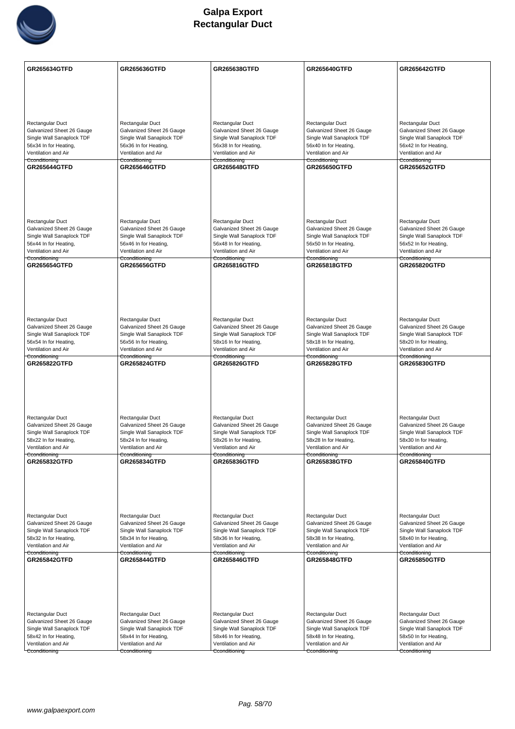# Galpa Export
# Rectangular Duct

| GR265634GTFD | GR265636GTFD | GR265638GTFD | GR265640GTFD | GR265642GTFD |
|---|---|---|---|---|
| Rectangular Duct<br>Galvanized Sheet 26 Gauge<br>Single Wall Sanaplock TDF<br>56x34 In for Heating,<br>Ventilation and Air<br>Conditioning | Rectangular Duct<br>Galvanized Sheet 26 Gauge<br>Single Wall Sanaplock TDF<br>56x36 In for Heating,<br>Ventilation and Air<br>Conditioning | Rectangular Duct<br>Galvanized Sheet 26 Gauge<br>Single Wall Sanaplock TDF<br>56x38 In for Heating,<br>Ventilation and Air<br>Conditioning | Rectangular Duct<br>Galvanized Sheet 26 Gauge<br>Single Wall Sanaplock TDF<br>56x40 In for Heating,<br>Ventilation and Air<br>Conditioning | Rectangular Duct<br>Galvanized Sheet 26 Gauge<br>Single Wall Sanaplock TDF<br>56x42 In for Heating,<br>Ventilation and Air<br>Conditioning |
| **GR265644GTFD** | **GR265646GTFD** | **GR265648GTFD** | **GR265650GTFD** | **GR265652GTFD** |
| Rectangular Duct<br>Galvanized Sheet 26 Gauge<br>Single Wall Sanaplock TDF<br>56x44 In for Heating,<br>Ventilation and Air<br>Conditioning | Rectangular Duct<br>Galvanized Sheet 26 Gauge<br>Single Wall Sanaplock TDF<br>56x46 In for Heating,<br>Ventilation and Air<br>Conditioning | Rectangular Duct<br>Galvanized Sheet 26 Gauge<br>Single Wall Sanaplock TDF<br>56x48 In for Heating,<br>Ventilation and Air<br>Conditioning | Rectangular Duct<br>Galvanized Sheet 26 Gauge<br>Single Wall Sanaplock TDF<br>56x50 In for Heating,<br>Ventilation and Air<br>Conditioning | Rectangular Duct<br>Galvanized Sheet 26 Gauge<br>Single Wall Sanaplock TDF<br>56x52 In for Heating,<br>Ventilation and Air<br>Conditioning |
| **GR265654GTFD** | **GR265656GTFD** | **GR265816GTFD** | **GR265818GTFD** | **GR265820GTFD** |
| Rectangular Duct<br>Galvanized Sheet 26 Gauge<br>Single Wall Sanaplock TDF<br>56x54 In for Heating,<br>Ventilation and Air<br>Conditioning | Rectangular Duct<br>Galvanized Sheet 26 Gauge<br>Single Wall Sanaplock TDF<br>56x56 In for Heating,<br>Ventilation and Air<br>Conditioning | Rectangular Duct<br>Galvanized Sheet 26 Gauge<br>Single Wall Sanaplock TDF<br>58x16 In for Heating,<br>Ventilation and Air<br>Conditioning | Rectangular Duct<br>Galvanized Sheet 26 Gauge<br>Single Wall Sanaplock TDF<br>58x18 In for Heating,<br>Ventilation and Air<br>Conditioning | Rectangular Duct<br>Galvanized Sheet 26 Gauge<br>Single Wall Sanaplock TDF<br>58x20 In for Heating,<br>Ventilation and Air<br>Conditioning |
| **GR265822GTFD** | **GR265824GTFD** | **GR265826GTFD** | **GR265828GTFD** | **GR265830GTFD** |
| Rectangular Duct<br>Galvanized Sheet 26 Gauge<br>Single Wall Sanaplock TDF<br>58x22 In for Heating,<br>Ventilation and Air<br>Conditioning | Rectangular Duct<br>Galvanized Sheet 26 Gauge<br>Single Wall Sanaplock TDF<br>58x24 In for Heating,<br>Ventilation and Air<br>Conditioning | Rectangular Duct<br>Galvanized Sheet 26 Gauge<br>Single Wall Sanaplock TDF<br>58x26 In for Heating,<br>Ventilation and Air<br>Conditioning | Rectangular Duct<br>Galvanized Sheet 26 Gauge<br>Single Wall Sanaplock TDF<br>58x28 In for Heating,<br>Ventilation and Air<br>Conditioning | Rectangular Duct<br>Galvanized Sheet 26 Gauge<br>Single Wall Sanaplock TDF<br>58x30 In for Heating,<br>Ventilation and Air<br>Conditioning |
| **GR265832GTFD** | **GR265834GTFD** | **GR265836GTFD** | **GR265838GTFD** | **GR265840GTFD** |
| Rectangular Duct<br>Galvanized Sheet 26 Gauge<br>Single Wall Sanaplock TDF<br>58x32 In for Heating,<br>Ventilation and Air<br>Conditioning | Rectangular Duct<br>Galvanized Sheet 26 Gauge<br>Single Wall Sanaplock TDF<br>58x34 In for Heating,<br>Ventilation and Air<br>Conditioning | Rectangular Duct<br>Galvanized Sheet 26 Gauge<br>Single Wall Sanaplock TDF<br>58x36 In for Heating,<br>Ventilation and Air<br>Conditioning | Rectangular Duct<br>Galvanized Sheet 26 Gauge<br>Single Wall Sanaplock TDF<br>58x38 In for Heating,<br>Ventilation and Air<br>Conditioning | Rectangular Duct<br>Galvanized Sheet 26 Gauge<br>Single Wall Sanaplock TDF<br>58x40 In for Heating,<br>Ventilation and Air<br>Conditioning |
| **GR265842GTFD** | **GR265844GTFD** | **GR265846GTFD** | **GR265848GTFD** | **GR265850GTFD** |
| Rectangular Duct<br>Galvanized Sheet 26 Gauge<br>Single Wall Sanaplock TDF<br>58x42 In for Heating,<br>Ventilation and Air<br>Conditioning | Rectangular Duct<br>Galvanized Sheet 26 Gauge<br>Single Wall Sanaplock TDF<br>58x44 In for Heating,<br>Ventilation and Air<br>Conditioning | Rectangular Duct<br>Galvanized Sheet 26 Gauge<br>Single Wall Sanaplock TDF<br>58x46 In for Heating,<br>Ventilation and Air<br>Conditioning | Rectangular Duct<br>Galvanized Sheet 26 Gauge<br>Single Wall Sanaplock TDF<br>58x48 In for Heating,<br>Ventilation and Air<br>Conditioning | Rectangular Duct<br>Galvanized Sheet 26 Gauge<br>Single Wall Sanaplock TDF<br>58x50 In for Heating,<br>Ventilation and Air<br>Conditioning |

www.galpaexport.com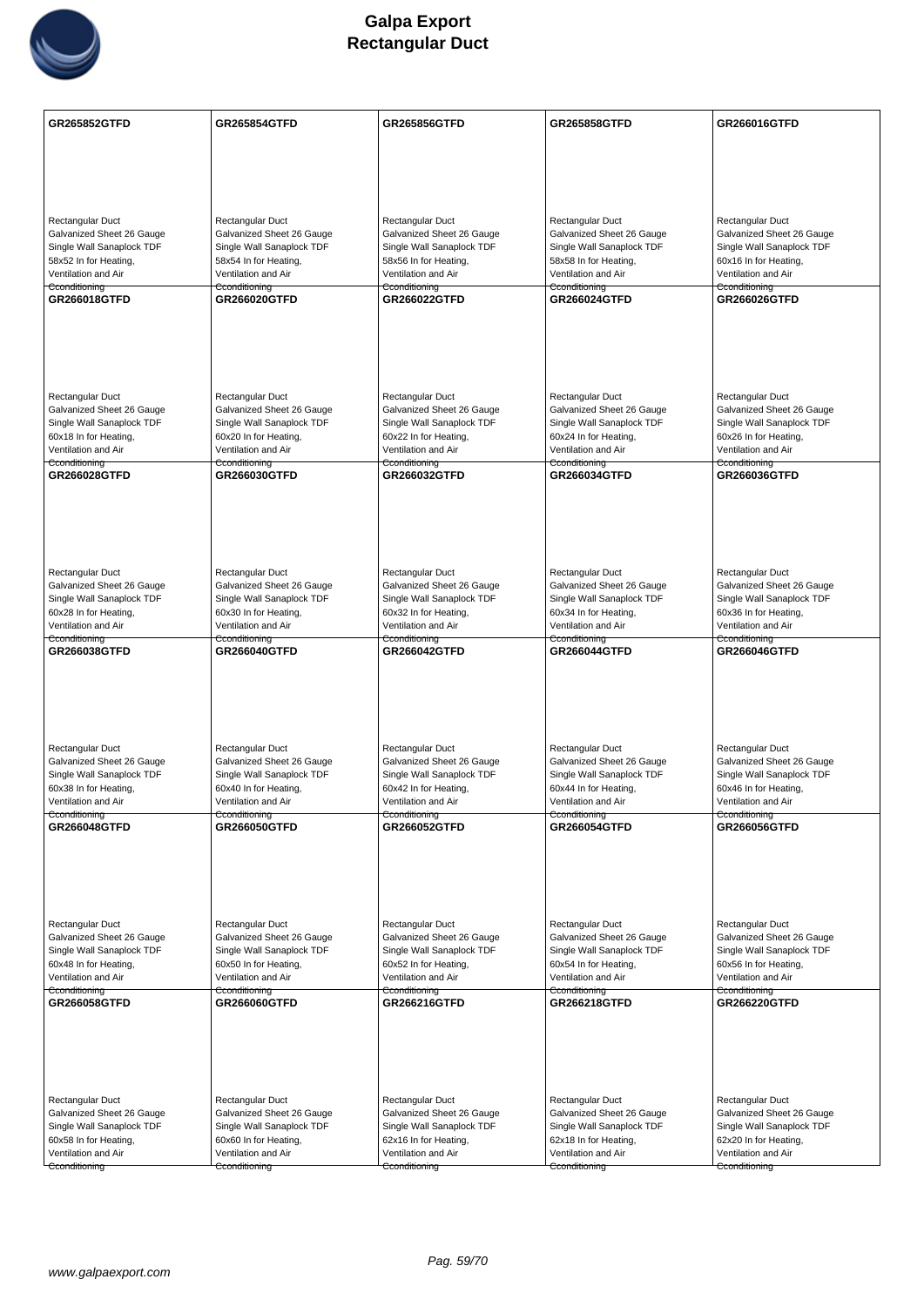# Galpa Export
# Rectangular Duct

| GR265852GTFD | GR265854GTFD | GR265856GTFD | GR265858GTFD | GR266016GTFD |
|---|---|---|---|---|
| Rectangular Duct<br>Galvanized Sheet 26 Gauge<br>Single Wall Sanaplock TDF<br>58x52 In for Heating, Ventilation and Air Cconditioning | Rectangular Duct<br>Galvanized Sheet 26 Gauge<br>Single Wall Sanaplock TDF<br>58x54 In for Heating, Ventilation and Air Cconditioning | Rectangular Duct<br>Galvanized Sheet 26 Gauge<br>Single Wall Sanaplock TDF<br>58x56 In for Heating, Ventilation and Air Cconditioning | Rectangular Duct<br>Galvanized Sheet 26 Gauge<br>Single Wall Sanaplock TDF<br>58x58 In for Heating, Ventilation and Air Cconditioning | Rectangular Duct<br>Galvanized Sheet 26 Gauge<br>Single Wall Sanaplock TDF<br>60x16 In for Heating, Ventilation and Air Cconditioning |
| **GR266018GTFD** | **GR266020GTFD** | **GR266022GTFD** | **GR266024GTFD** | **GR266026GTFD** |
| Rectangular Duct<br>Galvanized Sheet 26 Gauge<br>Single Wall Sanaplock TDF<br>60x18 In for Heating, Ventilation and Air Cconditioning | Rectangular Duct<br>Galvanized Sheet 26 Gauge<br>Single Wall Sanaplock TDF<br>60x20 In for Heating, Ventilation and Air Cconditioning | Rectangular Duct<br>Galvanized Sheet 26 Gauge<br>Single Wall Sanaplock TDF<br>60x22 In for Heating, Ventilation and Air Cconditioning | Rectangular Duct<br>Galvanized Sheet 26 Gauge<br>Single Wall Sanaplock TDF<br>60x24 In for Heating, Ventilation and Air Cconditioning | Rectangular Duct<br>Galvanized Sheet 26 Gauge<br>Single Wall Sanaplock TDF<br>60x26 In for Heating, Ventilation and Air Cconditioning |
| **GR266028GTFD** | **GR266030GTFD** | **GR266032GTFD** | **GR266034GTFD** | **GR266036GTFD** |
| Rectangular Duct<br>Galvanized Sheet 26 Gauge<br>Single Wall Sanaplock TDF<br>60x28 In for Heating, Ventilation and Air Cconditioning | Rectangular Duct<br>Galvanized Sheet 26 Gauge<br>Single Wall Sanaplock TDF<br>60x30 In for Heating, Ventilation and Air Cconditioning | Rectangular Duct<br>Galvanized Sheet 26 Gauge<br>Single Wall Sanaplock TDF<br>60x32 In for Heating, Ventilation and Air Cconditioning | Rectangular Duct<br>Galvanized Sheet 26 Gauge<br>Single Wall Sanaplock TDF<br>60x34 In for Heating, Ventilation and Air Cconditioning | Rectangular Duct<br>Galvanized Sheet 26 Gauge<br>Single Wall Sanaplock TDF<br>60x36 In for Heating, Ventilation and Air Cconditioning |
| **GR266038GTFD** | **GR266040GTFD** | **GR266042GTFD** | **GR266044GTFD** | **GR266046GTFD** |
| Rectangular Duct<br>Galvanized Sheet 26 Gauge<br>Single Wall Sanaplock TDF<br>60x38 In for Heating, Ventilation and Air Cconditioning | Rectangular Duct<br>Galvanized Sheet 26 Gauge<br>Single Wall Sanaplock TDF<br>60x40 In for Heating, Ventilation and Air Cconditioning | Rectangular Duct<br>Galvanized Sheet 26 Gauge<br>Single Wall Sanaplock TDF<br>60x42 In for Heating, Ventilation and Air Cconditioning | Rectangular Duct<br>Galvanized Sheet 26 Gauge<br>Single Wall Sanaplock TDF<br>60x44 In for Heating, Ventilation and Air Cconditioning | Rectangular Duct<br>Galvanized Sheet 26 Gauge<br>Single Wall Sanaplock TDF<br>60x46 In for Heating, Ventilation and Air Cconditioning |
| **GR266048GTFD** | **GR266050GTFD** | **GR266052GTFD** | **GR266054GTFD** | **GR266056GTFD** |
| Rectangular Duct<br>Galvanized Sheet 26 Gauge<br>Single Wall Sanaplock TDF<br>60x48 In for Heating, Ventilation and Air Cconditioning | Rectangular Duct<br>Galvanized Sheet 26 Gauge<br>Single Wall Sanaplock TDF<br>60x50 In for Heating, Ventilation and Air Cconditioning | Rectangular Duct<br>Galvanized Sheet 26 Gauge<br>Single Wall Sanaplock TDF<br>60x52 In for Heating, Ventilation and Air Cconditioning | Rectangular Duct<br>Galvanized Sheet 26 Gauge<br>Single Wall Sanaplock TDF<br>60x54 In for Heating, Ventilation and Air Cconditioning | Rectangular Duct<br>Galvanized Sheet 26 Gauge<br>Single Wall Sanaplock TDF<br>60x56 In for Heating, Ventilation and Air Cconditioning |
| **GR266058GTFD** | **GR266060GTFD** | **GR266216GTFD** | **GR266218GTFD** | **GR266220GTFD** |
| Rectangular Duct<br>Galvanized Sheet 26 Gauge<br>Single Wall Sanaplock TDF<br>60x58 In for Heating, Ventilation and Air Cconditioning | Rectangular Duct<br>Galvanized Sheet 26 Gauge<br>Single Wall Sanaplock TDF<br>60x60 In for Heating, Ventilation and Air Cconditioning | Rectangular Duct<br>Galvanized Sheet 26 Gauge<br>Single Wall Sanaplock TDF<br>62x16 In for Heating, Ventilation and Air Cconditioning | Rectangular Duct<br>Galvanized Sheet 26 Gauge<br>Single Wall Sanaplock TDF<br>62x18 In for Heating, Ventilation and Air Cconditioning | Rectangular Duct<br>Galvanized Sheet 26 Gauge<br>Single Wall Sanaplock TDF<br>62x20 In for Heating, Ventilation and Air Cconditioning |

www.galpaexport.com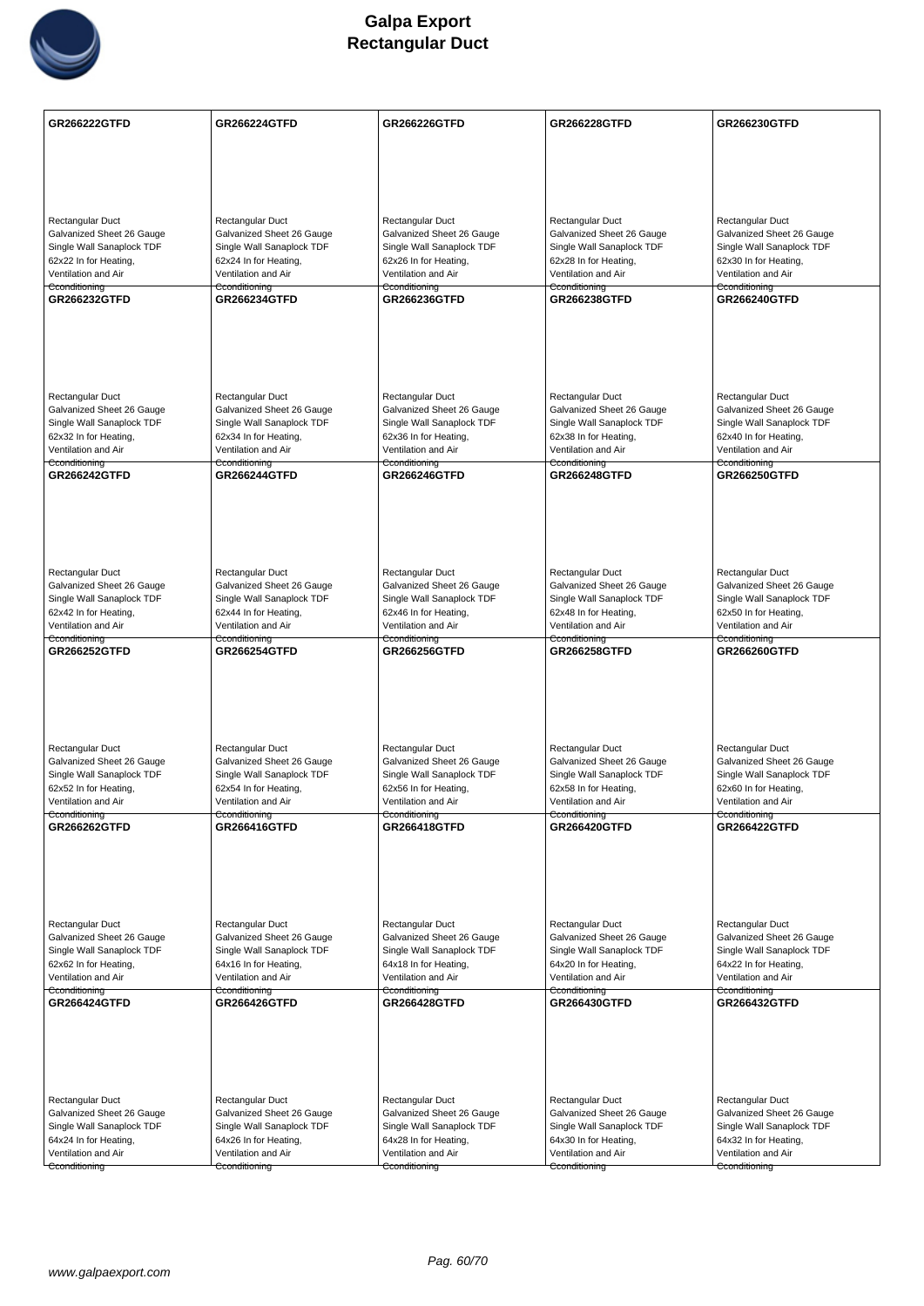# Galpa Export
## Rectangular Duct

| GR266222GTFD | GR266224GTFD | GR266226GTFD | GR266228GTFD | GR266230GTFD |
|---|---|---|---|---|
| Rectangular Duct<br>Galvanized Sheet 26 Gauge<br>Single Wall Sanaplock TDF<br>62x22 In for Heating, Ventilation and Air Cconditioning | Rectangular Duct<br>Galvanized Sheet 26 Gauge<br>Single Wall Sanaplock TDF<br>62x24 In for Heating, Ventilation and Air Cconditioning | Rectangular Duct<br>Galvanized Sheet 26 Gauge<br>Single Wall Sanaplock TDF<br>62x26 In for Heating, Ventilation and Air Cconditioning | Rectangular Duct<br>Galvanized Sheet 26 Gauge<br>Single Wall Sanaplock TDF<br>62x28 In for Heating, Ventilation and Air Cconditioning | Rectangular Duct<br>Galvanized Sheet 26 Gauge<br>Single Wall Sanaplock TDF<br>62x30 In for Heating, Ventilation and Air Cconditioning |
| **GR266232GTFD** | **GR266234GTFD** | **GR266236GTFD** | **GR266238GTFD** | **GR266240GTFD** |
| Rectangular Duct<br>Galvanized Sheet 26 Gauge<br>Single Wall Sanaplock TDF<br>62x32 In for Heating, Ventilation and Air Cconditioning | Rectangular Duct<br>Galvanized Sheet 26 Gauge<br>Single Wall Sanaplock TDF<br>62x34 In for Heating, Ventilation and Air Cconditioning | Rectangular Duct<br>Galvanized Sheet 26 Gauge<br>Single Wall Sanaplock TDF<br>62x36 In for Heating, Ventilation and Air Cconditioning | Rectangular Duct<br>Galvanized Sheet 26 Gauge<br>Single Wall Sanaplock TDF<br>62x38 In for Heating, Ventilation and Air Cconditioning | Rectangular Duct<br>Galvanized Sheet 26 Gauge<br>Single Wall Sanaplock TDF<br>62x40 In for Heating, Ventilation and Air Cconditioning |
| **GR266242GTFD** | **GR266244GTFD** | **GR266246GTFD** | **GR266248GTFD** | **GR266250GTFD** |
| Rectangular Duct<br>Galvanized Sheet 26 Gauge<br>Single Wall Sanaplock TDF<br>62x42 In for Heating, Ventilation and Air Cconditioning | Rectangular Duct<br>Galvanized Sheet 26 Gauge<br>Single Wall Sanaplock TDF<br>62x44 In for Heating, Ventilation and Air Cconditioning | Rectangular Duct<br>Galvanized Sheet 26 Gauge<br>Single Wall Sanaplock TDF<br>62x46 In for Heating, Ventilation and Air Cconditioning | Rectangular Duct<br>Galvanized Sheet 26 Gauge<br>Single Wall Sanaplock TDF<br>62x48 In for Heating, Ventilation and Air Cconditioning | Rectangular Duct<br>Galvanized Sheet 26 Gauge<br>Single Wall Sanaplock TDF<br>62x50 In for Heating, Ventilation and Air Cconditioning |
| **GR266252GTFD** | **GR266254GTFD** | **GR266256GTFD** | **GR266258GTFD** | **GR266260GTFD** |
| Rectangular Duct<br>Galvanized Sheet 26 Gauge<br>Single Wall Sanaplock TDF<br>62x52 In for Heating, Ventilation and Air Cconditioning | Rectangular Duct<br>Galvanized Sheet 26 Gauge<br>Single Wall Sanaplock TDF<br>62x54 In for Heating, Ventilation and Air Cconditioning | Rectangular Duct<br>Galvanized Sheet 26 Gauge<br>Single Wall Sanaplock TDF<br>62x56 In for Heating, Ventilation and Air Cconditioning | Rectangular Duct<br>Galvanized Sheet 26 Gauge<br>Single Wall Sanaplock TDF<br>62x58 In for Heating, Ventilation and Air Cconditioning | Rectangular Duct<br>Galvanized Sheet 26 Gauge<br>Single Wall Sanaplock TDF<br>62x60 In for Heating, Ventilation and Air Cconditioning |
| **GR266262GTFD** | **GR266416GTFD** | **GR266418GTFD** | **GR266420GTFD** | **GR266422GTFD** |
| Rectangular Duct<br>Galvanized Sheet 26 Gauge<br>Single Wall Sanaplock TDF<br>62x62 In for Heating, Ventilation and Air Cconditioning | Rectangular Duct<br>Galvanized Sheet 26 Gauge<br>Single Wall Sanaplock TDF<br>64x16 In for Heating, Ventilation and Air Cconditioning | Rectangular Duct<br>Galvanized Sheet 26 Gauge<br>Single Wall Sanaplock TDF<br>64x18 In for Heating, Ventilation and Air Cconditioning | Rectangular Duct<br>Galvanized Sheet 26 Gauge<br>Single Wall Sanaplock TDF<br>64x20 In for Heating, Ventilation and Air Cconditioning | Rectangular Duct<br>Galvanized Sheet 26 Gauge<br>Single Wall Sanaplock TDF<br>64x22 In for Heating, Ventilation and Air Cconditioning |
| **GR266424GTFD** | **GR266426GTFD** | **GR266428GTFD** | **GR266430GTFD** | **GR266432GTFD** |
| Rectangular Duct<br>Galvanized Sheet 26 Gauge<br>Single Wall Sanaplock TDF<br>64x24 In for Heating, Ventilation and Air Cconditioning | Rectangular Duct<br>Galvanized Sheet 26 Gauge<br>Single Wall Sanaplock TDF<br>64x26 In for Heating, Ventilation and Air Cconditioning | Rectangular Duct<br>Galvanized Sheet 26 Gauge<br>Single Wall Sanaplock TDF<br>64x28 In for Heating, Ventilation and Air Cconditioning | Rectangular Duct<br>Galvanized Sheet 26 Gauge<br>Single Wall Sanaplock TDF<br>64x30 In for Heating, Ventilation and Air Cconditioning | Rectangular Duct<br>Galvanized Sheet 26 Gauge<br>Single Wall Sanaplock TDF<br>64x32 In for Heating, Ventilation and Air Cconditioning |

www.galpaexport.com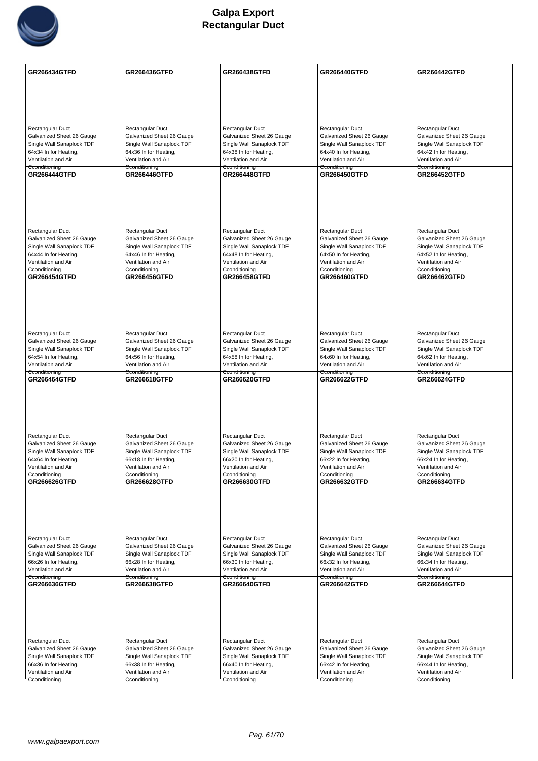# Galpa Export
# Rectangular Duct

| GR266434GTFD | GR266436GTFD | GR266438GTFD | GR266440GTFD | GR266442GTFD |
|---|---|---|---|---|
| Rectangular Duct<br>Galvanized Sheet 26 Gauge<br>Single Wall Sanaplock TDF<br>64x34 In for Heating,<br>Ventilation and Air<br>Conditioning | Rectangular Duct<br>Galvanized Sheet 26 Gauge<br>Single Wall Sanaplock TDF<br>64x36 In for Heating,<br>Ventilation and Air<br>Conditioning | Rectangular Duct<br>Galvanized Sheet 26 Gauge<br>Single Wall Sanaplock TDF<br>64x38 In for Heating,<br>Ventilation and Air<br>Conditioning | Rectangular Duct<br>Galvanized Sheet 26 Gauge<br>Single Wall Sanaplock TDF<br>64x40 In for Heating,<br>Ventilation and Air<br>Conditioning | Rectangular Duct<br>Galvanized Sheet 26 Gauge<br>Single Wall Sanaplock TDF<br>64x42 In for Heating,<br>Ventilation and Air<br>Conditioning |
| **GR266444GTFD** | **GR266446GTFD** | **GR266448GTFD** | **GR266450GTFD** | **GR266452GTFD** |
| Rectangular Duct<br>Galvanized Sheet 26 Gauge<br>Single Wall Sanaplock TDF<br>64x44 In for Heating,<br>Ventilation and Air<br>Conditioning | Rectangular Duct<br>Galvanized Sheet 26 Gauge<br>Single Wall Sanaplock TDF<br>64x46 In for Heating,<br>Ventilation and Air<br>Conditioning | Rectangular Duct<br>Galvanized Sheet 26 Gauge<br>Single Wall Sanaplock TDF<br>64x48 In for Heating,<br>Ventilation and Air<br>Conditioning | Rectangular Duct<br>Galvanized Sheet 26 Gauge<br>Single Wall Sanaplock TDF<br>64x50 In for Heating,<br>Ventilation and Air<br>Conditioning | Rectangular Duct<br>Galvanized Sheet 26 Gauge<br>Single Wall Sanaplock TDF<br>64x52 In for Heating,<br>Ventilation and Air<br>Conditioning |
| **GR266454GTFD** | **GR266456GTFD** | **GR266458GTFD** | **GR266460GTFD** | **GR266462GTFD** |
| Rectangular Duct<br>Galvanized Sheet 26 Gauge<br>Single Wall Sanaplock TDF<br>64x54 In for Heating,<br>Ventilation and Air<br>Conditioning | Rectangular Duct<br>Galvanized Sheet 26 Gauge<br>Single Wall Sanaplock TDF<br>64x56 In for Heating,<br>Ventilation and Air<br>Conditioning | Rectangular Duct<br>Galvanized Sheet 26 Gauge<br>Single Wall Sanaplock TDF<br>64x58 In for Heating,<br>Ventilation and Air<br>Conditioning | Rectangular Duct<br>Galvanized Sheet 26 Gauge<br>Single Wall Sanaplock TDF<br>64x60 In for Heating,<br>Ventilation and Air<br>Conditioning | Rectangular Duct<br>Galvanized Sheet 26 Gauge<br>Single Wall Sanaplock TDF<br>64x62 In for Heating,<br>Ventilation and Air<br>Conditioning |
| **GR266464GTFD** | **GR266618GTFD** | **GR266620GTFD** | **GR266622GTFD** | **GR266624GTFD** |
| Rectangular Duct<br>Galvanized Sheet 26 Gauge<br>Single Wall Sanaplock TDF<br>64x64 In for Heating,<br>Ventilation and Air<br>Conditioning | Rectangular Duct<br>Galvanized Sheet 26 Gauge<br>Single Wall Sanaplock TDF<br>66x18 In for Heating,<br>Ventilation and Air<br>Conditioning | Rectangular Duct<br>Galvanized Sheet 26 Gauge<br>Single Wall Sanaplock TDF<br>66x20 In for Heating,<br>Ventilation and Air<br>Conditioning | Rectangular Duct<br>Galvanized Sheet 26 Gauge<br>Single Wall Sanaplock TDF<br>66x22 In for Heating,<br>Ventilation and Air<br>Conditioning | Rectangular Duct<br>Galvanized Sheet 26 Gauge<br>Single Wall Sanaplock TDF<br>66x24 In for Heating,<br>Ventilation and Air<br>Conditioning |
| **GR266626GTFD** | **GR266628GTFD** | **GR266630GTFD** | **GR266632GTFD** | **GR266634GTFD** |
| Rectangular Duct<br>Galvanized Sheet 26 Gauge<br>Single Wall Sanaplock TDF<br>66x26 In for Heating,<br>Ventilation and Air<br>Conditioning | Rectangular Duct<br>Galvanized Sheet 26 Gauge<br>Single Wall Sanaplock TDF<br>66x28 In for Heating,<br>Ventilation and Air<br>Conditioning | Rectangular Duct<br>Galvanized Sheet 26 Gauge<br>Single Wall Sanaplock TDF<br>66x30 In for Heating,<br>Ventilation and Air<br>Conditioning | Rectangular Duct<br>Galvanized Sheet 26 Gauge<br>Single Wall Sanaplock TDF<br>66x32 In for Heating,<br>Ventilation and Air<br>Conditioning | Rectangular Duct<br>Galvanized Sheet 26 Gauge<br>Single Wall Sanaplock TDF<br>66x34 In for Heating,<br>Ventilation and Air<br>Conditioning |
| **GR266636GTFD** | **GR266638GTFD** | **GR266640GTFD** | **GR266642GTFD** | **GR266644GTFD** |
| Rectangular Duct<br>Galvanized Sheet 26 Gauge<br>Single Wall Sanaplock TDF<br>66x36 In for Heating,<br>Ventilation and Air<br>Conditioning | Rectangular Duct<br>Galvanized Sheet 26 Gauge<br>Single Wall Sanaplock TDF<br>66x38 In for Heating,<br>Ventilation and Air<br>Conditioning | Rectangular Duct<br>Galvanized Sheet 26 Gauge<br>Single Wall Sanaplock TDF<br>66x40 In for Heating,<br>Ventilation and Air<br>Conditioning | Rectangular Duct<br>Galvanized Sheet 26 Gauge<br>Single Wall Sanaplock TDF<br>66x42 In for Heating,<br>Ventilation and Air<br>Conditioning | Rectangular Duct<br>Galvanized Sheet 26 Gauge<br>Single Wall Sanaplock TDF<br>66x44 In for Heating,<br>Ventilation and Air<br>Conditioning |

www.galpaexport.com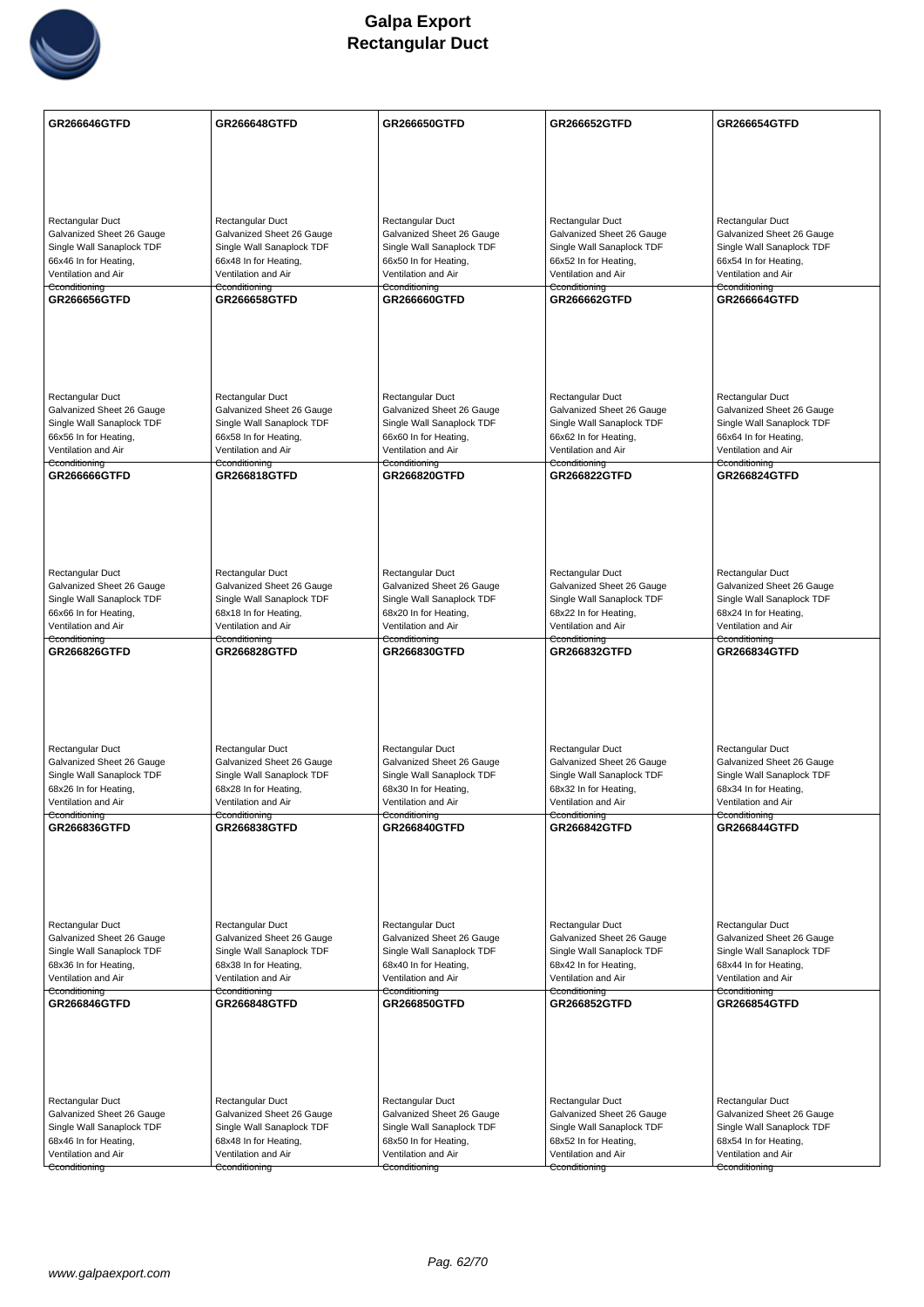# Galpa Export
# Rectangular Duct

| GR266646GTFD | GR266648GTFD | GR266650GTFD | GR266652GTFD | GR266654GTFD |
|---|---|---|---|---|
| Rectangular Duct<br>Galvanized Sheet 26 Gauge<br>Single Wall Sanaplock TDF<br>66x46 In for Heating, Ventilation and Air Cconditioning | Rectangular Duct<br>Galvanized Sheet 26 Gauge<br>Single Wall Sanaplock TDF<br>66x48 In for Heating, Ventilation and Air Cconditioning | Rectangular Duct<br>Galvanized Sheet 26 Gauge<br>Single Wall Sanaplock TDF<br>66x50 In for Heating, Ventilation and Air Cconditioning | Rectangular Duct<br>Galvanized Sheet 26 Gauge<br>Single Wall Sanaplock TDF<br>66x52 In for Heating, Ventilation and Air Cconditioning | Rectangular Duct<br>Galvanized Sheet 26 Gauge<br>Single Wall Sanaplock TDF<br>66x54 In for Heating, Ventilation and Air Cconditioning |
| **GR266656GTFD** | **GR266658GTFD** | **GR266660GTFD** | **GR266662GTFD** | **GR266664GTFD** |
| Rectangular Duct<br>Galvanized Sheet 26 Gauge<br>Single Wall Sanaplock TDF<br>66x56 In for Heating, Ventilation and Air Cconditioning | Rectangular Duct<br>Galvanized Sheet 26 Gauge<br>Single Wall Sanaplock TDF<br>66x58 In for Heating, Ventilation and Air Cconditioning | Rectangular Duct<br>Galvanized Sheet 26 Gauge<br>Single Wall Sanaplock TDF<br>66x60 In for Heating, Ventilation and Air Cconditioning | Rectangular Duct<br>Galvanized Sheet 26 Gauge<br>Single Wall Sanaplock TDF<br>66x62 In for Heating, Ventilation and Air Cconditioning | Rectangular Duct<br>Galvanized Sheet 26 Gauge<br>Single Wall Sanaplock TDF<br>66x64 In for Heating, Ventilation and Air Cconditioning |
| **GR266666GTFD** | **GR266818GTFD** | **GR266820GTFD** | **GR266822GTFD** | **GR266824GTFD** |
| Rectangular Duct<br>Galvanized Sheet 26 Gauge<br>Single Wall Sanaplock TDF<br>66x66 In for Heating, Ventilation and Air Cconditioning | Rectangular Duct<br>Galvanized Sheet 26 Gauge<br>Single Wall Sanaplock TDF<br>68x18 In for Heating, Ventilation and Air Cconditioning | Rectangular Duct<br>Galvanized Sheet 26 Gauge<br>Single Wall Sanaplock TDF<br>68x20 In for Heating, Ventilation and Air Cconditioning | Rectangular Duct<br>Galvanized Sheet 26 Gauge<br>Single Wall Sanaplock TDF<br>68x22 In for Heating, Ventilation and Air Cconditioning | Rectangular Duct<br>Galvanized Sheet 26 Gauge<br>Single Wall Sanaplock TDF<br>68x24 In for Heating, Ventilation and Air Cconditioning |
| **GR266826GTFD** | **GR266828GTFD** | **GR266830GTFD** | **GR266832GTFD** | **GR266834GTFD** |
| Rectangular Duct<br>Galvanized Sheet 26 Gauge<br>Single Wall Sanaplock TDF<br>68x26 In for Heating, Ventilation and Air Cconditioning | Rectangular Duct<br>Galvanized Sheet 26 Gauge<br>Single Wall Sanaplock TDF<br>68x28 In for Heating, Ventilation and Air Cconditioning | Rectangular Duct<br>Galvanized Sheet 26 Gauge<br>Single Wall Sanaplock TDF<br>68x30 In for Heating, Ventilation and Air Cconditioning | Rectangular Duct<br>Galvanized Sheet 26 Gauge<br>Single Wall Sanaplock TDF<br>68x32 In for Heating, Ventilation and Air Cconditioning | Rectangular Duct<br>Galvanized Sheet 26 Gauge<br>Single Wall Sanaplock TDF<br>68x34 In for Heating, Ventilation and Air Cconditioning |
| **GR266836GTFD** | **GR266838GTFD** | **GR266840GTFD** | **GR266842GTFD** | **GR266844GTFD** |
| Rectangular Duct<br>Galvanized Sheet 26 Gauge<br>Single Wall Sanaplock TDF<br>68x36 In for Heating, Ventilation and Air Cconditioning | Rectangular Duct<br>Galvanized Sheet 26 Gauge<br>Single Wall Sanaplock TDF<br>68x38 In for Heating, Ventilation and Air Cconditioning | Rectangular Duct<br>Galvanized Sheet 26 Gauge<br>Single Wall Sanaplock TDF<br>68x40 In for Heating, Ventilation and Air Cconditioning | Rectangular Duct<br>Galvanized Sheet 26 Gauge<br>Single Wall Sanaplock TDF<br>68x42 In for Heating, Ventilation and Air Cconditioning | Rectangular Duct<br>Galvanized Sheet 26 Gauge<br>Single Wall Sanaplock TDF<br>68x44 In for Heating, Ventilation and Air Cconditioning |
| **GR266846GTFD** | **GR266848GTFD** | **GR266850GTFD** | **GR266852GTFD** | **GR266854GTFD** |
| Rectangular Duct<br>Galvanized Sheet 26 Gauge<br>Single Wall Sanaplock TDF<br>68x46 In for Heating, Ventilation and Air Cconditioning | Rectangular Duct<br>Galvanized Sheet 26 Gauge<br>Single Wall Sanaplock TDF<br>68x48 In for Heating, Ventilation and Air Cconditioning | Rectangular Duct<br>Galvanized Sheet 26 Gauge<br>Single Wall Sanaplock TDF<br>68x50 In for Heating, Ventilation and Air Cconditioning | Rectangular Duct<br>Galvanized Sheet 26 Gauge<br>Single Wall Sanaplock TDF<br>68x52 In for Heating, Ventilation and Air Cconditioning | Rectangular Duct<br>Galvanized Sheet 26 Gauge<br>Single Wall Sanaplock TDF<br>68x54 In for Heating, Ventilation and Air Cconditioning |

www.galpaexport.com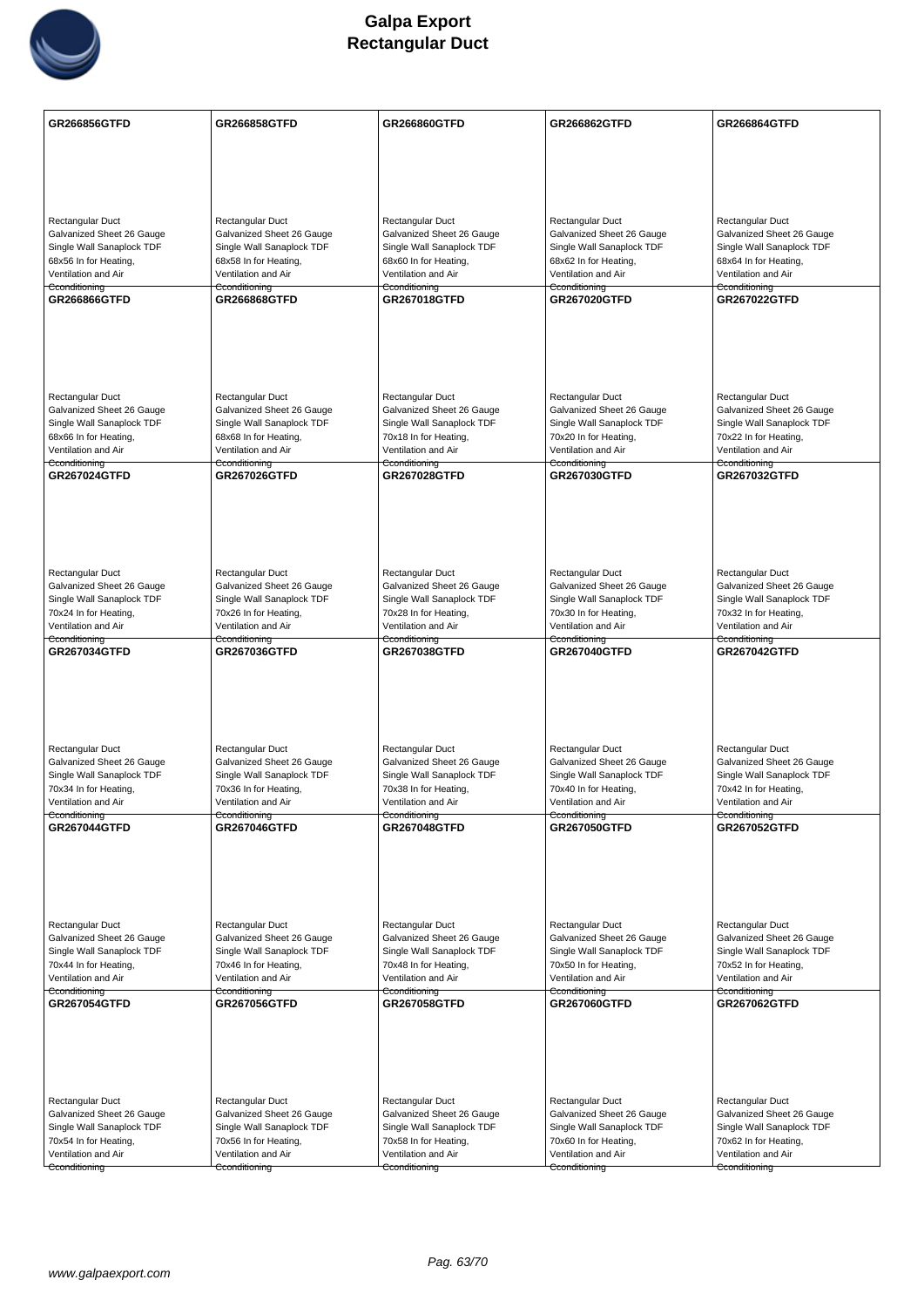# Galpa Export
## Rectangular Duct

| | | | | |
|---|---|---|---|---|
| **GR266856GTFD**<br><br>Rectangular Duct<br>Galvanized Sheet 26 Gauge<br>Single Wall Sanaplock TDF<br>68x56 In for Heating,<br>Ventilation and Air<br>Conditioning | **GR266858GTFD**<br><br>Rectangular Duct<br>Galvanized Sheet 26 Gauge<br>Single Wall Sanaplock TDF<br>68x58 In for Heating,<br>Ventilation and Air<br>Conditioning | **GR266860GTFD**<br><br>Rectangular Duct<br>Galvanized Sheet 26 Gauge<br>Single Wall Sanaplock TDF<br>68x60 In for Heating,<br>Ventilation and Air<br>Conditioning | **GR266862GTFD**<br><br>Rectangular Duct<br>Galvanized Sheet 26 Gauge<br>Single Wall Sanaplock TDF<br>68x62 In for Heating,<br>Ventilation and Air<br>Conditioning | **GR266864GTFD**<br><br>Rectangular Duct<br>Galvanized Sheet 26 Gauge<br>Single Wall Sanaplock TDF<br>68x64 In for Heating,<br>Ventilation and Air<br>Conditioning |
| **GR266866GTFD**<br><br>Rectangular Duct<br>Galvanized Sheet 26 Gauge<br>Single Wall Sanaplock TDF<br>68x66 In for Heating,<br>Ventilation and Air<br>Conditioning | **GR266868GTFD**<br><br>Rectangular Duct<br>Galvanized Sheet 26 Gauge<br>Single Wall Sanaplock TDF<br>68x68 In for Heating,<br>Ventilation and Air<br>Conditioning | **GR267018GTFD**<br><br>Rectangular Duct<br>Galvanized Sheet 26 Gauge<br>Single Wall Sanaplock TDF<br>70x18 In for Heating,<br>Ventilation and Air<br>Conditioning | **GR267020GTFD**<br><br>Rectangular Duct<br>Galvanized Sheet 26 Gauge<br>Single Wall Sanaplock TDF<br>70x20 In for Heating,<br>Ventilation and Air<br>Conditioning | **GR267022GTFD**<br><br>Rectangular Duct<br>Galvanized Sheet 26 Gauge<br>Single Wall Sanaplock TDF<br>70x22 In for Heating,<br>Ventilation and Air<br>Conditioning |
| **GR267024GTFD**<br><br>Rectangular Duct<br>Galvanized Sheet 26 Gauge<br>Single Wall Sanaplock TDF<br>70x24 In for Heating,<br>Ventilation and Air<br>Conditioning | **GR267026GTFD**<br><br>Rectangular Duct<br>Galvanized Sheet 26 Gauge<br>Single Wall Sanaplock TDF<br>70x26 In for Heating,<br>Ventilation and Air<br>Conditioning | **GR267028GTFD**<br><br>Rectangular Duct<br>Galvanized Sheet 26 Gauge<br>Single Wall Sanaplock TDF<br>70x28 In for Heating,<br>Ventilation and Air<br>Conditioning | **GR267030GTFD**<br><br>Rectangular Duct<br>Galvanized Sheet 26 Gauge<br>Single Wall Sanaplock TDF<br>70x30 In for Heating,<br>Ventilation and Air<br>Conditioning | **GR267032GTFD**<br><br>Rectangular Duct<br>Galvanized Sheet 26 Gauge<br>Single Wall Sanaplock TDF<br>70x32 In for Heating,<br>Ventilation and Air<br>Conditioning |
| **GR267034GTFD**<br><br>Rectangular Duct<br>Galvanized Sheet 26 Gauge<br>Single Wall Sanaplock TDF<br>70x34 In for Heating,<br>Ventilation and Air<br>Conditioning | **GR267036GTFD**<br><br>Rectangular Duct<br>Galvanized Sheet 26 Gauge<br>Single Wall Sanaplock TDF<br>70x36 In for Heating,<br>Ventilation and Air<br>Conditioning | **GR267038GTFD**<br><br>Rectangular Duct<br>Galvanized Sheet 26 Gauge<br>Single Wall Sanaplock TDF<br>70x38 In for Heating,<br>Ventilation and Air<br>Conditioning | **GR267040GTFD**<br><br>Rectangular Duct<br>Galvanized Sheet 26 Gauge<br>Single Wall Sanaplock TDF<br>70x40 In for Heating,<br>Ventilation and Air<br>Conditioning | **GR267042GTFD**<br><br>Rectangular Duct<br>Galvanized Sheet 26 Gauge<br>Single Wall Sanaplock TDF<br>70x42 In for Heating,<br>Ventilation and Air<br>Conditioning |
| **GR267044GTFD**<br><br>Rectangular Duct<br>Galvanized Sheet 26 Gauge<br>Single Wall Sanaplock TDF<br>70x44 In for Heating,<br>Ventilation and Air<br>Conditioning | **GR267046GTFD**<br><br>Rectangular Duct<br>Galvanized Sheet 26 Gauge<br>Single Wall Sanaplock TDF<br>70x46 In for Heating,<br>Ventilation and Air<br>Conditioning | **GR267048GTFD**<br><br>Rectangular Duct<br>Galvanized Sheet 26 Gauge<br>Single Wall Sanaplock TDF<br>70x48 In for Heating,<br>Ventilation and Air<br>Conditioning | **GR267050GTFD**<br><br>Rectangular Duct<br>Galvanized Sheet 26 Gauge<br>Single Wall Sanaplock TDF<br>70x50 In for Heating,<br>Ventilation and Air<br>Conditioning | **GR267052GTFD**<br><br>Rectangular Duct<br>Galvanized Sheet 26 Gauge<br>Single Wall Sanaplock TDF<br>70x52 In for Heating,<br>Ventilation and Air<br>Conditioning |
| **GR267054GTFD**<br><br>Rectangular Duct<br>Galvanized Sheet 26 Gauge<br>Single Wall Sanaplock TDF<br>70x54 In for Heating,<br>Ventilation and Air<br>Conditioning | **GR267056GTFD**<br><br>Rectangular Duct<br>Galvanized Sheet 26 Gauge<br>Single Wall Sanaplock TDF<br>70x56 In for Heating,<br>Ventilation and Air<br>Conditioning | **GR267058GTFD**<br><br>Rectangular Duct<br>Galvanized Sheet 26 Gauge<br>Single Wall Sanaplock TDF<br>70x58 In for Heating,<br>Ventilation and Air<br>Conditioning | **GR267060GTFD**<br><br>Rectangular Duct<br>Galvanized Sheet 26 Gauge<br>Single Wall Sanaplock TDF<br>70x60 In for Heating,<br>Ventilation and Air<br>Conditioning | **GR267062GTFD**<br><br>Rectangular Duct<br>Galvanized Sheet 26 Gauge<br>Single Wall Sanaplock TDF<br>70x62 In for Heating,<br>Ventilation and Air<br>Conditioning |

www.galpaexport.com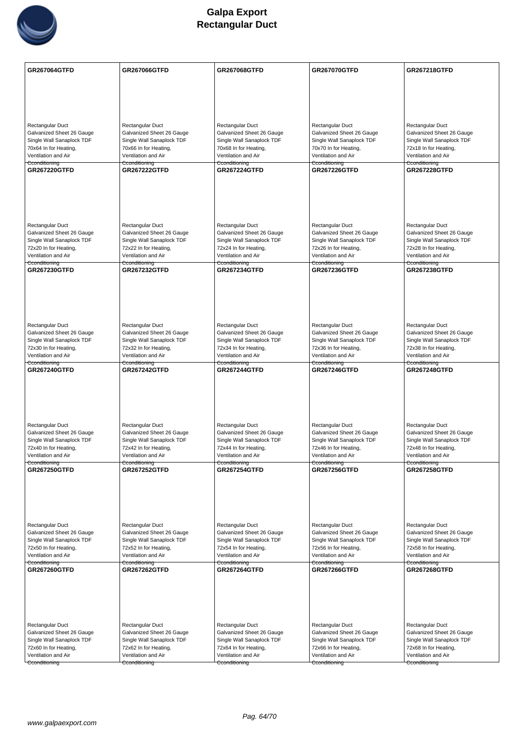# Galpa Export
# Rectangular Duct

| GR267064GTFD | GR267066GTFD | GR267068GTFD | GR267070GTFD | GR267218GTFD |
|---|---|---|---|---|
| Rectangular Duct<br>Galvanized Sheet 26 Gauge<br>Single Wall Sanaplock TDF<br>70x64 In for Heating, Ventilation and Air Conditioning | Rectangular Duct<br>Galvanized Sheet 26 Gauge<br>Single Wall Sanaplock TDF<br>70x66 In for Heating, Ventilation and Air Conditioning | Rectangular Duct<br>Galvanized Sheet 26 Gauge<br>Single Wall Sanaplock TDF<br>70x68 In for Heating, Ventilation and Air Conditioning | Rectangular Duct<br>Galvanized Sheet 26 Gauge<br>Single Wall Sanaplock TDF<br>70x70 In for Heating, Ventilation and Air Conditioning | Rectangular Duct<br>Galvanized Sheet 26 Gauge<br>Single Wall Sanaplock TDF<br>72x18 In for Heating, Ventilation and Air Conditioning |
| **GR267220GTFD** | **GR267222GTFD** | **GR267224GTFD** | **GR267226GTFD** | **GR267228GTFD** |
| Rectangular Duct<br>Galvanized Sheet 26 Gauge<br>Single Wall Sanaplock TDF<br>72x20 In for Heating, Ventilation and Air Conditioning | Rectangular Duct<br>Galvanized Sheet 26 Gauge<br>Single Wall Sanaplock TDF<br>72x22 In for Heating, Ventilation and Air Conditioning | Rectangular Duct<br>Galvanized Sheet 26 Gauge<br>Single Wall Sanaplock TDF<br>72x24 In for Heating, Ventilation and Air Conditioning | Rectangular Duct<br>Galvanized Sheet 26 Gauge<br>Single Wall Sanaplock TDF<br>72x26 In for Heating, Ventilation and Air Conditioning | Rectangular Duct<br>Galvanized Sheet 26 Gauge<br>Single Wall Sanaplock TDF<br>72x28 In for Heating, Ventilation and Air Conditioning |
| **GR267230GTFD** | **GR267232GTFD** | **GR267234GTFD** | **GR267236GTFD** | **GR267238GTFD** |
| Rectangular Duct<br>Galvanized Sheet 26 Gauge<br>Single Wall Sanaplock TDF<br>72x30 In for Heating, Ventilation and Air Conditioning | Rectangular Duct<br>Galvanized Sheet 26 Gauge<br>Single Wall Sanaplock TDF<br>72x32 In for Heating, Ventilation and Air Conditioning | Rectangular Duct<br>Galvanized Sheet 26 Gauge<br>Single Wall Sanaplock TDF<br>72x34 In for Heating, Ventilation and Air Conditioning | Rectangular Duct<br>Galvanized Sheet 26 Gauge<br>Single Wall Sanaplock TDF<br>72x36 In for Heating, Ventilation and Air Conditioning | Rectangular Duct<br>Galvanized Sheet 26 Gauge<br>Single Wall Sanaplock TDF<br>72x38 In for Heating, Ventilation and Air Conditioning |
| **GR267240GTFD** | **GR267242GTFD** | **GR267244GTFD** | **GR267246GTFD** | **GR267248GTFD** |
| Rectangular Duct<br>Galvanized Sheet 26 Gauge<br>Single Wall Sanaplock TDF<br>72x40 In for Heating, Ventilation and Air Conditioning | Rectangular Duct<br>Galvanized Sheet 26 Gauge<br>Single Wall Sanaplock TDF<br>72x42 In for Heating, Ventilation and Air Conditioning | Rectangular Duct<br>Galvanized Sheet 26 Gauge<br>Single Wall Sanaplock TDF<br>72x44 In for Heating, Ventilation and Air Conditioning | Rectangular Duct<br>Galvanized Sheet 26 Gauge<br>Single Wall Sanaplock TDF<br>72x46 In for Heating, Ventilation and Air Conditioning | Rectangular Duct<br>Galvanized Sheet 26 Gauge<br>Single Wall Sanaplock TDF<br>72x48 In for Heating, Ventilation and Air Conditioning |
| **GR267250GTFD** | **GR267252GTFD** | **GR267254GTFD** | **GR267256GTFD** | **GR267258GTFD** |
| Rectangular Duct<br>Galvanized Sheet 26 Gauge<br>Single Wall Sanaplock TDF<br>72x50 In for Heating, Ventilation and Air Conditioning | Rectangular Duct<br>Galvanized Sheet 26 Gauge<br>Single Wall Sanaplock TDF<br>72x52 In for Heating, Ventilation and Air Conditioning | Rectangular Duct<br>Galvanized Sheet 26 Gauge<br>Single Wall Sanaplock TDF<br>72x54 In for Heating, Ventilation and Air Conditioning | Rectangular Duct<br>Galvanized Sheet 26 Gauge<br>Single Wall Sanaplock TDF<br>72x56 In for Heating, Ventilation and Air Conditioning | Rectangular Duct<br>Galvanized Sheet 26 Gauge<br>Single Wall Sanaplock TDF<br>72x58 In for Heating, Ventilation and Air Conditioning |
| **GR267260GTFD** | **GR267262GTFD** | **GR267264GTFD** | **GR267266GTFD** | **GR267268GTFD** |
| Rectangular Duct<br>Galvanized Sheet 26 Gauge<br>Single Wall Sanaplock TDF<br>72x60 In for Heating, Ventilation and Air Conditioning | Rectangular Duct<br>Galvanized Sheet 26 Gauge<br>Single Wall Sanaplock TDF<br>72x62 In for Heating, Ventilation and Air Conditioning | Rectangular Duct<br>Galvanized Sheet 26 Gauge<br>Single Wall Sanaplock TDF<br>72x64 In for Heating, Ventilation and Air Conditioning | Rectangular Duct<br>Galvanized Sheet 26 Gauge<br>Single Wall Sanaplock TDF<br>72x66 In for Heating, Ventilation and Air Conditioning | Rectangular Duct<br>Galvanized Sheet 26 Gauge<br>Single Wall Sanaplock TDF<br>72x68 In for Heating, Ventilation and Air Conditioning |

www.galpaexport.com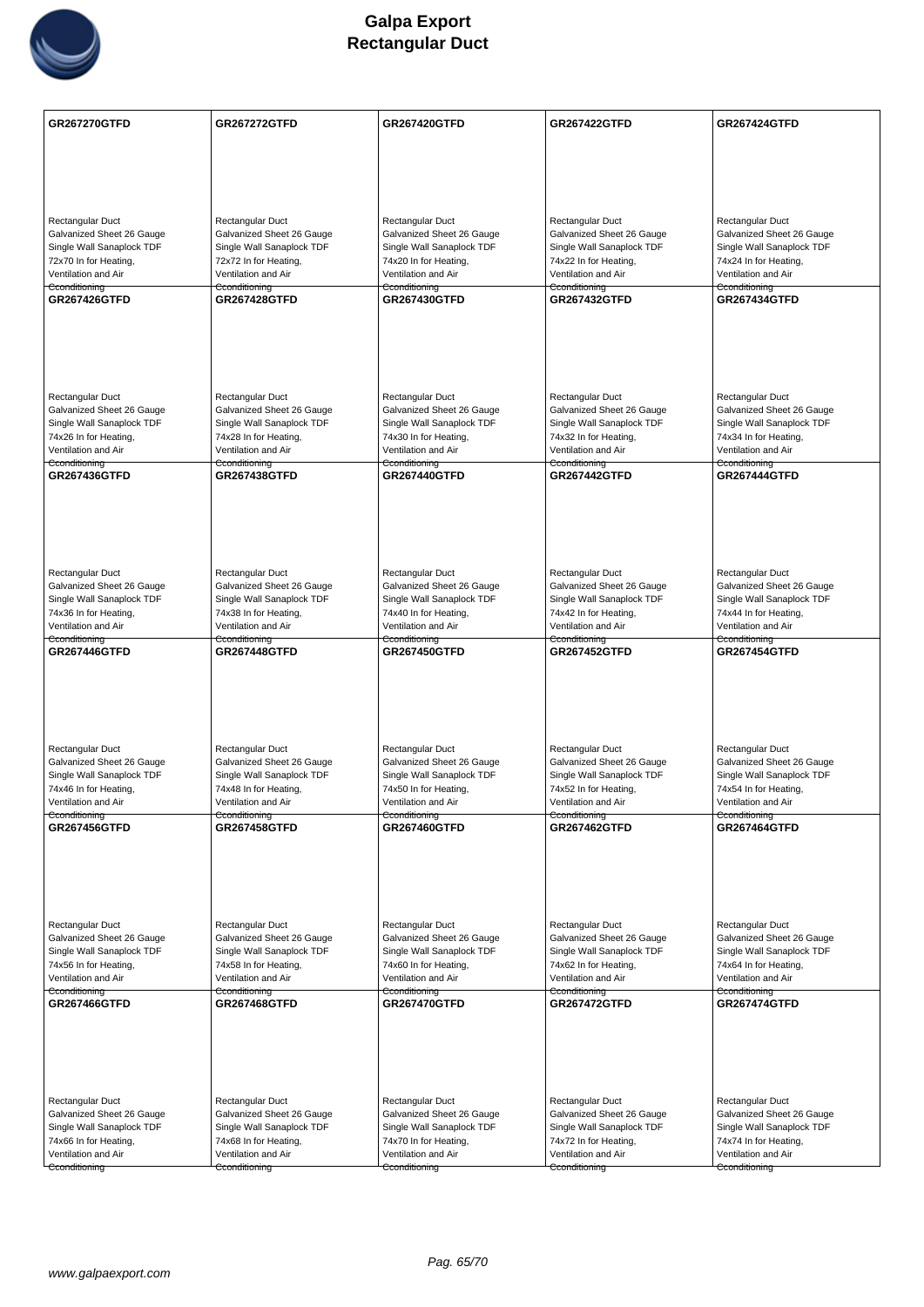# Galpa Export
# Rectangular Duct

| GR267270GTFD | GR267272GTFD | GR267420GTFD | GR267422GTFD | GR267424GTFD |
|---|---|---|---|---|
| Rectangular Duct<br>Galvanized Sheet 26 Gauge<br>Single Wall Sanaplock TDF<br>72x70 In for Heating,<br>Ventilation and Air<br>Conditioning | Rectangular Duct<br>Galvanized Sheet 26 Gauge<br>Single Wall Sanaplock TDF<br>72x72 In for Heating,<br>Ventilation and Air<br>Conditioning | Rectangular Duct<br>Galvanized Sheet 26 Gauge<br>Single Wall Sanaplock TDF<br>74x20 In for Heating,<br>Ventilation and Air<br>Conditioning | Rectangular Duct<br>Galvanized Sheet 26 Gauge<br>Single Wall Sanaplock TDF<br>74x22 In for Heating,<br>Ventilation and Air<br>Conditioning | Rectangular Duct<br>Galvanized Sheet 26 Gauge<br>Single Wall Sanaplock TDF<br>74x24 In for Heating,<br>Ventilation and Air<br>Conditioning |
| **GR267426GTFD** | **GR267428GTFD** | **GR267430GTFD** | **GR267432GTFD** | **GR267434GTFD** |
| Rectangular Duct<br>Galvanized Sheet 26 Gauge<br>Single Wall Sanaplock TDF<br>74x26 In for Heating,<br>Ventilation and Air<br>Conditioning | Rectangular Duct<br>Galvanized Sheet 26 Gauge<br>Single Wall Sanaplock TDF<br>74x28 In for Heating,<br>Ventilation and Air<br>Conditioning | Rectangular Duct<br>Galvanized Sheet 26 Gauge<br>Single Wall Sanaplock TDF<br>74x30 In for Heating,<br>Ventilation and Air<br>Conditioning | Rectangular Duct<br>Galvanized Sheet 26 Gauge<br>Single Wall Sanaplock TDF<br>74x32 In for Heating,<br>Ventilation and Air<br>Conditioning | Rectangular Duct<br>Galvanized Sheet 26 Gauge<br>Single Wall Sanaplock TDF<br>74x34 In for Heating,<br>Ventilation and Air<br>Conditioning |
| **GR267436GTFD** | **GR267438GTFD** | **GR267440GTFD** | **GR267442GTFD** | **GR267444GTFD** |
| Rectangular Duct<br>Galvanized Sheet 26 Gauge<br>Single Wall Sanaplock TDF<br>74x36 In for Heating,<br>Ventilation and Air<br>Conditioning | Rectangular Duct<br>Galvanized Sheet 26 Gauge<br>Single Wall Sanaplock TDF<br>74x38 In for Heating,<br>Ventilation and Air<br>Conditioning | Rectangular Duct<br>Galvanized Sheet 26 Gauge<br>Single Wall Sanaplock TDF<br>74x40 In for Heating,<br>Ventilation and Air<br>Conditioning | Rectangular Duct<br>Galvanized Sheet 26 Gauge<br>Single Wall Sanaplock TDF<br>74x42 In for Heating,<br>Ventilation and Air<br>Conditioning | Rectangular Duct<br>Galvanized Sheet 26 Gauge<br>Single Wall Sanaplock TDF<br>74x44 In for Heating,<br>Ventilation and Air<br>Conditioning |
| **GR267446GTFD** | **GR267448GTFD** | **GR267450GTFD** | **GR267452GTFD** | **GR267454GTFD** |
| Rectangular Duct<br>Galvanized Sheet 26 Gauge<br>Single Wall Sanaplock TDF<br>74x46 In for Heating,<br>Ventilation and Air<br>Conditioning | Rectangular Duct<br>Galvanized Sheet 26 Gauge<br>Single Wall Sanaplock TDF<br>74x48 In for Heating,<br>Ventilation and Air<br>Conditioning | Rectangular Duct<br>Galvanized Sheet 26 Gauge<br>Single Wall Sanaplock TDF<br>74x50 In for Heating,<br>Ventilation and Air<br>Conditioning | Rectangular Duct<br>Galvanized Sheet 26 Gauge<br>Single Wall Sanaplock TDF<br>74x52 In for Heating,<br>Ventilation and Air<br>Conditioning | Rectangular Duct<br>Galvanized Sheet 26 Gauge<br>Single Wall Sanaplock TDF<br>74x54 In for Heating,<br>Ventilation and Air<br>Conditioning |
| **GR267456GTFD** | **GR267458GTFD** | **GR267460GTFD** | **GR267462GTFD** | **GR267464GTFD** |
| Rectangular Duct<br>Galvanized Sheet 26 Gauge<br>Single Wall Sanaplock TDF<br>74x56 In for Heating,<br>Ventilation and Air<br>Conditioning | Rectangular Duct<br>Galvanized Sheet 26 Gauge<br>Single Wall Sanaplock TDF<br>74x58 In for Heating,<br>Ventilation and Air<br>Conditioning | Rectangular Duct<br>Galvanized Sheet 26 Gauge<br>Single Wall Sanaplock TDF<br>74x60 In for Heating,<br>Ventilation and Air<br>Conditioning | Rectangular Duct<br>Galvanized Sheet 26 Gauge<br>Single Wall Sanaplock TDF<br>74x62 In for Heating,<br>Ventilation and Air<br>Conditioning | Rectangular Duct<br>Galvanized Sheet 26 Gauge<br>Single Wall Sanaplock TDF<br>74x64 In for Heating,<br>Ventilation and Air<br>Conditioning |
| **GR267466GTFD** | **GR267468GTFD** | **GR267470GTFD** | **GR267472GTFD** | **GR267474GTFD** |
| Rectangular Duct<br>Galvanized Sheet 26 Gauge<br>Single Wall Sanaplock TDF<br>74x66 In for Heating,<br>Ventilation and Air<br>Conditioning | Rectangular Duct<br>Galvanized Sheet 26 Gauge<br>Single Wall Sanaplock TDF<br>74x68 In for Heating,<br>Ventilation and Air<br>Conditioning | Rectangular Duct<br>Galvanized Sheet 26 Gauge<br>Single Wall Sanaplock TDF<br>74x70 In for Heating,<br>Ventilation and Air<br>Conditioning | Rectangular Duct<br>Galvanized Sheet 26 Gauge<br>Single Wall Sanaplock TDF<br>74x72 In for Heating,<br>Ventilation and Air<br>Conditioning | Rectangular Duct<br>Galvanized Sheet 26 Gauge<br>Single Wall Sanaplock TDF<br>74x74 In for Heating,<br>Ventilation and Air<br>Conditioning |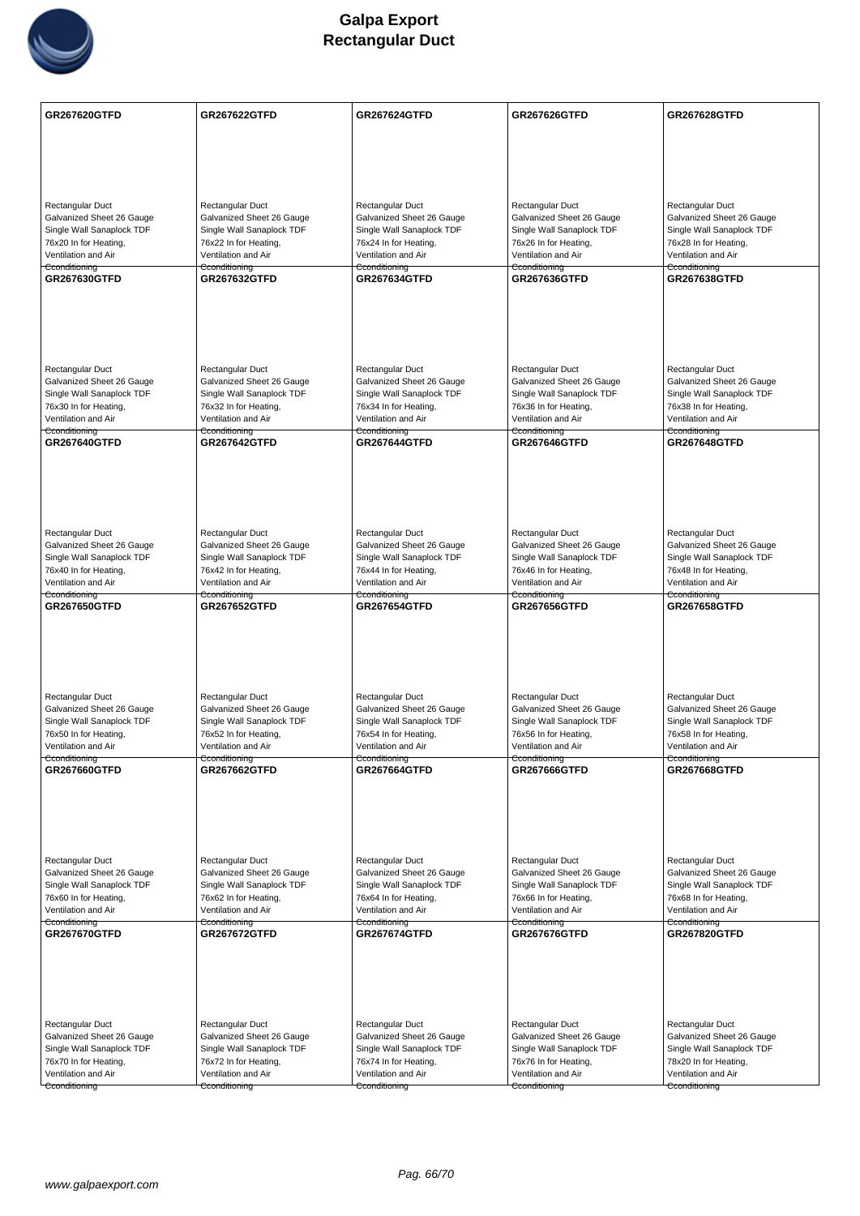# Galpa Export
# Rectangular Duct

| GR267620GTFD | GR267622GTFD | GR267624GTFD | GR267626GTFD | GR267628GTFD |
|---|---|---|---|---|
| Rectangular Duct<br>Galvanized Sheet 26 Gauge<br>Single Wall Sanaplock TDF<br>76x20 In for Heating,<br>Ventilation and Air<br>Cconditioning | Rectangular Duct<br>Galvanized Sheet 26 Gauge<br>Single Wall Sanaplock TDF<br>76x22 In for Heating,<br>Ventilation and Air<br>Cconditioning | Rectangular Duct<br>Galvanized Sheet 26 Gauge<br>Single Wall Sanaplock TDF<br>76x24 In for Heating,<br>Ventilation and Air<br>Cconditioning | Rectangular Duct<br>Galvanized Sheet 26 Gauge<br>Single Wall Sanaplock TDF<br>76x26 In for Heating,<br>Ventilation and Air<br>Cconditioning | Rectangular Duct<br>Galvanized Sheet 26 Gauge<br>Single Wall Sanaplock TDF<br>76x28 In for Heating,<br>Ventilation and Air<br>Cconditioning |
| **GR267630GTFD** | **GR267632GTFD** | **GR267634GTFD** | **GR267636GTFD** | **GR267638GTFD** |
| Rectangular Duct<br>Galvanized Sheet 26 Gauge<br>Single Wall Sanaplock TDF<br>76x30 In for Heating,<br>Ventilation and Air<br>Cconditioning | Rectangular Duct<br>Galvanized Sheet 26 Gauge<br>Single Wall Sanaplock TDF<br>76x32 In for Heating,<br>Ventilation and Air<br>Cconditioning | Rectangular Duct<br>Galvanized Sheet 26 Gauge<br>Single Wall Sanaplock TDF<br>76x34 In for Heating,<br>Ventilation and Air<br>Cconditioning | Rectangular Duct<br>Galvanized Sheet 26 Gauge<br>Single Wall Sanaplock TDF<br>76x36 In for Heating,<br>Ventilation and Air<br>Cconditioning | Rectangular Duct<br>Galvanized Sheet 26 Gauge<br>Single Wall Sanaplock TDF<br>76x38 In for Heating,<br>Ventilation and Air<br>Cconditioning |
| **GR267640GTFD** | **GR267642GTFD** | **GR267644GTFD** | **GR267646GTFD** | **GR267648GTFD** |
| Rectangular Duct<br>Galvanized Sheet 26 Gauge<br>Single Wall Sanaplock TDF<br>76x40 In for Heating,<br>Ventilation and Air<br>Cconditioning | Rectangular Duct<br>Galvanized Sheet 26 Gauge<br>Single Wall Sanaplock TDF<br>76x42 In for Heating,<br>Ventilation and Air<br>Cconditioning | Rectangular Duct<br>Galvanized Sheet 26 Gauge<br>Single Wall Sanaplock TDF<br>76x44 In for Heating,<br>Ventilation and Air<br>Cconditioning | Rectangular Duct<br>Galvanized Sheet 26 Gauge<br>Single Wall Sanaplock TDF<br>76x46 In for Heating,<br>Ventilation and Air<br>Cconditioning | Rectangular Duct<br>Galvanized Sheet 26 Gauge<br>Single Wall Sanaplock TDF<br>76x48 In for Heating,<br>Ventilation and Air<br>Cconditioning |
| **GR267650GTFD** | **GR267652GTFD** | **GR267654GTFD** | **GR267656GTFD** | **GR267658GTFD** |
| Rectangular Duct<br>Galvanized Sheet 26 Gauge<br>Single Wall Sanaplock TDF<br>76x50 In for Heating,<br>Ventilation and Air<br>Cconditioning | Rectangular Duct<br>Galvanized Sheet 26 Gauge<br>Single Wall Sanaplock TDF<br>76x52 In for Heating,<br>Ventilation and Air<br>Cconditioning | Rectangular Duct<br>Galvanized Sheet 26 Gauge<br>Single Wall Sanaplock TDF<br>76x54 In for Heating,<br>Ventilation and Air<br>Cconditioning | Rectangular Duct<br>Galvanized Sheet 26 Gauge<br>Single Wall Sanaplock TDF<br>76x56 In for Heating,<br>Ventilation and Air<br>Cconditioning | Rectangular Duct<br>Galvanized Sheet 26 Gauge<br>Single Wall Sanaplock TDF<br>76x58 In for Heating,<br>Ventilation and Air<br>Cconditioning |
| **GR267660GTFD** | **GR267662GTFD** | **GR267664GTFD** | **GR267666GTFD** | **GR267668GTFD** |
| Rectangular Duct<br>Galvanized Sheet 26 Gauge<br>Single Wall Sanaplock TDF<br>76x60 In for Heating,<br>Ventilation and Air<br>Cconditioning | Rectangular Duct<br>Galvanized Sheet 26 Gauge<br>Single Wall Sanaplock TDF<br>76x62 In for Heating,<br>Ventilation and Air<br>Cconditioning | Rectangular Duct<br>Galvanized Sheet 26 Gauge<br>Single Wall Sanaplock TDF<br>76x64 In for Heating,<br>Ventilation and Air<br>Cconditioning | Rectangular Duct<br>Galvanized Sheet 26 Gauge<br>Single Wall Sanaplock TDF<br>76x66 In for Heating,<br>Ventilation and Air<br>Cconditioning | Rectangular Duct<br>Galvanized Sheet 26 Gauge<br>Single Wall Sanaplock TDF<br>76x68 In for Heating,<br>Ventilation and Air<br>Cconditioning |
| **GR267670GTFD** | **GR267672GTFD** | **GR267674GTFD** | **GR267676GTFD** | **GR267820GTFD** |
| Rectangular Duct<br>Galvanized Sheet 26 Gauge<br>Single Wall Sanaplock TDF<br>76x70 In for Heating,<br>Ventilation and Air<br>Cconditioning | Rectangular Duct<br>Galvanized Sheet 26 Gauge<br>Single Wall Sanaplock TDF<br>76x72 In for Heating,<br>Ventilation and Air<br>Cconditioning | Rectangular Duct<br>Galvanized Sheet 26 Gauge<br>Single Wall Sanaplock TDF<br>76x74 In for Heating,<br>Ventilation and Air<br>Cconditioning | Rectangular Duct<br>Galvanized Sheet 26 Gauge<br>Single Wall Sanaplock TDF<br>76x76 In for Heating,<br>Ventilation and Air<br>Cconditioning | Rectangular Duct<br>Galvanized Sheet 26 Gauge<br>Single Wall Sanaplock TDF<br>78x20 In for Heating,<br>Ventilation and Air<br>Cconditioning |

www.galpaexport.com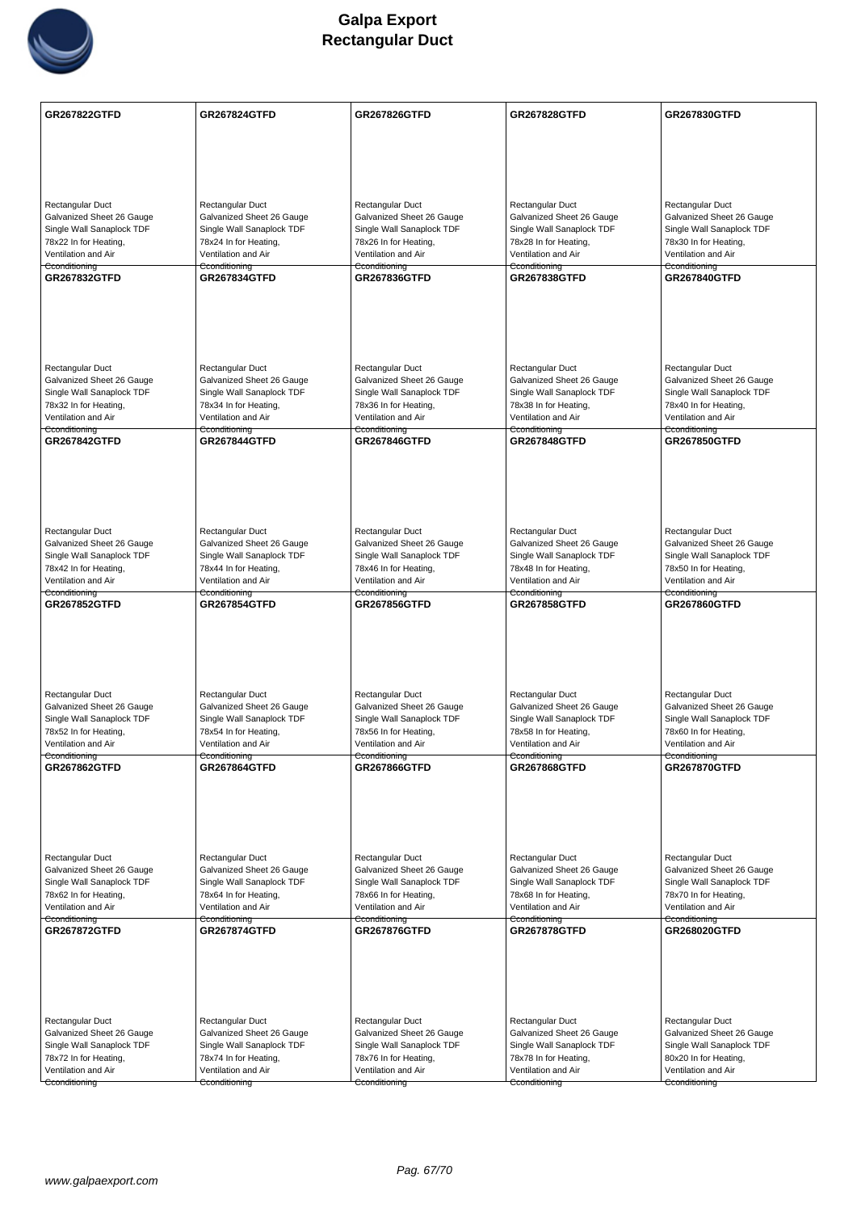# Galpa Export
## Rectangular Duct

| GR267822GTFD | GR267824GTFD | GR267826GTFD | GR267828GTFD | GR267830GTFD |
|---|---|---|---|---|
| Rectangular Duct<br>Galvanized Sheet 26 Gauge<br>Single Wall Sanaplock TDF<br>78x22 In for Heating,<br>Ventilation and Air<br>Cconditioning | Rectangular Duct<br>Galvanized Sheet 26 Gauge<br>Single Wall Sanaplock TDF<br>78x24 In for Heating,<br>Ventilation and Air<br>Cconditioning | Rectangular Duct<br>Galvanized Sheet 26 Gauge<br>Single Wall Sanaplock TDF<br>78x26 In for Heating,<br>Ventilation and Air<br>Cconditioning | Rectangular Duct<br>Galvanized Sheet 26 Gauge<br>Single Wall Sanaplock TDF<br>78x28 In for Heating,<br>Ventilation and Air<br>Cconditioning | Rectangular Duct<br>Galvanized Sheet 26 Gauge<br>Single Wall Sanaplock TDF<br>78x30 In for Heating,<br>Ventilation and Air<br>Cconditioning |
| **GR267832GTFD** | **GR267834GTFD** | **GR267836GTFD** | **GR267838GTFD** | **GR267840GTFD** |
| Rectangular Duct<br>Galvanized Sheet 26 Gauge<br>Single Wall Sanaplock TDF<br>78x32 In for Heating,<br>Ventilation and Air<br>Cconditioning | Rectangular Duct<br>Galvanized Sheet 26 Gauge<br>Single Wall Sanaplock TDF<br>78x34 In for Heating,<br>Ventilation and Air<br>Cconditioning | Rectangular Duct<br>Galvanized Sheet 26 Gauge<br>Single Wall Sanaplock TDF<br>78x36 In for Heating,<br>Ventilation and Air<br>Cconditioning | Rectangular Duct<br>Galvanized Sheet 26 Gauge<br>Single Wall Sanaplock TDF<br>78x38 In for Heating,<br>Ventilation and Air<br>Cconditioning | Rectangular Duct<br>Galvanized Sheet 26 Gauge<br>Single Wall Sanaplock TDF<br>78x40 In for Heating,<br>Ventilation and Air<br>Cconditioning |
| **GR267842GTFD** | **GR267844GTFD** | **GR267846GTFD** | **GR267848GTFD** | **GR267850GTFD** |
| Rectangular Duct<br>Galvanized Sheet 26 Gauge<br>Single Wall Sanaplock TDF<br>78x42 In for Heating,<br>Ventilation and Air<br>Cconditioning | Rectangular Duct<br>Galvanized Sheet 26 Gauge<br>Single Wall Sanaplock TDF<br>78x44 In for Heating,<br>Ventilation and Air<br>Cconditioning | Rectangular Duct<br>Galvanized Sheet 26 Gauge<br>Single Wall Sanaplock TDF<br>78x46 In for Heating,<br>Ventilation and Air<br>Cconditioning | Rectangular Duct<br>Galvanized Sheet 26 Gauge<br>Single Wall Sanaplock TDF<br>78x48 In for Heating,<br>Ventilation and Air<br>Cconditioning | Rectangular Duct<br>Galvanized Sheet 26 Gauge<br>Single Wall Sanaplock TDF<br>78x50 In for Heating,<br>Ventilation and Air<br>Cconditioning |
| **GR267852GTFD** | **GR267854GTFD** | **GR267856GTFD** | **GR267858GTFD** | **GR267860GTFD** |
| Rectangular Duct<br>Galvanized Sheet 26 Gauge<br>Single Wall Sanaplock TDF<br>78x52 In for Heating,<br>Ventilation and Air<br>Cconditioning | Rectangular Duct<br>Galvanized Sheet 26 Gauge<br>Single Wall Sanaplock TDF<br>78x54 In for Heating,<br>Ventilation and Air<br>Cconditioning | Rectangular Duct<br>Galvanized Sheet 26 Gauge<br>Single Wall Sanaplock TDF<br>78x56 In for Heating,<br>Ventilation and Air<br>Cconditioning | Rectangular Duct<br>Galvanized Sheet 26 Gauge<br>Single Wall Sanaplock TDF<br>78x58 In for Heating,<br>Ventilation and Air<br>Cconditioning | Rectangular Duct<br>Galvanized Sheet 26 Gauge<br>Single Wall Sanaplock TDF<br>78x60 In for Heating,<br>Ventilation and Air<br>Cconditioning |
| **GR267862GTFD** | **GR267864GTFD** | **GR267866GTFD** | **GR267868GTFD** | **GR267870GTFD** |
| Rectangular Duct<br>Galvanized Sheet 26 Gauge<br>Single Wall Sanaplock TDF<br>78x62 In for Heating,<br>Ventilation and Air<br>Cconditioning | Rectangular Duct<br>Galvanized Sheet 26 Gauge<br>Single Wall Sanaplock TDF<br>78x64 In for Heating,<br>Ventilation and Air<br>Cconditioning | Rectangular Duct<br>Galvanized Sheet 26 Gauge<br>Single Wall Sanaplock TDF<br>78x66 In for Heating,<br>Ventilation and Air<br>Cconditioning | Rectangular Duct<br>Galvanized Sheet 26 Gauge<br>Single Wall Sanaplock TDF<br>78x68 In for Heating,<br>Ventilation and Air<br>Cconditioning | Rectangular Duct<br>Galvanized Sheet 26 Gauge<br>Single Wall Sanaplock TDF<br>78x70 In for Heating,<br>Ventilation and Air<br>Cconditioning |
| **GR267872GTFD** | **GR267874GTFD** | **GR267876GTFD** | **GR267878GTFD** | **GR268020GTFD** |
| Rectangular Duct<br>Galvanized Sheet 26 Gauge<br>Single Wall Sanaplock TDF<br>78x72 In for Heating,<br>Ventilation and Air<br>Cconditioning | Rectangular Duct<br>Galvanized Sheet 26 Gauge<br>Single Wall Sanaplock TDF<br>78x74 In for Heating,<br>Ventilation and Air<br>Cconditioning | Rectangular Duct<br>Galvanized Sheet 26 Gauge<br>Single Wall Sanaplock TDF<br>78x76 In for Heating,<br>Ventilation and Air<br>Cconditioning | Rectangular Duct<br>Galvanized Sheet 26 Gauge<br>Single Wall Sanaplock TDF<br>78x78 In for Heating,<br>Ventilation and Air<br>Cconditioning | Rectangular Duct<br>Galvanized Sheet 26 Gauge<br>Single Wall Sanaplock TDF<br>80x20 In for Heating,<br>Ventilation and Air<br>Cconditioning |

www.galpaexport.com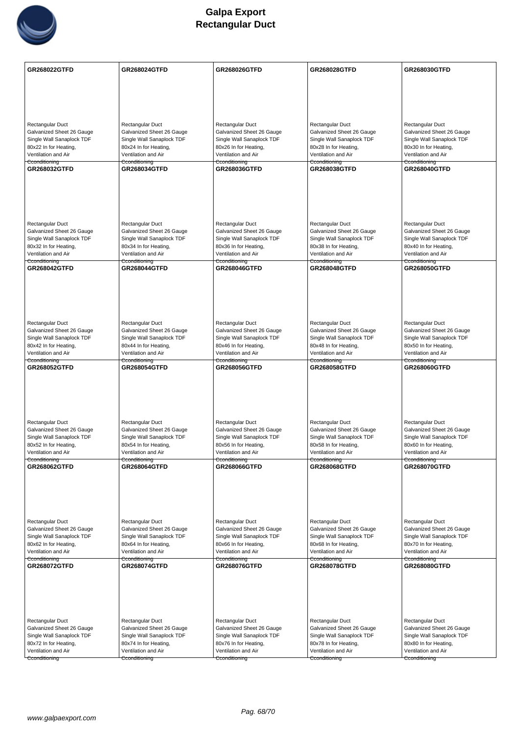# Galpa Export
## Rectangular Duct

| GR268022GTFD | GR268024GTFD | GR268026GTFD | GR268028GTFD | GR268030GTFD |
|---|---|---|---|---|
| Rectangular Duct<br>Galvanized Sheet 26 Gauge<br>Single Wall Sanaplock TDF<br>80x22 In for Heating, Ventilation and Air Cconditioning | Rectangular Duct<br>Galvanized Sheet 26 Gauge<br>Single Wall Sanaplock TDF<br>80x24 In for Heating, Ventilation and Air Cconditioning | Rectangular Duct<br>Galvanized Sheet 26 Gauge<br>Single Wall Sanaplock TDF<br>80x26 In for Heating, Ventilation and Air Cconditioning | Rectangular Duct<br>Galvanized Sheet 26 Gauge<br>Single Wall Sanaplock TDF<br>80x28 In for Heating, Ventilation and Air Cconditioning | Rectangular Duct<br>Galvanized Sheet 26 Gauge<br>Single Wall Sanaplock TDF<br>80x30 In for Heating, Ventilation and Air Cconditioning |
| **GR268032GTFD** | **GR268034GTFD** | **GR268036GTFD** | **GR268038GTFD** | **GR268040GTFD** |
| Rectangular Duct<br>Galvanized Sheet 26 Gauge<br>Single Wall Sanaplock TDF<br>80x32 In for Heating, Ventilation and Air Cconditioning | Rectangular Duct<br>Galvanized Sheet 26 Gauge<br>Single Wall Sanaplock TDF<br>80x34 In for Heating, Ventilation and Air Cconditioning | Rectangular Duct<br>Galvanized Sheet 26 Gauge<br>Single Wall Sanaplock TDF<br>80x36 In for Heating, Ventilation and Air Cconditioning | Rectangular Duct<br>Galvanized Sheet 26 Gauge<br>Single Wall Sanaplock TDF<br>80x38 In for Heating, Ventilation and Air Cconditioning | Rectangular Duct<br>Galvanized Sheet 26 Gauge<br>Single Wall Sanaplock TDF<br>80x40 In for Heating, Ventilation and Air Cconditioning |
| **GR268042GTFD** | **GR268044GTFD** | **GR268046GTFD** | **GR268048GTFD** | **GR268050GTFD** |
| Rectangular Duct<br>Galvanized Sheet 26 Gauge<br>Single Wall Sanaplock TDF<br>80x42 In for Heating, Ventilation and Air Cconditioning | Rectangular Duct<br>Galvanized Sheet 26 Gauge<br>Single Wall Sanaplock TDF<br>80x44 In for Heating, Ventilation and Air Cconditioning | Rectangular Duct<br>Galvanized Sheet 26 Gauge<br>Single Wall Sanaplock TDF<br>80x46 In for Heating, Ventilation and Air Cconditioning | Rectangular Duct<br>Galvanized Sheet 26 Gauge<br>Single Wall Sanaplock TDF<br>80x48 In for Heating, Ventilation and Air Cconditioning | Rectangular Duct<br>Galvanized Sheet 26 Gauge<br>Single Wall Sanaplock TDF<br>80x50 In for Heating, Ventilation and Air Cconditioning |
| **GR268052GTFD** | **GR268054GTFD** | **GR268056GTFD** | **GR268058GTFD** | **GR268060GTFD** |
| Rectangular Duct<br>Galvanized Sheet 26 Gauge<br>Single Wall Sanaplock TDF<br>80x52 In for Heating, Ventilation and Air Cconditioning | Rectangular Duct<br>Galvanized Sheet 26 Gauge<br>Single Wall Sanaplock TDF<br>80x54 In for Heating, Ventilation and Air Cconditioning | Rectangular Duct<br>Galvanized Sheet 26 Gauge<br>Single Wall Sanaplock TDF<br>80x56 In for Heating, Ventilation and Air Cconditioning | Rectangular Duct<br>Galvanized Sheet 26 Gauge<br>Single Wall Sanaplock TDF<br>80x58 In for Heating, Ventilation and Air Cconditioning | Rectangular Duct<br>Galvanized Sheet 26 Gauge<br>Single Wall Sanaplock TDF<br>80x60 In for Heating, Ventilation and Air Cconditioning |
| **GR268062GTFD** | **GR268064GTFD** | **GR268066GTFD** | **GR268068GTFD** | **GR268070GTFD** |
| Rectangular Duct<br>Galvanized Sheet 26 Gauge<br>Single Wall Sanaplock TDF<br>80x62 In for Heating, Ventilation and Air Cconditioning | Rectangular Duct<br>Galvanized Sheet 26 Gauge<br>Single Wall Sanaplock TDF<br>80x64 In for Heating, Ventilation and Air Cconditioning | Rectangular Duct<br>Galvanized Sheet 26 Gauge<br>Single Wall Sanaplock TDF<br>80x66 In for Heating, Ventilation and Air Cconditioning | Rectangular Duct<br>Galvanized Sheet 26 Gauge<br>Single Wall Sanaplock TDF<br>80x68 In for Heating, Ventilation and Air Cconditioning | Rectangular Duct<br>Galvanized Sheet 26 Gauge<br>Single Wall Sanaplock TDF<br>80x70 In for Heating, Ventilation and Air Cconditioning |
| **GR268072GTFD** | **GR268074GTFD** | **GR268076GTFD** | **GR268078GTFD** | **GR268080GTFD** |
| Rectangular Duct<br>Galvanized Sheet 26 Gauge<br>Single Wall Sanaplock TDF<br>80x72 In for Heating, Ventilation and Air Cconditioning | Rectangular Duct<br>Galvanized Sheet 26 Gauge<br>Single Wall Sanaplock TDF<br>80x74 In for Heating, Ventilation and Air Cconditioning | Rectangular Duct<br>Galvanized Sheet 26 Gauge<br>Single Wall Sanaplock TDF<br>80x76 In for Heating, Ventilation and Air Cconditioning | Rectangular Duct<br>Galvanized Sheet 26 Gauge<br>Single Wall Sanaplock TDF<br>80x78 In for Heating, Ventilation and Air Cconditioning | Rectangular Duct<br>Galvanized Sheet 26 Gauge<br>Single Wall Sanaplock TDF<br>80x80 In for Heating, Ventilation and Air Cconditioning |

www.galpaexport.com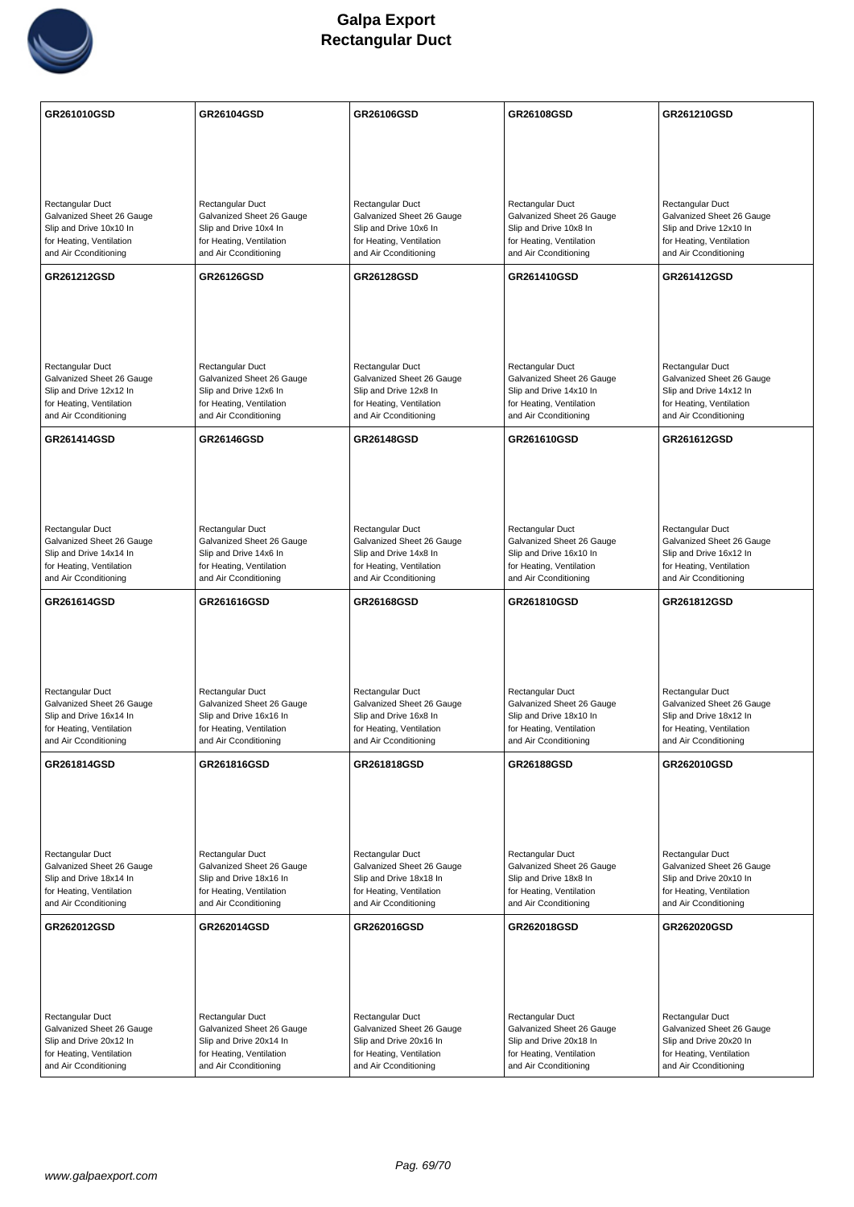# Galpa Export
## Rectangular Duct

| GR261010GSD | GR26104GSD | GR26106GSD | GR26108GSD | GR261210GSD |
|---|---|---|---|---|
| Rectangular Duct<br>Galvanized Sheet 26 Gauge<br>Slip and Drive 10x10 In<br>for Heating, Ventilation<br>and Air Cconditioning | Rectangular Duct<br>Galvanized Sheet 26 Gauge<br>Slip and Drive 10x4 In<br>for Heating, Ventilation<br>and Air Cconditioning | Rectangular Duct<br>Galvanized Sheet 26 Gauge<br>Slip and Drive 10x6 In<br>for Heating, Ventilation<br>and Air Cconditioning | Rectangular Duct<br>Galvanized Sheet 26 Gauge<br>Slip and Drive 10x8 In<br>for Heating, Ventilation<br>and Air Cconditioning | Rectangular Duct<br>Galvanized Sheet 26 Gauge<br>Slip and Drive 12x10 In<br>for Heating, Ventilation<br>and Air Cconditioning |
| **GR261212GSD** | **GR26126GSD** | **GR26128GSD** | **GR261410GSD** | **GR261412GSD** |
| Rectangular Duct<br>Galvanized Sheet 26 Gauge<br>Slip and Drive 12x12 In<br>for Heating, Ventilation<br>and Air Cconditioning | Rectangular Duct<br>Galvanized Sheet 26 Gauge<br>Slip and Drive 12x6 In<br>for Heating, Ventilation<br>and Air Cconditioning | Rectangular Duct<br>Galvanized Sheet 26 Gauge<br>Slip and Drive 12x8 In<br>for Heating, Ventilation<br>and Air Cconditioning | Rectangular Duct<br>Galvanized Sheet 26 Gauge<br>Slip and Drive 14x10 In<br>for Heating, Ventilation<br>and Air Cconditioning | Rectangular Duct<br>Galvanized Sheet 26 Gauge<br>Slip and Drive 14x12 In<br>for Heating, Ventilation<br>and Air Cconditioning |
| **GR261414GSD** | **GR26146GSD** | **GR26148GSD** | **GR261610GSD** | **GR261612GSD** |
| Rectangular Duct<br>Galvanized Sheet 26 Gauge<br>Slip and Drive 14x14 In<br>for Heating, Ventilation<br>and Air Cconditioning | Rectangular Duct<br>Galvanized Sheet 26 Gauge<br>Slip and Drive 14x6 In<br>for Heating, Ventilation<br>and Air Cconditioning | Rectangular Duct<br>Galvanized Sheet 26 Gauge<br>Slip and Drive 14x8 In<br>for Heating, Ventilation<br>and Air Cconditioning | Rectangular Duct<br>Galvanized Sheet 26 Gauge<br>Slip and Drive 16x10 In<br>for Heating, Ventilation<br>and Air Cconditioning | Rectangular Duct<br>Galvanized Sheet 26 Gauge<br>Slip and Drive 16x12 In<br>for Heating, Ventilation<br>and Air Cconditioning |
| **GR261614GSD** | **GR261616GSD** | **GR26168GSD** | **GR261810GSD** | **GR261812GSD** |
| Rectangular Duct<br>Galvanized Sheet 26 Gauge<br>Slip and Drive 16x14 In<br>for Heating, Ventilation<br>and Air Cconditioning | Rectangular Duct<br>Galvanized Sheet 26 Gauge<br>Slip and Drive 16x16 In<br>for Heating, Ventilation<br>and Air Cconditioning | Rectangular Duct<br>Galvanized Sheet 26 Gauge<br>Slip and Drive 16x8 In<br>for Heating, Ventilation<br>and Air Cconditioning | Rectangular Duct<br>Galvanized Sheet 26 Gauge<br>Slip and Drive 18x10 In<br>for Heating, Ventilation<br>and Air Cconditioning | Rectangular Duct<br>Galvanized Sheet 26 Gauge<br>Slip and Drive 18x12 In<br>for Heating, Ventilation<br>and Air Cconditioning |
| **GR261814GSD** | **GR261816GSD** | **GR261818GSD** | **GR26188GSD** | **GR262010GSD** |
| Rectangular Duct<br>Galvanized Sheet 26 Gauge<br>Slip and Drive 18x14 In<br>for Heating, Ventilation<br>and Air Cconditioning | Rectangular Duct<br>Galvanized Sheet 26 Gauge<br>Slip and Drive 18x16 In<br>for Heating, Ventilation<br>and Air Cconditioning | Rectangular Duct<br>Galvanized Sheet 26 Gauge<br>Slip and Drive 18x18 In<br>for Heating, Ventilation<br>and Air Cconditioning | Rectangular Duct<br>Galvanized Sheet 26 Gauge<br>Slip and Drive 18x8 In<br>for Heating, Ventilation<br>and Air Cconditioning | Rectangular Duct<br>Galvanized Sheet 26 Gauge<br>Slip and Drive 20x10 In<br>for Heating, Ventilation<br>and Air Cconditioning |
| **GR262012GSD** | **GR262014GSD** | **GR262016GSD** | **GR262018GSD** | **GR262020GSD** |
| Rectangular Duct<br>Galvanized Sheet 26 Gauge<br>Slip and Drive 20x12 In<br>for Heating, Ventilation<br>and Air Cconditioning | Rectangular Duct<br>Galvanized Sheet 26 Gauge<br>Slip and Drive 20x14 In<br>for Heating, Ventilation<br>and Air Cconditioning | Rectangular Duct<br>Galvanized Sheet 26 Gauge<br>Slip and Drive 20x16 In<br>for Heating, Ventilation<br>and Air Cconditioning | Rectangular Duct<br>Galvanized Sheet 26 Gauge<br>Slip and Drive 20x18 In<br>for Heating, Ventilation<br>and Air Cconditioning | Rectangular Duct<br>Galvanized Sheet 26 Gauge<br>Slip and Drive 20x20 In<br>for Heating, Ventilation<br>and Air Cconditioning |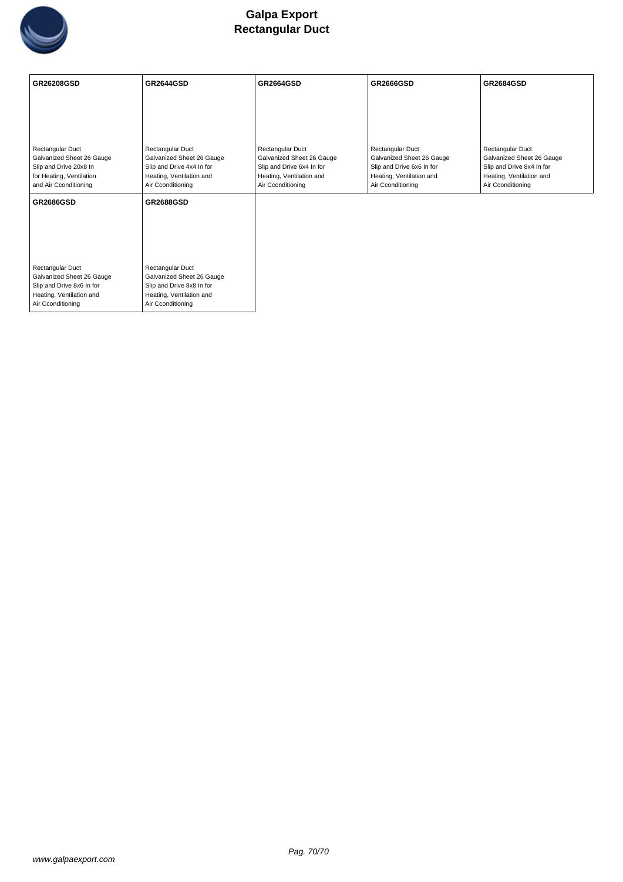# Galpa Export
## Rectangular Duct

| | | | | |
|---|---|---|---|---|
| **GR26208GSD**<br><br>Rectangular Duct<br>Galvanized Sheet 26 Gauge<br>Slip and Drive 20x8 In<br>for Heating, Ventilation<br>and Air Cconditioning | **GR2644GSD**<br><br>Rectangular Duct<br>Galvanized Sheet 26 Gauge<br>Slip and Drive 4x4 In for<br>Heating, Ventilation and<br>Air Cconditioning | **GR2664GSD**<br><br>Rectangular Duct<br>Galvanized Sheet 26 Gauge<br>Slip and Drive 6x4 In for<br>Heating, Ventilation and<br>Air Cconditioning | **GR2666GSD**<br><br>Rectangular Duct<br>Galvanized Sheet 26 Gauge<br>Slip and Drive 6x6 In for<br>Heating, Ventilation and<br>Air Cconditioning | **GR2684GSD**<br><br>Rectangular Duct<br>Galvanized Sheet 26 Gauge<br>Slip and Drive 8x4 In for<br>Heating, Ventilation and<br>Air Cconditioning |
| **GR2686GSD**<br><br>Rectangular Duct<br>Galvanized Sheet 26 Gauge<br>Slip and Drive 8x6 In for<br>Heating, Ventilation and<br>Air Cconditioning | **GR2688GSD**<br><br>Rectangular Duct<br>Galvanized Sheet 26 Gauge<br>Slip and Drive 8x8 In for<br>Heating, Ventilation and<br>Air Cconditioning | | | |

www.galpaexport.com